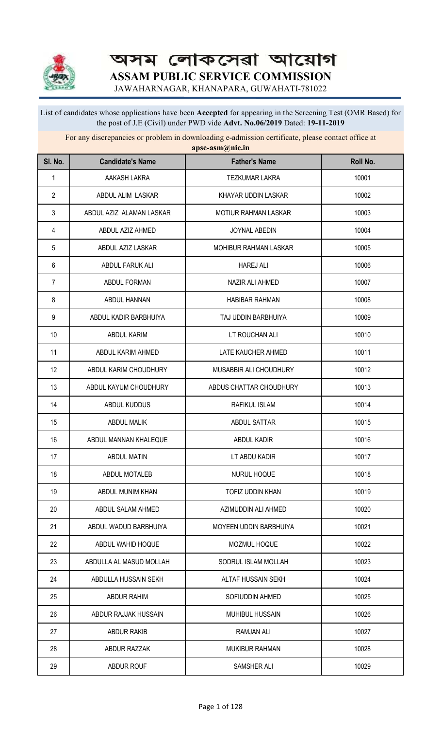# অসম লোকসেৱা আয়োগ

# ASSAM PUBLIC SERVICE COMMISSION

JAWAHARNAGAR, KHANAPARA, GUWAHATI-781022

List of candidates whose applications have been **Accepted** for appearing in the Screening Test (OMR Based) for the post of J.E (Civil) under PWD vide **Advt. No.06/2019** Dated: **19-11-2019**

For any discrepancies or problem in downloading e-admission certificate, please contact office at **apsc-asm@nic.in**

| Sl. No. | Candidate's Name | Father's Name | Roll No. |
|---|---|---|---|
| 1 | AAKASH LAKRA | TEZKUMAR LAKRA | 10001 |
| 2 | ABDUL ALIM LASKAR | KHAYAR UDDIN LASKAR | 10002 |
| 3 | ABDUL AZIZ ALAMAN LASKAR | MOTIUR RAHMAN LASKAR | 10003 |
| 4 | ABDUL AZIZ AHMED | JOYNAL ABEDIN | 10004 |
| 5 | ABDUL AZIZ LASKAR | MOHIBUR RAHMAN LASKAR | 10005 |
| 6 | ABDUL FARUK ALI | HAREJ ALI | 10006 |
| 7 | ABDUL FORMAN | NAZIR ALI AHMED | 10007 |
| 8 | ABDUL HANNAN | HABIBAR RAHMAN | 10008 |
| 9 | ABDUL KADIR BARBHUIYA | TAJ UDDIN BARBHUIYA | 10009 |
| 10 | ABDUL KARIM | LT ROUCHAN ALI | 10010 |
| 11 | ABDUL KARIM AHMED | LATE KAUCHER AHMED | 10011 |
| 12 | ABDUL KARIM CHOUDHURY | MUSABBIR ALI CHOUDHURY | 10012 |
| 13 | ABDUL KAYUM CHOUDHURY | ABDUS CHATTAR CHOUDHURY | 10013 |
| 14 | ABDUL KUDDUS | RAFIKUL ISLAM | 10014 |
| 15 | ABDUL MALIK | ABDUL SATTAR | 10015 |
| 16 | ABDUL MANNAN KHALEQUE | ABDUL KADIR | 10016 |
| 17 | ABDUL MATIN | LT ABDU KADIR | 10017 |
| 18 | ABDUL MOTALEB | NURUL HOQUE | 10018 |
| 19 | ABDUL MUNIM KHAN | TOFIZ UDDIN KHAN | 10019 |
| 20 | ABDUL SALAM AHMED | AZIMUDDIN ALI AHMED | 10020 |
| 21 | ABDUL WADUD BARBHUIYA | MOYEEN UDDIN BARBHUIYA | 10021 |
| 22 | ABDUL WAHID HOQUE | MOZMUL HOQUE | 10022 |
| 23 | ABDULLA AL MASUD MOLLAH | SODRUL ISLAM MOLLAH | 10023 |
| 24 | ABDULLA HUSSAIN SEKH | ALTAF HUSSAIN SEKH | 10024 |
| 25 | ABDUR RAHIM | SOFIUDDIN AHMED | 10025 |
| 26 | ABDUR RAJJAK HUSSAIN | MUHIBUL HUSSAIN | 10026 |
| 27 | ABDUR RAKIB | RAMJAN ALI | 10027 |
| 28 | ABDUR RAZZAK | MUKIBUR RAHMAN | 10028 |
| 29 | ABDUR ROUF | SAMSHER ALI | 10029 |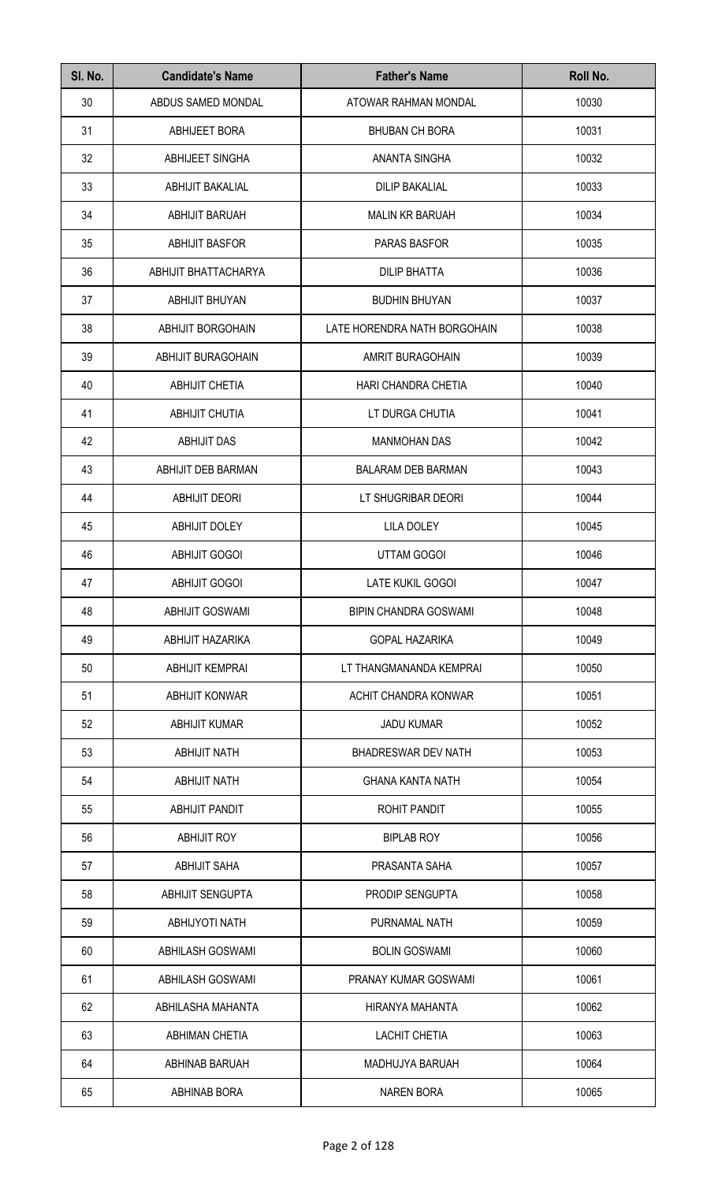| Sl. No. | Candidate's Name | Father's Name | Roll No. |
| --- | --- | --- | --- |
| 30 | ABDUS SAMED MONDAL | ATOWAR RAHMAN MONDAL | 10030 |
| 31 | ABHIJEET BORA | BHUBAN CH BORA | 10031 |
| 32 | ABHIJEET SINGHA | ANANTA SINGHA | 10032 |
| 33 | ABHIJIT BAKALIAL | DILIP BAKALIAL | 10033 |
| 34 | ABHIJIT BARUAH | MALIN KR BARUAH | 10034 |
| 35 | ABHIJIT BASFOR | PARAS BASFOR | 10035 |
| 36 | ABHIJIT BHATTACHARYA | DILIP BHATTA | 10036 |
| 37 | ABHIJIT BHUYAN | BUDHIN BHUYAN | 10037 |
| 38 | ABHIJIT BORGOHAIN | LATE HORENDRA NATH BORGOHAIN | 10038 |
| 39 | ABHIJIT BURAGOHAIN | AMRIT BURAGOHAIN | 10039 |
| 40 | ABHIJIT CHETIA | HARI CHANDRA CHETIA | 10040 |
| 41 | ABHIJIT CHUTIA | LT DURGA CHUTIA | 10041 |
| 42 | ABHIJIT DAS | MANMOHAN DAS | 10042 |
| 43 | ABHIJIT DEB BARMAN | BALARAM DEB BARMAN | 10043 |
| 44 | ABHIJIT DEORI | LT SHUGRIBAR DEORI | 10044 |
| 45 | ABHIJIT DOLEY | LILA DOLEY | 10045 |
| 46 | ABHIJIT GOGOI | UTTAM GOGOI | 10046 |
| 47 | ABHIJIT GOGOI | LATE KUKIL GOGOI | 10047 |
| 48 | ABHIJIT GOSWAMI | BIPIN CHANDRA GOSWAMI | 10048 |
| 49 | ABHIJIT HAZARIKA | GOPAL HAZARIKA | 10049 |
| 50 | ABHIJIT KEMPRAI | LT THANGMANANDA KEMPRAI | 10050 |
| 51 | ABHIJIT KONWAR | ACHIT CHANDRA KONWAR | 10051 |
| 52 | ABHIJIT KUMAR | JADU KUMAR | 10052 |
| 53 | ABHIJIT NATH | BHADRESWAR DEV NATH | 10053 |
| 54 | ABHIJIT NATH | GHANA KANTA NATH | 10054 |
| 55 | ABHIJIT PANDIT | ROHIT PANDIT | 10055 |
| 56 | ABHIJIT ROY | BIPLAB ROY | 10056 |
| 57 | ABHIJIT SAHA | PRASANTA SAHA | 10057 |
| 58 | ABHIJIT SENGUPTA | PRODIP SENGUPTA | 10058 |
| 59 | ABHIJYOTI NATH | PURNAMAL NATH | 10059 |
| 60 | ABHILASH GOSWAMI | BOLIN GOSWAMI | 10060 |
| 61 | ABHILASH GOSWAMI | PRANAY KUMAR GOSWAMI | 10061 |
| 62 | ABHILASHA MAHANTA | HIRANYA MAHANTA | 10062 |
| 63 | ABHIMAN CHETIA | LACHIT CHETIA | 10063 |
| 64 | ABHINAB BARUAH | MADHUJYA BARUAH | 10064 |
| 65 | ABHINAB BORA | NAREN BORA | 10065 |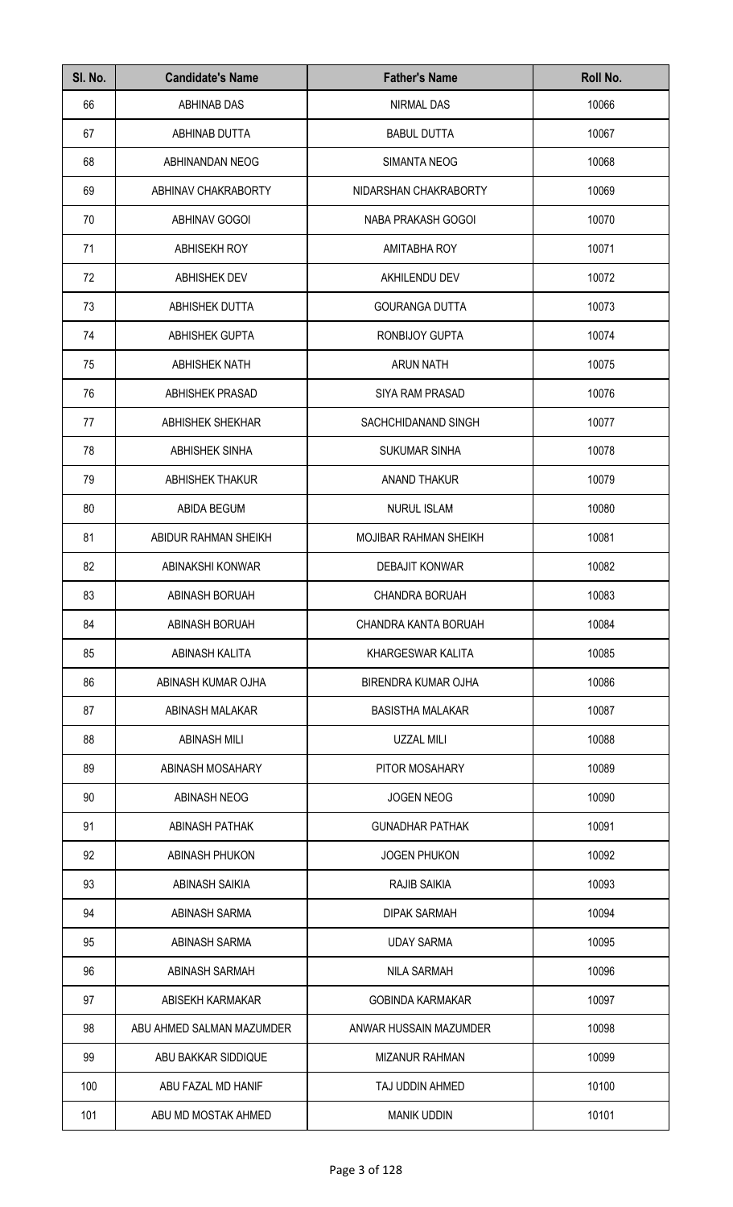| Sl. No. | Candidate's Name | Father's Name | Roll No. |
|---|---|---|---|
| 66 | ABHINAB DAS | NIRMAL DAS | 10066 |
| 67 | ABHINAB DUTTA | BABUL DUTTA | 10067 |
| 68 | ABHINANDAN NEOG | SIMANTA NEOG | 10068 |
| 69 | ABHINAV CHAKRABORTY | NIDARSHAN CHAKRABORTY | 10069 |
| 70 | ABHINAV GOGOI | NABA PRAKASH GOGOI | 10070 |
| 71 | ABHISEKH ROY | AMITABHA ROY | 10071 |
| 72 | ABHISHEK DEV | AKHILENDU DEV | 10072 |
| 73 | ABHISHEK DUTTA | GOURANGA DUTTA | 10073 |
| 74 | ABHISHEK GUPTA | RONBIJOY GUPTA | 10074 |
| 75 | ABHISHEK NATH | ARUN NATH | 10075 |
| 76 | ABHISHEK PRASAD | SIYA RAM PRASAD | 10076 |
| 77 | ABHISHEK SHEKHAR | SACHCHIDANAND SINGH | 10077 |
| 78 | ABHISHEK SINHA | SUKUMAR SINHA | 10078 |
| 79 | ABHISHEK THAKUR | ANAND THAKUR | 10079 |
| 80 | ABIDA BEGUM | NURUL ISLAM | 10080 |
| 81 | ABIDUR RAHMAN SHEIKH | MOJIBAR RAHMAN SHEIKH | 10081 |
| 82 | ABINAKSHI KONWAR | DEBAJIT KONWAR | 10082 |
| 83 | ABINASH BORUAH | CHANDRA BORUAH | 10083 |
| 84 | ABINASH BORUAH | CHANDRA KANTA BORUAH | 10084 |
| 85 | ABINASH KALITA | KHARGESWAR KALITA | 10085 |
| 86 | ABINASH KUMAR OJHA | BIRENDRA KUMAR OJHA | 10086 |
| 87 | ABINASH MALAKAR | BASISTHA MALAKAR | 10087 |
| 88 | ABINASH MILI | UZZAL MILI | 10088 |
| 89 | ABINASH MOSAHARY | PITOR MOSAHARY | 10089 |
| 90 | ABINASH NEOG | JOGEN NEOG | 10090 |
| 91 | ABINASH PATHAK | GUNADHAR PATHAK | 10091 |
| 92 | ABINASH PHUKON | JOGEN PHUKON | 10092 |
| 93 | ABINASH SAIKIA | RAJIB SAIKIA | 10093 |
| 94 | ABINASH SARMA | DIPAK SARMAH | 10094 |
| 95 | ABINASH SARMA | UDAY SARMA | 10095 |
| 96 | ABINASH SARMAH | NILA SARMAH | 10096 |
| 97 | ABISEKH KARMAKAR | GOBINDA KARMAKAR | 10097 |
| 98 | ABU AHMED SALMAN MAZUMDER | ANWAR HUSSAIN MAZUMDER | 10098 |
| 99 | ABU BAKKAR SIDDIQUE | MIZANUR RAHMAN | 10099 |
| 100 | ABU FAZAL MD HANIF | TAJ UDDIN AHMED | 10100 |
| 101 | ABU MD MOSTAK AHMED | MANIK UDDIN | 10101 |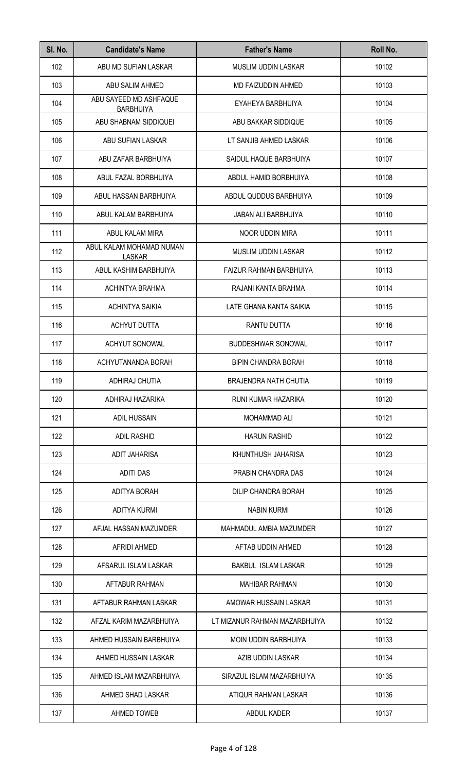| Sl. No. | Candidate's Name | Father's Name | Roll No. |
|---|---|---|---|
| 102 | ABU MD SUFIAN LASKAR | MUSLIM UDDIN LASKAR | 10102 |
| 103 | ABU SALIM AHMED | MD FAIZUDDIN AHMED | 10103 |
| 104 | ABU SAYEED MD ASHFAQUE BARBHUIYA | EYAHEYA BARBHUIYA | 10104 |
| 105 | ABU SHABNAM SIDDIQUEI | ABU BAKKAR SIDDIQUE | 10105 |
| 106 | ABU SUFIAN LASKAR | LT SANJIB AHMED LASKAR | 10106 |
| 107 | ABU ZAFAR BARBHUIYA | SAIDUL HAQUE BARBHUIYA | 10107 |
| 108 | ABUL FAZAL BORBHUIYA | ABDUL HAMID BORBHUIYA | 10108 |
| 109 | ABUL HASSAN BARBHUIYA | ABDUL QUDDUS BARBHUIYA | 10109 |
| 110 | ABUL KALAM BARBHUIYA | JABAN ALI BARBHUIYA | 10110 |
| 111 | ABUL KALAM MIRA | NOOR UDDIN MIRA | 10111 |
| 112 | ABUL KALAM MOHAMAD NUMAN LASKAR | MUSLIM UDDIN LASKAR | 10112 |
| 113 | ABUL KASHIM BARBHUIYA | FAIZUR RAHMAN BARBHUIYA | 10113 |
| 114 | ACHINTYA BRAHMA | RAJANI KANTA BRAHMA | 10114 |
| 115 | ACHINTYA SAIKIA | LATE GHANA KANTA SAIKIA | 10115 |
| 116 | ACHYUT DUTTA | RANTU DUTTA | 10116 |
| 117 | ACHYUT SONOWAL | BUDDESHWAR SONOWAL | 10117 |
| 118 | ACHYUTANANDA BORAH | BIPIN CHANDRA BORAH | 10118 |
| 119 | ADHIRAJ CHUTIA | BRAJENDRA NATH CHUTIA | 10119 |
| 120 | ADHIRAJ HAZARIKA | RUNI KUMAR HAZARIKA | 10120 |
| 121 | ADIL HUSSAIN | MOHAMMAD ALI | 10121 |
| 122 | ADIL RASHID | HARUN RASHID | 10122 |
| 123 | ADIT JAHARISA | KHUNTHUSH JAHARISA | 10123 |
| 124 | ADITI DAS | PRABIN CHANDRA DAS | 10124 |
| 125 | ADITYA BORAH | DILIP CHANDRA BORAH | 10125 |
| 126 | ADITYA KURMI | NABIN KURMI | 10126 |
| 127 | AFJAL HASSAN MAZUMDER | MAHMADUL AMBIA MAZUMDER | 10127 |
| 128 | AFRIDI AHMED | AFTAB UDDIN AHMED | 10128 |
| 129 | AFSARUL ISLAM LASKAR | BAKBUL ISLAM LASKAR | 10129 |
| 130 | AFTABUR RAHMAN | MAHIBAR RAHMAN | 10130 |
| 131 | AFTABUR RAHMAN LASKAR | AMOWAR HUSSAIN LASKAR | 10131 |
| 132 | AFZAL KARIM MAZARBHUIYA | LT MIZANUR RAHMAN MAZARBHUIYA | 10132 |
| 133 | AHMED HUSSAIN BARBHUIYA | MOIN UDDIN BARBHUIYA | 10133 |
| 134 | AHMED HUSSAIN LASKAR | AZIB UDDIN LASKAR | 10134 |
| 135 | AHMED ISLAM MAZARBHUIYA | SIRAZUL ISLAM MAZARBHUIYA | 10135 |
| 136 | AHMED SHAD LASKAR | ATIQUR RAHMAN LASKAR | 10136 |
| 137 | AHMED TOWEB | ABDUL KADER | 10137 |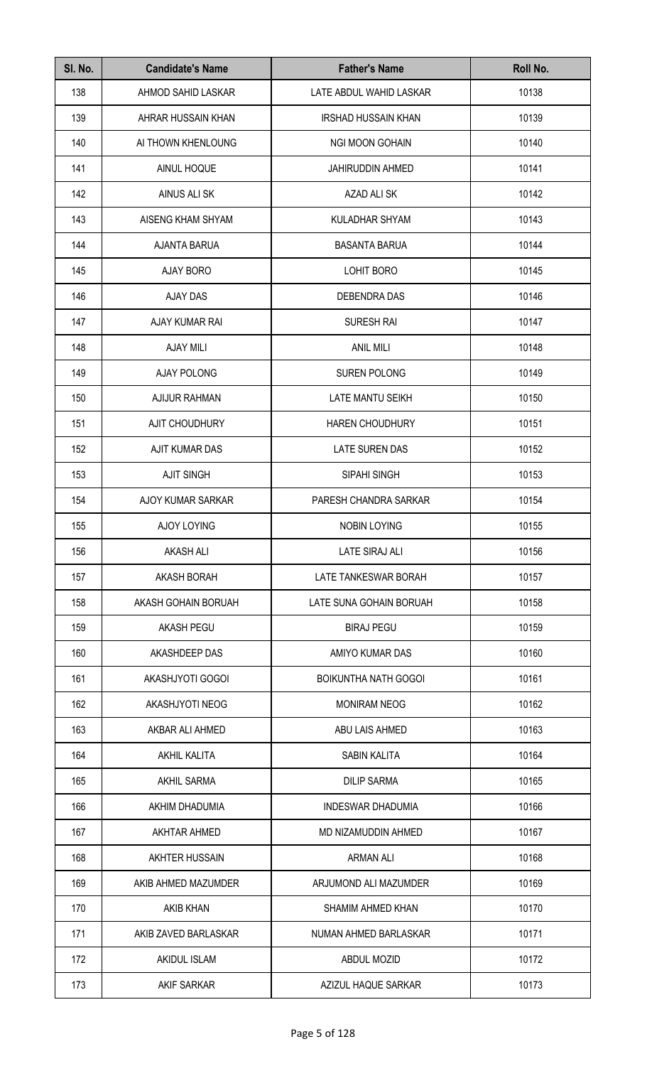| Sl. No. | Candidate's Name | Father's Name | Roll No. |
|---|---|---|---|
| 138 | AHMOD SAHID LASKAR | LATE ABDUL WAHID LASKAR | 10138 |
| 139 | AHRAR HUSSAIN KHAN | IRSHAD HUSSAIN KHAN | 10139 |
| 140 | AI THOWN KHENLOUNG | NGI MOON GOHAIN | 10140 |
| 141 | AINUL HOQUE | JAHIRUDDIN AHMED | 10141 |
| 142 | AINUS ALI SK | AZAD ALI SK | 10142 |
| 143 | AISENG KHAM SHYAM | KULADHAR SHYAM | 10143 |
| 144 | AJANTA BARUA | BASANTA BARUA | 10144 |
| 145 | AJAY BORO | LOHIT BORO | 10145 |
| 146 | AJAY DAS | DEBENDRA DAS | 10146 |
| 147 | AJAY KUMAR RAI | SURESH RAI | 10147 |
| 148 | AJAY MILI | ANIL MILI | 10148 |
| 149 | AJAY POLONG | SUREN POLONG | 10149 |
| 150 | AJIJUR RAHMAN | LATE MANTU SEIKH | 10150 |
| 151 | AJIT CHOUDHURY | HAREN CHOUDHURY | 10151 |
| 152 | AJIT KUMAR DAS | LATE SUREN DAS | 10152 |
| 153 | AJIT SINGH | SIPAHI SINGH | 10153 |
| 154 | AJOY KUMAR SARKAR | PARESH CHANDRA SARKAR | 10154 |
| 155 | AJOY LOYING | NOBIN LOYING | 10155 |
| 156 | AKASH ALI | LATE SIRAJ ALI | 10156 |
| 157 | AKASH BORAH | LATE TANKESWAR BORAH | 10157 |
| 158 | AKASH GOHAIN BORUAH | LATE SUNA GOHAIN BORUAH | 10158 |
| 159 | AKASH PEGU | BIRAJ PEGU | 10159 |
| 160 | AKASHDEEP DAS | AMIYO KUMAR DAS | 10160 |
| 161 | AKASHJYOTI GOGOI | BOIKUNTHA NATH GOGOI | 10161 |
| 162 | AKASHJYOTI NEOG | MONIRAM NEOG | 10162 |
| 163 | AKBAR ALI AHMED | ABU LAIS AHMED | 10163 |
| 164 | AKHIL KALITA | SABIN KALITA | 10164 |
| 165 | AKHIL SARMA | DILIP SARMA | 10165 |
| 166 | AKHIM DHADUMIA | INDESWAR DHADUMIA | 10166 |
| 167 | AKHTAR AHMED | MD NIZAMUDDIN AHMED | 10167 |
| 168 | AKHTER HUSSAIN | ARMAN ALI | 10168 |
| 169 | AKIB AHMED MAZUMDER | ARJUMOND ALI MAZUMDER | 10169 |
| 170 | AKIB KHAN | SHAMIM AHMED KHAN | 10170 |
| 171 | AKIB ZAVED BARLASKAR | NUMAN AHMED BARLASKAR | 10171 |
| 172 | AKIDUL ISLAM | ABDUL MOZID | 10172 |
| 173 | AKIF SARKAR | AZIZUL HAQUE SARKAR | 10173 |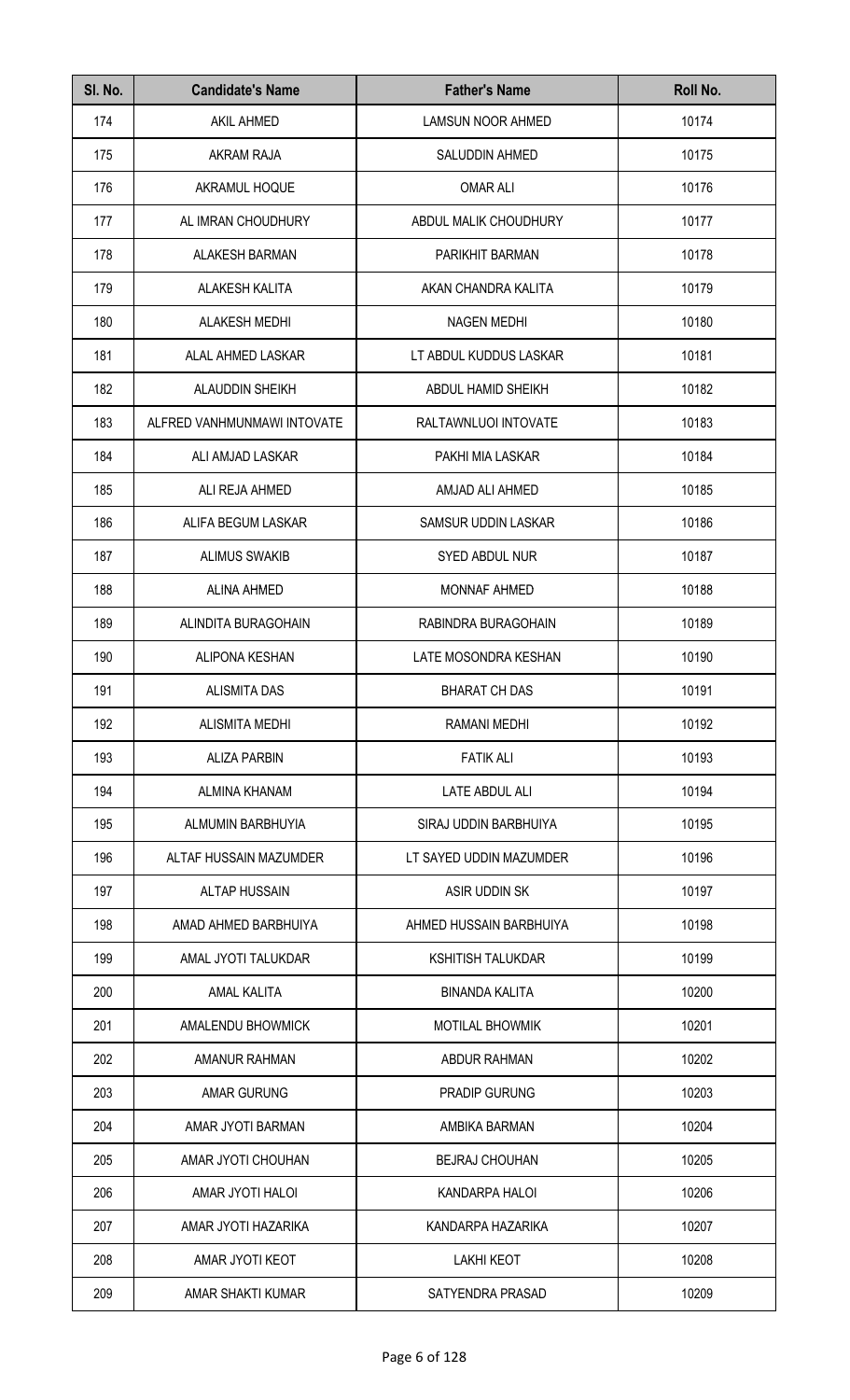| Sl. No. | Candidate's Name | Father's Name | Roll No. |
|---|---|---|---|
| 174 | AKIL AHMED | LAMSUN NOOR AHMED | 10174 |
| 175 | AKRAM RAJA | SALUDDIN AHMED | 10175 |
| 176 | AKRAMUL HOQUE | OMAR ALI | 10176 |
| 177 | AL IMRAN CHOUDHURY | ABDUL MALIK CHOUDHURY | 10177 |
| 178 | ALAKESH BARMAN | PARIKHIT BARMAN | 10178 |
| 179 | ALAKESH KALITA | AKAN CHANDRA KALITA | 10179 |
| 180 | ALAKESH MEDHI | NAGEN MEDHI | 10180 |
| 181 | ALAL AHMED LASKAR | LT ABDUL KUDDUS LASKAR | 10181 |
| 182 | ALAUDDIN SHEIKH | ABDUL HAMID SHEIKH | 10182 |
| 183 | ALFRED VANHMUNMAWI INTOVATE | RALTAWNLUOI INTOVATE | 10183 |
| 184 | ALI AMJAD LASKAR | PAKHI MIA LASKAR | 10184 |
| 185 | ALI REJA AHMED | AMJAD ALI AHMED | 10185 |
| 186 | ALIFA BEGUM LASKAR | SAMSUR UDDIN LASKAR | 10186 |
| 187 | ALIMUS SWAKIB | SYED ABDUL NUR | 10187 |
| 188 | ALINA AHMED | MONNAF AHMED | 10188 |
| 189 | ALINDITA BURAGOHAIN | RABINDRA BURAGOHAIN | 10189 |
| 190 | ALIPONA KESHAN | LATE MOSONDRA KESHAN | 10190 |
| 191 | ALISMITA DAS | BHARAT CH DAS | 10191 |
| 192 | ALISMITA MEDHI | RAMANI MEDHI | 10192 |
| 193 | ALIZA PARBIN | FATIK ALI | 10193 |
| 194 | ALMINA KHANAM | LATE ABDUL ALI | 10194 |
| 195 | ALMUMIN BARBHUYIA | SIRAJ UDDIN BARBHUIYA | 10195 |
| 196 | ALTAF HUSSAIN MAZUMDER | LT SAYED UDDIN MAZUMDER | 10196 |
| 197 | ALTAP HUSSAIN | ASIR UDDIN SK | 10197 |
| 198 | AMAD AHMED BARBHUIYA | AHMED HUSSAIN BARBHUIYA | 10198 |
| 199 | AMAL JYOTI TALUKDAR | KSHITISH TALUKDAR | 10199 |
| 200 | AMAL KALITA | BINANDA KALITA | 10200 |
| 201 | AMALENDU BHOWMICK | MOTILAL BHOWMIK | 10201 |
| 202 | AMANUR RAHMAN | ABDUR RAHMAN | 10202 |
| 203 | AMAR GURUNG | PRADIP GURUNG | 10203 |
| 204 | AMAR JYOTI BARMAN | AMBIKA BARMAN | 10204 |
| 205 | AMAR JYOTI CHOUHAN | BEJRAJ CHOUHAN | 10205 |
| 206 | AMAR JYOTI HALOI | KANDARPA HALOI | 10206 |
| 207 | AMAR JYOTI HAZARIKA | KANDARPA HAZARIKA | 10207 |
| 208 | AMAR JYOTI KEOT | LAKHI KEOT | 10208 |
| 209 | AMAR SHAKTI KUMAR | SATYENDRA PRASAD | 10209 |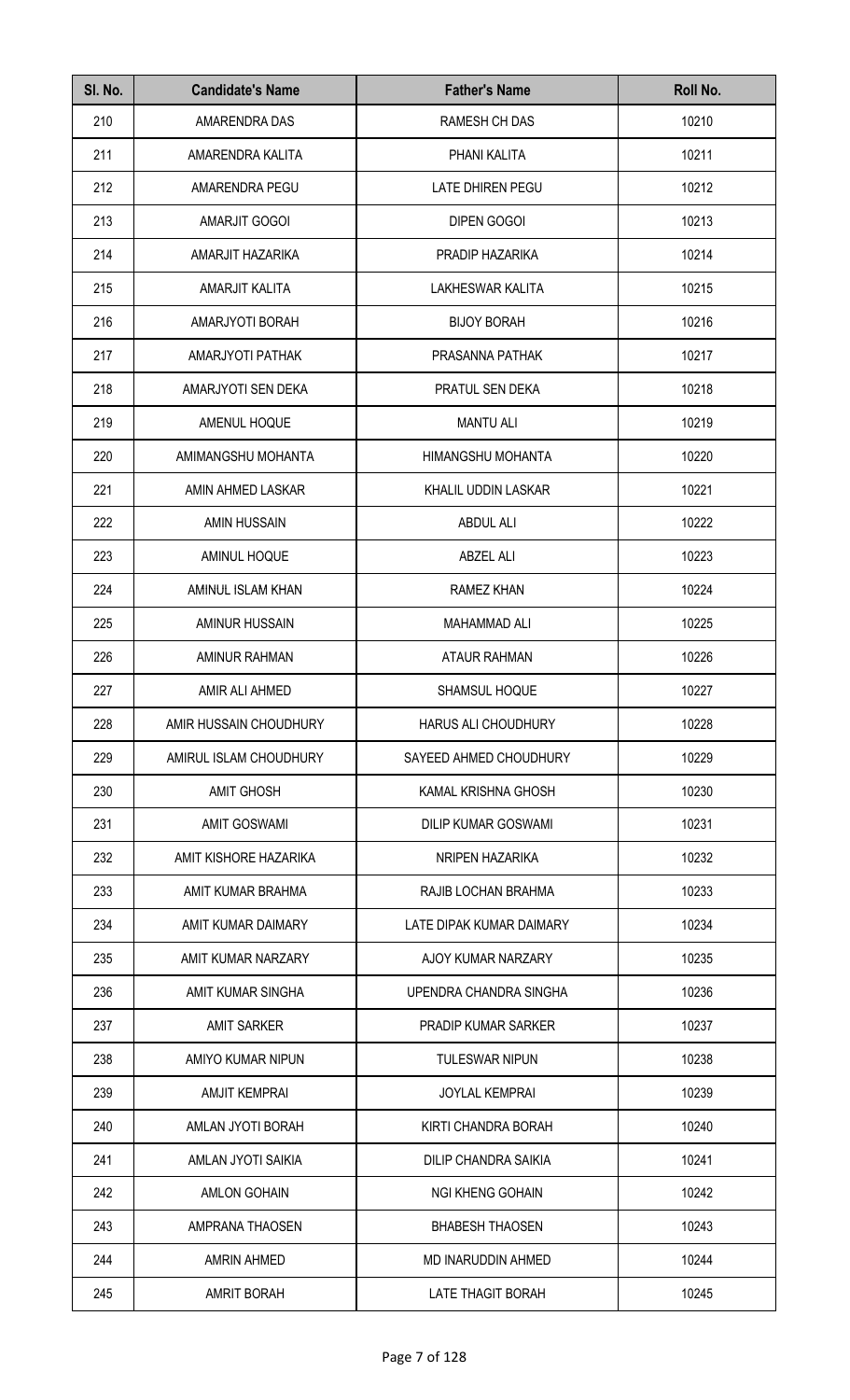| Sl. No. | Candidate's Name | Father's Name | Roll No. |
|---|---|---|---|
| 210 | AMARENDRA DAS | RAMESH CH DAS | 10210 |
| 211 | AMARENDRA KALITA | PHANI KALITA | 10211 |
| 212 | AMARENDRA PEGU | LATE DHIREN PEGU | 10212 |
| 213 | AMARJIT GOGOI | DIPEN GOGOI | 10213 |
| 214 | AMARJIT HAZARIKA | PRADIP HAZARIKA | 10214 |
| 215 | AMARJIT KALITA | LAKHESWAR KALITA | 10215 |
| 216 | AMARJYOTI BORAH | BIJOY BORAH | 10216 |
| 217 | AMARJYOTI PATHAK | PRASANNA PATHAK | 10217 |
| 218 | AMARJYOTI SEN DEKA | PRATUL SEN DEKA | 10218 |
| 219 | AMENUL HOQUE | MANTU ALI | 10219 |
| 220 | AMIMANGSHU MOHANTA | HIMANGSHU MOHANTA | 10220 |
| 221 | AMIN AHMED LASKAR | KHALIL UDDIN LASKAR | 10221 |
| 222 | AMIN HUSSAIN | ABDUL ALI | 10222 |
| 223 | AMINUL HOQUE | ABZEL ALI | 10223 |
| 224 | AMINUL ISLAM KHAN | RAMEZ KHAN | 10224 |
| 225 | AMINUR HUSSAIN | MAHAMMAD ALI | 10225 |
| 226 | AMINUR RAHMAN | ATAUR RAHMAN | 10226 |
| 227 | AMIR ALI AHMED | SHAMSUL HOQUE | 10227 |
| 228 | AMIR HUSSAIN CHOUDHURY | HARUS ALI CHOUDHURY | 10228 |
| 229 | AMIRUL ISLAM CHOUDHURY | SAYEED AHMED CHOUDHURY | 10229 |
| 230 | AMIT GHOSH | KAMAL KRISHNA GHOSH | 10230 |
| 231 | AMIT GOSWAMI | DILIP KUMAR GOSWAMI | 10231 |
| 232 | AMIT KISHORE HAZARIKA | NRIPEN HAZARIKA | 10232 |
| 233 | AMIT KUMAR BRAHMA | RAJIB LOCHAN BRAHMA | 10233 |
| 234 | AMIT KUMAR DAIMARY | LATE DIPAK KUMAR DAIMARY | 10234 |
| 235 | AMIT KUMAR NARZARY | AJOY KUMAR NARZARY | 10235 |
| 236 | AMIT KUMAR SINGHA | UPENDRA CHANDRA SINGHA | 10236 |
| 237 | AMIT SARKER | PRADIP KUMAR SARKER | 10237 |
| 238 | AMIYO KUMAR NIPUN | TULESWAR NIPUN | 10238 |
| 239 | AMJIT KEMPRAI | JOYLAL KEMPRAI | 10239 |
| 240 | AMLAN JYOTI BORAH | KIRTI CHANDRA BORAH | 10240 |
| 241 | AMLAN JYOTI SAIKIA | DILIP CHANDRA SAIKIA | 10241 |
| 242 | AMLON GOHAIN | NGI KHENG GOHAIN | 10242 |
| 243 | AMPRANA THAOSEN | BHABESH THAOSEN | 10243 |
| 244 | AMRIN AHMED | MD INARUDDIN AHMED | 10244 |
| 245 | AMRIT BORAH | LATE THAGIT BORAH | 10245 |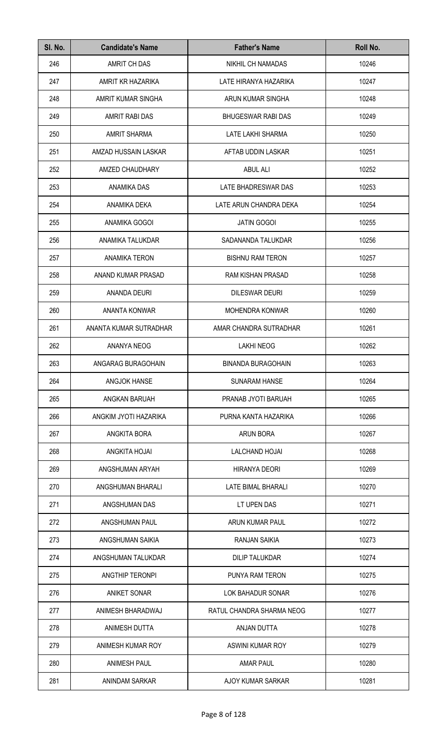| Sl. No. | Candidate's Name | Father's Name | Roll No. |
|---|---|---|---|
| 246 | AMRIT CH DAS | NIKHIL CH NAMADAS | 10246 |
| 247 | AMRIT KR HAZARIKA | LATE HIRANYA HAZARIKA | 10247 |
| 248 | AMRIT KUMAR SINGHA | ARUN KUMAR SINGHA | 10248 |
| 249 | AMRIT RABI DAS | BHUGESWAR RABI DAS | 10249 |
| 250 | AMRIT SHARMA | LATE LAKHI SHARMA | 10250 |
| 251 | AMZAD HUSSAIN LASKAR | AFTAB UDDIN LASKAR | 10251 |
| 252 | AMZED CHAUDHARY | ABUL ALI | 10252 |
| 253 | ANAMIKA DAS | LATE BHADRESWAR DAS | 10253 |
| 254 | ANAMIKA DEKA | LATE ARUN CHANDRA DEKA | 10254 |
| 255 | ANAMIKA GOGOI | JATIN GOGOI | 10255 |
| 256 | ANAMIKA TALUKDAR | SADANANDA TALUKDAR | 10256 |
| 257 | ANAMIKA TERON | BISHNU RAM TERON | 10257 |
| 258 | ANAND KUMAR PRASAD | RAM KISHAN PRASAD | 10258 |
| 259 | ANANDA DEURI | DILESWAR DEURI | 10259 |
| 260 | ANANTA KONWAR | MOHENDRA KONWAR | 10260 |
| 261 | ANANTA KUMAR SUTRADHAR | AMAR CHANDRA SUTRADHAR | 10261 |
| 262 | ANANYA NEOG | LAKHI NEOG | 10262 |
| 263 | ANGARAG BURAGOHAIN | BINANDA BURAGOHAIN | 10263 |
| 264 | ANGJOK HANSE | SUNARAM HANSE | 10264 |
| 265 | ANGKAN BARUAH | PRANAB JYOTI BARUAH | 10265 |
| 266 | ANGKIM JYOTI HAZARIKA | PURNA KANTA HAZARIKA | 10266 |
| 267 | ANGKITA BORA | ARUN BORA | 10267 |
| 268 | ANGKITA HOJAI | LALCHAND HOJAI | 10268 |
| 269 | ANGSHUMAN ARYAH | HIRANYA DEORI | 10269 |
| 270 | ANGSHUMAN BHARALI | LATE BIMAL BHARALI | 10270 |
| 271 | ANGSHUMAN DAS | LT UPEN DAS | 10271 |
| 272 | ANGSHUMAN PAUL | ARUN KUMAR PAUL | 10272 |
| 273 | ANGSHUMAN SAIKIA | RANJAN SAIKIA | 10273 |
| 274 | ANGSHUMAN TALUKDAR | DILIP TALUKDAR | 10274 |
| 275 | ANGTHIP TERONPI | PUNYA RAM TERON | 10275 |
| 276 | ANIKET SONAR | LOK BAHADUR SONAR | 10276 |
| 277 | ANIMESH BHARADWAJ | RATUL CHANDRA SHARMA NEOG | 10277 |
| 278 | ANIMESH DUTTA | ANJAN DUTTA | 10278 |
| 279 | ANIMESH KUMAR ROY | ASWINI KUMAR ROY | 10279 |
| 280 | ANIMESH PAUL | AMAR PAUL | 10280 |
| 281 | ANINDAM SARKAR | AJOY KUMAR SARKAR | 10281 |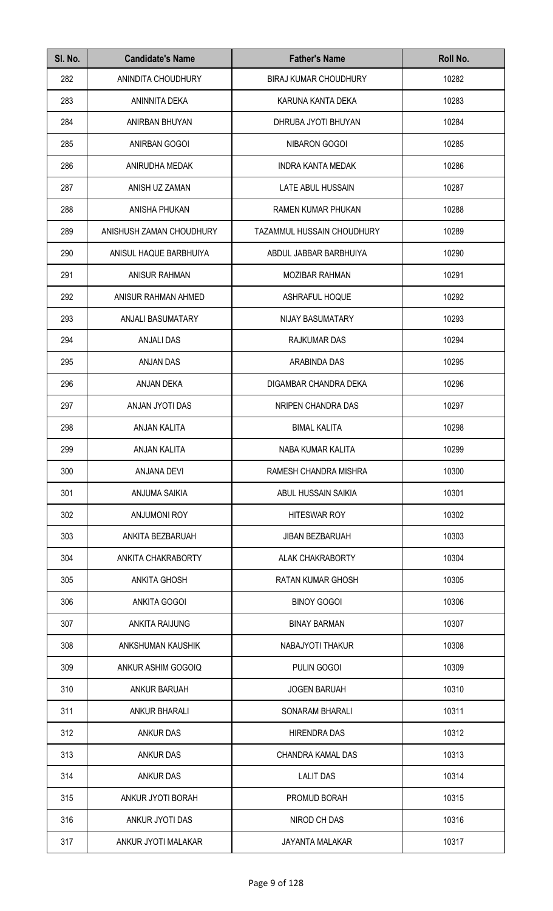| Sl. No. | Candidate's Name | Father's Name | Roll No. |
|---|---|---|---|
| 282 | ANINDITA CHOUDHURY | BIRAJ KUMAR CHOUDHURY | 10282 |
| 283 | ANINNITA DEKA | KARUNA KANTA DEKA | 10283 |
| 284 | ANIRBAN BHUYAN | DHRUBA JYOTI BHUYAN | 10284 |
| 285 | ANIRBAN GOGOI | NIBARON GOGOI | 10285 |
| 286 | ANIRUDHA MEDAK | INDRA KANTA MEDAK | 10286 |
| 287 | ANISH UZ ZAMAN | LATE ABUL HUSSAIN | 10287 |
| 288 | ANISHA PHUKAN | RAMEN KUMAR PHUKAN | 10288 |
| 289 | ANISHUSH ZAMAN CHOUDHURY | TAZAMMUL HUSSAIN CHOUDHURY | 10289 |
| 290 | ANISUL HAQUE BARBHUIYA | ABDUL JABBAR BARBHUIYA | 10290 |
| 291 | ANISUR RAHMAN | MOZIBAR RAHMAN | 10291 |
| 292 | ANISUR RAHMAN AHMED | ASHRAFUL HOQUE | 10292 |
| 293 | ANJALI BASUMATARY | NIJAY BASUMATARY | 10293 |
| 294 | ANJALI DAS | RAJKUMAR DAS | 10294 |
| 295 | ANJAN DAS | ARABINDA DAS | 10295 |
| 296 | ANJAN DEKA | DIGAMBAR CHANDRA DEKA | 10296 |
| 297 | ANJAN JYOTI DAS | NRIPEN CHANDRA DAS | 10297 |
| 298 | ANJAN KALITA | BIMAL KALITA | 10298 |
| 299 | ANJAN KALITA | NABA KUMAR KALITA | 10299 |
| 300 | ANJANA DEVI | RAMESH CHANDRA MISHRA | 10300 |
| 301 | ANJUMA SAIKIA | ABUL HUSSAIN SAIKIA | 10301 |
| 302 | ANJUMONI ROY | HITESWAR ROY | 10302 |
| 303 | ANKITA BEZBARUAH | JIBAN BEZBARUAH | 10303 |
| 304 | ANKITA CHAKRABORTY | ALAK CHAKRABORTY | 10304 |
| 305 | ANKITA GHOSH | RATAN KUMAR GHOSH | 10305 |
| 306 | ANKITA GOGOI | BINOY GOGOI | 10306 |
| 307 | ANKITA RAIJUNG | BINAY BARMAN | 10307 |
| 308 | ANKSHUMAN KAUSHIK | NABAJYOTI THAKUR | 10308 |
| 309 | ANKUR ASHIM GOGOIQ | PULIN GOGOI | 10309 |
| 310 | ANKUR BARUAH | JOGEN BARUAH | 10310 |
| 311 | ANKUR BHARALI | SONARAM BHARALI | 10311 |
| 312 | ANKUR DAS | HIRENDRA DAS | 10312 |
| 313 | ANKUR DAS | CHANDRA KAMAL DAS | 10313 |
| 314 | ANKUR DAS | LALIT DAS | 10314 |
| 315 | ANKUR JYOTI BORAH | PROMUD BORAH | 10315 |
| 316 | ANKUR JYOTI DAS | NIROD CH DAS | 10316 |
| 317 | ANKUR JYOTI MALAKAR | JAYANTA MALAKAR | 10317 |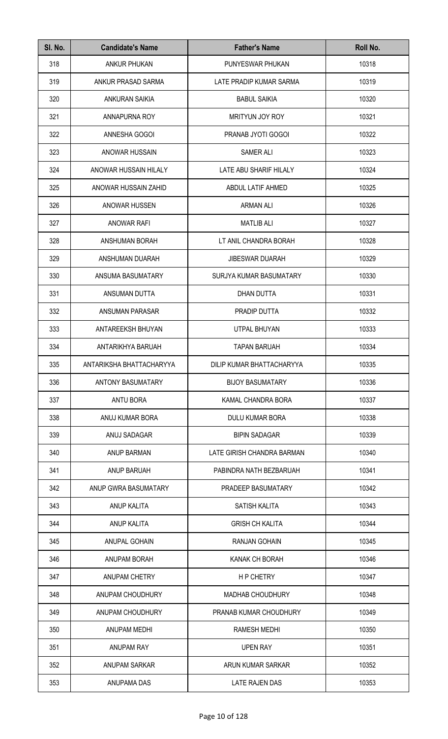| Sl. No. | Candidate's Name | Father's Name | Roll No. |
|---|---|---|---|
| 318 | ANKUR PHUKAN | PUNYESWAR PHUKAN | 10318 |
| 319 | ANKUR PRASAD SARMA | LATE PRADIP KUMAR SARMA | 10319 |
| 320 | ANKURAN SAIKIA | BABUL SAIKIA | 10320 |
| 321 | ANNAPURNA ROY | MRITYUN JOY ROY | 10321 |
| 322 | ANNESHA GOGOI | PRANAB JYOTI GOGOI | 10322 |
| 323 | ANOWAR HUSSAIN | SAMER ALI | 10323 |
| 324 | ANOWAR HUSSAIN HILALY | LATE ABU SHARIF HILALY | 10324 |
| 325 | ANOWAR HUSSAIN ZAHID | ABDUL LATIF AHMED | 10325 |
| 326 | ANOWAR HUSSEN | ARMAN ALI | 10326 |
| 327 | ANOWAR RAFI | MATLIB ALI | 10327 |
| 328 | ANSHUMAN BORAH | LT ANIL CHANDRA BORAH | 10328 |
| 329 | ANSHUMAN DUARAH | JIBESWAR DUARAH | 10329 |
| 330 | ANSUMA BASUMATARY | SURJYA KUMAR BASUMATARY | 10330 |
| 331 | ANSUMAN DUTTA | DHAN DUTTA | 10331 |
| 332 | ANSUMAN PARASAR | PRADIP DUTTA | 10332 |
| 333 | ANTAREEKSH BHUYAN | UTPAL BHUYAN | 10333 |
| 334 | ANTARIKHYA BARUAH | TAPAN BARUAH | 10334 |
| 335 | ANTARIKSHA BHATTACHARYYA | DILIP KUMAR BHATTACHARYYA | 10335 |
| 336 | ANTONY BASUMATARY | BIJOY BASUMATARY | 10336 |
| 337 | ANTU BORA | KAMAL CHANDRA BORA | 10337 |
| 338 | ANUJ KUMAR BORA | DULU KUMAR BORA | 10338 |
| 339 | ANUJ SADAGAR | BIPIN SADAGAR | 10339 |
| 340 | ANUP BARMAN | LATE GIRISH CHANDRA BARMAN | 10340 |
| 341 | ANUP BARUAH | PABINDRA NATH BEZBARUAH | 10341 |
| 342 | ANUP GWRA BASUMATARY | PRADEEP BASUMATARY | 10342 |
| 343 | ANUP KALITA | SATISH KALITA | 10343 |
| 344 | ANUP KALITA | GRISH CH KALITA | 10344 |
| 345 | ANUPAL GOHAIN | RANJAN GOHAIN | 10345 |
| 346 | ANUPAM BORAH | KANAK CH BORAH | 10346 |
| 347 | ANUPAM CHETRY | H P CHETRY | 10347 |
| 348 | ANUPAM CHOUDHURY | MADHAB CHOUDHURY | 10348 |
| 349 | ANUPAM CHOUDHURY | PRANAB KUMAR CHOUDHURY | 10349 |
| 350 | ANUPAM MEDHI | RAMESH MEDHI | 10350 |
| 351 | ANUPAM RAY | UPEN RAY | 10351 |
| 352 | ANUPAM SARKAR | ARUN KUMAR SARKAR | 10352 |
| 353 | ANUPAMA DAS | LATE RAJEN DAS | 10353 |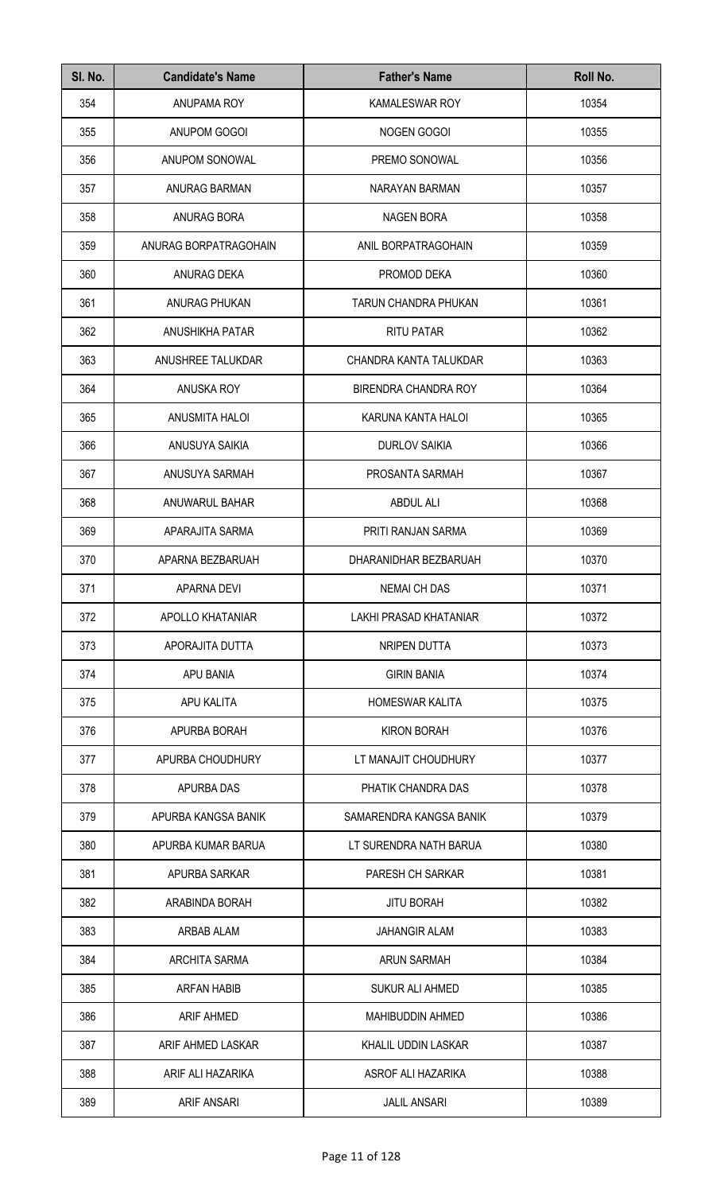| Sl. No. | Candidate's Name | Father's Name | Roll No. |
|---|---|---|---|
| 354 | ANUPAMA ROY | KAMALESWAR ROY | 10354 |
| 355 | ANUPOM GOGOI | NOGEN GOGOI | 10355 |
| 356 | ANUPOM SONOWAL | PREMO SONOWAL | 10356 |
| 357 | ANURAG BARMAN | NARAYAN BARMAN | 10357 |
| 358 | ANURAG BORA | NAGEN BORA | 10358 |
| 359 | ANURAG BORPATRAGOHAIN | ANIL BORPATRAGOHAIN | 10359 |
| 360 | ANURAG DEKA | PROMOD DEKA | 10360 |
| 361 | ANURAG PHUKAN | TARUN CHANDRA PHUKAN | 10361 |
| 362 | ANUSHIKHA PATAR | RITU PATAR | 10362 |
| 363 | ANUSHREE TALUKDAR | CHANDRA KANTA TALUKDAR | 10363 |
| 364 | ANUSKA ROY | BIRENDRA CHANDRA ROY | 10364 |
| 365 | ANUSMITA HALOI | KARUNA KANTA HALOI | 10365 |
| 366 | ANUSUYA SAIKIA | DURLOV SAIKIA | 10366 |
| 367 | ANUSUYA SARMAH | PROSANTA SARMAH | 10367 |
| 368 | ANUWARUL BAHAR | ABDUL ALI | 10368 |
| 369 | APARAJITA SARMA | PRITI RANJAN SARMA | 10369 |
| 370 | APARNA BEZBARUAH | DHARANIDHAR BEZBARUAH | 10370 |
| 371 | APARNA DEVI | NEMAI CH DAS | 10371 |
| 372 | APOLLO KHATANIAR | LAKHI PRASAD KHATANIAR | 10372 |
| 373 | APORAJITA DUTTA | NRIPEN DUTTA | 10373 |
| 374 | APU BANIA | GIRIN BANIA | 10374 |
| 375 | APU KALITA | HOMESWAR KALITA | 10375 |
| 376 | APURBA BORAH | KIRON BORAH | 10376 |
| 377 | APURBA CHOUDHURY | LT MANAJIT CHOUDHURY | 10377 |
| 378 | APURBA DAS | PHATIK CHANDRA DAS | 10378 |
| 379 | APURBA KANGSA BANIK | SAMARENDRA KANGSA BANIK | 10379 |
| 380 | APURBA KUMAR BARUA | LT SURENDRA NATH BARUA | 10380 |
| 381 | APURBA SARKAR | PARESH CH SARKAR | 10381 |
| 382 | ARABINDA BORAH | JITU BORAH | 10382 |
| 383 | ARBAB ALAM | JAHANGIR ALAM | 10383 |
| 384 | ARCHITA SARMA | ARUN SARMAH | 10384 |
| 385 | ARFAN HABIB | SUKUR ALI AHMED | 10385 |
| 386 | ARIF AHMED | MAHIBUDDIN AHMED | 10386 |
| 387 | ARIF AHMED LASKAR | KHALIL UDDIN LASKAR | 10387 |
| 388 | ARIF ALI HAZARIKA | ASROF ALI HAZARIKA | 10388 |
| 389 | ARIF ANSARI | JALIL ANSARI | 10389 |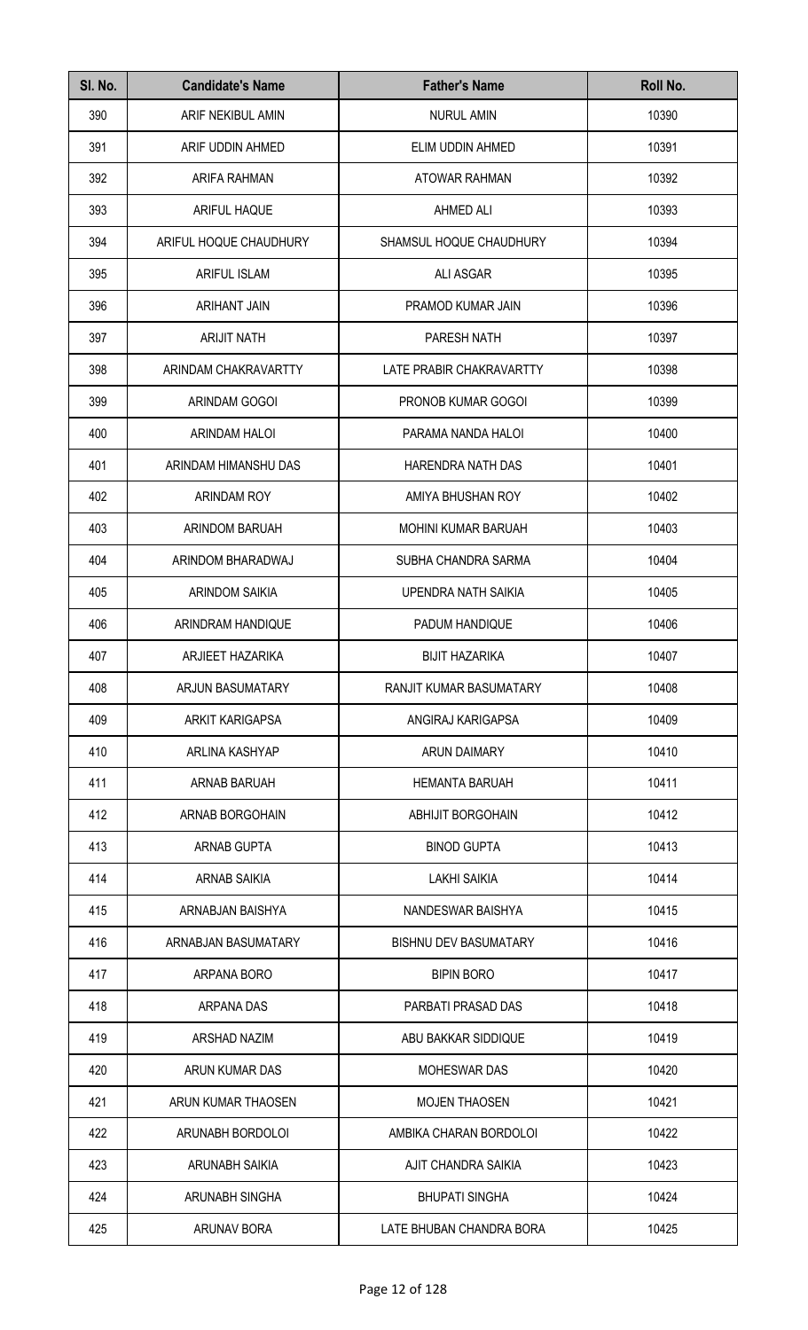| Sl. No. | Candidate's Name | Father's Name | Roll No. |
|---|---|---|---|
| 390 | ARIF NEKIBUL AMIN | NURUL AMIN | 10390 |
| 391 | ARIF UDDIN AHMED | ELIM UDDIN AHMED | 10391 |
| 392 | ARIFA RAHMAN | ATOWAR RAHMAN | 10392 |
| 393 | ARIFUL HAQUE | AHMED ALI | 10393 |
| 394 | ARIFUL HOQUE CHAUDHURY | SHAMSUL HOQUE CHAUDHURY | 10394 |
| 395 | ARIFUL ISLAM | ALI ASGAR | 10395 |
| 396 | ARIHANT JAIN | PRAMOD KUMAR JAIN | 10396 |
| 397 | ARIJIT NATH | PARESH NATH | 10397 |
| 398 | ARINDAM CHAKRAVARTTY | LATE PRABIR CHAKRAVARTTY | 10398 |
| 399 | ARINDAM GOGOI | PRONOB KUMAR GOGOI | 10399 |
| 400 | ARINDAM HALOI | PARAMA NANDA HALOI | 10400 |
| 401 | ARINDAM HIMANSHU DAS | HARENDRA NATH DAS | 10401 |
| 402 | ARINDAM ROY | AMIYA BHUSHAN ROY | 10402 |
| 403 | ARINDOM BARUAH | MOHINI KUMAR BARUAH | 10403 |
| 404 | ARINDOM BHARADWAJ | SUBHA CHANDRA SARMA | 10404 |
| 405 | ARINDOM SAIKIA | UPENDRA NATH SAIKIA | 10405 |
| 406 | ARINDRAM HANDIQUE | PADUM HANDIQUE | 10406 |
| 407 | ARJIEET HAZARIKA | BIJIT HAZARIKA | 10407 |
| 408 | ARJUN BASUMATARY | RANJIT KUMAR BASUMATARY | 10408 |
| 409 | ARKIT KARIGAPSA | ANGIRAJ KARIGAPSA | 10409 |
| 410 | ARLINA KASHYAP | ARUN DAIMARY | 10410 |
| 411 | ARNAB BARUAH | HEMANTA BARUAH | 10411 |
| 412 | ARNAB BORGOHAIN | ABHIJIT BORGOHAIN | 10412 |
| 413 | ARNAB GUPTA | BINOD GUPTA | 10413 |
| 414 | ARNAB SAIKIA | LAKHI SAIKIA | 10414 |
| 415 | ARNABJAN BAISHYA | NANDESWAR BAISHYA | 10415 |
| 416 | ARNABJAN BASUMATARY | BISHNU DEV BASUMATARY | 10416 |
| 417 | ARPANA BORO | BIPIN BORO | 10417 |
| 418 | ARPANA DAS | PARBATI PRASAD DAS | 10418 |
| 419 | ARSHAD NAZIM | ABU BAKKAR SIDDIQUE | 10419 |
| 420 | ARUN KUMAR DAS | MOHESWAR DAS | 10420 |
| 421 | ARUN KUMAR THAOSEN | MOJEN THAOSEN | 10421 |
| 422 | ARUNABH BORDOLOI | AMBIKA CHARAN BORDOLOI | 10422 |
| 423 | ARUNABH SAIKIA | AJIT CHANDRA SAIKIA | 10423 |
| 424 | ARUNABH SINGHA | BHUPATI SINGHA | 10424 |
| 425 | ARUNAV BORA | LATE BHUBAN CHANDRA BORA | 10425 |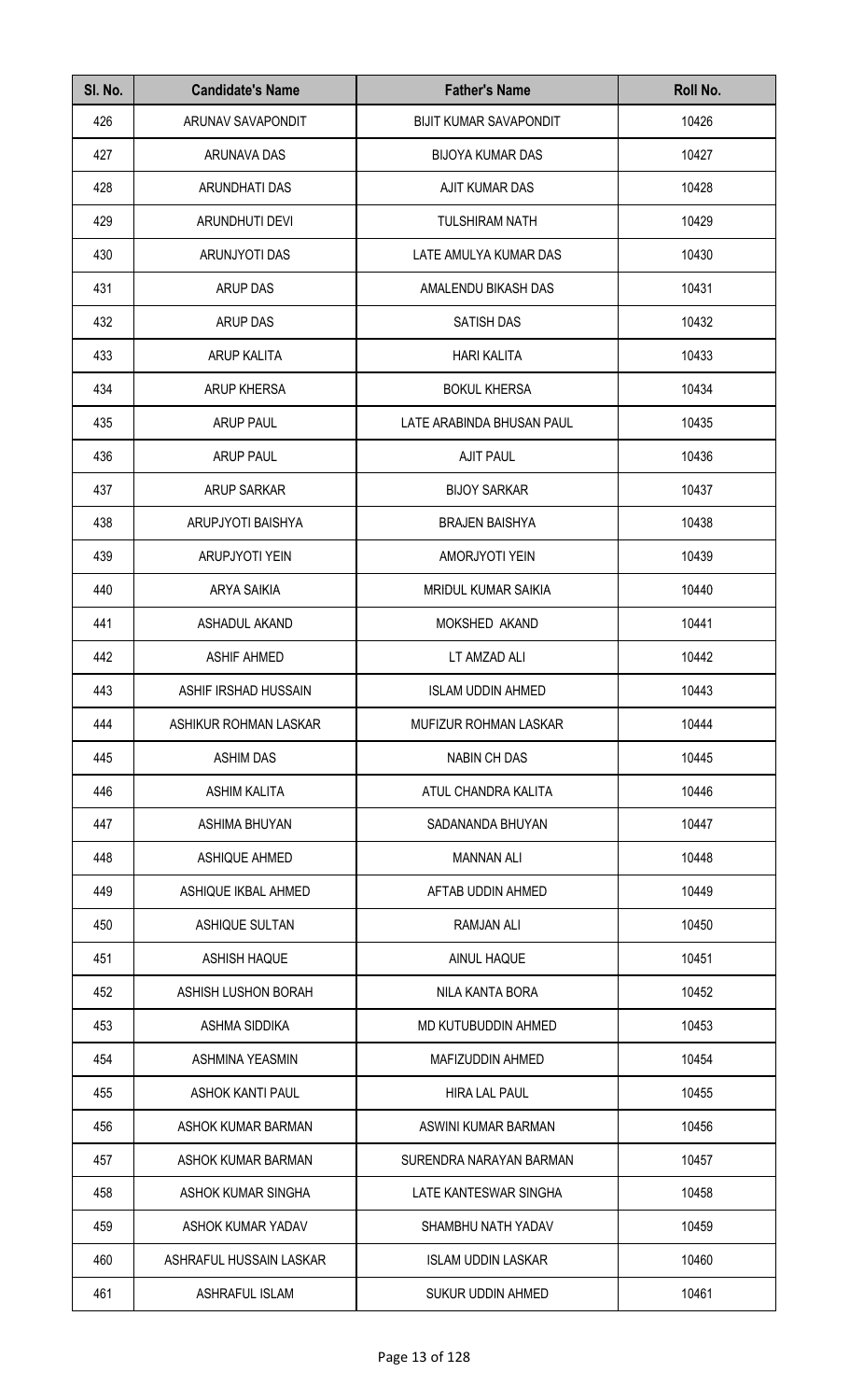| Sl. No. | Candidate's Name | Father's Name | Roll No. |
|---|---|---|---|
| 426 | ARUNAV SAVAPONDIT | BIJIT KUMAR SAVAPONDIT | 10426 |
| 427 | ARUNAVA DAS | BIJOYA KUMAR DAS | 10427 |
| 428 | ARUNDHATI DAS | AJIT KUMAR DAS | 10428 |
| 429 | ARUNDHUTI DEVI | TULSHIRAM NATH | 10429 |
| 430 | ARUNJYOTI DAS | LATE AMULYA KUMAR DAS | 10430 |
| 431 | ARUP DAS | AMALENDU BIKASH DAS | 10431 |
| 432 | ARUP DAS | SATISH DAS | 10432 |
| 433 | ARUP KALITA | HARI KALITA | 10433 |
| 434 | ARUP KHERSA | BOKUL KHERSA | 10434 |
| 435 | ARUP PAUL | LATE ARABINDA BHUSAN PAUL | 10435 |
| 436 | ARUP PAUL | AJIT PAUL | 10436 |
| 437 | ARUP SARKAR | BIJOY SARKAR | 10437 |
| 438 | ARUPJYOTI BAISHYA | BRAJEN BAISHYA | 10438 |
| 439 | ARUPJYOTI YEIN | AMORJYOTI YEIN | 10439 |
| 440 | ARYA SAIKIA | MRIDUL KUMAR SAIKIA | 10440 |
| 441 | ASHADUL AKAND | MOKSHED AKAND | 10441 |
| 442 | ASHIF AHMED | LT AMZAD ALI | 10442 |
| 443 | ASHIF IRSHAD HUSSAIN | ISLAM UDDIN AHMED | 10443 |
| 444 | ASHIKUR ROHMAN LASKAR | MUFIZUR ROHMAN LASKAR | 10444 |
| 445 | ASHIM DAS | NABIN CH DAS | 10445 |
| 446 | ASHIM KALITA | ATUL CHANDRA KALITA | 10446 |
| 447 | ASHIMA BHUYAN | SADANANDA BHUYAN | 10447 |
| 448 | ASHIQUE AHMED | MANNAN ALI | 10448 |
| 449 | ASHIQUE IKBAL AHMED | AFTAB UDDIN AHMED | 10449 |
| 450 | ASHIQUE SULTAN | RAMJAN ALI | 10450 |
| 451 | ASHISH HAQUE | AINUL HAQUE | 10451 |
| 452 | ASHISH LUSHON BORAH | NILA KANTA BORA | 10452 |
| 453 | ASHMA SIDDIKA | MD KUTUBUDDIN AHMED | 10453 |
| 454 | ASHMINA YEASMIN | MAFIZUDDIN AHMED | 10454 |
| 455 | ASHOK KANTI PAUL | HIRA LAL PAUL | 10455 |
| 456 | ASHOK KUMAR BARMAN | ASWINI KUMAR BARMAN | 10456 |
| 457 | ASHOK KUMAR BARMAN | SURENDRA NARAYAN BARMAN | 10457 |
| 458 | ASHOK KUMAR SINGHA | LATE KANTESWAR SINGHA | 10458 |
| 459 | ASHOK KUMAR YADAV | SHAMBHU NATH YADAV | 10459 |
| 460 | ASHRAFUL HUSSAIN LASKAR | ISLAM UDDIN LASKAR | 10460 |
| 461 | ASHRAFUL ISLAM | SUKUR UDDIN AHMED | 10461 |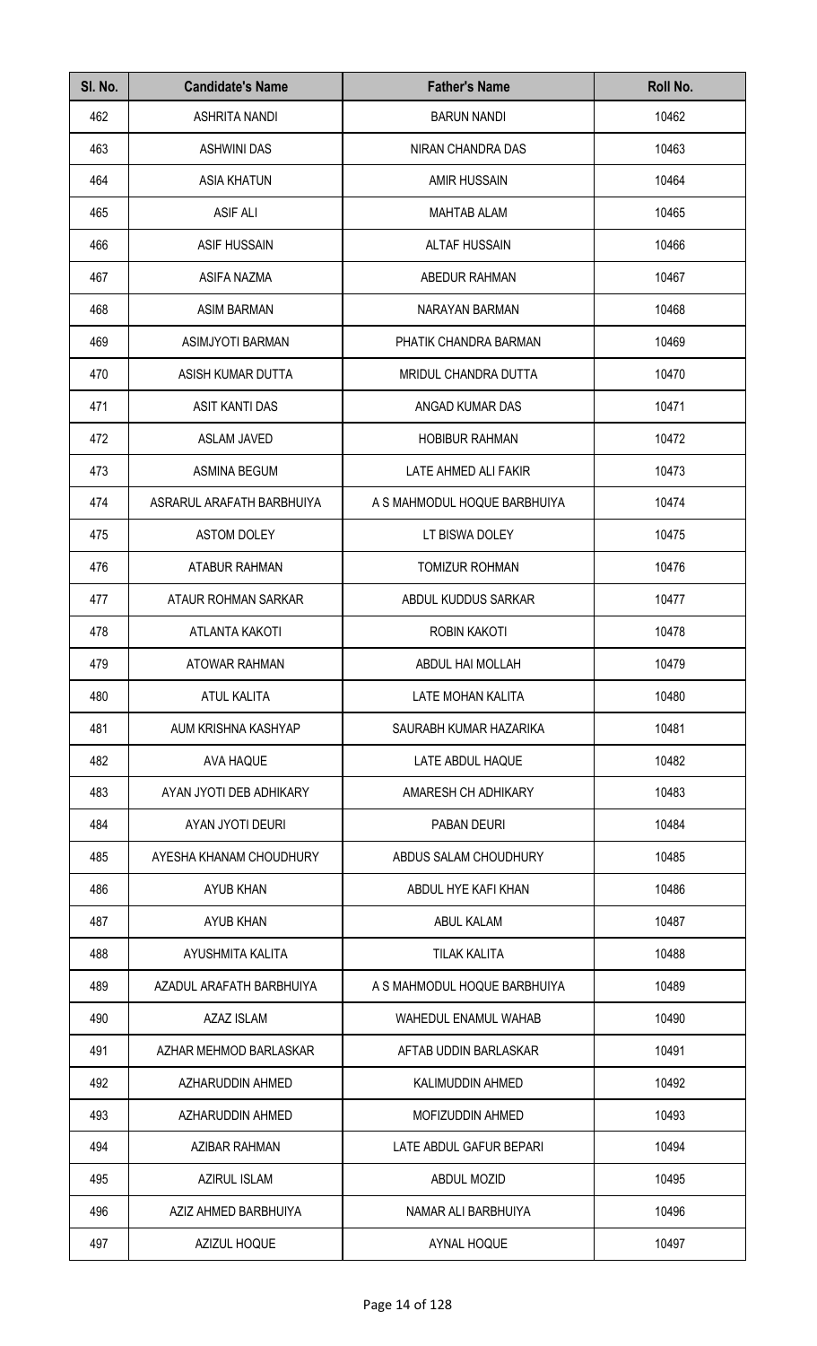| Sl. No. | Candidate's Name | Father's Name | Roll No. |
| --- | --- | --- | --- |
| 462 | ASHRITA NANDI | BARUN NANDI | 10462 |
| 463 | ASHWINI DAS | NIRAN CHANDRA DAS | 10463 |
| 464 | ASIA KHATUN | AMIR HUSSAIN | 10464 |
| 465 | ASIF ALI | MAHTAB ALAM | 10465 |
| 466 | ASIF HUSSAIN | ALTAF HUSSAIN | 10466 |
| 467 | ASIFA NAZMA | ABEDUR RAHMAN | 10467 |
| 468 | ASIM BARMAN | NARAYAN BARMAN | 10468 |
| 469 | ASIMJYOTI BARMAN | PHATIK CHANDRA BARMAN | 10469 |
| 470 | ASISH KUMAR DUTTA | MRIDUL CHANDRA DUTTA | 10470 |
| 471 | ASIT KANTI DAS | ANGAD KUMAR DAS | 10471 |
| 472 | ASLAM JAVED | HOBIBUR RAHMAN | 10472 |
| 473 | ASMINA BEGUM | LATE AHMED ALI FAKIR | 10473 |
| 474 | ASRARUL ARAFATH BARBHUIYA | A S MAHMODUL HOQUE BARBHUIYA | 10474 |
| 475 | ASTOM DOLEY | LT BISWA DOLEY | 10475 |
| 476 | ATABUR RAHMAN | TOMIZUR ROHMAN | 10476 |
| 477 | ATAUR ROHMAN SARKAR | ABDUL KUDDUS SARKAR | 10477 |
| 478 | ATLANTA KAKOTI | ROBIN KAKOTI | 10478 |
| 479 | ATOWAR RAHMAN | ABDUL HAI MOLLAH | 10479 |
| 480 | ATUL KALITA | LATE MOHAN KALITA | 10480 |
| 481 | AUM KRISHNA KASHYAP | SAURABH KUMAR HAZARIKA | 10481 |
| 482 | AVA HAQUE | LATE ABDUL HAQUE | 10482 |
| 483 | AYAN JYOTI DEB ADHIKARY | AMARESH CH ADHIKARY | 10483 |
| 484 | AYAN JYOTI DEURI | PABAN DEURI | 10484 |
| 485 | AYESHA KHANAM CHOUDHURY | ABDUS SALAM CHOUDHURY | 10485 |
| 486 | AYUB KHAN | ABDUL HYE KAFI KHAN | 10486 |
| 487 | AYUB KHAN | ABUL KALAM | 10487 |
| 488 | AYUSHMITA KALITA | TILAK KALITA | 10488 |
| 489 | AZADUL ARAFATH BARBHUIYA | A S MAHMODUL HOQUE BARBHUIYA | 10489 |
| 490 | AZAZ ISLAM | WAHEDUL ENAMUL WAHAB | 10490 |
| 491 | AZHAR MEHMOD BARLASKAR | AFTAB UDDIN BARLASKAR | 10491 |
| 492 | AZHARUDDIN AHMED | KALIMUDDIN AHMED | 10492 |
| 493 | AZHARUDDIN AHMED | MOFIZUDDIN AHMED | 10493 |
| 494 | AZIBAR RAHMAN | LATE ABDUL GAFUR BEPARI | 10494 |
| 495 | AZIRUL ISLAM | ABDUL MOZID | 10495 |
| 496 | AZIZ AHMED BARBHUIYA | NAMAR ALI BARBHUIYA | 10496 |
| 497 | AZIZUL HOQUE | AYNAL HOQUE | 10497 |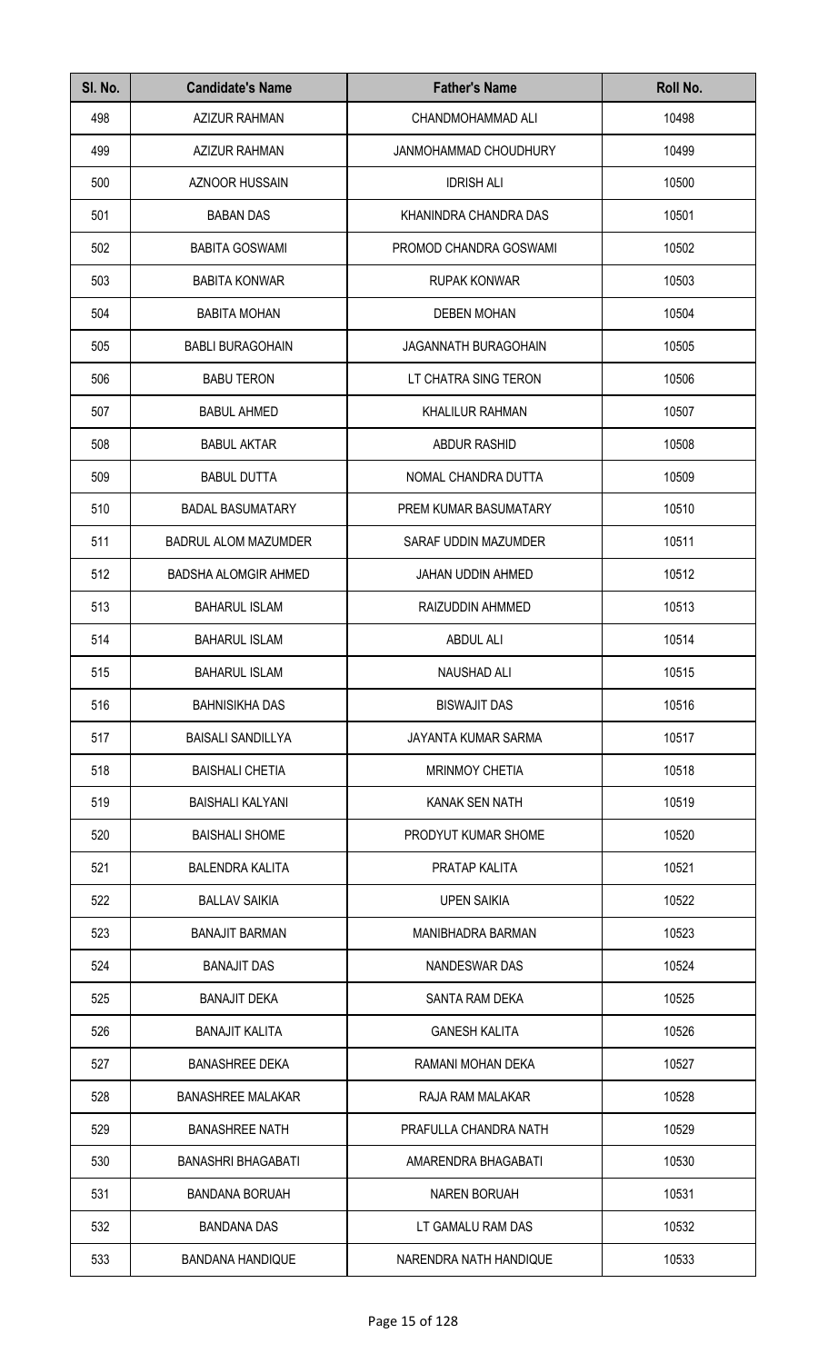| Sl. No. | Candidate's Name | Father's Name | Roll No. |
|---|---|---|---|
| 498 | AZIZUR RAHMAN | CHANDMOHAMMAD ALI | 10498 |
| 499 | AZIZUR RAHMAN | JANMOHAMMAD CHOUDHURY | 10499 |
| 500 | AZNOOR HUSSAIN | IDRISH ALI | 10500 |
| 501 | BABAN DAS | KHANINDRA CHANDRA DAS | 10501 |
| 502 | BABITA GOSWAMI | PROMOD CHANDRA GOSWAMI | 10502 |
| 503 | BABITA KONWAR | RUPAK KONWAR | 10503 |
| 504 | BABITA MOHAN | DEBEN MOHAN | 10504 |
| 505 | BABLI BURAGOHAIN | JAGANNATH BURAGOHAIN | 10505 |
| 506 | BABU TERON | LT CHATRA SING TERON | 10506 |
| 507 | BABUL AHMED | KHALILUR RAHMAN | 10507 |
| 508 | BABUL AKTAR | ABDUR RASHID | 10508 |
| 509 | BABUL DUTTA | NOMAL CHANDRA DUTTA | 10509 |
| 510 | BADAL BASUMATARY | PREM KUMAR BASUMATARY | 10510 |
| 511 | BADRUL ALOM MAZUMDER | SARAF UDDIN MAZUMDER | 10511 |
| 512 | BADSHA ALOMGIR AHMED | JAHAN UDDIN AHMED | 10512 |
| 513 | BAHARUL ISLAM | RAIZUDDIN AHMMED | 10513 |
| 514 | BAHARUL ISLAM | ABDUL ALI | 10514 |
| 515 | BAHARUL ISLAM | NAUSHAD ALI | 10515 |
| 516 | BAHNISIKHA DAS | BISWAJIT DAS | 10516 |
| 517 | BAISALI SANDILLYA | JAYANTA KUMAR SARMA | 10517 |
| 518 | BAISHALI CHETIA | MRINMOY CHETIA | 10518 |
| 519 | BAISHALI KALYANI | KANAK SEN NATH | 10519 |
| 520 | BAISHALI SHOME | PRODYUT KUMAR SHOME | 10520 |
| 521 | BALENDRA KALITA | PRATAP KALITA | 10521 |
| 522 | BALLAV SAIKIA | UPEN SAIKIA | 10522 |
| 523 | BANAJIT BARMAN | MANIBHADRA BARMAN | 10523 |
| 524 | BANAJIT DAS | NANDESWAR DAS | 10524 |
| 525 | BANAJIT DEKA | SANTA RAM DEKA | 10525 |
| 526 | BANAJIT KALITA | GANESH KALITA | 10526 |
| 527 | BANASHREE DEKA | RAMANI MOHAN DEKA | 10527 |
| 528 | BANASHREE MALAKAR | RAJA RAM MALAKAR | 10528 |
| 529 | BANASHREE NATH | PRAFULLA CHANDRA NATH | 10529 |
| 530 | BANASHRI BHAGABATI | AMARENDRA BHAGABATI | 10530 |
| 531 | BANDANA BORUAH | NAREN BORUAH | 10531 |
| 532 | BANDANA DAS | LT GAMALU RAM DAS | 10532 |
| 533 | BANDANA HANDIQUE | NARENDRA NATH HANDIQUE | 10533 |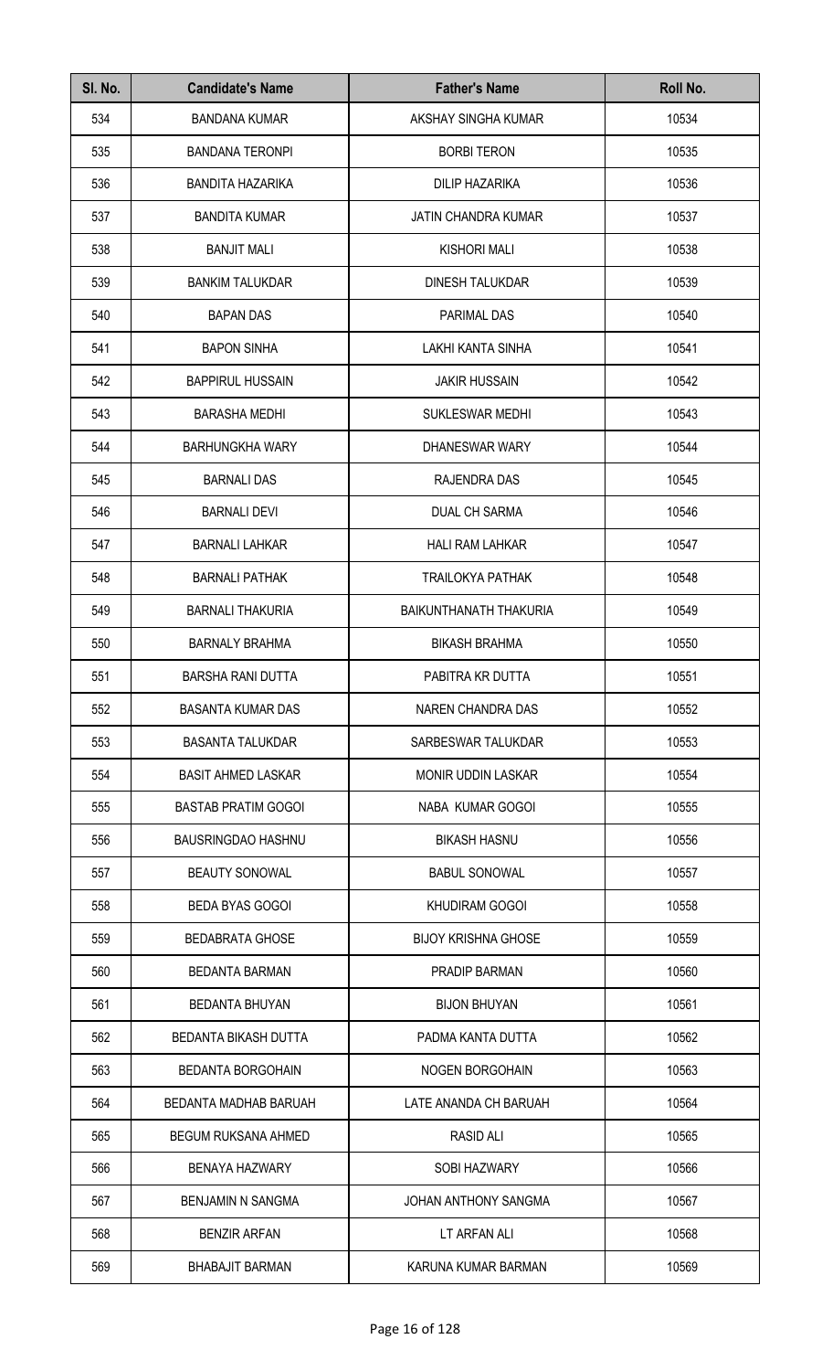| Sl. No. | Candidate's Name | Father's Name | Roll No. |
|---|---|---|---|
| 534 | BANDANA KUMAR | AKSHAY SINGHA KUMAR | 10534 |
| 535 | BANDANA TERONPI | BORBI TERON | 10535 |
| 536 | BANDITA HAZARIKA | DILIP HAZARIKA | 10536 |
| 537 | BANDITA KUMAR | JATIN CHANDRA KUMAR | 10537 |
| 538 | BANJIT MALI | KISHORI MALI | 10538 |
| 539 | BANKIM TALUKDAR | DINESH TALUKDAR | 10539 |
| 540 | BAPAN DAS | PARIMAL DAS | 10540 |
| 541 | BAPON SINHA | LAKHI KANTA SINHA | 10541 |
| 542 | BAPPIRUL HUSSAIN | JAKIR HUSSAIN | 10542 |
| 543 | BARASHA MEDHI | SUKLESWAR MEDHI | 10543 |
| 544 | BARHUNGKHA WARY | DHANESWAR WARY | 10544 |
| 545 | BARNALI DAS | RAJENDRA DAS | 10545 |
| 546 | BARNALI DEVI | DUAL CH SARMA | 10546 |
| 547 | BARNALI LAHKAR | HALI RAM LAHKAR | 10547 |
| 548 | BARNALI PATHAK | TRAILOKYA PATHAK | 10548 |
| 549 | BARNALI THAKURIA | BAIKUNTHANATH THAKURIA | 10549 |
| 550 | BARNALY BRAHMA | BIKASH BRAHMA | 10550 |
| 551 | BARSHA RANI DUTTA | PABITRA KR DUTTA | 10551 |
| 552 | BASANTA KUMAR DAS | NAREN CHANDRA DAS | 10552 |
| 553 | BASANTA TALUKDAR | SARBESWAR TALUKDAR | 10553 |
| 554 | BASIT AHMED LASKAR | MONIR UDDIN LASKAR | 10554 |
| 555 | BASTAB PRATIM GOGOI | NABA KUMAR GOGOI | 10555 |
| 556 | BAUSRINGDAO HASHNU | BIKASH HASNU | 10556 |
| 557 | BEAUTY SONOWAL | BABUL SONOWAL | 10557 |
| 558 | BEDA BYAS GOGOI | KHUDIRAM GOGOI | 10558 |
| 559 | BEDABRATA GHOSE | BIJOY KRISHNA GHOSE | 10559 |
| 560 | BEDANTA BARMAN | PRADIP BARMAN | 10560 |
| 561 | BEDANTA BHUYAN | BIJON BHUYAN | 10561 |
| 562 | BEDANTA BIKASH DUTTA | PADMA KANTA DUTTA | 10562 |
| 563 | BEDANTA BORGOHAIN | NOGEN BORGOHAIN | 10563 |
| 564 | BEDANTA MADHAB BARUAH | LATE ANANDA CH BARUAH | 10564 |
| 565 | BEGUM RUKSANA AHMED | RASID ALI | 10565 |
| 566 | BENAYA HAZWARY | SOBI HAZWARY | 10566 |
| 567 | BENJAMIN N SANGMA | JOHAN ANTHONY SANGMA | 10567 |
| 568 | BENZIR ARFAN | LT ARFAN ALI | 10568 |
| 569 | BHABAJIT BARMAN | KARUNA KUMAR BARMAN | 10569 |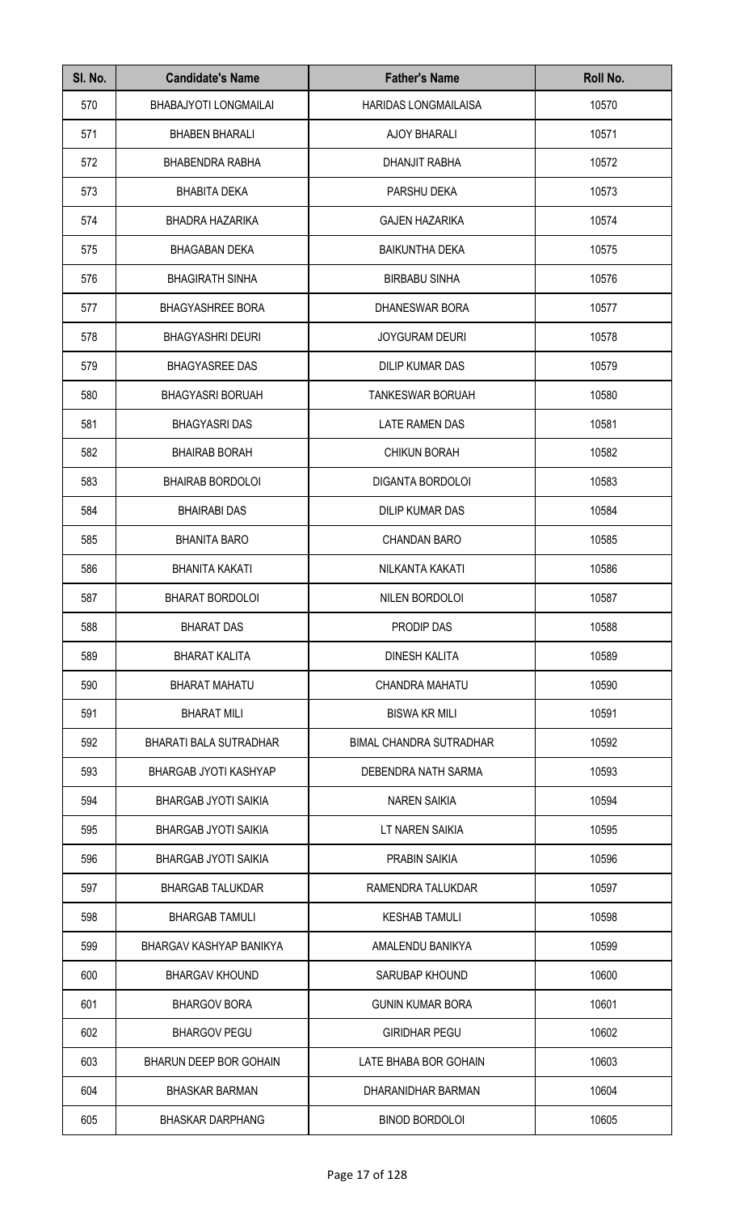| Sl. No. | Candidate's Name | Father's Name | Roll No. |
| --- | --- | --- | --- |
| 570 | BHABAJYOTI LONGMAILAI | HARIDAS LONGMAILAISA | 10570 |
| 571 | BHABEN BHARALI | AJOY BHARALI | 10571 |
| 572 | BHABENDRA RABHA | DHANJIT RABHA | 10572 |
| 573 | BHABITA DEKA | PARSHU DEKA | 10573 |
| 574 | BHADRA HAZARIKA | GAJEN HAZARIKA | 10574 |
| 575 | BHAGABAN DEKA | BAIKUNTHA DEKA | 10575 |
| 576 | BHAGIRATH SINHA | BIRBABU SINHA | 10576 |
| 577 | BHAGYASHREE BORA | DHANESWAR BORA | 10577 |
| 578 | BHAGYASHRI DEURI | JOYGURAM DEURI | 10578 |
| 579 | BHAGYASREE DAS | DILIP KUMAR DAS | 10579 |
| 580 | BHAGYASRI BORUAH | TANKESWAR BORUAH | 10580 |
| 581 | BHAGYASRI DAS | LATE RAMEN DAS | 10581 |
| 582 | BHAIRAB BORAH | CHIKUN BORAH | 10582 |
| 583 | BHAIRAB BORDOLOI | DIGANTA BORDOLOI | 10583 |
| 584 | BHAIRABI DAS | DILIP KUMAR DAS | 10584 |
| 585 | BHANITA BARO | CHANDAN BARO | 10585 |
| 586 | BHANITA KAKATI | NILKANTA KAKATI | 10586 |
| 587 | BHARAT BORDOLOI | NILEN BORDOLOI | 10587 |
| 588 | BHARAT DAS | PRODIP DAS | 10588 |
| 589 | BHARAT KALITA | DINESH KALITA | 10589 |
| 590 | BHARAT MAHATU | CHANDRA MAHATU | 10590 |
| 591 | BHARAT MILI | BISWA KR MILI | 10591 |
| 592 | BHARATI BALA SUTRADHAR | BIMAL CHANDRA SUTRADHAR | 10592 |
| 593 | BHARGAB JYOTI KASHYAP | DEBENDRA NATH SARMA | 10593 |
| 594 | BHARGAB JYOTI SAIKIA | NAREN SAIKIA | 10594 |
| 595 | BHARGAB JYOTI SAIKIA | LT NAREN SAIKIA | 10595 |
| 596 | BHARGAB JYOTI SAIKIA | PRABIN SAIKIA | 10596 |
| 597 | BHARGAB TALUKDAR | RAMENDRA TALUKDAR | 10597 |
| 598 | BHARGAB TAMULI | KESHAB TAMULI | 10598 |
| 599 | BHARGAV KASHYAP BANIKYA | AMALENDU BANIKYA | 10599 |
| 600 | BHARGAV KHOUND | SARUBAP KHOUND | 10600 |
| 601 | BHARGOV BORA | GUNIN KUMAR BORA | 10601 |
| 602 | BHARGOV PEGU | GIRIDHAR PEGU | 10602 |
| 603 | BHARUN DEEP BOR GOHAIN | LATE BHABA BOR GOHAIN | 10603 |
| 604 | BHASKAR BARMAN | DHARANIDHAR BARMAN | 10604 |
| 605 | BHASKAR DARPHANG | BINOD BORDOLOI | 10605 |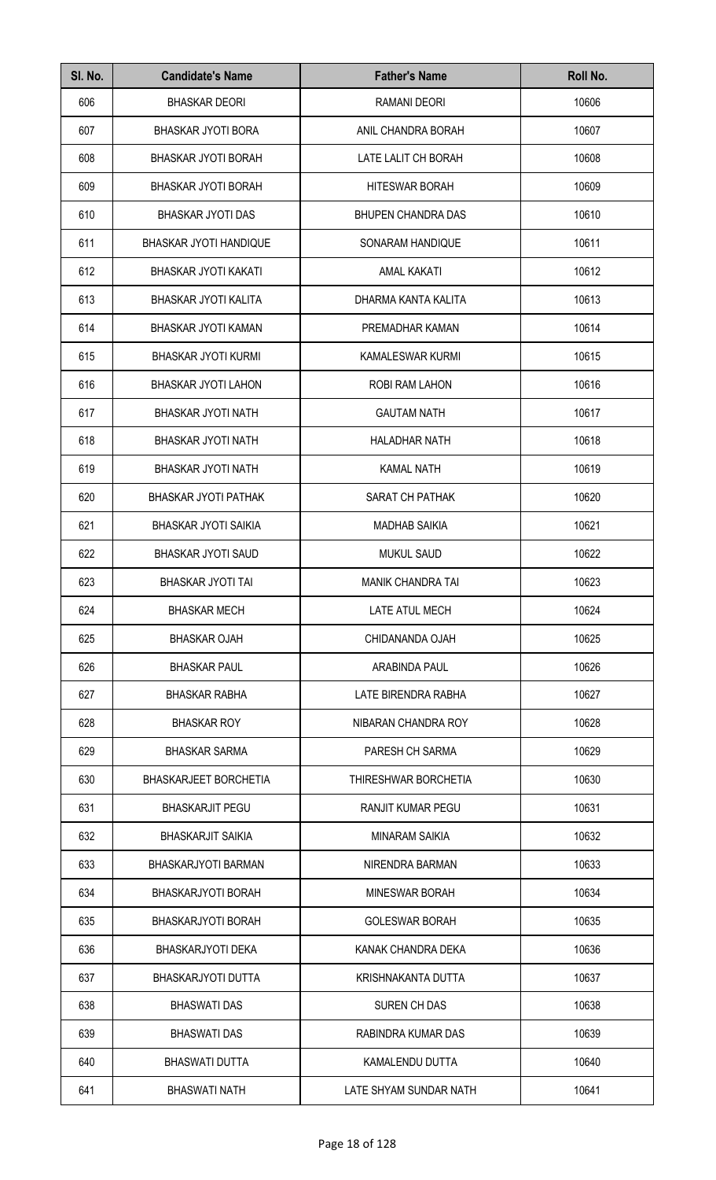| Sl. No. | Candidate's Name | Father's Name | Roll No. |
|---|---|---|---|
| 606 | BHASKAR DEORI | RAMANI DEORI | 10606 |
| 607 | BHASKAR JYOTI BORA | ANIL CHANDRA BORAH | 10607 |
| 608 | BHASKAR JYOTI BORAH | LATE LALIT CH BORAH | 10608 |
| 609 | BHASKAR JYOTI BORAH | HITESWAR BORAH | 10609 |
| 610 | BHASKAR JYOTI DAS | BHUPEN CHANDRA DAS | 10610 |
| 611 | BHASKAR JYOTI HANDIQUE | SONARAM HANDIQUE | 10611 |
| 612 | BHASKAR JYOTI KAKATI | AMAL KAKATI | 10612 |
| 613 | BHASKAR JYOTI KALITA | DHARMA KANTA KALITA | 10613 |
| 614 | BHASKAR JYOTI KAMAN | PREMADHAR KAMAN | 10614 |
| 615 | BHASKAR JYOTI KURMI | KAMALESWAR KURMI | 10615 |
| 616 | BHASKAR JYOTI LAHON | ROBI RAM LAHON | 10616 |
| 617 | BHASKAR JYOTI NATH | GAUTAM NATH | 10617 |
| 618 | BHASKAR JYOTI NATH | HALADHAR NATH | 10618 |
| 619 | BHASKAR JYOTI NATH | KAMAL NATH | 10619 |
| 620 | BHASKAR JYOTI PATHAK | SARAT CH PATHAK | 10620 |
| 621 | BHASKAR JYOTI SAIKIA | MADHAB SAIKIA | 10621 |
| 622 | BHASKAR JYOTI SAUD | MUKUL SAUD | 10622 |
| 623 | BHASKAR JYOTI TAI | MANIK CHANDRA TAI | 10623 |
| 624 | BHASKAR MECH | LATE ATUL MECH | 10624 |
| 625 | BHASKAR OJAH | CHIDANANDA OJAH | 10625 |
| 626 | BHASKAR PAUL | ARABINDA PAUL | 10626 |
| 627 | BHASKAR RABHA | LATE BIRENDRA RABHA | 10627 |
| 628 | BHASKAR ROY | NIBARAN CHANDRA ROY | 10628 |
| 629 | BHASKAR SARMA | PARESH CH SARMA | 10629 |
| 630 | BHASKARJEET BORCHETIA | THIRESHWAR BORCHETIA | 10630 |
| 631 | BHASKARJIT PEGU | RANJIT KUMAR PEGU | 10631 |
| 632 | BHASKARJIT SAIKIA | MINARAM SAIKIA | 10632 |
| 633 | BHASKARJYOTI BARMAN | NIRENDRA BARMAN | 10633 |
| 634 | BHASKARJYOTI BORAH | MINESWAR BORAH | 10634 |
| 635 | BHASKARJYOTI BORAH | GOLESWAR BORAH | 10635 |
| 636 | BHASKARJYOTI DEKA | KANAK CHANDRA DEKA | 10636 |
| 637 | BHASKARJYOTI DUTTA | KRISHNAKANTA DUTTA | 10637 |
| 638 | BHASWATI DAS | SUREN CH DAS | 10638 |
| 639 | BHASWATI DAS | RABINDRA KUMAR DAS | 10639 |
| 640 | BHASWATI DUTTA | KAMALENDU DUTTA | 10640 |
| 641 | BHASWATI NATH | LATE SHYAM SUNDAR NATH | 10641 |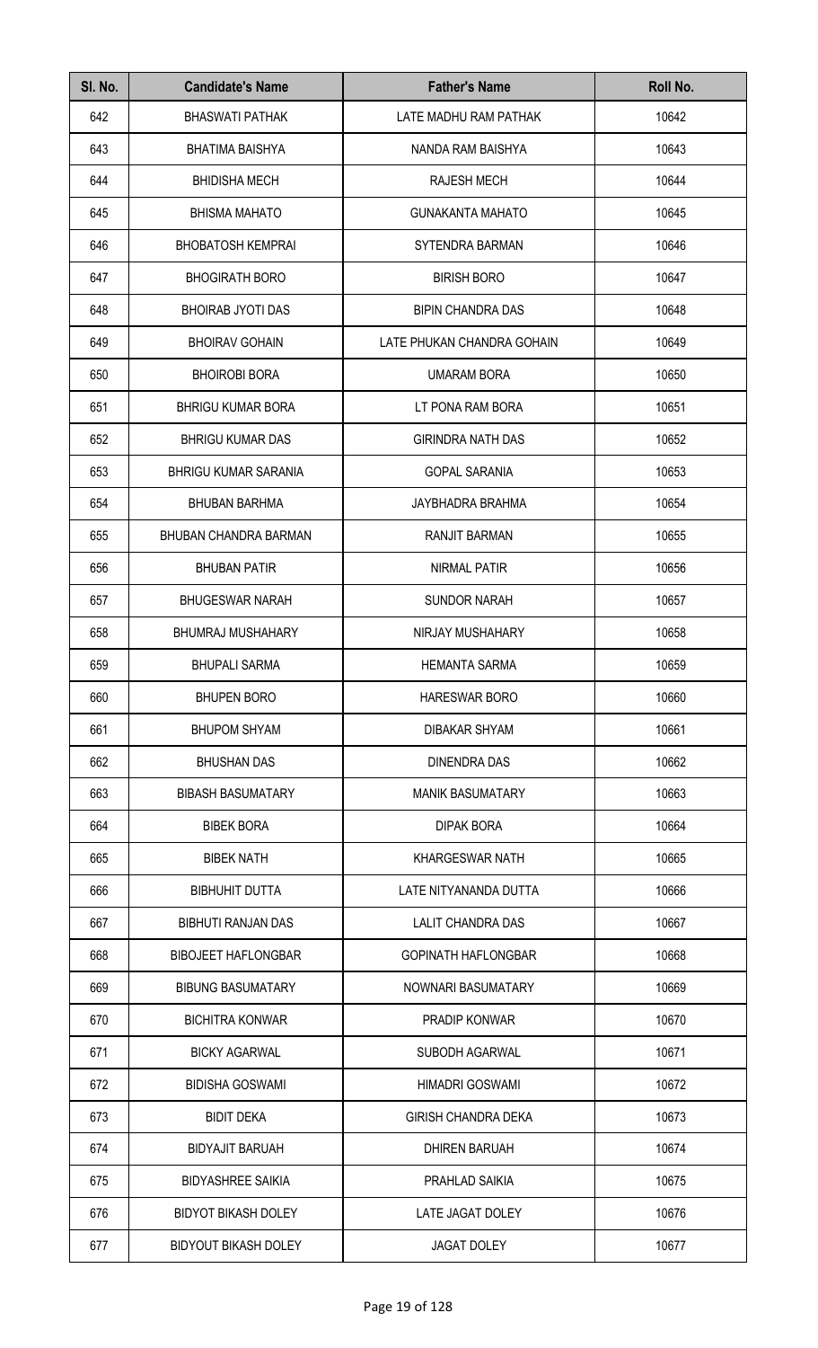| Sl. No. | Candidate's Name | Father's Name | Roll No. |
|---|---|---|---|
| 642 | BHASWATI PATHAK | LATE MADHU RAM PATHAK | 10642 |
| 643 | BHATIMA BAISHYA | NANDA RAM BAISHYA | 10643 |
| 644 | BHIDISHA MECH | RAJESH MECH | 10644 |
| 645 | BHISMA MAHATO | GUNAKANTA MAHATO | 10645 |
| 646 | BHOBATOSH KEMPRAI | SYTENDRA BARMAN | 10646 |
| 647 | BHOGIRATH BORO | BIRISH BORO | 10647 |
| 648 | BHOIRAB JYOTI DAS | BIPIN CHANDRA DAS | 10648 |
| 649 | BHOIRAV GOHAIN | LATE PHUKAN CHANDRA GOHAIN | 10649 |
| 650 | BHOIROBI BORA | UMARAM BORA | 10650 |
| 651 | BHRIGU KUMAR BORA | LT PONA RAM BORA | 10651 |
| 652 | BHRIGU KUMAR DAS | GIRINDRA NATH DAS | 10652 |
| 653 | BHRIGU KUMAR SARANIA | GOPAL SARANIA | 10653 |
| 654 | BHUBAN BARHMA | JAYBHADRA BRAHMA | 10654 |
| 655 | BHUBAN CHANDRA BARMAN | RANJIT BARMAN | 10655 |
| 656 | BHUBAN PATIR | NIRMAL PATIR | 10656 |
| 657 | BHUGESWAR NARAH | SUNDOR NARAH | 10657 |
| 658 | BHUMRAJ MUSHAHARY | NIRJAY MUSHAHARY | 10658 |
| 659 | BHUPALI SARMA | HEMANTA SARMA | 10659 |
| 660 | BHUPEN BORO | HARESWAR BORO | 10660 |
| 661 | BHUPOM SHYAM | DIBAKAR SHYAM | 10661 |
| 662 | BHUSHAN DAS | DINENDRA DAS | 10662 |
| 663 | BIBASH BASUMATARY | MANIK BASUMATARY | 10663 |
| 664 | BIBEK BORA | DIPAK BORA | 10664 |
| 665 | BIBEK NATH | KHARGESWAR NATH | 10665 |
| 666 | BIBHUHIT DUTTA | LATE NITYANANDA DUTTA | 10666 |
| 667 | BIBHUTI RANJAN DAS | LALIT CHANDRA DAS | 10667 |
| 668 | BIBOJEET HAFLONGBAR | GOPINATH HAFLONGBAR | 10668 |
| 669 | BIBUNG BASUMATARY | NOWNARI BASUMATARY | 10669 |
| 670 | BICHITRA KONWAR | PRADIP KONWAR | 10670 |
| 671 | BICKY AGARWAL | SUBODH AGARWAL | 10671 |
| 672 | BIDISHA GOSWAMI | HIMADRI GOSWAMI | 10672 |
| 673 | BIDIT DEKA | GIRISH CHANDRA DEKA | 10673 |
| 674 | BIDYAJIT BARUAH | DHIREN BARUAH | 10674 |
| 675 | BIDYASHREE SAIKIA | PRAHLAD SAIKIA | 10675 |
| 676 | BIDYOT BIKASH DOLEY | LATE JAGAT DOLEY | 10676 |
| 677 | BIDYOUT BIKASH DOLEY | JAGAT DOLEY | 10677 |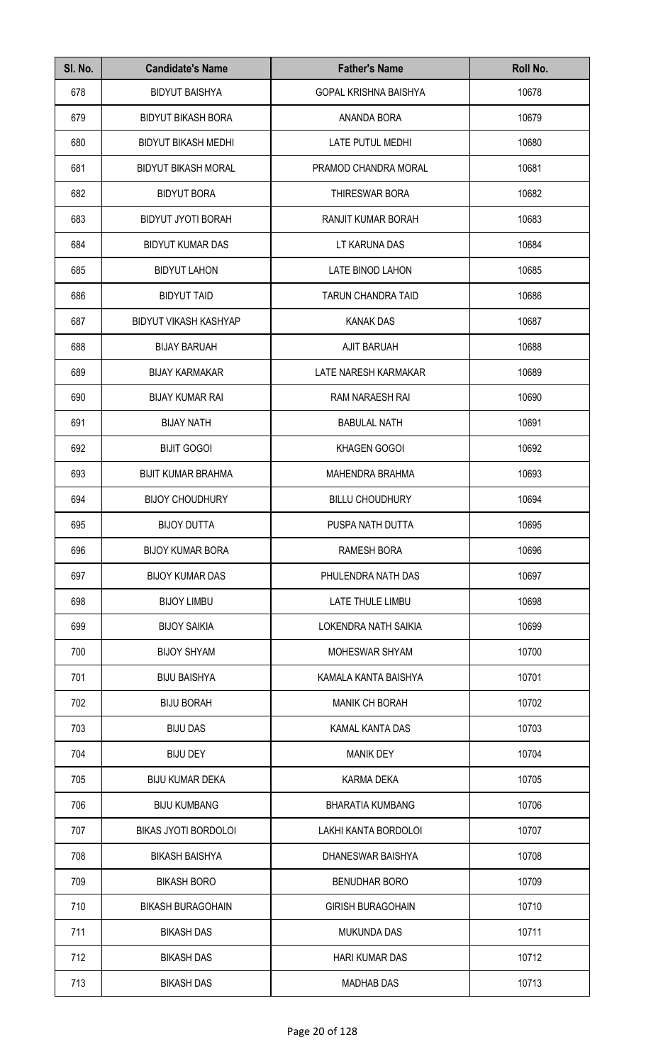| Sl. No. | Candidate's Name | Father's Name | Roll No. |
|---|---|---|---|
| 678 | BIDYUT BAISHYA | GOPAL KRISHNA BAISHYA | 10678 |
| 679 | BIDYUT BIKASH BORA | ANANDA BORA | 10679 |
| 680 | BIDYUT BIKASH MEDHI | LATE PUTUL MEDHI | 10680 |
| 681 | BIDYUT BIKASH MORAL | PRAMOD CHANDRA MORAL | 10681 |
| 682 | BIDYUT BORA | THIRESWAR BORA | 10682 |
| 683 | BIDYUT JYOTI BORAH | RANJIT KUMAR BORAH | 10683 |
| 684 | BIDYUT KUMAR DAS | LT KARUNA DAS | 10684 |
| 685 | BIDYUT LAHON | LATE BINOD LAHON | 10685 |
| 686 | BIDYUT TAID | TARUN CHANDRA TAID | 10686 |
| 687 | BIDYUT VIKASH KASHYAP | KANAK DAS | 10687 |
| 688 | BIJAY BARUAH | AJIT BARUAH | 10688 |
| 689 | BIJAY KARMAKAR | LATE NARESH KARMAKAR | 10689 |
| 690 | BIJAY KUMAR RAI | RAM NARAESH RAI | 10690 |
| 691 | BIJAY NATH | BABULAL NATH | 10691 |
| 692 | BIJIT GOGOI | KHAGEN GOGOI | 10692 |
| 693 | BIJIT KUMAR BRAHMA | MAHENDRA BRAHMA | 10693 |
| 694 | BIJOY CHOUDHURY | BILLU CHOUDHURY | 10694 |
| 695 | BIJOY DUTTA | PUSPA NATH DUTTA | 10695 |
| 696 | BIJOY KUMAR BORA | RAMESH BORA | 10696 |
| 697 | BIJOY KUMAR DAS | PHULENDRA NATH DAS | 10697 |
| 698 | BIJOY LIMBU | LATE THULE LIMBU | 10698 |
| 699 | BIJOY SAIKIA | LOKENDRA NATH SAIKIA | 10699 |
| 700 | BIJOY SHYAM | MOHESWAR SHYAM | 10700 |
| 701 | BIJU BAISHYA | KAMALA KANTA BAISHYA | 10701 |
| 702 | BIJU BORAH | MANIK CH BORAH | 10702 |
| 703 | BIJU DAS | KAMAL KANTA DAS | 10703 |
| 704 | BIJU DEY | MANIK DEY | 10704 |
| 705 | BIJU KUMAR DEKA | KARMA DEKA | 10705 |
| 706 | BIJU KUMBANG | BHARATIA KUMBANG | 10706 |
| 707 | BIKAS JYOTI BORDOLOI | LAKHI KANTA BORDOLOI | 10707 |
| 708 | BIKASH BAISHYA | DHANESWAR BAISHYA | 10708 |
| 709 | BIKASH BORO | BENUDHAR BORO | 10709 |
| 710 | BIKASH BURAGOHAIN | GIRISH BURAGOHAIN | 10710 |
| 711 | BIKASH DAS | MUKUNDA DAS | 10711 |
| 712 | BIKASH DAS | HARI KUMAR DAS | 10712 |
| 713 | BIKASH DAS | MADHAB DAS | 10713 |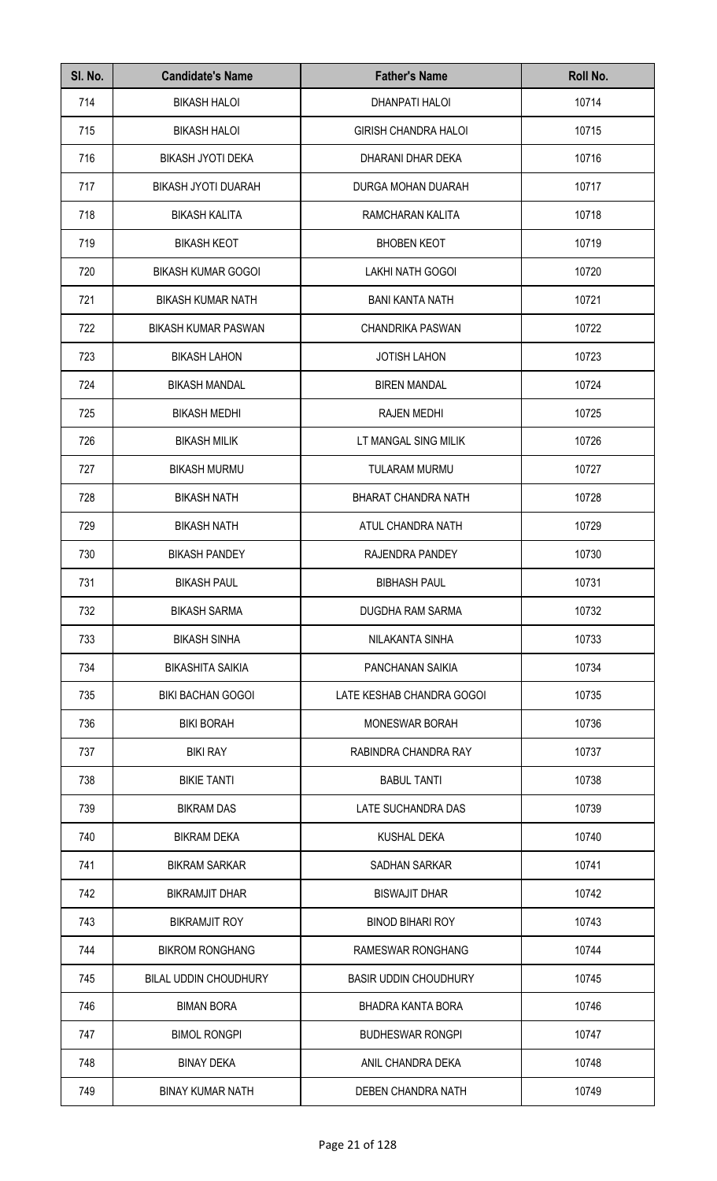| Sl. No. | Candidate's Name | Father's Name | Roll No. |
|---|---|---|---|
| 714 | BIKASH HALOI | DHANPATI HALOI | 10714 |
| 715 | BIKASH HALOI | GIRISH CHANDRA HALOI | 10715 |
| 716 | BIKASH JYOTI DEKA | DHARANI DHAR DEKA | 10716 |
| 717 | BIKASH JYOTI DUARAH | DURGA MOHAN DUARAH | 10717 |
| 718 | BIKASH KALITA | RAMCHARAN KALITA | 10718 |
| 719 | BIKASH KEOT | BHOBEN KEOT | 10719 |
| 720 | BIKASH KUMAR GOGOI | LAKHI NATH GOGOI | 10720 |
| 721 | BIKASH KUMAR NATH | BANI KANTA NATH | 10721 |
| 722 | BIKASH KUMAR PASWAN | CHANDRIKA PASWAN | 10722 |
| 723 | BIKASH LAHON | JOTISH LAHON | 10723 |
| 724 | BIKASH MANDAL | BIREN MANDAL | 10724 |
| 725 | BIKASH MEDHI | RAJEN MEDHI | 10725 |
| 726 | BIKASH MILIK | LT MANGAL SING MILIK | 10726 |
| 727 | BIKASH MURMU | TULARAM MURMU | 10727 |
| 728 | BIKASH NATH | BHARAT CHANDRA NATH | 10728 |
| 729 | BIKASH NATH | ATUL CHANDRA NATH | 10729 |
| 730 | BIKASH PANDEY | RAJENDRA PANDEY | 10730 |
| 731 | BIKASH PAUL | BIBHASH PAUL | 10731 |
| 732 | BIKASH SARMA | DUGDHA RAM SARMA | 10732 |
| 733 | BIKASH SINHA | NILAKANTA SINHA | 10733 |
| 734 | BIKASHITA SAIKIA | PANCHANAN SAIKIA | 10734 |
| 735 | BIKI BACHAN GOGOI | LATE KESHAB CHANDRA GOGOI | 10735 |
| 736 | BIKI BORAH | MONESWAR BORAH | 10736 |
| 737 | BIKI RAY | RABINDRA CHANDRA RAY | 10737 |
| 738 | BIKIE TANTI | BABUL TANTI | 10738 |
| 739 | BIKRAM DAS | LATE SUCHANDRA DAS | 10739 |
| 740 | BIKRAM DEKA | KUSHAL DEKA | 10740 |
| 741 | BIKRAM SARKAR | SADHAN SARKAR | 10741 |
| 742 | BIKRAMJIT DHAR | BISWAJIT DHAR | 10742 |
| 743 | BIKRAMJIT ROY | BINOD BIHARI ROY | 10743 |
| 744 | BIKROM RONGHANG | RAMESWAR RONGHANG | 10744 |
| 745 | BILAL UDDIN CHOUDHURY | BASIR UDDIN CHOUDHURY | 10745 |
| 746 | BIMAN BORA | BHADRA KANTA BORA | 10746 |
| 747 | BIMOL RONGPI | BUDHESWAR RONGPI | 10747 |
| 748 | BINAY DEKA | ANIL CHANDRA DEKA | 10748 |
| 749 | BINAY KUMAR NATH | DEBEN CHANDRA NATH | 10749 |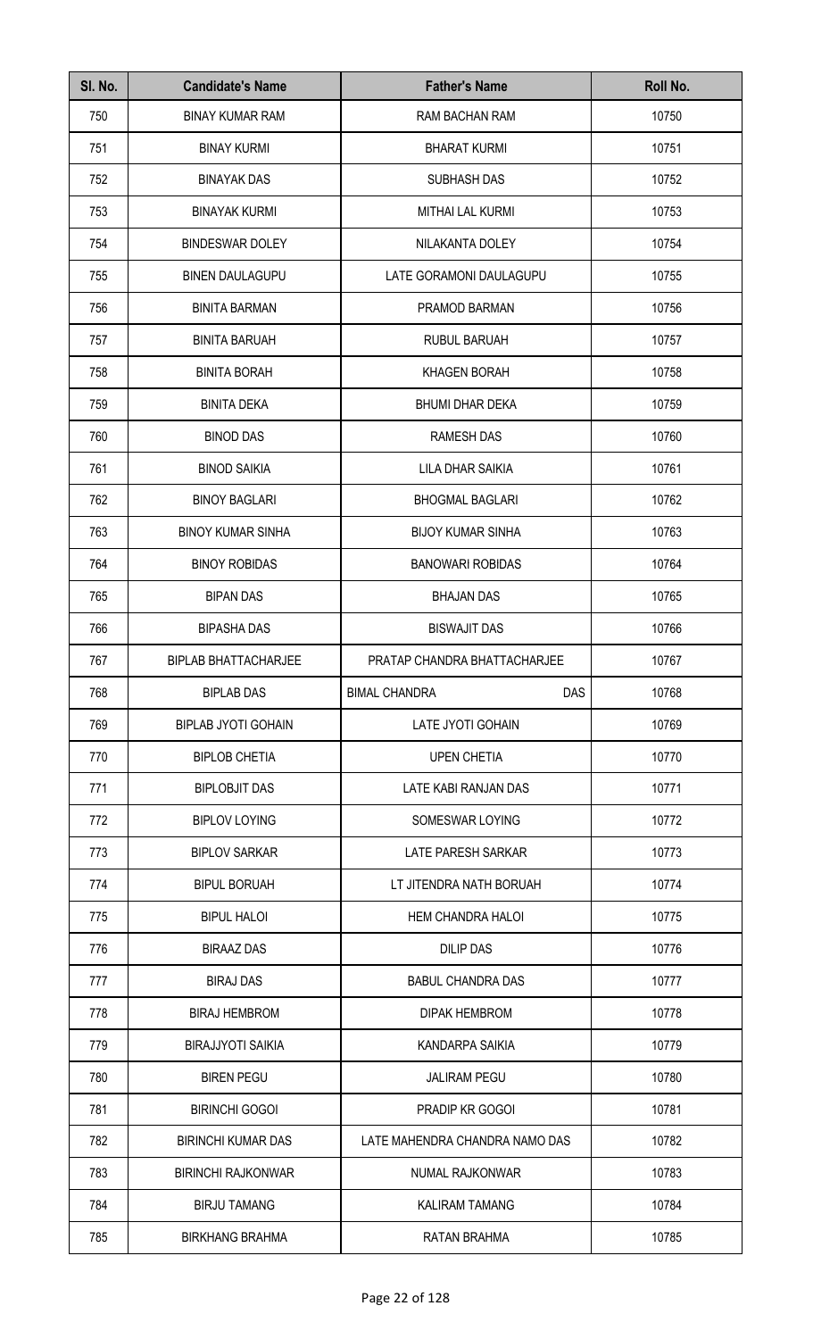| Sl. No. | Candidate's Name | Father's Name | Roll No. |
|---|---|---|---|
| 750 | BINAY KUMAR RAM | RAM BACHAN RAM | 10750 |
| 751 | BINAY KURMI | BHARAT KURMI | 10751 |
| 752 | BINAYAK DAS | SUBHASH DAS | 10752 |
| 753 | BINAYAK KURMI | MITHAI LAL KURMI | 10753 |
| 754 | BINDESWAR DOLEY | NILAKANTA DOLEY | 10754 |
| 755 | BINEN DAULAGUPU | LATE GORAMONI DAULAGUPU | 10755 |
| 756 | BINITA BARMAN | PRAMOD BARMAN | 10756 |
| 757 | BINITA BARUAH | RUBUL BARUAH | 10757 |
| 758 | BINITA BORAH | KHAGEN BORAH | 10758 |
| 759 | BINITA DEKA | BHUMI DHAR DEKA | 10759 |
| 760 | BINOD DAS | RAMESH DAS | 10760 |
| 761 | BINOD SAIKIA | LILA DHAR SAIKIA | 10761 |
| 762 | BINOY BAGLARI | BHOGMAL BAGLARI | 10762 |
| 763 | BINOY KUMAR SINHA | BIJOY KUMAR SINHA | 10763 |
| 764 | BINOY ROBIDAS | BANOWARI ROBIDAS | 10764 |
| 765 | BIPAN DAS | BHAJAN DAS | 10765 |
| 766 | BIPASHA DAS | BISWAJIT DAS | 10766 |
| 767 | BIPLAB BHATTACHARJEE | PRATAP CHANDRA BHATTACHARJEE | 10767 |
| 768 | BIPLAB DAS | BIMAL CHANDRA DAS | 10768 |
| 769 | BIPLAB JYOTI GOHAIN | LATE JYOTI GOHAIN | 10769 |
| 770 | BIPLOB CHETIA | UPEN CHETIA | 10770 |
| 771 | BIPLOBJIT DAS | LATE KABI RANJAN DAS | 10771 |
| 772 | BIPLOV LOYING | SOMESWAR LOYING | 10772 |
| 773 | BIPLOV SARKAR | LATE PARESH SARKAR | 10773 |
| 774 | BIPUL BORUAH | LT JITENDRA NATH BORUAH | 10774 |
| 775 | BIPUL HALOI | HEM CHANDRA HALOI | 10775 |
| 776 | BIRAAZ DAS | DILIP DAS | 10776 |
| 777 | BIRAJ DAS | BABUL CHANDRA DAS | 10777 |
| 778 | BIRAJ HEMBROM | DIPAK HEMBROM | 10778 |
| 779 | BIRAJJYOTI SAIKIA | KANDARPA SAIKIA | 10779 |
| 780 | BIREN PEGU | JALIRAM PEGU | 10780 |
| 781 | BIRINCHI GOGOI | PRADIP KR GOGOI | 10781 |
| 782 | BIRINCHI KUMAR DAS | LATE MAHENDRA CHANDRA NAMO DAS | 10782 |
| 783 | BIRINCHI RAJKONWAR | NUMAL RAJKONWAR | 10783 |
| 784 | BIRJU TAMANG | KALIRAM TAMANG | 10784 |
| 785 | BIRKHANG BRAHMA | RATAN BRAHMA | 10785 |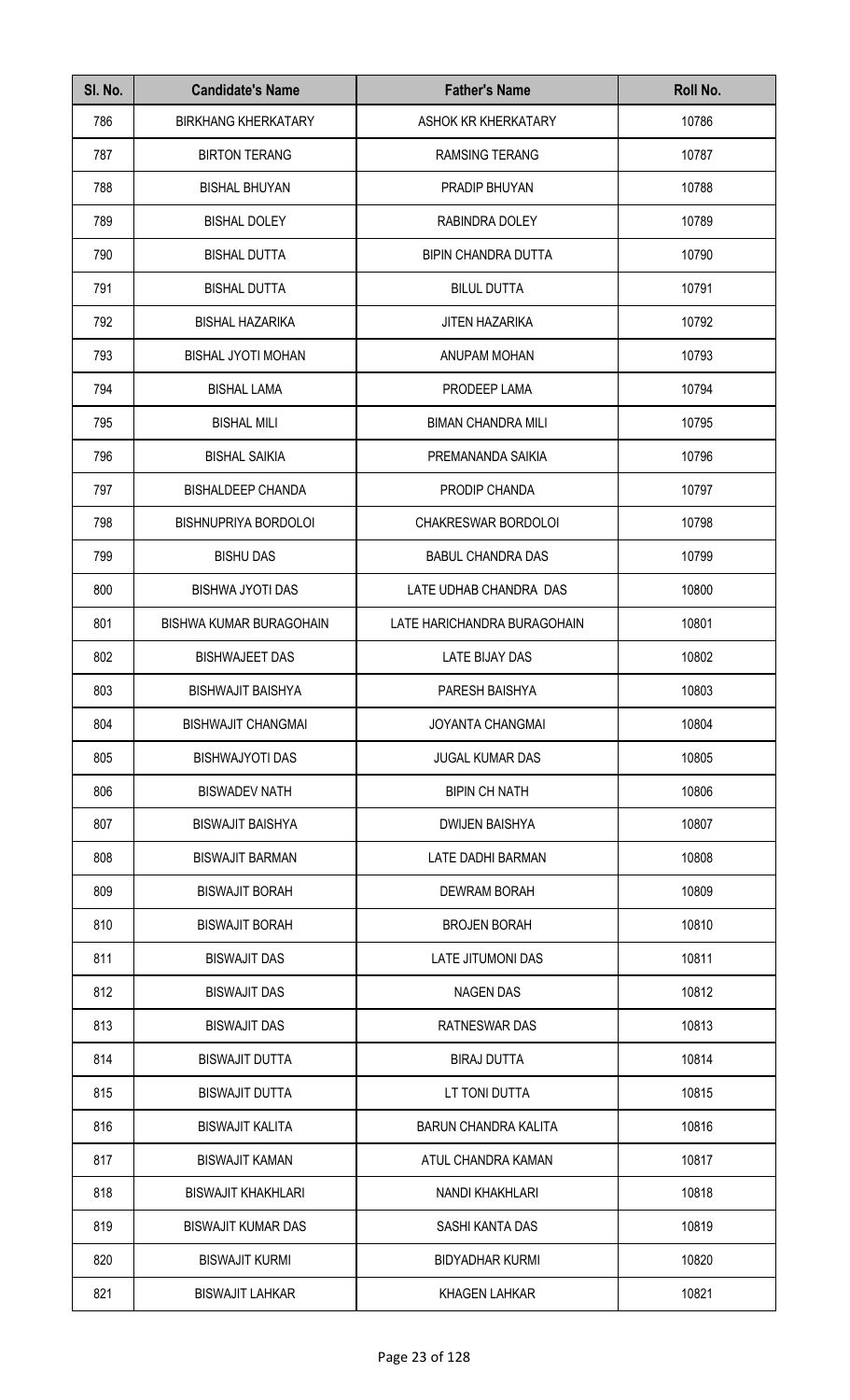| Sl. No. | Candidate's Name | Father's Name | Roll No. |
|---|---|---|---|
| 786 | BIRKHANG KHERKATARY | ASHOK KR KHERKATARY | 10786 |
| 787 | BIRTON TERANG | RAMSING TERANG | 10787 |
| 788 | BISHAL BHUYAN | PRADIP BHUYAN | 10788 |
| 789 | BISHAL DOLEY | RABINDRA DOLEY | 10789 |
| 790 | BISHAL DUTTA | BIPIN CHANDRA DUTTA | 10790 |
| 791 | BISHAL DUTTA | BILUL DUTTA | 10791 |
| 792 | BISHAL HAZARIKA | JITEN HAZARIKA | 10792 |
| 793 | BISHAL JYOTI MOHAN | ANUPAM MOHAN | 10793 |
| 794 | BISHAL LAMA | PRODEEP LAMA | 10794 |
| 795 | BISHAL MILI | BIMAN CHANDRA MILI | 10795 |
| 796 | BISHAL SAIKIA | PREMANANDA SAIKIA | 10796 |
| 797 | BISHALDEEP CHANDA | PRODIP CHANDA | 10797 |
| 798 | BISHNUPRIYA BORDOLOI | CHAKRESWAR BORDOLOI | 10798 |
| 799 | BISHU DAS | BABUL CHANDRA DAS | 10799 |
| 800 | BISHWA JYOTI DAS | LATE UDHAB CHANDRA DAS | 10800 |
| 801 | BISHWA KUMAR BURAGOHAIN | LATE HARICHANDRA BURAGOHAIN | 10801 |
| 802 | BISHWAJEET DAS | LATE BIJAY DAS | 10802 |
| 803 | BISHWAJIT BAISHYA | PARESH BAISHYA | 10803 |
| 804 | BISHWAJIT CHANGMAI | JOYANTA CHANGMAI | 10804 |
| 805 | BISHWAJYOTI DAS | JUGAL KUMAR DAS | 10805 |
| 806 | BISWADEV NATH | BIPIN CH NATH | 10806 |
| 807 | BISWAJIT BAISHYA | DWIJEN BAISHYA | 10807 |
| 808 | BISWAJIT BARMAN | LATE DADHI BARMAN | 10808 |
| 809 | BISWAJIT BORAH | DEWRAM BORAH | 10809 |
| 810 | BISWAJIT BORAH | BROJEN BORAH | 10810 |
| 811 | BISWAJIT DAS | LATE JITUMONI DAS | 10811 |
| 812 | BISWAJIT DAS | NAGEN DAS | 10812 |
| 813 | BISWAJIT DAS | RATNESWAR DAS | 10813 |
| 814 | BISWAJIT DUTTA | BIRAJ DUTTA | 10814 |
| 815 | BISWAJIT DUTTA | LT TONI DUTTA | 10815 |
| 816 | BISWAJIT KALITA | BARUN CHANDRA KALITA | 10816 |
| 817 | BISWAJIT KAMAN | ATUL CHANDRA KAMAN | 10817 |
| 818 | BISWAJIT KHAKHLARI | NANDI KHAKHLARI | 10818 |
| 819 | BISWAJIT KUMAR DAS | SASHI KANTA DAS | 10819 |
| 820 | BISWAJIT KURMI | BIDYADHAR KURMI | 10820 |
| 821 | BISWAJIT LAHKAR | KHAGEN LAHKAR | 10821 |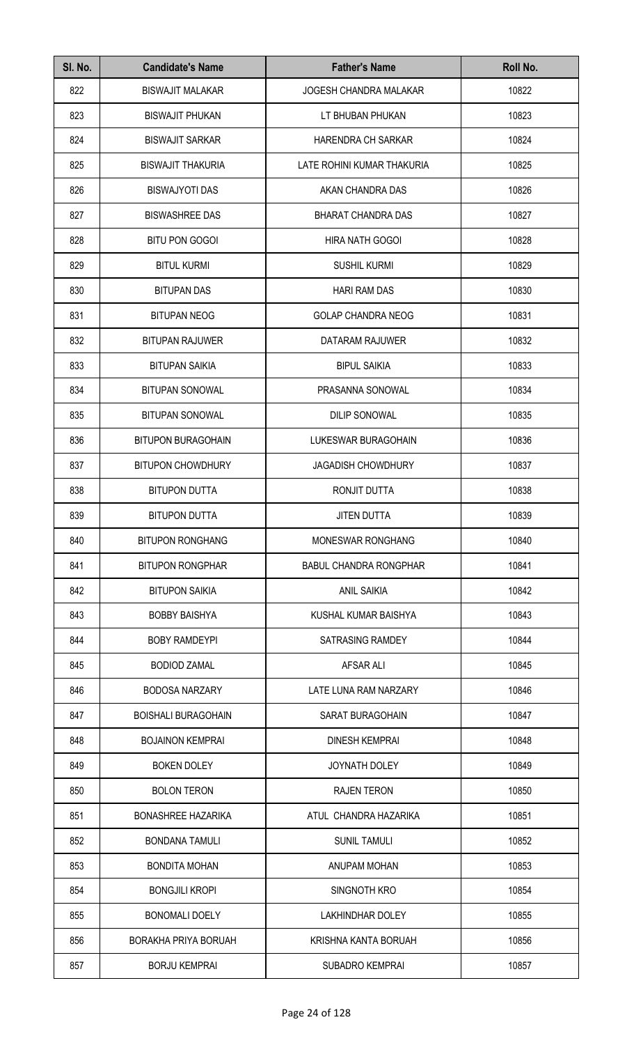| Sl. No. | Candidate's Name | Father's Name | Roll No. |
| --- | --- | --- | --- |
| 822 | BISWAJIT MALAKAR | JOGESH CHANDRA MALAKAR | 10822 |
| 823 | BISWAJIT PHUKAN | LT BHUBAN PHUKAN | 10823 |
| 824 | BISWAJIT SARKAR | HARENDRA CH SARKAR | 10824 |
| 825 | BISWAJIT THAKURIA | LATE ROHINI KUMAR THAKURIA | 10825 |
| 826 | BISWAJYOTI DAS | AKAN CHANDRA DAS | 10826 |
| 827 | BISWASHREE DAS | BHARAT CHANDRA DAS | 10827 |
| 828 | BITU PON GOGOI | HIRA NATH GOGOI | 10828 |
| 829 | BITUL KURMI | SUSHIL KURMI | 10829 |
| 830 | BITUPAN DAS | HARI RAM DAS | 10830 |
| 831 | BITUPAN NEOG | GOLAP CHANDRA NEOG | 10831 |
| 832 | BITUPAN RAJUWER | DATARAM RAJUWER | 10832 |
| 833 | BITUPAN SAIKIA | BIPUL SAIKIA | 10833 |
| 834 | BITUPAN SONOWAL | PRASANNA SONOWAL | 10834 |
| 835 | BITUPAN SONOWAL | DILIP SONOWAL | 10835 |
| 836 | BITUPON BURAGOHAIN | LUKESWAR BURAGOHAIN | 10836 |
| 837 | BITUPON CHOWDHURY | JAGADISH CHOWDHURY | 10837 |
| 838 | BITUPON DUTTA | RONJIT DUTTA | 10838 |
| 839 | BITUPON DUTTA | JITEN DUTTA | 10839 |
| 840 | BITUPON RONGHANG | MONESWAR RONGHANG | 10840 |
| 841 | BITUPON RONGPHAR | BABUL CHANDRA RONGPHAR | 10841 |
| 842 | BITUPON SAIKIA | ANIL SAIKIA | 10842 |
| 843 | BOBBY BAISHYA | KUSHAL KUMAR BAISHYA | 10843 |
| 844 | BOBY RAMDEYPI | SATRASING RAMDEY | 10844 |
| 845 | BODIOD ZAMAL | AFSAR ALI | 10845 |
| 846 | BODOSA NARZARY | LATE LUNA RAM NARZARY | 10846 |
| 847 | BOISHALI BURAGOHAIN | SARAT BURAGOHAIN | 10847 |
| 848 | BOJAINON KEMPRAI | DINESH KEMPRAI | 10848 |
| 849 | BOKEN DOLEY | JOYNATH DOLEY | 10849 |
| 850 | BOLON TERON | RAJEN TERON | 10850 |
| 851 | BONASHREE HAZARIKA | ATUL CHANDRA HAZARIKA | 10851 |
| 852 | BONDANA TAMULI | SUNIL TAMULI | 10852 |
| 853 | BONDITA MOHAN | ANUPAM MOHAN | 10853 |
| 854 | BONGJILI KROPI | SINGNOTH KRO | 10854 |
| 855 | BONOMALI DOELY | LAKHINDHAR DOLEY | 10855 |
| 856 | BORAKHA PRIYA BORUAH | KRISHNA KANTA BORUAH | 10856 |
| 857 | BORJU KEMPRAI | SUBADRO KEMPRAI | 10857 |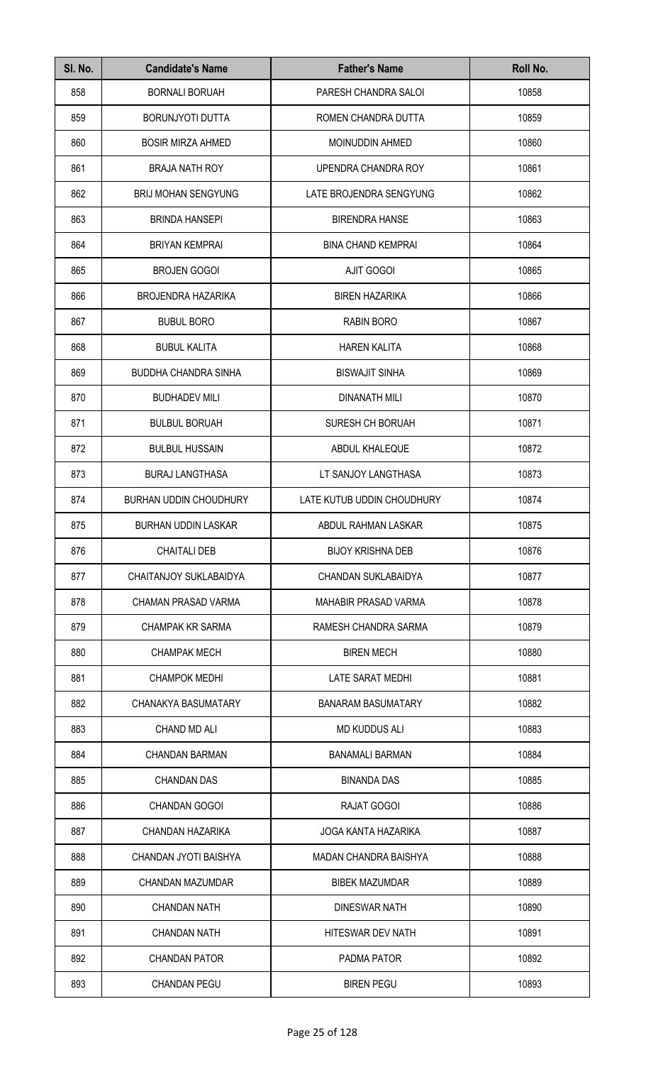| Sl. No. | Candidate's Name | Father's Name | Roll No. |
| --- | --- | --- | --- |
| 858 | BORNALI BORUAH | PARESH CHANDRA SALOI | 10858 |
| 859 | BORUNJYOTI DUTTA | ROMEN CHANDRA DUTTA | 10859 |
| 860 | BOSIR MIRZA AHMED | MOINUDDIN AHMED | 10860 |
| 861 | BRAJA NATH ROY | UPENDRA CHANDRA ROY | 10861 |
| 862 | BRIJ MOHAN SENGYUNG | LATE BROJENDRA SENGYUNG | 10862 |
| 863 | BRINDA HANSEPI | BIRENDRA HANSE | 10863 |
| 864 | BRIYAN KEMPRAI | BINA CHAND KEMPRAI | 10864 |
| 865 | BROJEN GOGOI | AJIT GOGOI | 10865 |
| 866 | BROJENDRA HAZARIKA | BIREN HAZARIKA | 10866 |
| 867 | BUBUL BORO | RABIN BORO | 10867 |
| 868 | BUBUL KALITA | HAREN KALITA | 10868 |
| 869 | BUDDHA CHANDRA SINHA | BISWAJIT SINHA | 10869 |
| 870 | BUDHADEV MILI | DINANATH MILI | 10870 |
| 871 | BULBUL BORUAH | SURESH CH BORUAH | 10871 |
| 872 | BULBUL HUSSAIN | ABDUL KHALEQUE | 10872 |
| 873 | BURAJ LANGTHASA | LT SANJOY LANGTHASA | 10873 |
| 874 | BURHAN UDDIN CHOUDHURY | LATE KUTUB UDDIN CHOUDHURY | 10874 |
| 875 | BURHAN UDDIN LASKAR | ABDUL RAHMAN LASKAR | 10875 |
| 876 | CHAITALI DEB | BIJOY KRISHNA DEB | 10876 |
| 877 | CHAITANJOY SUKLABAIDYA | CHANDAN SUKLABAIDYA | 10877 |
| 878 | CHAMAN PRASAD VARMA | MAHABIR PRASAD VARMA | 10878 |
| 879 | CHAMPAK KR SARMA | RAMESH CHANDRA SARMA | 10879 |
| 880 | CHAMPAK MECH | BIREN MECH | 10880 |
| 881 | CHAMPOK MEDHI | LATE SARAT MEDHI | 10881 |
| 882 | CHANAKYA BASUMATARY | BANARAM BASUMATARY | 10882 |
| 883 | CHAND MD ALI | MD KUDDUS ALI | 10883 |
| 884 | CHANDAN BARMAN | BANAMALI BARMAN | 10884 |
| 885 | CHANDAN DAS | BINANDA DAS | 10885 |
| 886 | CHANDAN GOGOI | RAJAT GOGOI | 10886 |
| 887 | CHANDAN HAZARIKA | JOGA KANTA HAZARIKA | 10887 |
| 888 | CHANDAN JYOTI BAISHYA | MADAN CHANDRA BAISHYA | 10888 |
| 889 | CHANDAN MAZUMDAR | BIBEK MAZUMDAR | 10889 |
| 890 | CHANDAN NATH | DINESWAR NATH | 10890 |
| 891 | CHANDAN NATH | HITESWAR DEV NATH | 10891 |
| 892 | CHANDAN PATOR | PADMA PATOR | 10892 |
| 893 | CHANDAN PEGU | BIREN PEGU | 10893 |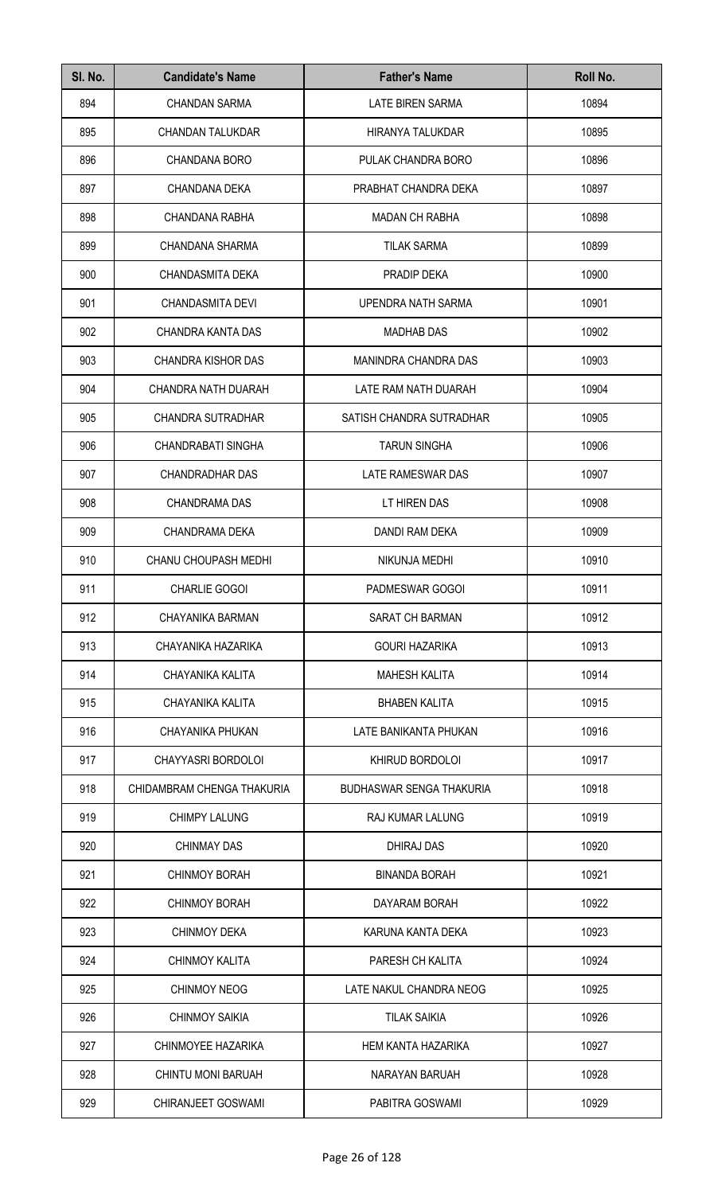| Sl. No. | Candidate's Name | Father's Name | Roll No. |
|---|---|---|---|
| 894 | CHANDAN SARMA | LATE BIREN SARMA | 10894 |
| 895 | CHANDAN TALUKDAR | HIRANYA TALUKDAR | 10895 |
| 896 | CHANDANA BORO | PULAK CHANDRA BORO | 10896 |
| 897 | CHANDANA DEKA | PRABHAT CHANDRA DEKA | 10897 |
| 898 | CHANDANA RABHA | MADAN CH RABHA | 10898 |
| 899 | CHANDANA SHARMA | TILAK SARMA | 10899 |
| 900 | CHANDASMITA DEKA | PRADIP DEKA | 10900 |
| 901 | CHANDASMITA DEVI | UPENDRA NATH SARMA | 10901 |
| 902 | CHANDRA KANTA DAS | MADHAB DAS | 10902 |
| 903 | CHANDRA KISHOR DAS | MANINDRA CHANDRA DAS | 10903 |
| 904 | CHANDRA NATH DUARAH | LATE RAM NATH DUARAH | 10904 |
| 905 | CHANDRA SUTRADHAR | SATISH CHANDRA SUTRADHAR | 10905 |
| 906 | CHANDRABATI SINGHA | TARUN SINGHA | 10906 |
| 907 | CHANDRADHAR DAS | LATE RAMESWAR DAS | 10907 |
| 908 | CHANDRAMA DAS | LT HIREN DAS | 10908 |
| 909 | CHANDRAMA DEKA | DANDI RAM DEKA | 10909 |
| 910 | CHANU CHOUPASH MEDHI | NIKUNJA MEDHI | 10910 |
| 911 | CHARLIE GOGOI | PADMESWAR GOGOI | 10911 |
| 912 | CHAYANIKA BARMAN | SARAT CH BARMAN | 10912 |
| 913 | CHAYANIKA HAZARIKA | GOURI HAZARIKA | 10913 |
| 914 | CHAYANIKA KALITA | MAHESH KALITA | 10914 |
| 915 | CHAYANIKA KALITA | BHABEN KALITA | 10915 |
| 916 | CHAYANIKA PHUKAN | LATE BANIKANTA PHUKAN | 10916 |
| 917 | CHAYYASRI BORDOLOI | KHIRUD BORDOLOI | 10917 |
| 918 | CHIDAMBRAM CHENGA THAKURIA | BUDHASWAR SENGA THAKURIA | 10918 |
| 919 | CHIMPY LALUNG | RAJ KUMAR LALUNG | 10919 |
| 920 | CHINMAY DAS | DHIRAJ DAS | 10920 |
| 921 | CHINMOY BORAH | BINANDA BORAH | 10921 |
| 922 | CHINMOY BORAH | DAYARAM BORAH | 10922 |
| 923 | CHINMOY DEKA | KARUNA KANTA DEKA | 10923 |
| 924 | CHINMOY KALITA | PARESH CH KALITA | 10924 |
| 925 | CHINMOY NEOG | LATE NAKUL CHANDRA NEOG | 10925 |
| 926 | CHINMOY SAIKIA | TILAK SAIKIA | 10926 |
| 927 | CHINMOYEE HAZARIKA | HEM KANTA HAZARIKA | 10927 |
| 928 | CHINTU MONI BARUAH | NARAYAN BARUAH | 10928 |
| 929 | CHIRANJEET GOSWAMI | PABITRA GOSWAMI | 10929 |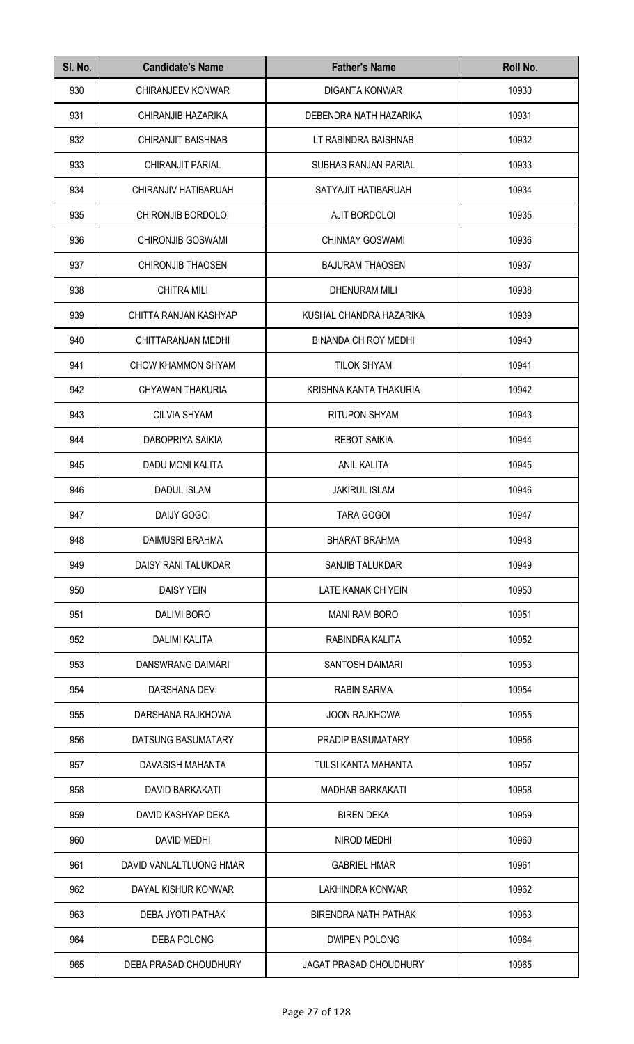| Sl. No. | Candidate's Name | Father's Name | Roll No. |
|---|---|---|---|
| 930 | CHIRANJEEV KONWAR | DIGANTA KONWAR | 10930 |
| 931 | CHIRANJIB HAZARIKA | DEBENDRA NATH HAZARIKA | 10931 |
| 932 | CHIRANJIT BAISHNAB | LT RABINDRA BAISHNAB | 10932 |
| 933 | CHIRANJIT PARIAL | SUBHAS RANJAN PARIAL | 10933 |
| 934 | CHIRANJIV HATIBARUAH | SATYAJIT HATIBARUAH | 10934 |
| 935 | CHIRONJIB BORDOLOI | AJIT BORDOLOI | 10935 |
| 936 | CHIRONJIB GOSWAMI | CHINMAY GOSWAMI | 10936 |
| 937 | CHIRONJIB THAOSEN | BAJURAM THAOSEN | 10937 |
| 938 | CHITRA MILI | DHENURAM MILI | 10938 |
| 939 | CHITTA RANJAN KASHYAP | KUSHAL CHANDRA HAZARIKA | 10939 |
| 940 | CHITTARANJAN MEDHI | BINANDA CH ROY MEDHI | 10940 |
| 941 | CHOW KHAMMON SHYAM | TILOK SHYAM | 10941 |
| 942 | CHYAWAN THAKURIA | KRISHNA KANTA THAKURIA | 10942 |
| 943 | CILVIA SHYAM | RITUPON SHYAM | 10943 |
| 944 | DABOPRIYA SAIKIA | REBOT SAIKIA | 10944 |
| 945 | DADU MONI KALITA | ANIL KALITA | 10945 |
| 946 | DADUL ISLAM | JAKIRUL ISLAM | 10946 |
| 947 | DAIJY GOGOI | TARA GOGOI | 10947 |
| 948 | DAIMUSRI BRAHMA | BHARAT BRAHMA | 10948 |
| 949 | DAISY RANI TALUKDAR | SANJIB TALUKDAR | 10949 |
| 950 | DAISY YEIN | LATE KANAK CH YEIN | 10950 |
| 951 | DALIMI BORO | MANI RAM BORO | 10951 |
| 952 | DALIMI KALITA | RABINDRA KALITA | 10952 |
| 953 | DANSWRANG DAIMARI | SANTOSH DAIMARI | 10953 |
| 954 | DARSHANA DEVI | RABIN SARMA | 10954 |
| 955 | DARSHANA RAJKHOWA | JOON RAJKHOWA | 10955 |
| 956 | DATSUNG BASUMATARY | PRADIP BASUMATARY | 10956 |
| 957 | DAVASISH MAHANTA | TULSI KANTA MAHANTA | 10957 |
| 958 | DAVID BARKAKATI | MADHAB BARKAKATI | 10958 |
| 959 | DAVID KASHYAP DEKA | BIREN DEKA | 10959 |
| 960 | DAVID MEDHI | NIROD MEDHI | 10960 |
| 961 | DAVID VANLALTLUONG HMAR | GABRIEL HMAR | 10961 |
| 962 | DAYAL KISHUR KONWAR | LAKHINDRA KONWAR | 10962 |
| 963 | DEBA JYOTI PATHAK | BIRENDRA NATH PATHAK | 10963 |
| 964 | DEBA POLONG | DWIPEN POLONG | 10964 |
| 965 | DEBA PRASAD CHOUDHURY | JAGAT PRASAD CHOUDHURY | 10965 |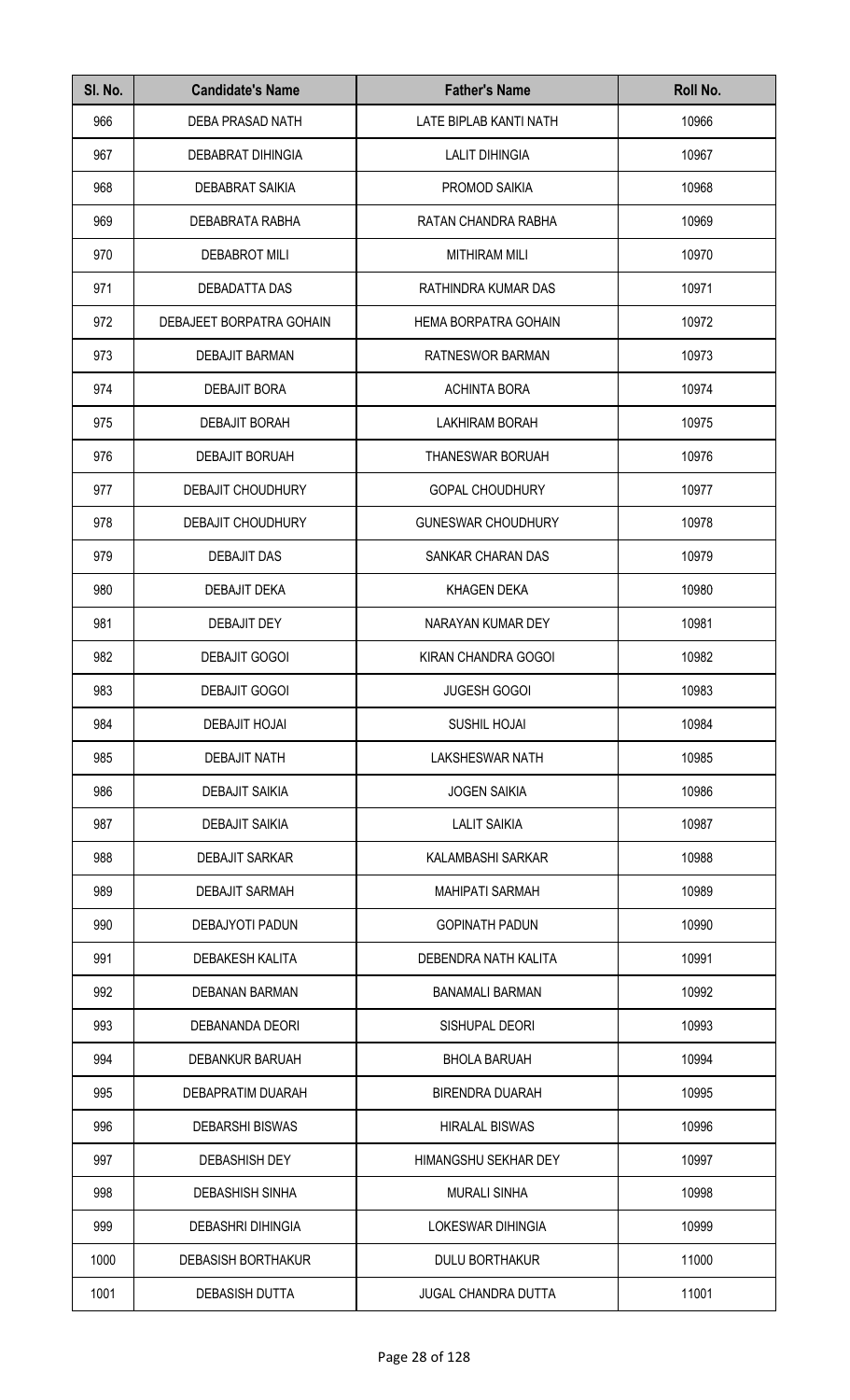| Sl. No. | Candidate's Name | Father's Name | Roll No. |
|---|---|---|---|
| 966 | DEBA PRASAD NATH | LATE BIPLAB KANTI NATH | 10966 |
| 967 | DEBABRAT DIHINGIA | LALIT DIHINGIA | 10967 |
| 968 | DEBABRAT SAIKIA | PROMOD SAIKIA | 10968 |
| 969 | DEBABRATA RABHA | RATAN CHANDRA RABHA | 10969 |
| 970 | DEBABROT MILI | MITHIRAM MILI | 10970 |
| 971 | DEBADATTA DAS | RATHINDRA KUMAR DAS | 10971 |
| 972 | DEBAJEET BORPATRA GOHAIN | HEMA BORPATRA GOHAIN | 10972 |
| 973 | DEBAJIT BARMAN | RATNESWOR BARMAN | 10973 |
| 974 | DEBAJIT BORA | ACHINTA BORA | 10974 |
| 975 | DEBAJIT BORAH | LAKHIRAM BORAH | 10975 |
| 976 | DEBAJIT BORUAH | THANESWAR BORUAH | 10976 |
| 977 | DEBAJIT CHOUDHURY | GOPAL CHOUDHURY | 10977 |
| 978 | DEBAJIT CHOUDHURY | GUNESWAR CHOUDHURY | 10978 |
| 979 | DEBAJIT DAS | SANKAR CHARAN DAS | 10979 |
| 980 | DEBAJIT DEKA | KHAGEN DEKA | 10980 |
| 981 | DEBAJIT DEY | NARAYAN KUMAR DEY | 10981 |
| 982 | DEBAJIT GOGOI | KIRAN CHANDRA GOGOI | 10982 |
| 983 | DEBAJIT GOGOI | JUGESH GOGOI | 10983 |
| 984 | DEBAJIT HOJAI | SUSHIL HOJAI | 10984 |
| 985 | DEBAJIT NATH | LAKSHESWAR NATH | 10985 |
| 986 | DEBAJIT SAIKIA | JOGEN SAIKIA | 10986 |
| 987 | DEBAJIT SAIKIA | LALIT SAIKIA | 10987 |
| 988 | DEBAJIT SARKAR | KALAMBASHI SARKAR | 10988 |
| 989 | DEBAJIT SARMAH | MAHIPATI SARMAH | 10989 |
| 990 | DEBAJYOTI PADUN | GOPINATH PADUN | 10990 |
| 991 | DEBAKESH KALITA | DEBENDRA NATH KALITA | 10991 |
| 992 | DEBANAN BARMAN | BANAMALI BARMAN | 10992 |
| 993 | DEBANANDA DEORI | SISHUPAL DEORI | 10993 |
| 994 | DEBANKUR BARUAH | BHOLA BARUAH | 10994 |
| 995 | DEBAPRATIM DUARAH | BIRENDRA DUARAH | 10995 |
| 996 | DEBARSHI BISWAS | HIRALAL BISWAS | 10996 |
| 997 | DEBASHISH DEY | HIMANGSHU SEKHAR DEY | 10997 |
| 998 | DEBASHISH SINHA | MURALI SINHA | 10998 |
| 999 | DEBASHRI DIHINGIA | LOKESWAR DIHINGIA | 10999 |
| 1000 | DEBASISH BORTHAKUR | DULU BORTHAKUR | 11000 |
| 1001 | DEBASISH DUTTA | JUGAL CHANDRA DUTTA | 11001 |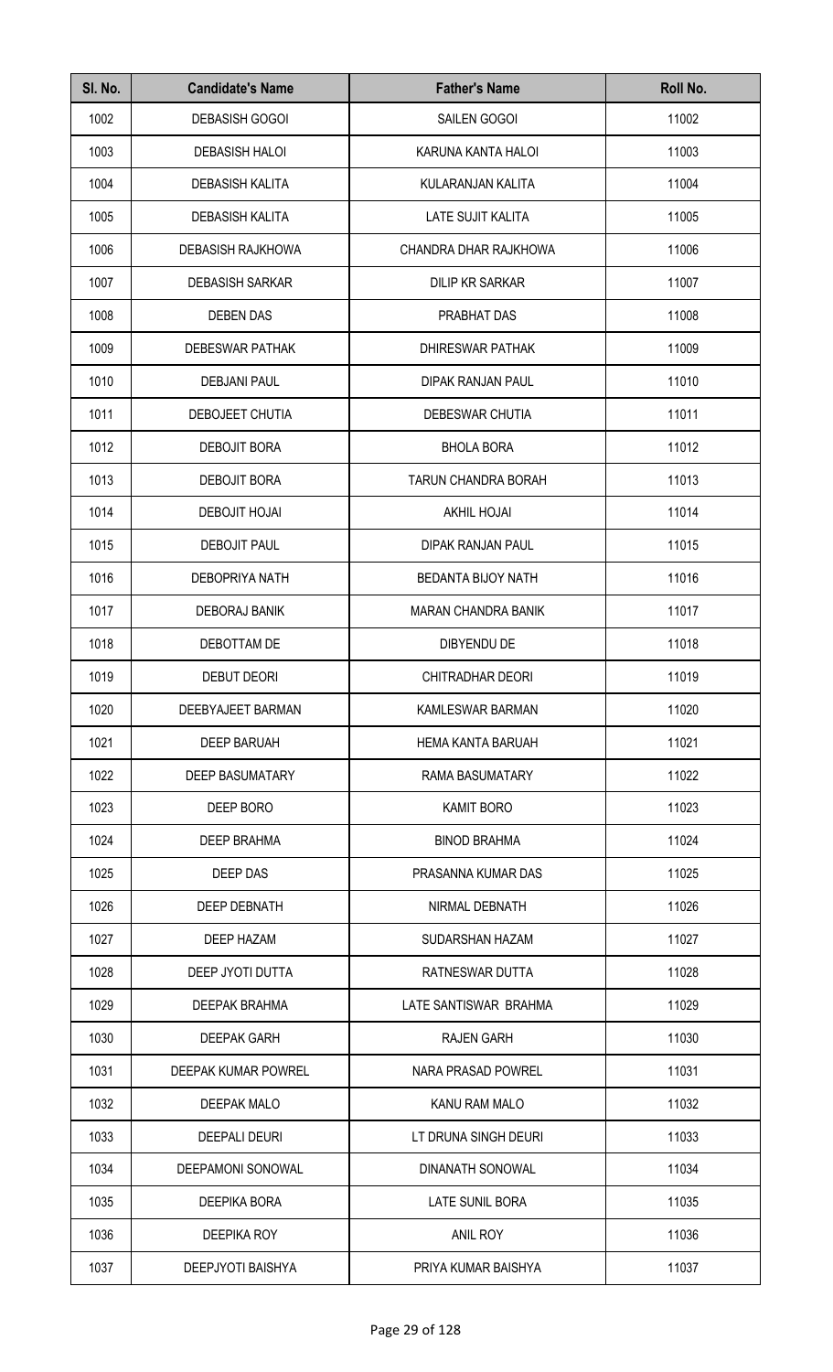| Sl. No. | Candidate's Name | Father's Name | Roll No. |
| --- | --- | --- | --- |
| 1002 | DEBASISH GOGOI | SAILEN GOGOI | 11002 |
| 1003 | DEBASISH HALOI | KARUNA KANTA HALOI | 11003 |
| 1004 | DEBASISH KALITA | KULARANJAN KALITA | 11004 |
| 1005 | DEBASISH KALITA | LATE SUJIT KALITA | 11005 |
| 1006 | DEBASISH RAJKHOWA | CHANDRA DHAR RAJKHOWA | 11006 |
| 1007 | DEBASISH SARKAR | DILIP KR SARKAR | 11007 |
| 1008 | DEBEN DAS | PRABHAT DAS | 11008 |
| 1009 | DEBESWAR PATHAK | DHIRESWAR PATHAK | 11009 |
| 1010 | DEBJANI PAUL | DIPAK RANJAN PAUL | 11010 |
| 1011 | DEBOJEET CHUTIA | DEBESWAR CHUTIA | 11011 |
| 1012 | DEBOJIT BORA | BHOLA BORA | 11012 |
| 1013 | DEBOJIT BORA | TARUN CHANDRA BORAH | 11013 |
| 1014 | DEBOJIT HOJAI | AKHIL HOJAI | 11014 |
| 1015 | DEBOJIT PAUL | DIPAK RANJAN PAUL | 11015 |
| 1016 | DEBOPRIYA NATH | BEDANTA BIJOY NATH | 11016 |
| 1017 | DEBORAJ BANIK | MARAN CHANDRA BANIK | 11017 |
| 1018 | DEBOTTAM DE | DIBYENDU DE | 11018 |
| 1019 | DEBUT DEORI | CHITRADHAR DEORI | 11019 |
| 1020 | DEEBYAJEET BARMAN | KAMLESWAR BARMAN | 11020 |
| 1021 | DEEP BARUAH | HEMA KANTA BARUAH | 11021 |
| 1022 | DEEP BASUMATARY | RAMA BASUMATARY | 11022 |
| 1023 | DEEP BORO | KAMIT BORO | 11023 |
| 1024 | DEEP BRAHMA | BINOD BRAHMA | 11024 |
| 1025 | DEEP DAS | PRASANNA KUMAR DAS | 11025 |
| 1026 | DEEP DEBNATH | NIRMAL DEBNATH | 11026 |
| 1027 | DEEP HAZAM | SUDARSHAN HAZAM | 11027 |
| 1028 | DEEP JYOTI DUTTA | RATNESWAR DUTTA | 11028 |
| 1029 | DEEPAK BRAHMA | LATE SANTISWAR BRAHMA | 11029 |
| 1030 | DEEPAK GARH | RAJEN GARH | 11030 |
| 1031 | DEEPAK KUMAR POWREL | NARA PRASAD POWREL | 11031 |
| 1032 | DEEPAK MALO | KANU RAM MALO | 11032 |
| 1033 | DEEPALI DEURI | LT DRUNA SINGH DEURI | 11033 |
| 1034 | DEEPAMONI SONOWAL | DINANATH SONOWAL | 11034 |
| 1035 | DEEPIKA BORA | LATE SUNIL BORA | 11035 |
| 1036 | DEEPIKA ROY | ANIL ROY | 11036 |
| 1037 | DEEPJYOTI BAISHYA | PRIYA KUMAR BAISHYA | 11037 |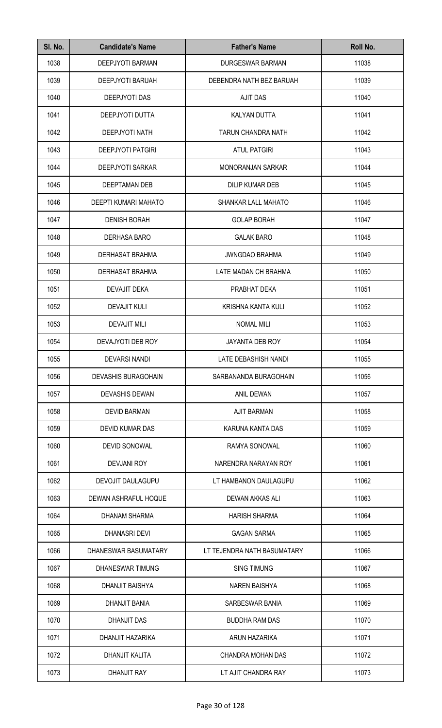| Sl. No. | Candidate's Name | Father's Name | Roll No. |
|---|---|---|---|
| 1038 | DEEPJYOTI BARMAN | DURGESWAR BARMAN | 11038 |
| 1039 | DEEPJYOTI BARUAH | DEBENDRA NATH BEZ BARUAH | 11039 |
| 1040 | DEEPJYOTI DAS | AJIT DAS | 11040 |
| 1041 | DEEPJYOTI DUTTA | KALYAN DUTTA | 11041 |
| 1042 | DEEPJYOTI NATH | TARUN CHANDRA NATH | 11042 |
| 1043 | DEEPJYOTI PATGIRI | ATUL PATGIRI | 11043 |
| 1044 | DEEPJYOTI SARKAR | MONORANJAN SARKAR | 11044 |
| 1045 | DEEPTAMAN DEB | DILIP KUMAR DEB | 11045 |
| 1046 | DEEPTI KUMARI MAHATO | SHANKAR LALL MAHATO | 11046 |
| 1047 | DENISH BORAH | GOLAP BORAH | 11047 |
| 1048 | DERHASA BARO | GALAK BARO | 11048 |
| 1049 | DERHASAT BRAHMA | JWNGDAO BRAHMA | 11049 |
| 1050 | DERHASAT BRAHMA | LATE MADAN CH BRAHMA | 11050 |
| 1051 | DEVAJIT DEKA | PRABHAT DEKA | 11051 |
| 1052 | DEVAJIT KULI | KRISHNA KANTA KULI | 11052 |
| 1053 | DEVAJIT MILI | NOMAL MILI | 11053 |
| 1054 | DEVAJYOTI DEB ROY | JAYANTA DEB ROY | 11054 |
| 1055 | DEVARSI NANDI | LATE DEBASHISH NANDI | 11055 |
| 1056 | DEVASHIS BURAGOHAIN | SARBANANDA BURAGOHAIN | 11056 |
| 1057 | DEVASHIS DEWAN | ANIL DEWAN | 11057 |
| 1058 | DEVID BARMAN | AJIT BARMAN | 11058 |
| 1059 | DEVID KUMAR DAS | KARUNA KANTA DAS | 11059 |
| 1060 | DEVID SONOWAL | RAMYA SONOWAL | 11060 |
| 1061 | DEVJANI ROY | NARENDRA NARAYAN ROY | 11061 |
| 1062 | DEVOJIT DAULAGUPU | LT HAMBANON DAULAGUPU | 11062 |
| 1063 | DEWAN ASHRAFUL HOQUE | DEWAN AKKAS ALI | 11063 |
| 1064 | DHANAM SHARMA | HARISH SHARMA | 11064 |
| 1065 | DHANASRI DEVI | GAGAN SARMA | 11065 |
| 1066 | DHANESWAR BASUMATARY | LT TEJENDRA NATH BASUMATARY | 11066 |
| 1067 | DHANESWAR TIMUNG | SING TIMUNG | 11067 |
| 1068 | DHANJIT BAISHYA | NAREN BAISHYA | 11068 |
| 1069 | DHANJIT BANIA | SARBESWAR BANIA | 11069 |
| 1070 | DHANJIT DAS | BUDDHA RAM DAS | 11070 |
| 1071 | DHANJIT HAZARIKA | ARUN HAZARIKA | 11071 |
| 1072 | DHANJIT KALITA | CHANDRA MOHAN DAS | 11072 |
| 1073 | DHANJIT RAY | LT AJIT CHANDRA RAY | 11073 |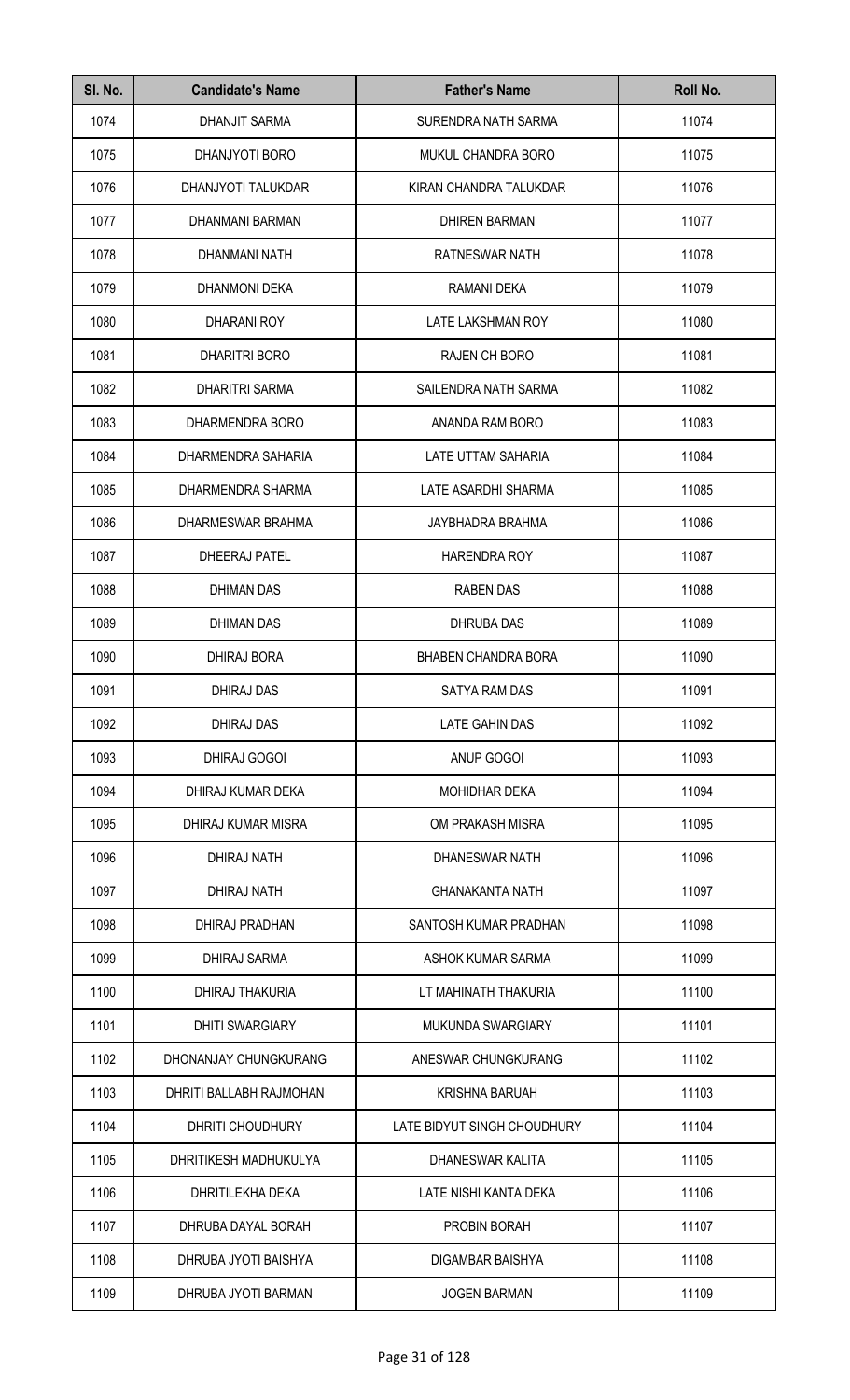| Sl. No. | Candidate's Name | Father's Name | Roll No. |
|---|---|---|---|
| 1074 | DHANJIT SARMA | SURENDRA NATH SARMA | 11074 |
| 1075 | DHANJYOTI BORO | MUKUL CHANDRA BORO | 11075 |
| 1076 | DHANJYOTI TALUKDAR | KIRAN CHANDRA TALUKDAR | 11076 |
| 1077 | DHANMANI BARMAN | DHIREN BARMAN | 11077 |
| 1078 | DHANMANI NATH | RATNESWAR NATH | 11078 |
| 1079 | DHANMONI DEKA | RAMANI DEKA | 11079 |
| 1080 | DHARANI ROY | LATE LAKSHMAN ROY | 11080 |
| 1081 | DHARITRI BORO | RAJEN CH BORO | 11081 |
| 1082 | DHARITRI SARMA | SAILENDRA NATH SARMA | 11082 |
| 1083 | DHARMENDRA BORO | ANANDA RAM BORO | 11083 |
| 1084 | DHARMENDRA SAHARIA | LATE UTTAM SAHARIA | 11084 |
| 1085 | DHARMENDRA SHARMA | LATE ASARDHI SHARMA | 11085 |
| 1086 | DHARMESWAR BRAHMA | JAYBHADRA BRAHMA | 11086 |
| 1087 | DHEERAJ PATEL | HARENDRA ROY | 11087 |
| 1088 | DHIMAN DAS | RABEN DAS | 11088 |
| 1089 | DHIMAN DAS | DHRUBA DAS | 11089 |
| 1090 | DHIRAJ BORA | BHABEN CHANDRA BORA | 11090 |
| 1091 | DHIRAJ DAS | SATYA RAM DAS | 11091 |
| 1092 | DHIRAJ DAS | LATE GAHIN DAS | 11092 |
| 1093 | DHIRAJ GOGOI | ANUP GOGOI | 11093 |
| 1094 | DHIRAJ KUMAR DEKA | MOHIDHAR DEKA | 11094 |
| 1095 | DHIRAJ KUMAR MISRA | OM PRAKASH MISRA | 11095 |
| 1096 | DHIRAJ NATH | DHANESWAR NATH | 11096 |
| 1097 | DHIRAJ NATH | GHANAKANTA NATH | 11097 |
| 1098 | DHIRAJ PRADHAN | SANTOSH KUMAR PRADHAN | 11098 |
| 1099 | DHIRAJ SARMA | ASHOK KUMAR SARMA | 11099 |
| 1100 | DHIRAJ THAKURIA | LT MAHINATH THAKURIA | 11100 |
| 1101 | DHITI SWARGIARY | MUKUNDA SWARGIARY | 11101 |
| 1102 | DHONANJAY CHUNGKURANG | ANESWAR CHUNGKURANG | 11102 |
| 1103 | DHRITI BALLABH RAJMOHAN | KRISHNA BARUAH | 11103 |
| 1104 | DHRITI CHOUDHURY | LATE BIDYUT SINGH CHOUDHURY | 11104 |
| 1105 | DHRITIKESH MADHUKULYA | DHANESWAR KALITA | 11105 |
| 1106 | DHRITILEKHA DEKA | LATE NISHI KANTA DEKA | 11106 |
| 1107 | DHRUBA DAYAL BORAH | PROBIN BORAH | 11107 |
| 1108 | DHRUBA JYOTI BAISHYA | DIGAMBAR BAISHYA | 11108 |
| 1109 | DHRUBA JYOTI BARMAN | JOGEN BARMAN | 11109 |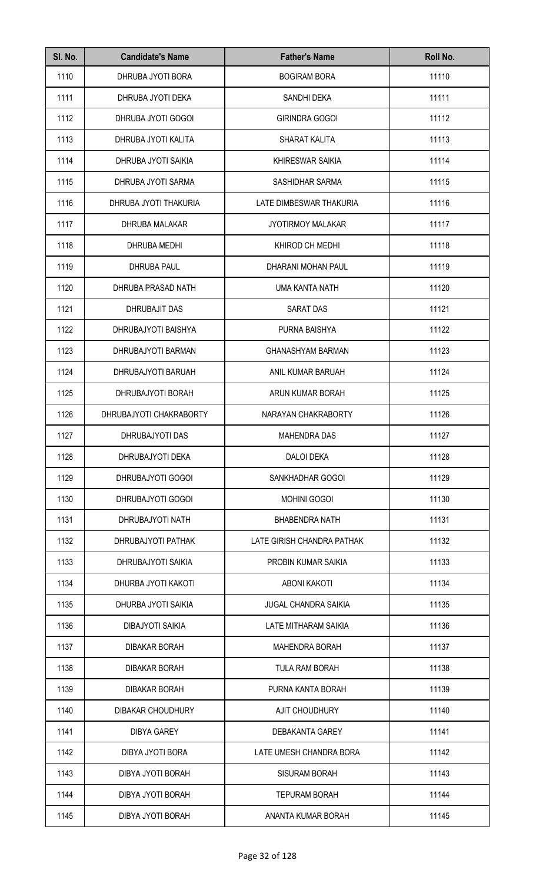| Sl. No. | Candidate's Name | Father's Name | Roll No. |
|---|---|---|---|
| 1110 | DHRUBA JYOTI BORA | BOGIRAM BORA | 11110 |
| 1111 | DHRUBA JYOTI DEKA | SANDHI DEKA | 11111 |
| 1112 | DHRUBA JYOTI GOGOI | GIRINDRA GOGOI | 11112 |
| 1113 | DHRUBA JYOTI KALITA | SHARAT KALITA | 11113 |
| 1114 | DHRUBA JYOTI SAIKIA | KHIRESWAR SAIKIA | 11114 |
| 1115 | DHRUBA JYOTI SARMA | SASHIDHAR SARMA | 11115 |
| 1116 | DHRUBA JYOTI THAKURIA | LATE DIMBESWAR THAKURIA | 11116 |
| 1117 | DHRUBA MALAKAR | JYOTIRMOY MALAKAR | 11117 |
| 1118 | DHRUBA MEDHI | KHIROD CH MEDHI | 11118 |
| 1119 | DHRUBA PAUL | DHARANI MOHAN PAUL | 11119 |
| 1120 | DHRUBA PRASAD NATH | UMA KANTA NATH | 11120 |
| 1121 | DHRUBAJIT DAS | SARAT DAS | 11121 |
| 1122 | DHRUBAJYOTI BAISHYA | PURNA BAISHYA | 11122 |
| 1123 | DHRUBAJYOTI BARMAN | GHANASHYAM BARMAN | 11123 |
| 1124 | DHRUBAJYOTI BARUAH | ANIL KUMAR BARUAH | 11124 |
| 1125 | DHRUBAJYOTI BORAH | ARUN KUMAR BORAH | 11125 |
| 1126 | DHRUBAJYOTI CHAKRABORTY | NARAYAN CHAKRABORTY | 11126 |
| 1127 | DHRUBAJYOTI DAS | MAHENDRA DAS | 11127 |
| 1128 | DHRUBAJYOTI DEKA | DALOI DEKA | 11128 |
| 1129 | DHRUBAJYOTI GOGOI | SANKHADHAR GOGOI | 11129 |
| 1130 | DHRUBAJYOTI GOGOI | MOHINI GOGOI | 11130 |
| 1131 | DHRUBAJYOTI NATH | BHABENDRA NATH | 11131 |
| 1132 | DHRUBAJYOTI PATHAK | LATE GIRISH CHANDRA PATHAK | 11132 |
| 1133 | DHRUBAJYOTI SAIKIA | PROBIN KUMAR SAIKIA | 11133 |
| 1134 | DHURBA JYOTI KAKOTI | ABONI KAKOTI | 11134 |
| 1135 | DHURBA JYOTI SAIKIA | JUGAL CHANDRA SAIKIA | 11135 |
| 1136 | DIBAJYOTI SAIKIA | LATE MITHARAM SAIKIA | 11136 |
| 1137 | DIBAKAR BORAH | MAHENDRA BORAH | 11137 |
| 1138 | DIBAKAR BORAH | TULA RAM BORAH | 11138 |
| 1139 | DIBAKAR BORAH | PURNA KANTA BORAH | 11139 |
| 1140 | DIBAKAR CHOUDHURY | AJIT CHOUDHURY | 11140 |
| 1141 | DIBYA GAREY | DEBAKANTA GAREY | 11141 |
| 1142 | DIBYA JYOTI BORA | LATE UMESH CHANDRA BORA | 11142 |
| 1143 | DIBYA JYOTI BORAH | SISURAM BORAH | 11143 |
| 1144 | DIBYA JYOTI BORAH | TEPURAM BORAH | 11144 |
| 1145 | DIBYA JYOTI BORAH | ANANTA KUMAR BORAH | 11145 |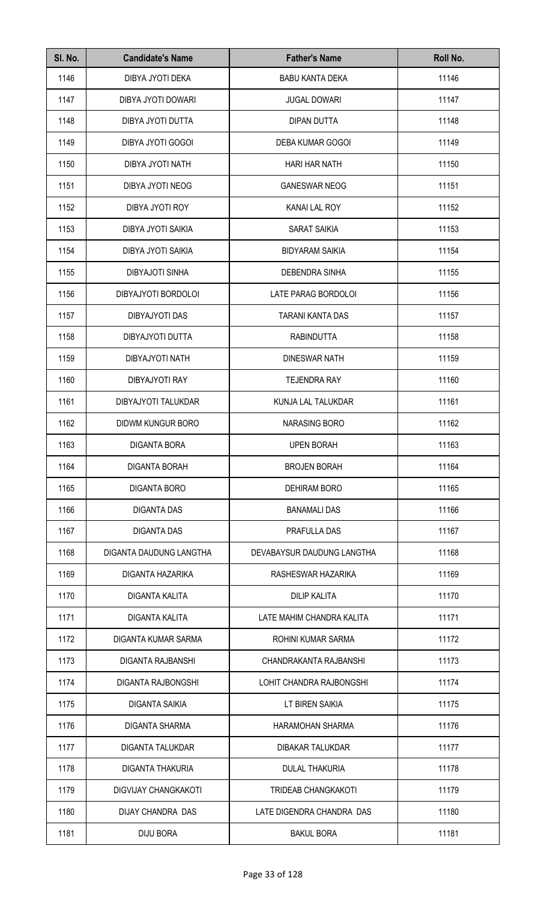| Sl. No. | Candidate's Name | Father's Name | Roll No. |
|---|---|---|---|
| 1146 | DIBYA JYOTI DEKA | BABU KANTA DEKA | 11146 |
| 1147 | DIBYA JYOTI DOWARI | JUGAL DOWARI | 11147 |
| 1148 | DIBYA JYOTI DUTTA | DIPAN DUTTA | 11148 |
| 1149 | DIBYA JYOTI GOGOI | DEBA KUMAR GOGOI | 11149 |
| 1150 | DIBYA JYOTI NATH | HARI HAR NATH | 11150 |
| 1151 | DIBYA JYOTI NEOG | GANESWAR NEOG | 11151 |
| 1152 | DIBYA JYOTI ROY | KANAI LAL ROY | 11152 |
| 1153 | DIBYA JYOTI SAIKIA | SARAT SAIKIA | 11153 |
| 1154 | DIBYA JYOTI SAIKIA | BIDYARAM SAIKIA | 11154 |
| 1155 | DIBYAJOTI SINHA | DEBENDRA SINHA | 11155 |
| 1156 | DIBYAJYOTI BORDOLOI | LATE PARAG BORDOLOI | 11156 |
| 1157 | DIBYAJYOTI DAS | TARANI KANTA DAS | 11157 |
| 1158 | DIBYAJYOTI DUTTA | RABINDUTTA | 11158 |
| 1159 | DIBYAJYOTI NATH | DINESWAR NATH | 11159 |
| 1160 | DIBYAJYOTI RAY | TEJENDRA RAY | 11160 |
| 1161 | DIBYAJYOTI TALUKDAR | KUNJA LAL TALUKDAR | 11161 |
| 1162 | DIDWM KUNGUR BORO | NARASING BORO | 11162 |
| 1163 | DIGANTA BORA | UPEN BORAH | 11163 |
| 1164 | DIGANTA BORAH | BROJEN BORAH | 11164 |
| 1165 | DIGANTA BORO | DEHIRAM BORO | 11165 |
| 1166 | DIGANTA DAS | BANAMALI DAS | 11166 |
| 1167 | DIGANTA DAS | PRAFULLA DAS | 11167 |
| 1168 | DIGANTA DAUDUNG LANGTHA | DEVABAYSUR DAUDUNG LANGTHA | 11168 |
| 1169 | DIGANTA HAZARIKA | RASHESWAR HAZARIKA | 11169 |
| 1170 | DIGANTA KALITA | DILIP KALITA | 11170 |
| 1171 | DIGANTA KALITA | LATE MAHIM CHANDRA KALITA | 11171 |
| 1172 | DIGANTA KUMAR SARMA | ROHINI KUMAR SARMA | 11172 |
| 1173 | DIGANTA RAJBANSHI | CHANDRAKANTA RAJBANSHI | 11173 |
| 1174 | DIGANTA RAJBONGSHI | LOHIT CHANDRA RAJBONGSHI | 11174 |
| 1175 | DIGANTA SAIKIA | LT BIREN SAIKIA | 11175 |
| 1176 | DIGANTA SHARMA | HARAMOHAN SHARMA | 11176 |
| 1177 | DIGANTA TALUKDAR | DIBAKAR TALUKDAR | 11177 |
| 1178 | DIGANTA THAKURIA | DULAL THAKURIA | 11178 |
| 1179 | DIGVIJAY CHANGKAKOTI | TRIDEAB CHANGKAKOTI | 11179 |
| 1180 | DIJAY CHANDRA DAS | LATE DIGENDRA CHANDRA DAS | 11180 |
| 1181 | DIJU BORA | BAKUL BORA | 11181 |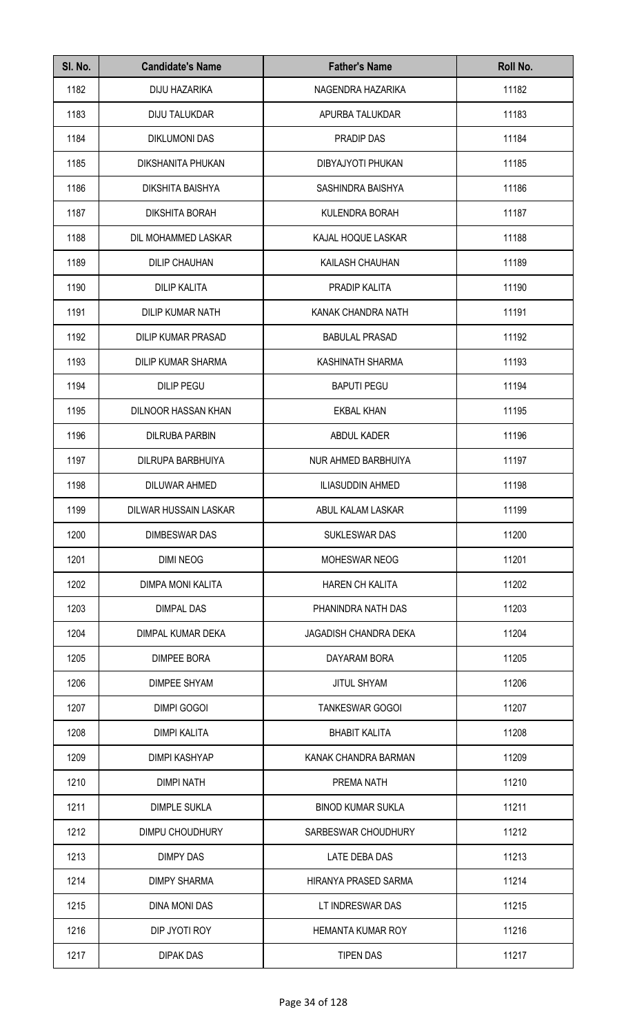| Sl. No. | Candidate's Name | Father's Name | Roll No. |
|---|---|---|---|
| 1182 | DIJU HAZARIKA | NAGENDRA HAZARIKA | 11182 |
| 1183 | DIJU TALUKDAR | APURBA TALUKDAR | 11183 |
| 1184 | DIKLUMONI DAS | PRADIP DAS | 11184 |
| 1185 | DIKSHANITA PHUKAN | DIBYAJYOTI PHUKAN | 11185 |
| 1186 | DIKSHITA BAISHYA | SASHINDRA BAISHYA | 11186 |
| 1187 | DIKSHITA BORAH | KULENDRA BORAH | 11187 |
| 1188 | DIL MOHAMMED LASKAR | KAJAL HOQUE LASKAR | 11188 |
| 1189 | DILIP CHAUHAN | KAILASH CHAUHAN | 11189 |
| 1190 | DILIP KALITA | PRADIP KALITA | 11190 |
| 1191 | DILIP KUMAR NATH | KANAK CHANDRA NATH | 11191 |
| 1192 | DILIP KUMAR PRASAD | BABULAL PRASAD | 11192 |
| 1193 | DILIP KUMAR SHARMA | KASHINATH SHARMA | 11193 |
| 1194 | DILIP PEGU | BAPUTI PEGU | 11194 |
| 1195 | DILNOOR HASSAN KHAN | EKBAL KHAN | 11195 |
| 1196 | DILRUBA PARBIN | ABDUL KADER | 11196 |
| 1197 | DILRUPA BARBHUIYA | NUR AHMED BARBHUIYA | 11197 |
| 1198 | DILUWAR AHMED | ILIASUDDIN AHMED | 11198 |
| 1199 | DILWAR HUSSAIN LASKAR | ABUL KALAM LASKAR | 11199 |
| 1200 | DIMBESWAR DAS | SUKLESWAR DAS | 11200 |
| 1201 | DIMI NEOG | MOHESWAR NEOG | 11201 |
| 1202 | DIMPA MONI KALITA | HAREN CH KALITA | 11202 |
| 1203 | DIMPAL DAS | PHANINDRA NATH DAS | 11203 |
| 1204 | DIMPAL KUMAR DEKA | JAGADISH CHANDRA DEKA | 11204 |
| 1205 | DIMPEE BORA | DAYARAM BORA | 11205 |
| 1206 | DIMPEE SHYAM | JITUL SHYAM | 11206 |
| 1207 | DIMPI GOGOI | TANKESWAR GOGOI | 11207 |
| 1208 | DIMPI KALITA | BHABIT KALITA | 11208 |
| 1209 | DIMPI KASHYAP | KANAK CHANDRA BARMAN | 11209 |
| 1210 | DIMPI NATH | PREMA NATH | 11210 |
| 1211 | DIMPLE SUKLA | BINOD KUMAR SUKLA | 11211 |
| 1212 | DIMPU CHOUDHURY | SARBESWAR CHOUDHURY | 11212 |
| 1213 | DIMPY DAS | LATE DEBA DAS | 11213 |
| 1214 | DIMPY SHARMA | HIRANYA PRASED SARMA | 11214 |
| 1215 | DINA MONI DAS | LT INDRESWAR DAS | 11215 |
| 1216 | DIP JYOTI ROY | HEMANTA KUMAR ROY | 11216 |
| 1217 | DIPAK DAS | TIPEN DAS | 11217 |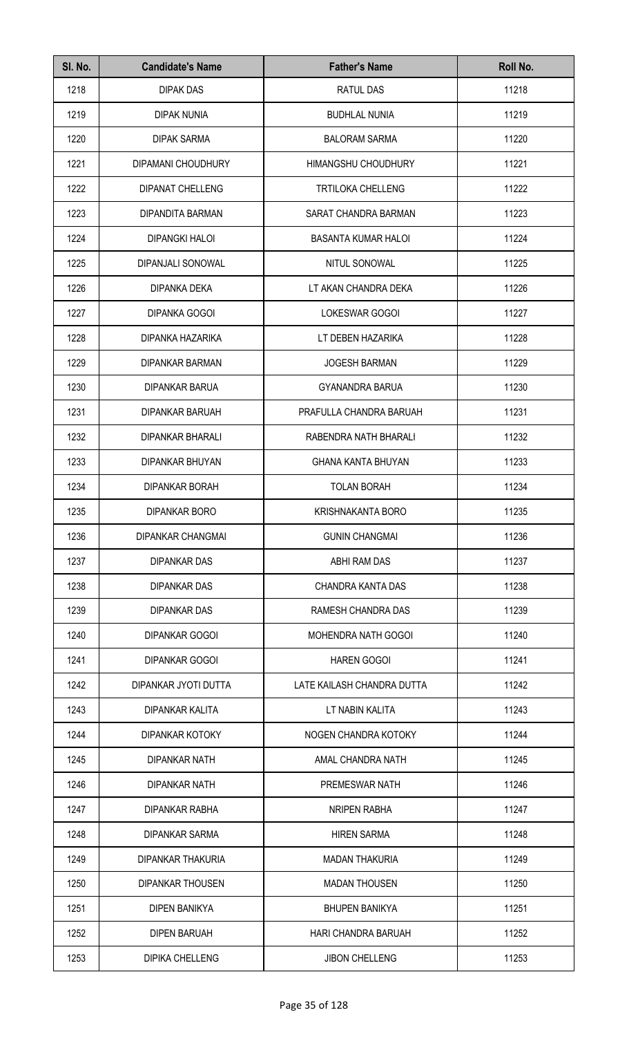| Sl. No. | Candidate's Name | Father's Name | Roll No. |
|---|---|---|---|
| 1218 | DIPAK DAS | RATUL DAS | 11218 |
| 1219 | DIPAK NUNIA | BUDHLAL NUNIA | 11219 |
| 1220 | DIPAK SARMA | BALORAM SARMA | 11220 |
| 1221 | DIPAMANI CHOUDHURY | HIMANGSHU CHOUDHURY | 11221 |
| 1222 | DIPANAT CHELLENG | TRTILOKA CHELLENG | 11222 |
| 1223 | DIPANDITA BARMAN | SARAT CHANDRA BARMAN | 11223 |
| 1224 | DIPANGKI HALOI | BASANTA KUMAR HALOI | 11224 |
| 1225 | DIPANJALI SONOWAL | NITUL SONOWAL | 11225 |
| 1226 | DIPANKA DEKA | LT AKAN CHANDRA DEKA | 11226 |
| 1227 | DIPANKA GOGOI | LOKESWAR GOGOI | 11227 |
| 1228 | DIPANKA HAZARIKA | LT DEBEN HAZARIKA | 11228 |
| 1229 | DIPANKAR BARMAN | JOGESH BARMAN | 11229 |
| 1230 | DIPANKAR BARUA | GYANANDRA BARUA | 11230 |
| 1231 | DIPANKAR BARUAH | PRAFULLA CHANDRA BARUAH | 11231 |
| 1232 | DIPANKAR BHARALI | RABENDRA NATH BHARALI | 11232 |
| 1233 | DIPANKAR BHUYAN | GHANA KANTA BHUYAN | 11233 |
| 1234 | DIPANKAR BORAH | TOLAN BORAH | 11234 |
| 1235 | DIPANKAR BORO | KRISHNAKANTA BORO | 11235 |
| 1236 | DIPANKAR CHANGMAI | GUNIN CHANGMAI | 11236 |
| 1237 | DIPANKAR DAS | ABHI RAM DAS | 11237 |
| 1238 | DIPANKAR DAS | CHANDRA KANTA DAS | 11238 |
| 1239 | DIPANKAR DAS | RAMESH CHANDRA DAS | 11239 |
| 1240 | DIPANKAR GOGOI | MOHENDRA NATH GOGOI | 11240 |
| 1241 | DIPANKAR GOGOI | HAREN GOGOI | 11241 |
| 1242 | DIPANKAR JYOTI DUTTA | LATE KAILASH CHANDRA DUTTA | 11242 |
| 1243 | DIPANKAR KALITA | LT NABIN KALITA | 11243 |
| 1244 | DIPANKAR KOTOKY | NOGEN CHANDRA KOTOKY | 11244 |
| 1245 | DIPANKAR NATH | AMAL CHANDRA NATH | 11245 |
| 1246 | DIPANKAR NATH | PREMESWAR NATH | 11246 |
| 1247 | DIPANKAR RABHA | NRIPEN RABHA | 11247 |
| 1248 | DIPANKAR SARMA | HIREN SARMA | 11248 |
| 1249 | DIPANKAR THAKURIA | MADAN THAKURIA | 11249 |
| 1250 | DIPANKAR THOUSEN | MADAN THOUSEN | 11250 |
| 1251 | DIPEN BANIKYA | BHUPEN BANIKYA | 11251 |
| 1252 | DIPEN BARUAH | HARI CHANDRA BARUAH | 11252 |
| 1253 | DIPIKA CHELLENG | JIBON CHELLENG | 11253 |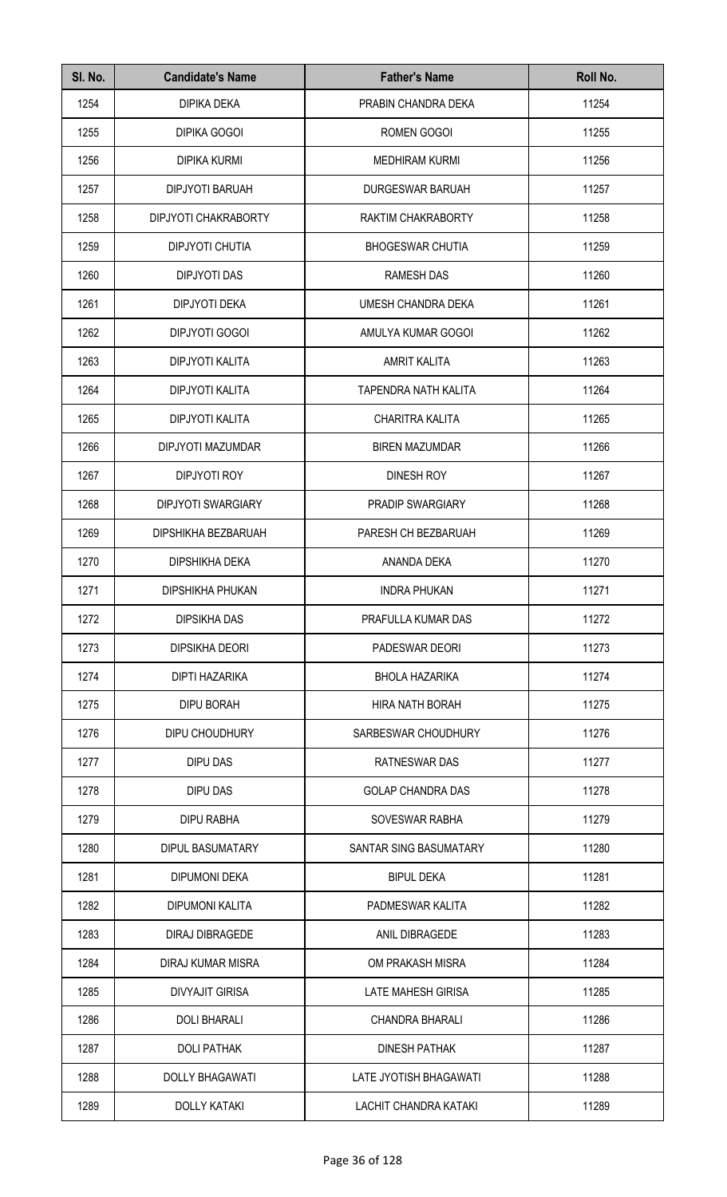| Sl. No. | Candidate's Name | Father's Name | Roll No. |
|---|---|---|---|
| 1254 | DIPIKA DEKA | PRABIN CHANDRA DEKA | 11254 |
| 1255 | DIPIKA GOGOI | ROMEN GOGOI | 11255 |
| 1256 | DIPIKA KURMI | MEDHIRAM KURMI | 11256 |
| 1257 | DIPJYOTI BARUAH | DURGESWAR BARUAH | 11257 |
| 1258 | DIPJYOTI CHAKRABORTY | RAKTIM CHAKRABORTY | 11258 |
| 1259 | DIPJYOTI CHUTIA | BHOGESWAR CHUTIA | 11259 |
| 1260 | DIPJYOTI DAS | RAMESH DAS | 11260 |
| 1261 | DIPJYOTI DEKA | UMESH CHANDRA DEKA | 11261 |
| 1262 | DIPJYOTI GOGOI | AMULYA KUMAR GOGOI | 11262 |
| 1263 | DIPJYOTI KALITA | AMRIT KALITA | 11263 |
| 1264 | DIPJYOTI KALITA | TAPENDRA NATH KALITA | 11264 |
| 1265 | DIPJYOTI KALITA | CHARITRA KALITA | 11265 |
| 1266 | DIPJYOTI MAZUMDAR | BIREN MAZUMDAR | 11266 |
| 1267 | DIPJYOTI ROY | DINESH ROY | 11267 |
| 1268 | DIPJYOTI SWARGIARY | PRADIP SWARGIARY | 11268 |
| 1269 | DIPSHIKHA BEZBARUAH | PARESH CH BEZBARUAH | 11269 |
| 1270 | DIPSHIKHA DEKA | ANANDA DEKA | 11270 |
| 1271 | DIPSHIKHA PHUKAN | INDRA PHUKAN | 11271 |
| 1272 | DIPSIKHA DAS | PRAFULLA KUMAR DAS | 11272 |
| 1273 | DIPSIKHA DEORI | PADESWAR DEORI | 11273 |
| 1274 | DIPTI HAZARIKA | BHOLA HAZARIKA | 11274 |
| 1275 | DIPU BORAH | HIRA NATH BORAH | 11275 |
| 1276 | DIPU CHOUDHURY | SARBESWAR CHOUDHURY | 11276 |
| 1277 | DIPU DAS | RATNESWAR DAS | 11277 |
| 1278 | DIPU DAS | GOLAP CHANDRA DAS | 11278 |
| 1279 | DIPU RABHA | SOVESWAR RABHA | 11279 |
| 1280 | DIPUL BASUMATARY | SANTAR SING BASUMATARY | 11280 |
| 1281 | DIPUMONI DEKA | BIPUL DEKA | 11281 |
| 1282 | DIPUMONI KALITA | PADMESWAR KALITA | 11282 |
| 1283 | DIRAJ DIBRAGEDE | ANIL DIBRAGEDE | 11283 |
| 1284 | DIRAJ KUMAR MISRA | OM PRAKASH MISRA | 11284 |
| 1285 | DIVYAJIT GIRISA | LATE MAHESH GIRISA | 11285 |
| 1286 | DOLI BHARALI | CHANDRA BHARALI | 11286 |
| 1287 | DOLI PATHAK | DINESH PATHAK | 11287 |
| 1288 | DOLLY BHAGAWATI | LATE JYOTISH BHAGAWATI | 11288 |
| 1289 | DOLLY KATAKI | LACHIT CHANDRA KATAKI | 11289 |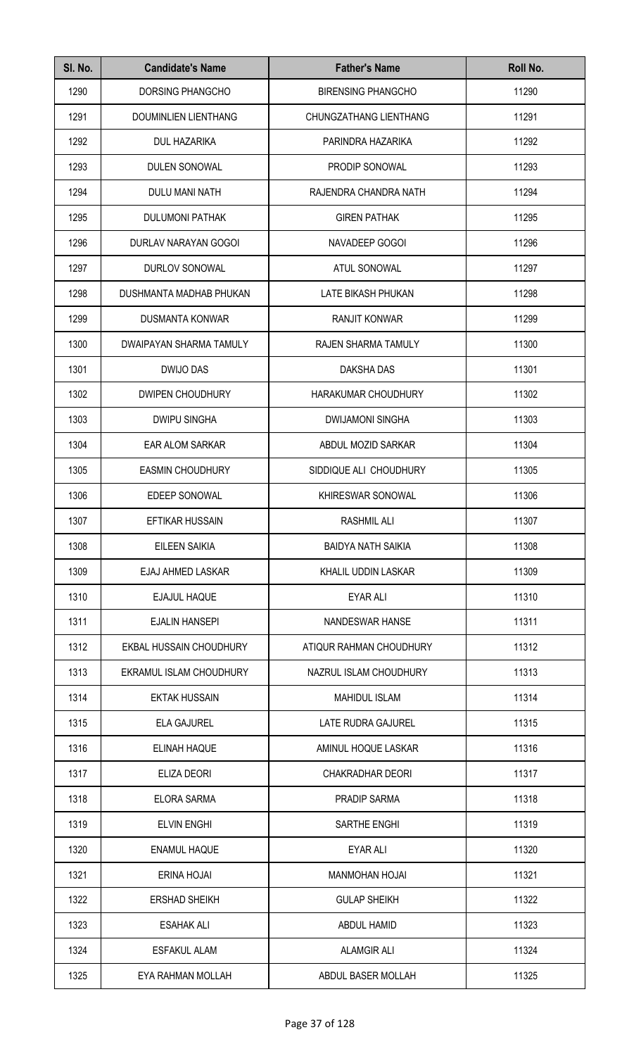| Sl. No. | Candidate's Name | Father's Name | Roll No. |
|---|---|---|---|
| 1290 | DORSING PHANGCHO | BIRENSING PHANGCHO | 11290 |
| 1291 | DOUMINLIEN LIENTHANG | CHUNGZATHANG LIENTHANG | 11291 |
| 1292 | DUL HAZARIKA | PARINDRA HAZARIKA | 11292 |
| 1293 | DULEN SONOWAL | PRODIP SONOWAL | 11293 |
| 1294 | DULU MANI NATH | RAJENDRA CHANDRA NATH | 11294 |
| 1295 | DULUMONI PATHAK | GIREN PATHAK | 11295 |
| 1296 | DURLAV NARAYAN GOGOI | NAVADEEP GOGOI | 11296 |
| 1297 | DURLOV SONOWAL | ATUL SONOWAL | 11297 |
| 1298 | DUSHMANTA MADHAB PHUKAN | LATE BIKASH PHUKAN | 11298 |
| 1299 | DUSMANTA KONWAR | RANJIT KONWAR | 11299 |
| 1300 | DWAIPAYAN SHARMA TAMULY | RAJEN SHARMA TAMULY | 11300 |
| 1301 | DWIJO DAS | DAKSHA DAS | 11301 |
| 1302 | DWIPEN CHOUDHURY | HARAKUMAR CHOUDHURY | 11302 |
| 1303 | DWIPU SINGHA | DWIJAMONI SINGHA | 11303 |
| 1304 | EAR ALOM SARKAR | ABDUL MOZID SARKAR | 11304 |
| 1305 | EASMIN CHOUDHURY | SIDDIQUE ALI CHOUDHURY | 11305 |
| 1306 | EDEEP SONOWAL | KHIRESWAR SONOWAL | 11306 |
| 1307 | EFTIKAR HUSSAIN | RASHMIL ALI | 11307 |
| 1308 | EILEEN SAIKIA | BAIDYA NATH SAIKIA | 11308 |
| 1309 | EJAJ AHMED LASKAR | KHALIL UDDIN LASKAR | 11309 |
| 1310 | EJAJUL HAQUE | EYAR ALI | 11310 |
| 1311 | EJALIN HANSEPI | NANDESWAR HANSE | 11311 |
| 1312 | EKBAL HUSSAIN CHOUDHURY | ATIQUR RAHMAN CHOUDHURY | 11312 |
| 1313 | EKRAMUL ISLAM CHOUDHURY | NAZRUL ISLAM CHOUDHURY | 11313 |
| 1314 | EKTAK HUSSAIN | MAHIDUL ISLAM | 11314 |
| 1315 | ELA GAJUREL | LATE RUDRA GAJUREL | 11315 |
| 1316 | ELINAH HAQUE | AMINUL HOQUE LASKAR | 11316 |
| 1317 | ELIZA DEORI | CHAKRADHAR DEORI | 11317 |
| 1318 | ELORA SARMA | PRADIP SARMA | 11318 |
| 1319 | ELVIN ENGHI | SARTHE ENGHI | 11319 |
| 1320 | ENAMUL HAQUE | EYAR ALI | 11320 |
| 1321 | ERINA HOJAI | MANMOHAN HOJAI | 11321 |
| 1322 | ERSHAD SHEIKH | GULAP SHEIKH | 11322 |
| 1323 | ESAHAK ALI | ABDUL HAMID | 11323 |
| 1324 | ESFAKUL ALAM | ALAMGIR ALI | 11324 |
| 1325 | EYA RAHMAN MOLLAH | ABDUL BASER MOLLAH | 11325 |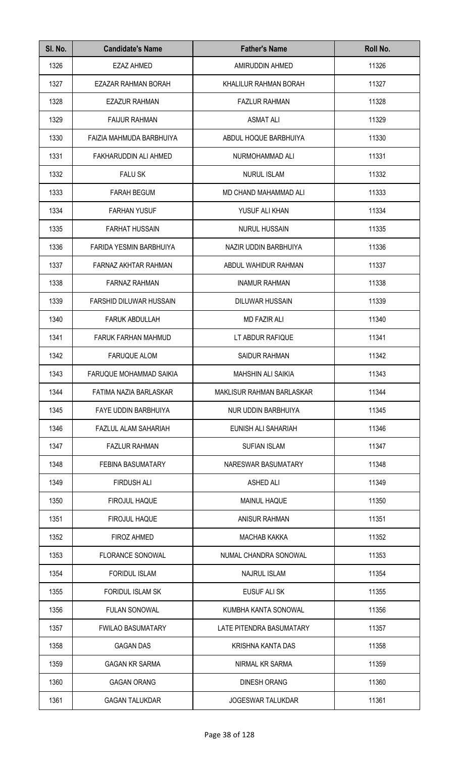| Sl. No. | Candidate's Name | Father's Name | Roll No. |
|---|---|---|---|
| 1326 | EZAZ AHMED | AMIRUDDIN AHMED | 11326 |
| 1327 | EZAZAR RAHMAN BORAH | KHALILUR RAHMAN BORAH | 11327 |
| 1328 | EZAZUR RAHMAN | FAZLUR RAHMAN | 11328 |
| 1329 | FAIJUR RAHMAN | ASMAT ALI | 11329 |
| 1330 | FAIZIA MAHMUDA BARBHUIYA | ABDUL HOQUE BARBHUIYA | 11330 |
| 1331 | FAKHARUDDIN ALI AHMED | NURMOHAMMAD ALI | 11331 |
| 1332 | FALU SK | NURUL ISLAM | 11332 |
| 1333 | FARAH BEGUM | MD CHAND MAHAMMAD ALI | 11333 |
| 1334 | FARHAN YUSUF | YUSUF ALI KHAN | 11334 |
| 1335 | FARHAT HUSSAIN | NURUL HUSSAIN | 11335 |
| 1336 | FARIDA YESMIN BARBHUIYA | NAZIR UDDIN BARBHUIYA | 11336 |
| 1337 | FARNAZ AKHTAR RAHMAN | ABDUL WAHIDUR RAHMAN | 11337 |
| 1338 | FARNAZ RAHMAN | INAMUR RAHMAN | 11338 |
| 1339 | FARSHID DILUWAR HUSSAIN | DILUWAR HUSSAIN | 11339 |
| 1340 | FARUK ABDULLAH | MD FAZIR ALI | 11340 |
| 1341 | FARUK FARHAN MAHMUD | LT ABDUR RAFIQUE | 11341 |
| 1342 | FARUQUE ALOM | SAIDUR RAHMAN | 11342 |
| 1343 | FARUQUE MOHAMMAD SAIKIA | MAHSHIN ALI SAIKIA | 11343 |
| 1344 | FATIMA NAZIA BARLASKAR | MAKLISUR RAHMAN BARLASKAR | 11344 |
| 1345 | FAYE UDDIN BARBHUIYA | NUR UDDIN BARBHUIYA | 11345 |
| 1346 | FAZLUL ALAM SAHARIAH | EUNISH ALI SAHARIAH | 11346 |
| 1347 | FAZLUR RAHMAN | SUFIAN ISLAM | 11347 |
| 1348 | FEBINA BASUMATARY | NARESWAR BASUMATARY | 11348 |
| 1349 | FIRDUSH ALI | ASHED ALI | 11349 |
| 1350 | FIROJUL HAQUE | MAINUL HAQUE | 11350 |
| 1351 | FIROJUL HAQUE | ANISUR RAHMAN | 11351 |
| 1352 | FIROZ AHMED | MACHAB KAKKA | 11352 |
| 1353 | FLORANCE SONOWAL | NUMAL CHANDRA SONOWAL | 11353 |
| 1354 | FORIDUL ISLAM | NAJRUL ISLAM | 11354 |
| 1355 | FORIDUL ISLAM SK | EUSUF ALI SK | 11355 |
| 1356 | FULAN SONOWAL | KUMBHA KANTA SONOWAL | 11356 |
| 1357 | FWILAO BASUMATARY | LATE PITENDRA BASUMATARY | 11357 |
| 1358 | GAGAN DAS | KRISHNA KANTA DAS | 11358 |
| 1359 | GAGAN KR SARMA | NIRMAL KR SARMA | 11359 |
| 1360 | GAGAN ORANG | DINESH ORANG | 11360 |
| 1361 | GAGAN TALUKDAR | JOGESWAR TALUKDAR | 11361 |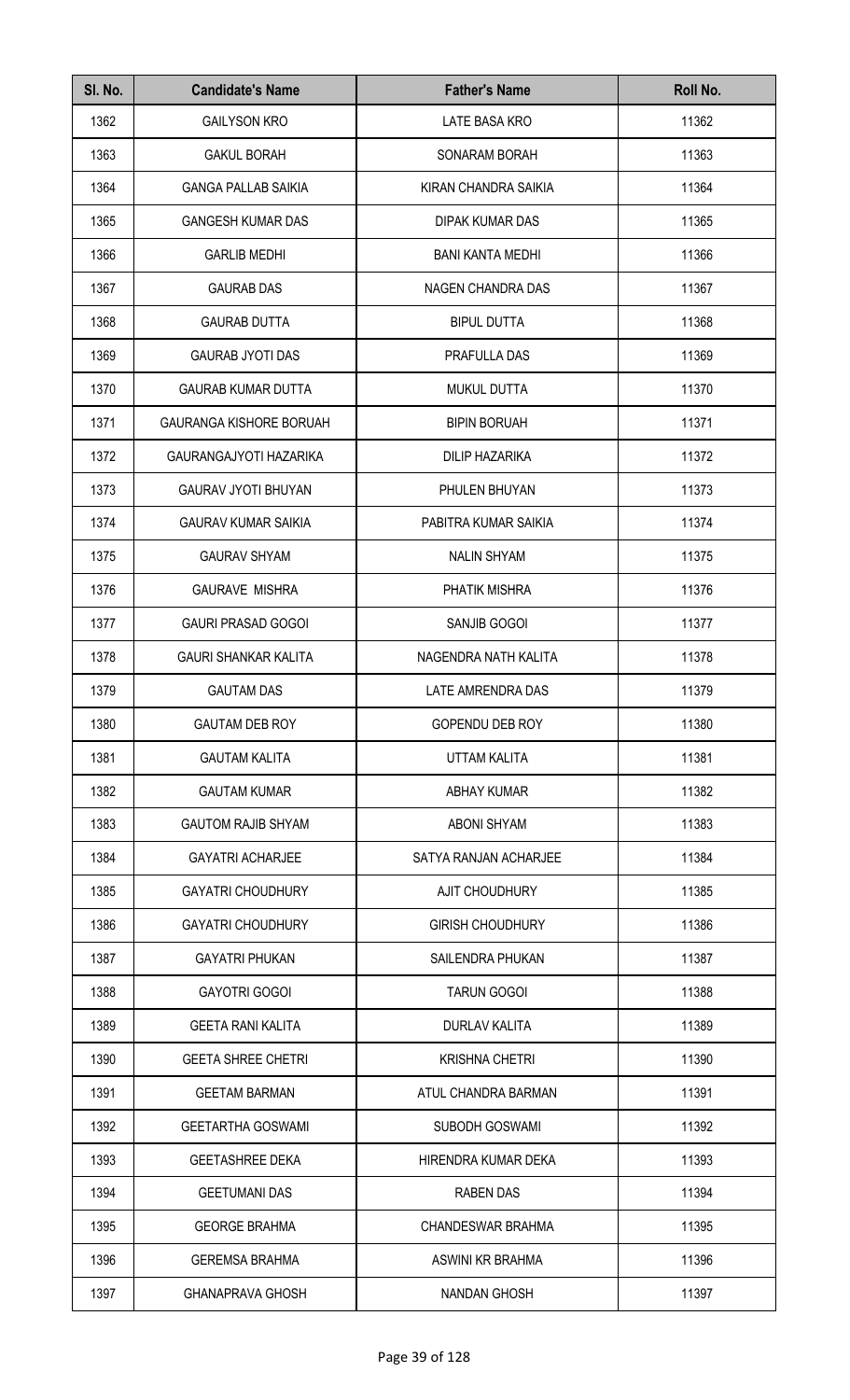| Sl. No. | Candidate's Name | Father's Name | Roll No. |
| --- | --- | --- | --- |
| 1362 | GAILYSON KRO | LATE BASA KRO | 11362 |
| 1363 | GAKUL BORAH | SONARAM BORAH | 11363 |
| 1364 | GANGA PALLAB SAIKIA | KIRAN CHANDRA SAIKIA | 11364 |
| 1365 | GANGESH KUMAR DAS | DIPAK KUMAR DAS | 11365 |
| 1366 | GARLIB MEDHI | BANI KANTA MEDHI | 11366 |
| 1367 | GAURAB DAS | NAGEN CHANDRA DAS | 11367 |
| 1368 | GAURAB DUTTA | BIPUL DUTTA | 11368 |
| 1369 | GAURAB JYOTI DAS | PRAFULLA DAS | 11369 |
| 1370 | GAURAB KUMAR DUTTA | MUKUL DUTTA | 11370 |
| 1371 | GAURANGA KISHORE BORUAH | BIPIN BORUAH | 11371 |
| 1372 | GAURANGAJYOTI HAZARIKA | DILIP HAZARIKA | 11372 |
| 1373 | GAURAV JYOTI BHUYAN | PHULEN BHUYAN | 11373 |
| 1374 | GAURAV KUMAR SAIKIA | PABITRA KUMAR SAIKIA | 11374 |
| 1375 | GAURAV SHYAM | NALIN SHYAM | 11375 |
| 1376 | GAURAVE MISHRA | PHATIK MISHRA | 11376 |
| 1377 | GAURI PRASAD GOGOI | SANJIB GOGOI | 11377 |
| 1378 | GAURI SHANKAR KALITA | NAGENDRA NATH KALITA | 11378 |
| 1379 | GAUTAM DAS | LATE AMRENDRA DAS | 11379 |
| 1380 | GAUTAM DEB ROY | GOPENDU DEB ROY | 11380 |
| 1381 | GAUTAM KALITA | UTTAM KALITA | 11381 |
| 1382 | GAUTAM KUMAR | ABHAY KUMAR | 11382 |
| 1383 | GAUTOM RAJIB SHYAM | ABONI SHYAM | 11383 |
| 1384 | GAYATRI ACHARJEE | SATYA RANJAN ACHARJEE | 11384 |
| 1385 | GAYATRI CHOUDHURY | AJIT CHOUDHURY | 11385 |
| 1386 | GAYATRI CHOUDHURY | GIRISH CHOUDHURY | 11386 |
| 1387 | GAYATRI PHUKAN | SAILENDRA PHUKAN | 11387 |
| 1388 | GAYOTRI GOGOI | TARUN GOGOI | 11388 |
| 1389 | GEETA RANI KALITA | DURLAV KALITA | 11389 |
| 1390 | GEETA SHREE CHETRI | KRISHNA CHETRI | 11390 |
| 1391 | GEETAM BARMAN | ATUL CHANDRA BARMAN | 11391 |
| 1392 | GEETARTHA GOSWAMI | SUBODH GOSWAMI | 11392 |
| 1393 | GEETASHREE DEKA | HIRENDRA KUMAR DEKA | 11393 |
| 1394 | GEETUMANI DAS | RABEN DAS | 11394 |
| 1395 | GEORGE BRAHMA | CHANDESWAR BRAHMA | 11395 |
| 1396 | GEREMSA BRAHMA | ASWINI KR BRAHMA | 11396 |
| 1397 | GHANAPRAVA GHOSH | NANDAN GHOSH | 11397 |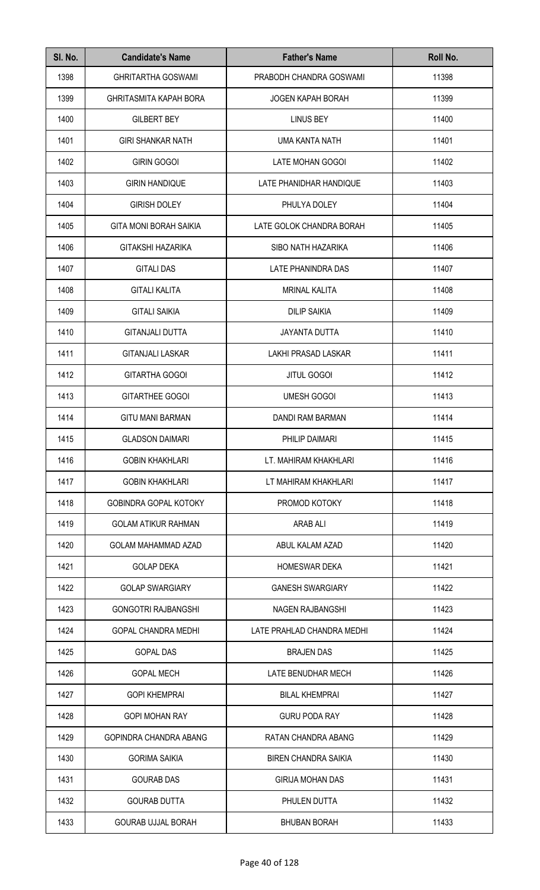| Sl. No. | Candidate's Name | Father's Name | Roll No. |
|---|---|---|---|
| 1398 | GHRITARTHA GOSWAMI | PRABODH CHANDRA GOSWAMI | 11398 |
| 1399 | GHRITASMITA KAPAH BORA | JOGEN KAPAH BORAH | 11399 |
| 1400 | GILBERT BEY | LINUS BEY | 11400 |
| 1401 | GIRI SHANKAR NATH | UMA KANTA NATH | 11401 |
| 1402 | GIRIN GOGOI | LATE MOHAN GOGOI | 11402 |
| 1403 | GIRIN HANDIQUE | LATE PHANIDHAR HANDIQUE | 11403 |
| 1404 | GIRISH DOLEY | PHULYA DOLEY | 11404 |
| 1405 | GITA MONI BORAH SAIKIA | LATE GOLOK CHANDRA BORAH | 11405 |
| 1406 | GITAKSHI HAZARIKA | SIBO NATH HAZARIKA | 11406 |
| 1407 | GITALI DAS | LATE PHANINDRA DAS | 11407 |
| 1408 | GITALI KALITA | MRINAL KALITA | 11408 |
| 1409 | GITALI SAIKIA | DILIP SAIKIA | 11409 |
| 1410 | GITANJALI DUTTA | JAYANTA DUTTA | 11410 |
| 1411 | GITANJALI LASKAR | LAKHI PRASAD LASKAR | 11411 |
| 1412 | GITARTHA GOGOI | JITUL GOGOI | 11412 |
| 1413 | GITARTHEE GOGOI | UMESH GOGOI | 11413 |
| 1414 | GITU MANI BARMAN | DANDI RAM BARMAN | 11414 |
| 1415 | GLADSON DAIMARI | PHILIP DAIMARI | 11415 |
| 1416 | GOBIN KHAKHLARI | LT. MAHIRAM KHAKHLARI | 11416 |
| 1417 | GOBIN KHAKHLARI | LT MAHIRAM KHAKHLARI | 11417 |
| 1418 | GOBINDRA GOPAL KOTOKY | PROMOD KOTOKY | 11418 |
| 1419 | GOLAM ATIKUR RAHMAN | ARAB ALI | 11419 |
| 1420 | GOLAM MAHAMMAD AZAD | ABUL KALAM AZAD | 11420 |
| 1421 | GOLAP DEKA | HOMESWAR DEKA | 11421 |
| 1422 | GOLAP SWARGIARY | GANESH SWARGIARY | 11422 |
| 1423 | GONGOTRI RAJBANGSHI | NAGEN RAJBANGSHI | 11423 |
| 1424 | GOPAL CHANDRA MEDHI | LATE PRAHLAD CHANDRA MEDHI | 11424 |
| 1425 | GOPAL DAS | BRAJEN DAS | 11425 |
| 1426 | GOPAL MECH | LATE BENUDHAR MECH | 11426 |
| 1427 | GOPI KHEMPRAI | BILAL KHEMPRAI | 11427 |
| 1428 | GOPI MOHAN RAY | GURU PODA RAY | 11428 |
| 1429 | GOPINDRA CHANDRA ABANG | RATAN CHANDRA ABANG | 11429 |
| 1430 | GORIMA SAIKIA | BIREN CHANDRA SAIKIA | 11430 |
| 1431 | GOURAB DAS | GIRIJA MOHAN DAS | 11431 |
| 1432 | GOURAB DUTTA | PHULEN DUTTA | 11432 |
| 1433 | GOURAB UJJAL BORAH | BHUBAN BORAH | 11433 |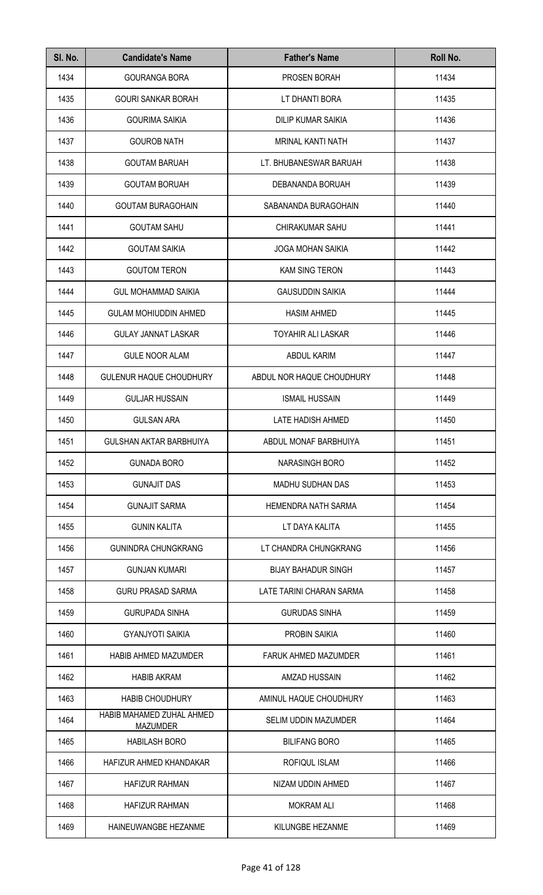| Sl. No. | Candidate's Name | Father's Name | Roll No. |
| --- | --- | --- | --- |
| 1434 | GOURANGA BORA | PROSEN BORAH | 11434 |
| 1435 | GOURI SANKAR BORAH | LT DHANTI BORA | 11435 |
| 1436 | GOURIMA SAIKIA | DILIP KUMAR SAIKIA | 11436 |
| 1437 | GOUROB NATH | MRINAL KANTI NATH | 11437 |
| 1438 | GOUTAM BARUAH | LT. BHUBANESWAR BARUAH | 11438 |
| 1439 | GOUTAM BORUAH | DEBANANDA BORUAH | 11439 |
| 1440 | GOUTAM BURAGOHAIN | SABANANDA BURAGOHAIN | 11440 |
| 1441 | GOUTAM SAHU | CHIRAKUMAR SAHU | 11441 |
| 1442 | GOUTAM SAIKIA | JOGA MOHAN SAIKIA | 11442 |
| 1443 | GOUTOM TERON | KAM SING TERON | 11443 |
| 1444 | GUL MOHAMMAD SAIKIA | GAUSUDDIN SAIKIA | 11444 |
| 1445 | GULAM MOHIUDDIN AHMED | HASIM AHMED | 11445 |
| 1446 | GULAY JANNAT LASKAR | TOYAHIR ALI LASKAR | 11446 |
| 1447 | GULE NOOR ALAM | ABDUL KARIM | 11447 |
| 1448 | GULENUR HAQUE CHOUDHURY | ABDUL NOR HAQUE CHOUDHURY | 11448 |
| 1449 | GULJAR HUSSAIN | ISMAIL HUSSAIN | 11449 |
| 1450 | GULSAN ARA | LATE HADISH AHMED | 11450 |
| 1451 | GULSHAN AKTAR BARBHUIYA | ABDUL MONAF BARBHUIYA | 11451 |
| 1452 | GUNADA BORO | NARASINGH BORO | 11452 |
| 1453 | GUNAJIT DAS | MADHU SUDHAN DAS | 11453 |
| 1454 | GUNAJIT SARMA | HEMENDRA NATH SARMA | 11454 |
| 1455 | GUNIN KALITA | LT DAYA KALITA | 11455 |
| 1456 | GUNINDRA CHUNGKRANG | LT CHANDRA CHUNGKRANG | 11456 |
| 1457 | GUNJAN KUMARI | BIJAY BAHADUR SINGH | 11457 |
| 1458 | GURU PRASAD SARMA | LATE TARINI CHARAN SARMA | 11458 |
| 1459 | GURUPADA SINHA | GURUDAS SINHA | 11459 |
| 1460 | GYANJYOTI SAIKIA | PROBIN SAIKIA | 11460 |
| 1461 | HABIB AHMED MAZUMDER | FARUK AHMED MAZUMDER | 11461 |
| 1462 | HABIB AKRAM | AMZAD HUSSAIN | 11462 |
| 1463 | HABIB CHOUDHURY | AMINUL HAQUE CHOUDHURY | 11463 |
| 1464 | HABIB MAHAMED ZUHAL AHMED MAZUMDER | SELIM UDDIN MAZUMDER | 11464 |
| 1465 | HABILASH BORO | BILIFANG BORO | 11465 |
| 1466 | HAFIZUR AHMED KHANDAKAR | ROFIQUL ISLAM | 11466 |
| 1467 | HAFIZUR RAHMAN | NIZAM UDDIN AHMED | 11467 |
| 1468 | HAFIZUR RAHMAN | MOKRAM ALI | 11468 |
| 1469 | HAINEUWANGBE HEZANME | KILUNGBE HEZANME | 11469 |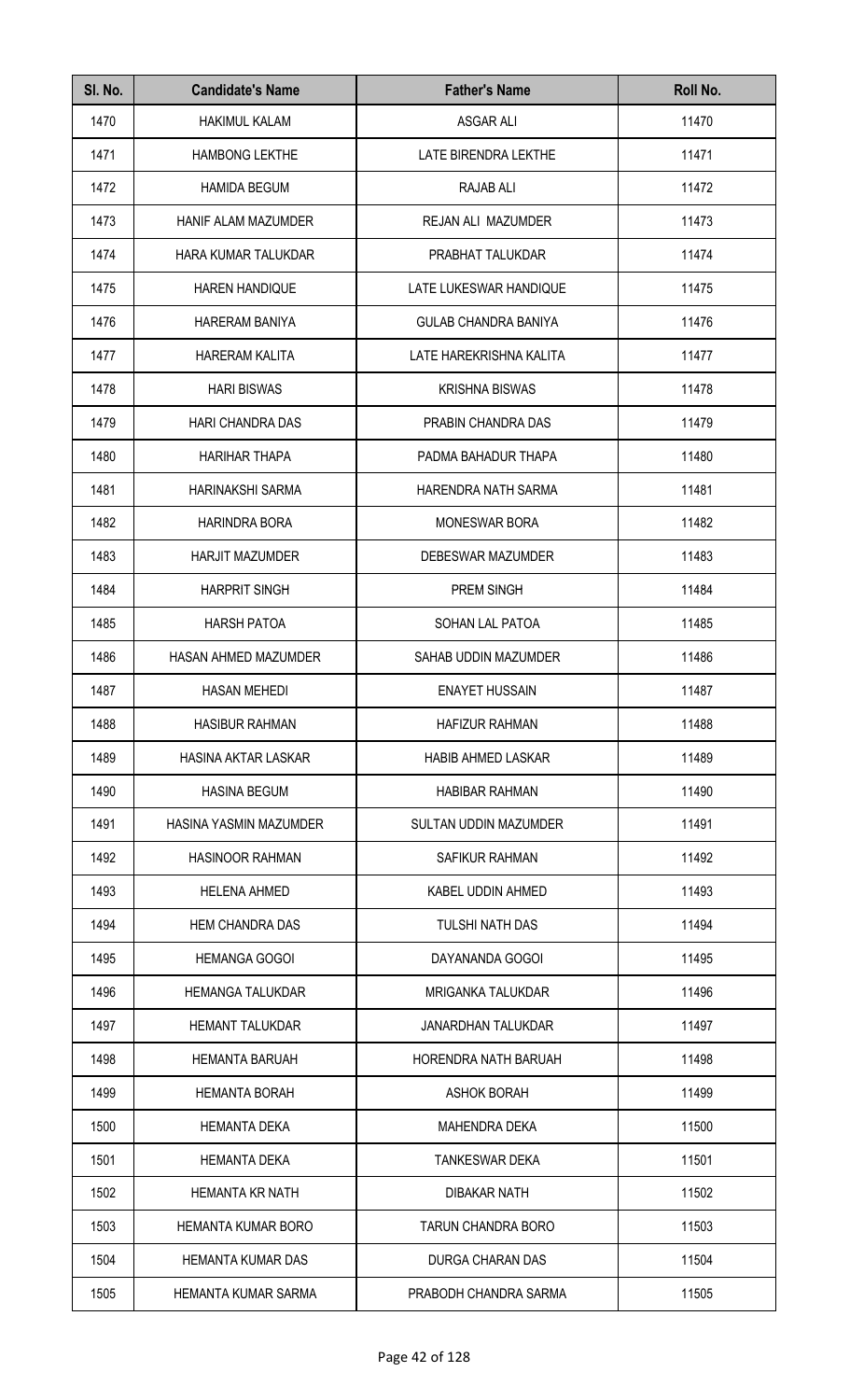| Sl. No. | Candidate's Name | Father's Name | Roll No. |
|---|---|---|---|
| 1470 | HAKIMUL KALAM | ASGAR ALI | 11470 |
| 1471 | HAMBONG LEKTHE | LATE BIRENDRA LEKTHE | 11471 |
| 1472 | HAMIDA BEGUM | RAJAB ALI | 11472 |
| 1473 | HANIF ALAM MAZUMDER | REJAN ALI MAZUMDER | 11473 |
| 1474 | HARA KUMAR TALUKDAR | PRABHAT TALUKDAR | 11474 |
| 1475 | HAREN HANDIQUE | LATE LUKESWAR HANDIQUE | 11475 |
| 1476 | HARERAM BANIYA | GULAB CHANDRA BANIYA | 11476 |
| 1477 | HARERAM KALITA | LATE HAREKRISHNA KALITA | 11477 |
| 1478 | HARI BISWAS | KRISHNA BISWAS | 11478 |
| 1479 | HARI CHANDRA DAS | PRABIN CHANDRA DAS | 11479 |
| 1480 | HARIHAR THAPA | PADMA BAHADUR THAPA | 11480 |
| 1481 | HARINAKSHI SARMA | HARENDRA NATH SARMA | 11481 |
| 1482 | HARINDRA BORA | MONESWAR BORA | 11482 |
| 1483 | HARJIT MAZUMDER | DEBESWAR MAZUMDER | 11483 |
| 1484 | HARPRIT SINGH | PREM SINGH | 11484 |
| 1485 | HARSH PATOA | SOHAN LAL PATOA | 11485 |
| 1486 | HASAN AHMED MAZUMDER | SAHAB UDDIN MAZUMDER | 11486 |
| 1487 | HASAN MEHEDI | ENAYET HUSSAIN | 11487 |
| 1488 | HASIBUR RAHMAN | HAFIZUR RAHMAN | 11488 |
| 1489 | HASINA AKTAR LASKAR | HABIB AHMED LASKAR | 11489 |
| 1490 | HASINA BEGUM | HABIBAR RAHMAN | 11490 |
| 1491 | HASINA YASMIN MAZUMDER | SULTAN UDDIN MAZUMDER | 11491 |
| 1492 | HASINOOR RAHMAN | SAFIKUR RAHMAN | 11492 |
| 1493 | HELENA AHMED | KABEL UDDIN AHMED | 11493 |
| 1494 | HEM CHANDRA DAS | TULSHI NATH DAS | 11494 |
| 1495 | HEMANGA GOGOI | DAYANANDA GOGOI | 11495 |
| 1496 | HEMANGA TALUKDAR | MRIGANKA TALUKDAR | 11496 |
| 1497 | HEMANT TALUKDAR | JANARDHAN TALUKDAR | 11497 |
| 1498 | HEMANTA BARUAH | HORENDRA NATH BARUAH | 11498 |
| 1499 | HEMANTA BORAH | ASHOK BORAH | 11499 |
| 1500 | HEMANTA DEKA | MAHENDRA DEKA | 11500 |
| 1501 | HEMANTA DEKA | TANKESWAR DEKA | 11501 |
| 1502 | HEMANTA KR NATH | DIBAKAR NATH | 11502 |
| 1503 | HEMANTA KUMAR BORO | TARUN CHANDRA BORO | 11503 |
| 1504 | HEMANTA KUMAR DAS | DURGA CHARAN DAS | 11504 |
| 1505 | HEMANTA KUMAR SARMA | PRABODH CHANDRA SARMA | 11505 |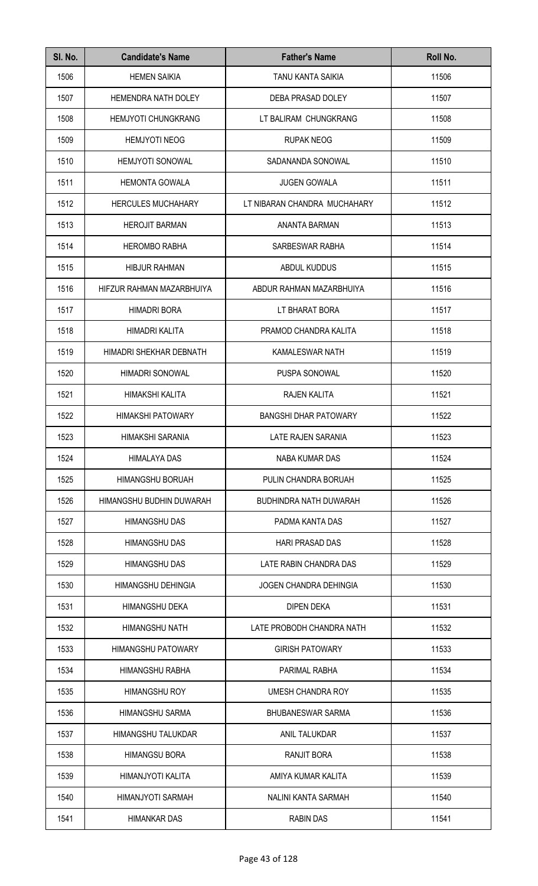| Sl. No. | Candidate's Name | Father's Name | Roll No. |
| --- | --- | --- | --- |
| 1506 | HEMEN SAIKIA | TANU KANTA SAIKIA | 11506 |
| 1507 | HEMENDRA NATH DOLEY | DEBA PRASAD DOLEY | 11507 |
| 1508 | HEMJYOTI CHUNGKRANG | LT BALIRAM CHUNGKRANG | 11508 |
| 1509 | HEMJYOTI NEOG | RUPAK NEOG | 11509 |
| 1510 | HEMJYOTI SONOWAL | SADANANDA SONOWAL | 11510 |
| 1511 | HEMONTA GOWALA | JUGEN GOWALA | 11511 |
| 1512 | HERCULES MUCHAHARY | LT NIBARAN CHANDRA MUCHAHARY | 11512 |
| 1513 | HEROJIT BARMAN | ANANTA BARMAN | 11513 |
| 1514 | HEROMBO RABHA | SARBESWAR RABHA | 11514 |
| 1515 | HIBJUR RAHMAN | ABDUL KUDDUS | 11515 |
| 1516 | HIFZUR RAHMAN MAZARBHUIYA | ABDUR RAHMAN MAZARBHUIYA | 11516 |
| 1517 | HIMADRI BORA | LT BHARAT BORA | 11517 |
| 1518 | HIMADRI KALITA | PRAMOD CHANDRA KALITA | 11518 |
| 1519 | HIMADRI SHEKHAR DEBNATH | KAMALESWAR NATH | 11519 |
| 1520 | HIMADRI SONOWAL | PUSPA SONOWAL | 11520 |
| 1521 | HIMAKSHI KALITA | RAJEN KALITA | 11521 |
| 1522 | HIMAKSHI PATOWARY | BANGSHI DHAR PATOWARY | 11522 |
| 1523 | HIMAKSHI SARANIA | LATE RAJEN SARANIA | 11523 |
| 1524 | HIMALAYA DAS | NABA KUMAR DAS | 11524 |
| 1525 | HIMANGSHU BORUAH | PULIN CHANDRA BORUAH | 11525 |
| 1526 | HIMANGSHU BUDHIN DUWARAH | BUDHINDRA NATH DUWARAH | 11526 |
| 1527 | HIMANGSHU DAS | PADMA KANTA DAS | 11527 |
| 1528 | HIMANGSHU DAS | HARI PRASAD DAS | 11528 |
| 1529 | HIMANGSHU DAS | LATE RABIN CHANDRA DAS | 11529 |
| 1530 | HIMANGSHU DEHINGIA | JOGEN CHANDRA DEHINGIA | 11530 |
| 1531 | HIMANGSHU DEKA | DIPEN DEKA | 11531 |
| 1532 | HIMANGSHU NATH | LATE PROBODH CHANDRA NATH | 11532 |
| 1533 | HIMANGSHU PATOWARY | GIRISH PATOWARY | 11533 |
| 1534 | HIMANGSHU RABHA | PARIMAL RABHA | 11534 |
| 1535 | HIMANGSHU ROY | UMESH CHANDRA ROY | 11535 |
| 1536 | HIMANGSHU SARMA | BHUBANESWAR SARMA | 11536 |
| 1537 | HIMANGSHU TALUKDAR | ANIL TALUKDAR | 11537 |
| 1538 | HIMANGSU BORA | RANJIT BORA | 11538 |
| 1539 | HIMANJYOTI KALITA | AMIYA KUMAR KALITA | 11539 |
| 1540 | HIMANJYOTI SARMAH | NALINI KANTA SARMAH | 11540 |
| 1541 | HIMANKAR DAS | RABIN DAS | 11541 |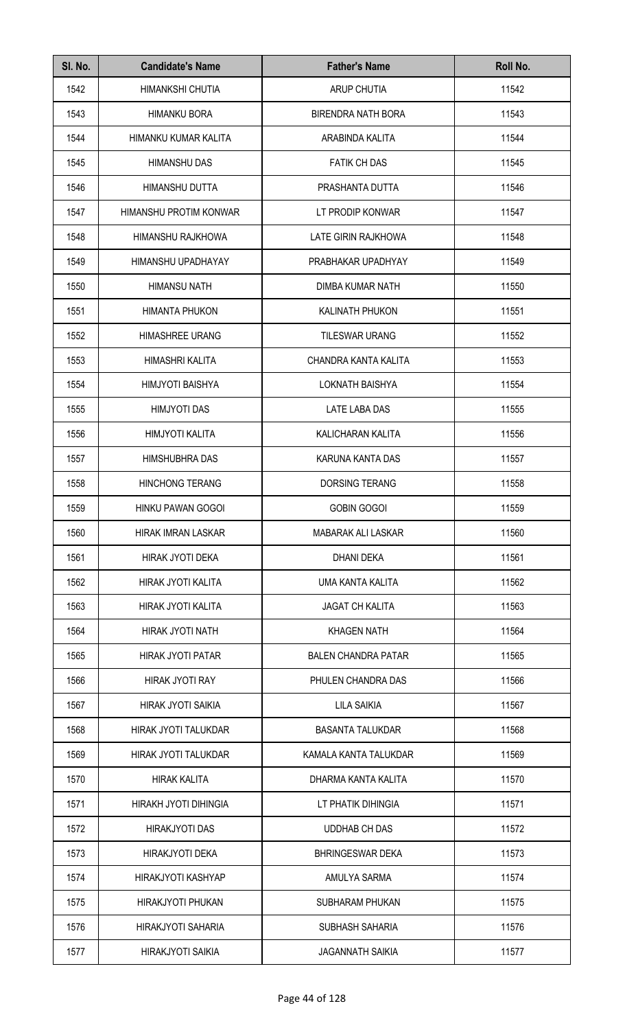| Sl. No. | Candidate's Name | Father's Name | Roll No. |
|---|---|---|---|
| 1542 | HIMANKSHI CHUTIA | ARUP CHUTIA | 11542 |
| 1543 | HIMANKU BORA | BIRENDRA NATH BORA | 11543 |
| 1544 | HIMANKU KUMAR KALITA | ARABINDA KALITA | 11544 |
| 1545 | HIMANSHU DAS | FATIK CH DAS | 11545 |
| 1546 | HIMANSHU DUTTA | PRASHANTA DUTTA | 11546 |
| 1547 | HIMANSHU PROTIM KONWAR | LT PRODIP KONWAR | 11547 |
| 1548 | HIMANSHU RAJKHOWA | LATE GIRIN RAJKHOWA | 11548 |
| 1549 | HIMANSHU UPADHAYAY | PRABHAKAR UPADHYAY | 11549 |
| 1550 | HIMANSU NATH | DIMBA KUMAR NATH | 11550 |
| 1551 | HIMANTA PHUKON | KALINATH PHUKON | 11551 |
| 1552 | HIMASHREE URANG | TILESWAR URANG | 11552 |
| 1553 | HIMASHRI KALITA | CHANDRA KANTA KALITA | 11553 |
| 1554 | HIMJYOTI BAISHYA | LOKNATH BAISHYA | 11554 |
| 1555 | HIMJYOTI DAS | LATE LABA DAS | 11555 |
| 1556 | HIMJYOTI KALITA | KALICHARAN KALITA | 11556 |
| 1557 | HIMSHUBHRA DAS | KARUNA KANTA DAS | 11557 |
| 1558 | HINCHONG TERANG | DORSING TERANG | 11558 |
| 1559 | HINKU PAWAN GOGOI | GOBIN GOGOI | 11559 |
| 1560 | HIRAK IMRAN LASKAR | MABARAK ALI LASKAR | 11560 |
| 1561 | HIRAK JYOTI DEKA | DHANI DEKA | 11561 |
| 1562 | HIRAK JYOTI KALITA | UMA KANTA KALITA | 11562 |
| 1563 | HIRAK JYOTI KALITA | JAGAT CH KALITA | 11563 |
| 1564 | HIRAK JYOTI NATH | KHAGEN NATH | 11564 |
| 1565 | HIRAK JYOTI PATAR | BALEN CHANDRA PATAR | 11565 |
| 1566 | HIRAK JYOTI RAY | PHULEN CHANDRA DAS | 11566 |
| 1567 | HIRAK JYOTI SAIKIA | LILA SAIKIA | 11567 |
| 1568 | HIRAK JYOTI TALUKDAR | BASANTA TALUKDAR | 11568 |
| 1569 | HIRAK JYOTI TALUKDAR | KAMALA KANTA TALUKDAR | 11569 |
| 1570 | HIRAK KALITA | DHARMA KANTA KALITA | 11570 |
| 1571 | HIRAKH JYOTI DIHINGIA | LT PHATIK DIHINGIA | 11571 |
| 1572 | HIRAKJYOTI DAS | UDDHAB CH DAS | 11572 |
| 1573 | HIRAKJYOTI DEKA | BHRINGESWAR DEKA | 11573 |
| 1574 | HIRAKJYOTI KASHYAP | AMULYA SARMA | 11574 |
| 1575 | HIRAKJYOTI PHUKAN | SUBHARAM PHUKAN | 11575 |
| 1576 | HIRAKJYOTI SAHARIA | SUBHASH SAHARIA | 11576 |
| 1577 | HIRAKJYOTI SAIKIA | JAGANNATH SAIKIA | 11577 |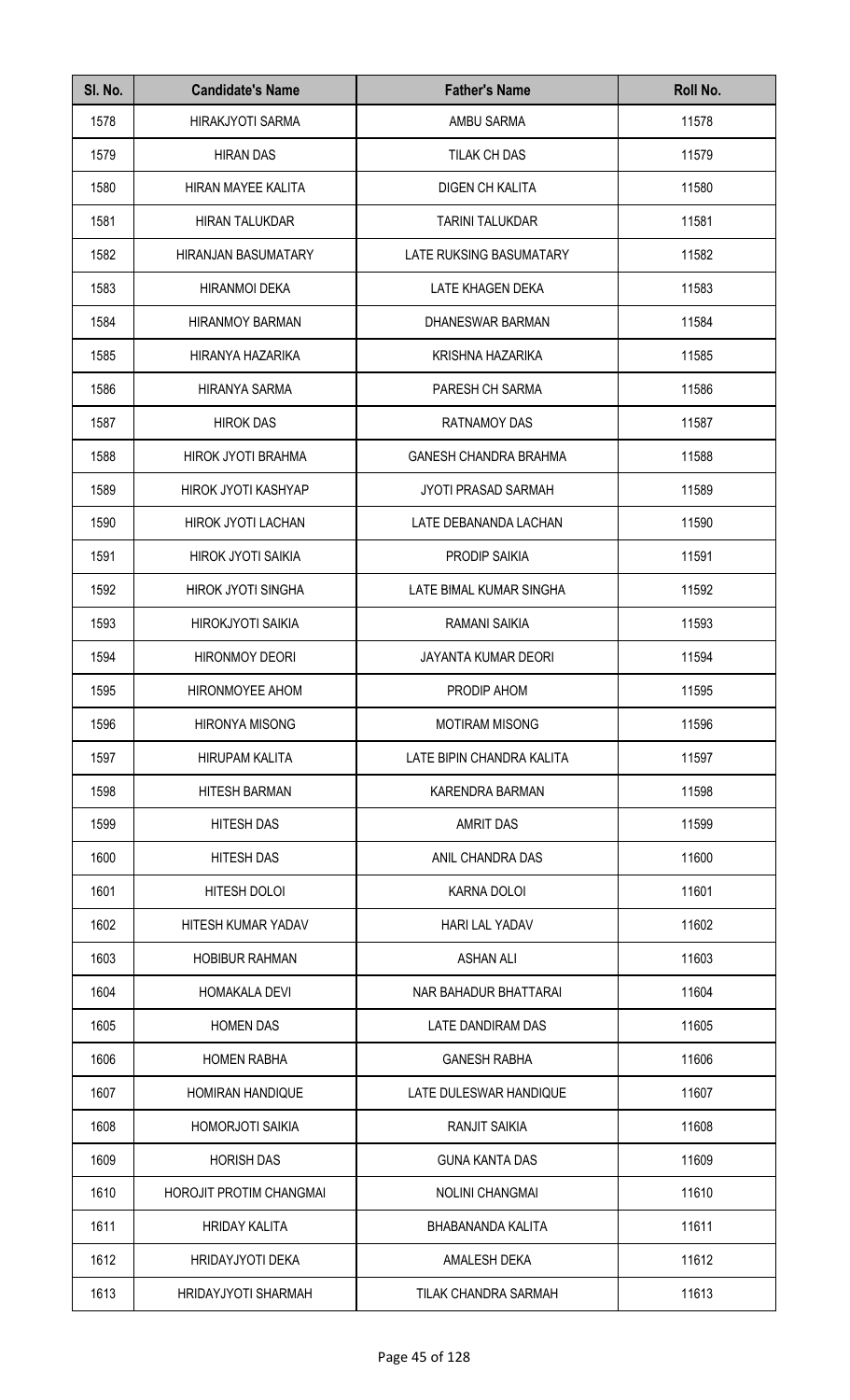| Sl. No. | Candidate's Name | Father's Name | Roll No. |
|---|---|---|---|
| 1578 | HIRAKJYOTI SARMA | AMBU SARMA | 11578 |
| 1579 | HIRAN DAS | TILAK CH DAS | 11579 |
| 1580 | HIRAN MAYEE KALITA | DIGEN CH KALITA | 11580 |
| 1581 | HIRAN TALUKDAR | TARINI TALUKDAR | 11581 |
| 1582 | HIRANJAN BASUMATARY | LATE RUKSING BASUMATARY | 11582 |
| 1583 | HIRANMOI DEKA | LATE KHAGEN DEKA | 11583 |
| 1584 | HIRANMOY BARMAN | DHANESWAR BARMAN | 11584 |
| 1585 | HIRANYA HAZARIKA | KRISHNA HAZARIKA | 11585 |
| 1586 | HIRANYA SARMA | PARESH CH SARMA | 11586 |
| 1587 | HIROK DAS | RATNAMOY DAS | 11587 |
| 1588 | HIROK JYOTI BRAHMA | GANESH CHANDRA BRAHMA | 11588 |
| 1589 | HIROK JYOTI KASHYAP | JYOTI PRASAD SARMAH | 11589 |
| 1590 | HIROK JYOTI LACHAN | LATE DEBANANDA LACHAN | 11590 |
| 1591 | HIROK JYOTI SAIKIA | PRODIP SAIKIA | 11591 |
| 1592 | HIROK JYOTI SINGHA | LATE BIMAL KUMAR SINGHA | 11592 |
| 1593 | HIROKJYOTI SAIKIA | RAMANI SAIKIA | 11593 |
| 1594 | HIRONMOY DEORI | JAYANTA KUMAR DEORI | 11594 |
| 1595 | HIRONMOYEE AHOM | PRODIP AHOM | 11595 |
| 1596 | HIRONYA MISONG | MOTIRAM MISONG | 11596 |
| 1597 | HIRUPAM KALITA | LATE BIPIN CHANDRA KALITA | 11597 |
| 1598 | HITESH BARMAN | KARENDRA BARMAN | 11598 |
| 1599 | HITESH DAS | AMRIT DAS | 11599 |
| 1600 | HITESH DAS | ANIL CHANDRA DAS | 11600 |
| 1601 | HITESH DOLOI | KARNA DOLOI | 11601 |
| 1602 | HITESH KUMAR YADAV | HARI LAL YADAV | 11602 |
| 1603 | HOBIBUR RAHMAN | ASHAN ALI | 11603 |
| 1604 | HOMAKALA DEVI | NAR BAHADUR BHATTARAI | 11604 |
| 1605 | HOMEN DAS | LATE DANDIRAM DAS | 11605 |
| 1606 | HOMEN RABHA | GANESH RABHA | 11606 |
| 1607 | HOMIRAN HANDIQUE | LATE DULESWAR HANDIQUE | 11607 |
| 1608 | HOMORJOTI SAIKIA | RANJIT SAIKIA | 11608 |
| 1609 | HORISH DAS | GUNA KANTA DAS | 11609 |
| 1610 | HOROJIT PROTIM CHANGMAI | NOLINI CHANGMAI | 11610 |
| 1611 | HRIDAY KALITA | BHABANANDA KALITA | 11611 |
| 1612 | HRIDAYJYOTI DEKA | AMALESH DEKA | 11612 |
| 1613 | HRIDAYJYOTI SHARMAH | TILAK CHANDRA SARMAH | 11613 |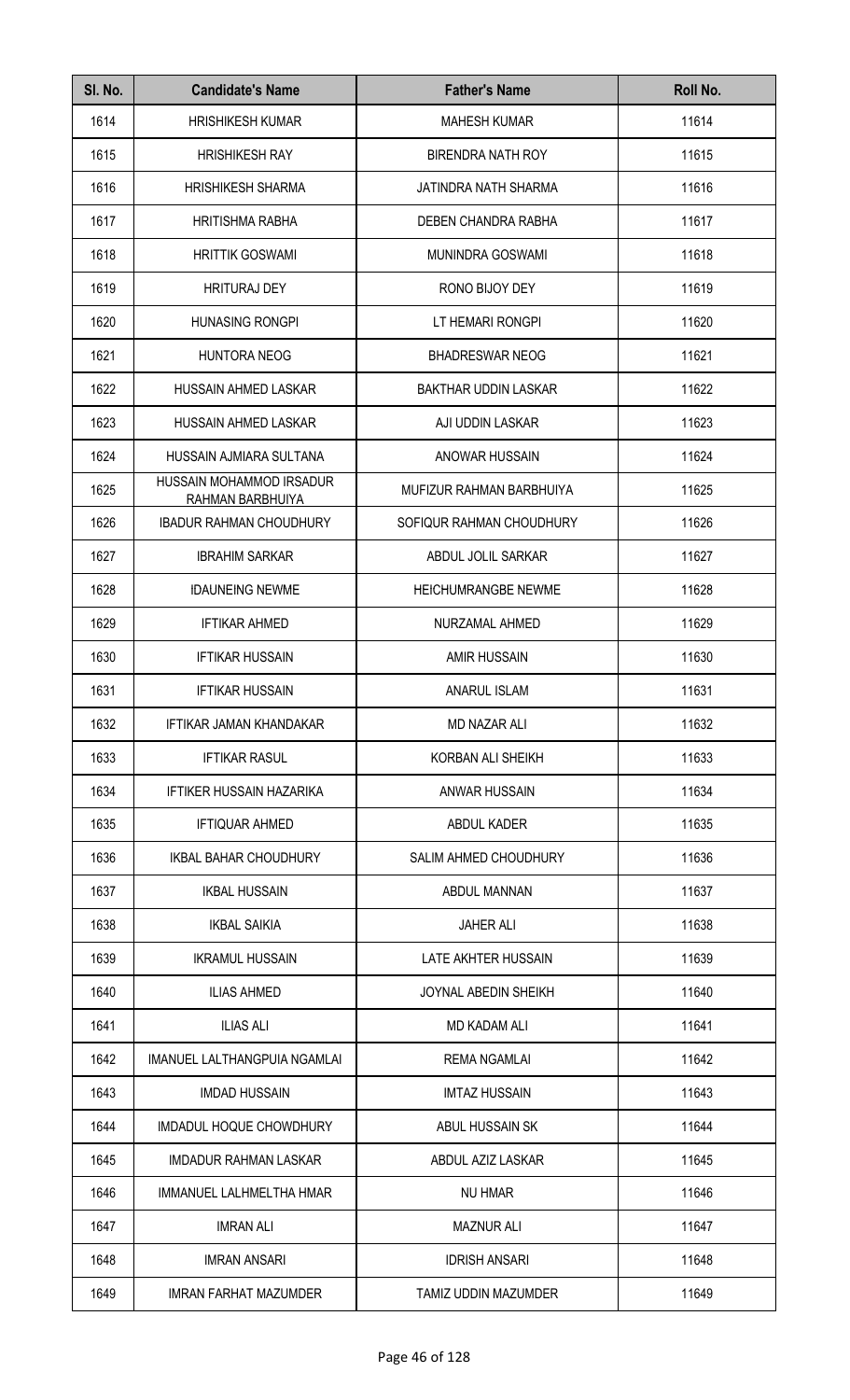| Sl. No. | Candidate's Name | Father's Name | Roll No. |
| --- | --- | --- | --- |
| 1614 | HRISHIKESH KUMAR | MAHESH KUMAR | 11614 |
| 1615 | HRISHIKESH RAY | BIRENDRA NATH ROY | 11615 |
| 1616 | HRISHIKESH SHARMA | JATINDRA NATH SHARMA | 11616 |
| 1617 | HRITISHMA RABHA | DEBEN CHANDRA RABHA | 11617 |
| 1618 | HRITTIK GOSWAMI | MUNINDRA GOSWAMI | 11618 |
| 1619 | HRITURAJ DEY | RONO BIJOY DEY | 11619 |
| 1620 | HUNASING RONGPI | LT HEMARI RONGPI | 11620 |
| 1621 | HUNTORA NEOG | BHADRESWAR NEOG | 11621 |
| 1622 | HUSSAIN AHMED LASKAR | BAKTHAR UDDIN LASKAR | 11622 |
| 1623 | HUSSAIN AHMED LASKAR | AJI UDDIN LASKAR | 11623 |
| 1624 | HUSSAIN AJMIARA SULTANA | ANOWAR HUSSAIN | 11624 |
| 1625 | HUSSAIN MOHAMMOD IRSADUR RAHMAN BARBHUIYA | MUFIZUR RAHMAN BARBHUIYA | 11625 |
| 1626 | IBADUR RAHMAN CHOUDHURY | SOFIQUR RAHMAN CHOUDHURY | 11626 |
| 1627 | IBRAHIM SARKAR | ABDUL JOLIL SARKAR | 11627 |
| 1628 | IDAUNEING NEWME | HEICHUMRANGBE NEWME | 11628 |
| 1629 | IFTIKAR AHMED | NURZAMAL AHMED | 11629 |
| 1630 | IFTIKAR HUSSAIN | AMIR HUSSAIN | 11630 |
| 1631 | IFTIKAR HUSSAIN | ANARUL ISLAM | 11631 |
| 1632 | IFTIKAR JAMAN KHANDAKAR | MD NAZAR ALI | 11632 |
| 1633 | IFTIKAR RASUL | KORBAN ALI SHEIKH | 11633 |
| 1634 | IFTIKER HUSSAIN HAZARIKA | ANWAR HUSSAIN | 11634 |
| 1635 | IFTIQUAR AHMED | ABDUL KADER | 11635 |
| 1636 | IKBAL BAHAR CHOUDHURY | SALIM AHMED CHOUDHURY | 11636 |
| 1637 | IKBAL HUSSAIN | ABDUL MANNAN | 11637 |
| 1638 | IKBAL SAIKIA | JAHER ALI | 11638 |
| 1639 | IKRAMUL HUSSAIN | LATE AKHTER HUSSAIN | 11639 |
| 1640 | ILIAS AHMED | JOYNAL ABEDIN SHEIKH | 11640 |
| 1641 | ILIAS ALI | MD KADAM ALI | 11641 |
| 1642 | IMANUEL LALTHANGPUIA NGAMLAI | REMA NGAMLAI | 11642 |
| 1643 | IMDAD HUSSAIN | IMTAZ HUSSAIN | 11643 |
| 1644 | IMDADUL HOQUE CHOWDHURY | ABUL HUSSAIN SK | 11644 |
| 1645 | IMDADUR RAHMAN LASKAR | ABDUL AZIZ LASKAR | 11645 |
| 1646 | IMMANUEL LALHMELTHA HMAR | NU HMAR | 11646 |
| 1647 | IMRAN ALI | MAZNUR ALI | 11647 |
| 1648 | IMRAN ANSARI | IDRISH ANSARI | 11648 |
| 1649 | IMRAN FARHAT MAZUMDER | TAMIZ UDDIN MAZUMDER | 11649 |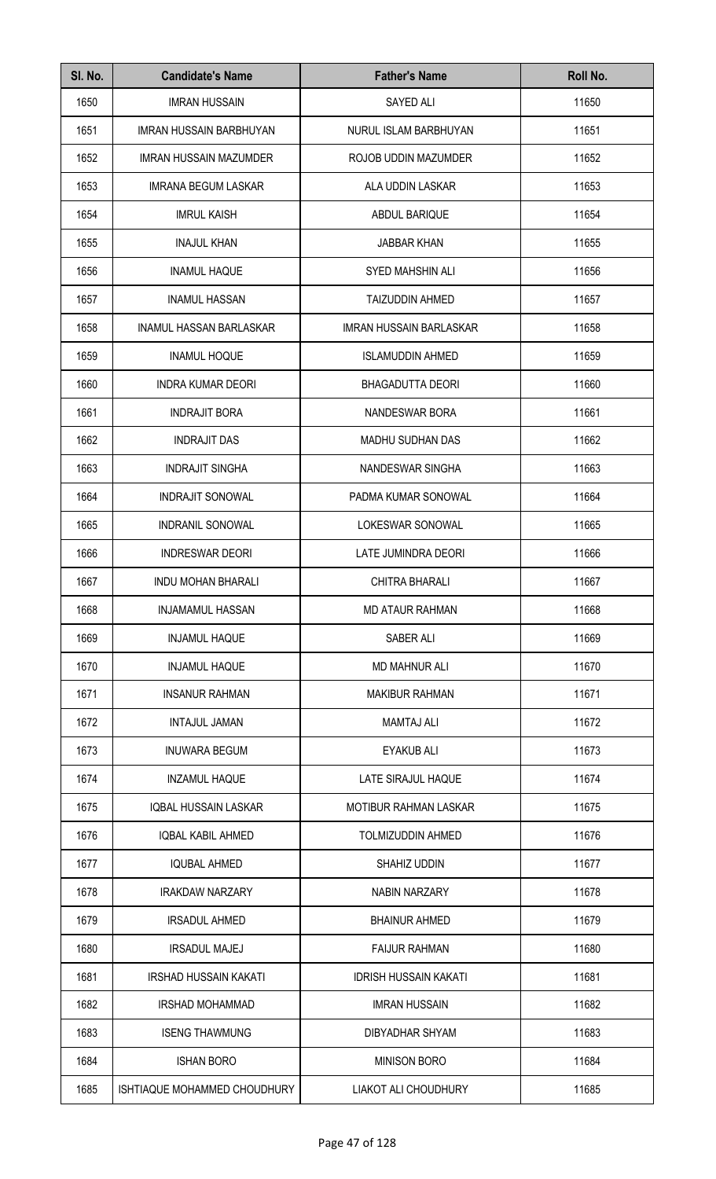| Sl. No. | Candidate's Name | Father's Name | Roll No. |
|---|---|---|---|
| 1650 | IMRAN HUSSAIN | SAYED ALI | 11650 |
| 1651 | IMRAN HUSSAIN BARBHUYAN | NURUL ISLAM BARBHUYAN | 11651 |
| 1652 | IMRAN HUSSAIN MAZUMDER | ROJOB UDDIN MAZUMDER | 11652 |
| 1653 | IMRANA BEGUM LASKAR | ALA UDDIN LASKAR | 11653 |
| 1654 | IMRUL KAISH | ABDUL BARIQUE | 11654 |
| 1655 | INAJUL KHAN | JABBAR KHAN | 11655 |
| 1656 | INAMUL HAQUE | SYED MAHSHIN ALI | 11656 |
| 1657 | INAMUL HASSAN | TAIZUDDIN AHMED | 11657 |
| 1658 | INAMUL HASSAN BARLASKAR | IMRAN HUSSAIN BARLASKAR | 11658 |
| 1659 | INAMUL HOQUE | ISLAMUDDIN AHMED | 11659 |
| 1660 | INDRA KUMAR DEORI | BHAGADUTTA DEORI | 11660 |
| 1661 | INDRAJIT BORA | NANDESWAR BORA | 11661 |
| 1662 | INDRAJIT DAS | MADHU SUDHAN DAS | 11662 |
| 1663 | INDRAJIT SINGHA | NANDESWAR SINGHA | 11663 |
| 1664 | INDRAJIT SONOWAL | PADMA KUMAR SONOWAL | 11664 |
| 1665 | INDRANIL SONOWAL | LOKESWAR SONOWAL | 11665 |
| 1666 | INDRESWAR DEORI | LATE JUMINDRA DEORI | 11666 |
| 1667 | INDU MOHAN BHARALI | CHITRA BHARALI | 11667 |
| 1668 | INJAMAMUL HASSAN | MD ATAUR RAHMAN | 11668 |
| 1669 | INJAMUL HAQUE | SABER ALI | 11669 |
| 1670 | INJAMUL HAQUE | MD MAHNUR ALI | 11670 |
| 1671 | INSANUR RAHMAN | MAKIBUR RAHMAN | 11671 |
| 1672 | INTAJUL JAMAN | MAMTAJ ALI | 11672 |
| 1673 | INUWARA BEGUM | EYAKUB ALI | 11673 |
| 1674 | INZAMUL HAQUE | LATE SIRAJUL HAQUE | 11674 |
| 1675 | IQBAL HUSSAIN LASKAR | MOTIBUR RAHMAN LASKAR | 11675 |
| 1676 | IQBAL KABIL AHMED | TOLMIZUDDIN AHMED | 11676 |
| 1677 | IQUBAL AHMED | SHAHIZ UDDIN | 11677 |
| 1678 | IRAKDAW NARZARY | NABIN NARZARY | 11678 |
| 1679 | IRSADUL AHMED | BHAINUR AHMED | 11679 |
| 1680 | IRSADUL MAJEJ | FAIJUR RAHMAN | 11680 |
| 1681 | IRSHAD HUSSAIN KAKATI | IDRISH HUSSAIN KAKATI | 11681 |
| 1682 | IRSHAD MOHAMMAD | IMRAN HUSSAIN | 11682 |
| 1683 | ISENG THAWMUNG | DIBYADHAR SHYAM | 11683 |
| 1684 | ISHAN BORO | MINISON BORO | 11684 |
| 1685 | ISHTIAQUE MOHAMMED CHOUDHURY | LIAKOT ALI CHOUDHURY | 11685 |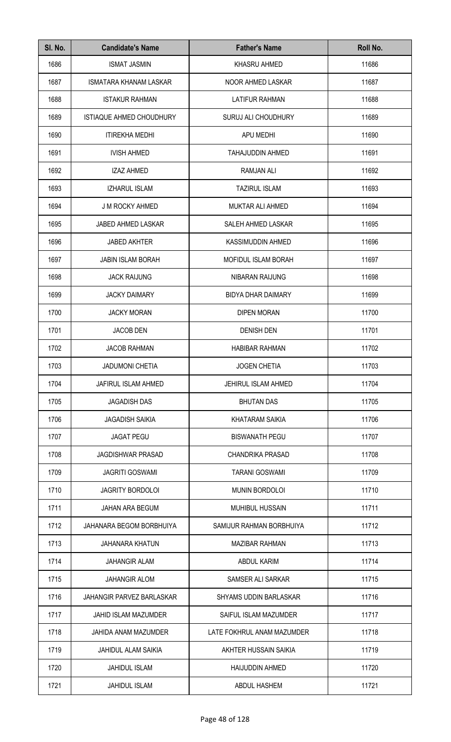| Sl. No. | Candidate's Name | Father's Name | Roll No. |
|---|---|---|---|
| 1686 | ISMAT JASMIN | KHASRU AHMED | 11686 |
| 1687 | ISMATARA KHANAM LASKAR | NOOR AHMED LASKAR | 11687 |
| 1688 | ISTAKUR RAHMAN | LATIFUR RAHMAN | 11688 |
| 1689 | ISTIAQUE AHMED CHOUDHURY | SURUJ ALI CHOUDHURY | 11689 |
| 1690 | ITIREKHA MEDHI | APU MEDHI | 11690 |
| 1691 | IVISH AHMED | TAHAJUDDIN AHMED | 11691 |
| 1692 | IZAZ AHMED | RAMJAN ALI | 11692 |
| 1693 | IZHARUL ISLAM | TAZIRUL ISLAM | 11693 |
| 1694 | J M ROCKY AHMED | MUKTAR ALI AHMED | 11694 |
| 1695 | JABED AHMED LASKAR | SALEH AHMED LASKAR | 11695 |
| 1696 | JABED AKHTER | KASSIMUDDIN AHMED | 11696 |
| 1697 | JABIN ISLAM BORAH | MOFIDUL ISLAM BORAH | 11697 |
| 1698 | JACK RAIJUNG | NIBARAN RAIJUNG | 11698 |
| 1699 | JACKY DAIMARY | BIDYA DHAR DAIMARY | 11699 |
| 1700 | JACKY MORAN | DIPEN MORAN | 11700 |
| 1701 | JACOB DEN | DENISH DEN | 11701 |
| 1702 | JACOB RAHMAN | HABIBAR RAHMAN | 11702 |
| 1703 | JADUMONI CHETIA | JOGEN CHETIA | 11703 |
| 1704 | JAFIRUL ISLAM AHMED | JEHIRUL ISLAM AHMED | 11704 |
| 1705 | JAGADISH DAS | BHUTAN DAS | 11705 |
| 1706 | JAGADISH SAIKIA | KHATARAM SAIKIA | 11706 |
| 1707 | JAGAT PEGU | BISWANATH PEGU | 11707 |
| 1708 | JAGDISHWAR PRASAD | CHANDRIKA PRASAD | 11708 |
| 1709 | JAGRITI GOSWAMI | TARANI GOSWAMI | 11709 |
| 1710 | JAGRITY BORDOLOI | MUNIN BORDOLOI | 11710 |
| 1711 | JAHAN ARA BEGUM | MUHIBUL HUSSAIN | 11711 |
| 1712 | JAHANARA BEGOM BORBHUIYA | SAMIJUR RAHMAN BORBHUIYA | 11712 |
| 1713 | JAHANARA KHATUN | MAZIBAR RAHMAN | 11713 |
| 1714 | JAHANGIR ALAM | ABDUL KARIM | 11714 |
| 1715 | JAHANGIR ALOM | SAMSER ALI SARKAR | 11715 |
| 1716 | JAHANGIR PARVEZ BARLASKAR | SHYAMS UDDIN BARLASKAR | 11716 |
| 1717 | JAHID ISLAM MAZUMDER | SAIFUL ISLAM MAZUMDER | 11717 |
| 1718 | JAHIDA ANAM MAZUMDER | LATE FOKHRUL ANAM MAZUMDER | 11718 |
| 1719 | JAHIDUL ALAM SAIKIA | AKHTER HUSSAIN SAIKIA | 11719 |
| 1720 | JAHIDUL ISLAM | HAIJUDDIN AHMED | 11720 |
| 1721 | JAHIDUL ISLAM | ABDUL HASHEM | 11721 |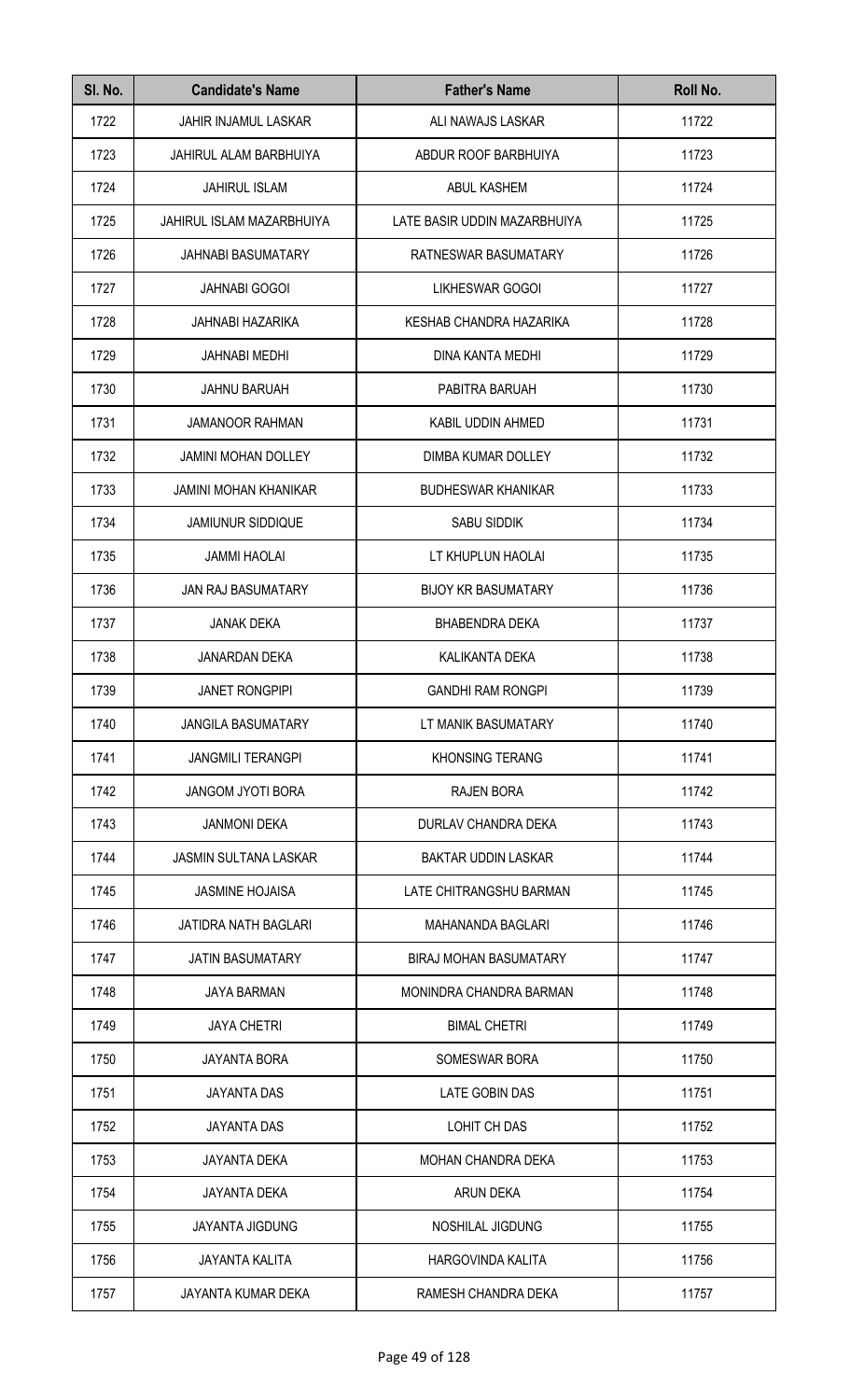| Sl. No. | Candidate's Name | Father's Name | Roll No. |
|---|---|---|---|
| 1722 | JAHIR INJAMUL LASKAR | ALI NAWAJS LASKAR | 11722 |
| 1723 | JAHIRUL ALAM BARBHUIYA | ABDUR ROOF BARBHUIYA | 11723 |
| 1724 | JAHIRUL ISLAM | ABUL KASHEM | 11724 |
| 1725 | JAHIRUL ISLAM MAZARBHUIYA | LATE BASIR UDDIN MAZARBHUIYA | 11725 |
| 1726 | JAHNABI BASUMATARY | RATNESWAR BASUMATARY | 11726 |
| 1727 | JAHNABI GOGOI | LIKHESWAR GOGOI | 11727 |
| 1728 | JAHNABI HAZARIKA | KESHAB CHANDRA HAZARIKA | 11728 |
| 1729 | JAHNABI MEDHI | DINA KANTA MEDHI | 11729 |
| 1730 | JAHNU BARUAH | PABITRA BARUAH | 11730 |
| 1731 | JAMANOOR RAHMAN | KABIL UDDIN AHMED | 11731 |
| 1732 | JAMINI MOHAN DOLLEY | DIMBA KUMAR DOLLEY | 11732 |
| 1733 | JAMINI MOHAN KHANIKAR | BUDHESWAR KHANIKAR | 11733 |
| 1734 | JAMIUNUR SIDDIQUE | SABU SIDDIK | 11734 |
| 1735 | JAMMI HAOLAI | LT KHUPLUN HAOLAI | 11735 |
| 1736 | JAN RAJ BASUMATARY | BIJOY KR BASUMATARY | 11736 |
| 1737 | JANAK DEKA | BHABENDRA DEKA | 11737 |
| 1738 | JANARDAN DEKA | KALIKANTA DEKA | 11738 |
| 1739 | JANET RONGPIPI | GANDHI RAM RONGPI | 11739 |
| 1740 | JANGILA BASUMATARY | LT MANIK BASUMATARY | 11740 |
| 1741 | JANGMILI TERANGPI | KHONSING TERANG | 11741 |
| 1742 | JANGOM JYOTI BORA | RAJEN BORA | 11742 |
| 1743 | JANMONI DEKA | DURLAV CHANDRA DEKA | 11743 |
| 1744 | JASMIN SULTANA LASKAR | BAKTAR UDDIN LASKAR | 11744 |
| 1745 | JASMINE HOJAISA | LATE CHITRANGSHU BARMAN | 11745 |
| 1746 | JATIDRA NATH BAGLARI | MAHANANDA BAGLARI | 11746 |
| 1747 | JATIN BASUMATARY | BIRAJ MOHAN BASUMATARY | 11747 |
| 1748 | JAYA BARMAN | MONINDRA CHANDRA BARMAN | 11748 |
| 1749 | JAYA CHETRI | BIMAL CHETRI | 11749 |
| 1750 | JAYANTA BORA | SOMESWAR BORA | 11750 |
| 1751 | JAYANTA DAS | LATE GOBIN DAS | 11751 |
| 1752 | JAYANTA DAS | LOHIT CH DAS | 11752 |
| 1753 | JAYANTA DEKA | MOHAN CHANDRA DEKA | 11753 |
| 1754 | JAYANTA DEKA | ARUN DEKA | 11754 |
| 1755 | JAYANTA JIGDUNG | NOSHILAL JIGDUNG | 11755 |
| 1756 | JAYANTA KALITA | HARGOVINDA KALITA | 11756 |
| 1757 | JAYANTA KUMAR DEKA | RAMESH CHANDRA DEKA | 11757 |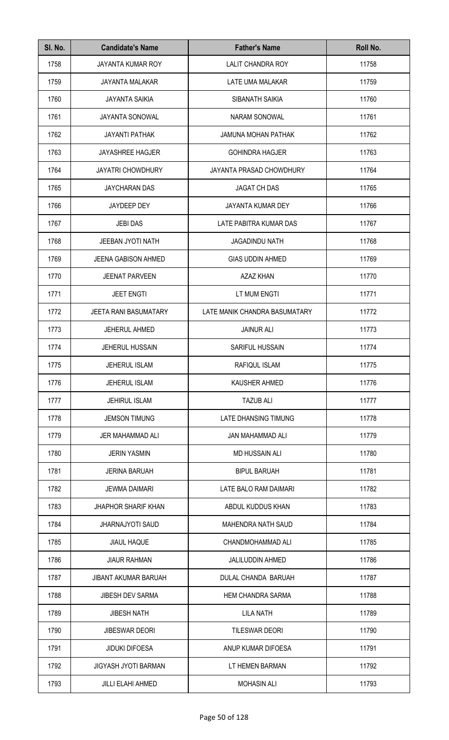| Sl. No. | Candidate's Name | Father's Name | Roll No. |
|---|---|---|---|
| 1758 | JAYANTA KUMAR ROY | LALIT CHANDRA ROY | 11758 |
| 1759 | JAYANTA MALAKAR | LATE UMA MALAKAR | 11759 |
| 1760 | JAYANTA SAIKIA | SIBANATH SAIKIA | 11760 |
| 1761 | JAYANTA SONOWAL | NARAM SONOWAL | 11761 |
| 1762 | JAYANTI PATHAK | JAMUNA MOHAN PATHAK | 11762 |
| 1763 | JAYASHREE HAGJER | GOHINDRA HAGJER | 11763 |
| 1764 | JAYATRI CHOWDHURY | JAYANTA PRASAD CHOWDHURY | 11764 |
| 1765 | JAYCHARAN DAS | JAGAT CH DAS | 11765 |
| 1766 | JAYDEEP DEY | JAYANTA KUMAR DEY | 11766 |
| 1767 | JEBI DAS | LATE PABITRA KUMAR DAS | 11767 |
| 1768 | JEEBAN JYOTI NATH | JAGADINDU NATH | 11768 |
| 1769 | JEENA GABISON AHMED | GIAS UDDIN AHMED | 11769 |
| 1770 | JEENAT PARVEEN | AZAZ KHAN | 11770 |
| 1771 | JEET ENGTI | LT MUM ENGTI | 11771 |
| 1772 | JEETA RANI BASUMATARY | LATE MANIK CHANDRA BASUMATARY | 11772 |
| 1773 | JEHERUL AHMED | JAINUR ALI | 11773 |
| 1774 | JEHERUL HUSSAIN | SARIFUL HUSSAIN | 11774 |
| 1775 | JEHERUL ISLAM | RAFIQUL ISLAM | 11775 |
| 1776 | JEHERUL ISLAM | KAUSHER AHMED | 11776 |
| 1777 | JEHIRUL ISLAM | TAZUB ALI | 11777 |
| 1778 | JEMSON TIMUNG | LATE DHANSING TIMUNG | 11778 |
| 1779 | JER MAHAMMAD ALI | JAN MAHAMMAD ALI | 11779 |
| 1780 | JERIN YASMIN | MD HUSSAIN ALI | 11780 |
| 1781 | JERINA BARUAH | BIPUL BARUAH | 11781 |
| 1782 | JEWMA DAIMARI | LATE BALO RAM DAIMARI | 11782 |
| 1783 | JHAPHOR SHARIF KHAN | ABDUL KUDDUS KHAN | 11783 |
| 1784 | JHARNAJYOTI SAUD | MAHENDRA NATH SAUD | 11784 |
| 1785 | JIAUL HAQUE | CHANDMOHAMMAD ALI | 11785 |
| 1786 | JIAUR RAHMAN | JALILUDDIN AHMED | 11786 |
| 1787 | JIBANT AKUMAR BARUAH | DULAL CHANDA BARUAH | 11787 |
| 1788 | JIBESH DEV SARMA | HEM CHANDRA SARMA | 11788 |
| 1789 | JIBESH NATH | LILA NATH | 11789 |
| 1790 | JIBESWAR DEORI | TILESWAR DEORI | 11790 |
| 1791 | JIDUKI DIFOESA | ANUP KUMAR DIFOESA | 11791 |
| 1792 | JIGYASH JYOTI BARMAN | LT HEMEN BARMAN | 11792 |
| 1793 | JILLI ELAHI AHMED | MOHASIN ALI | 11793 |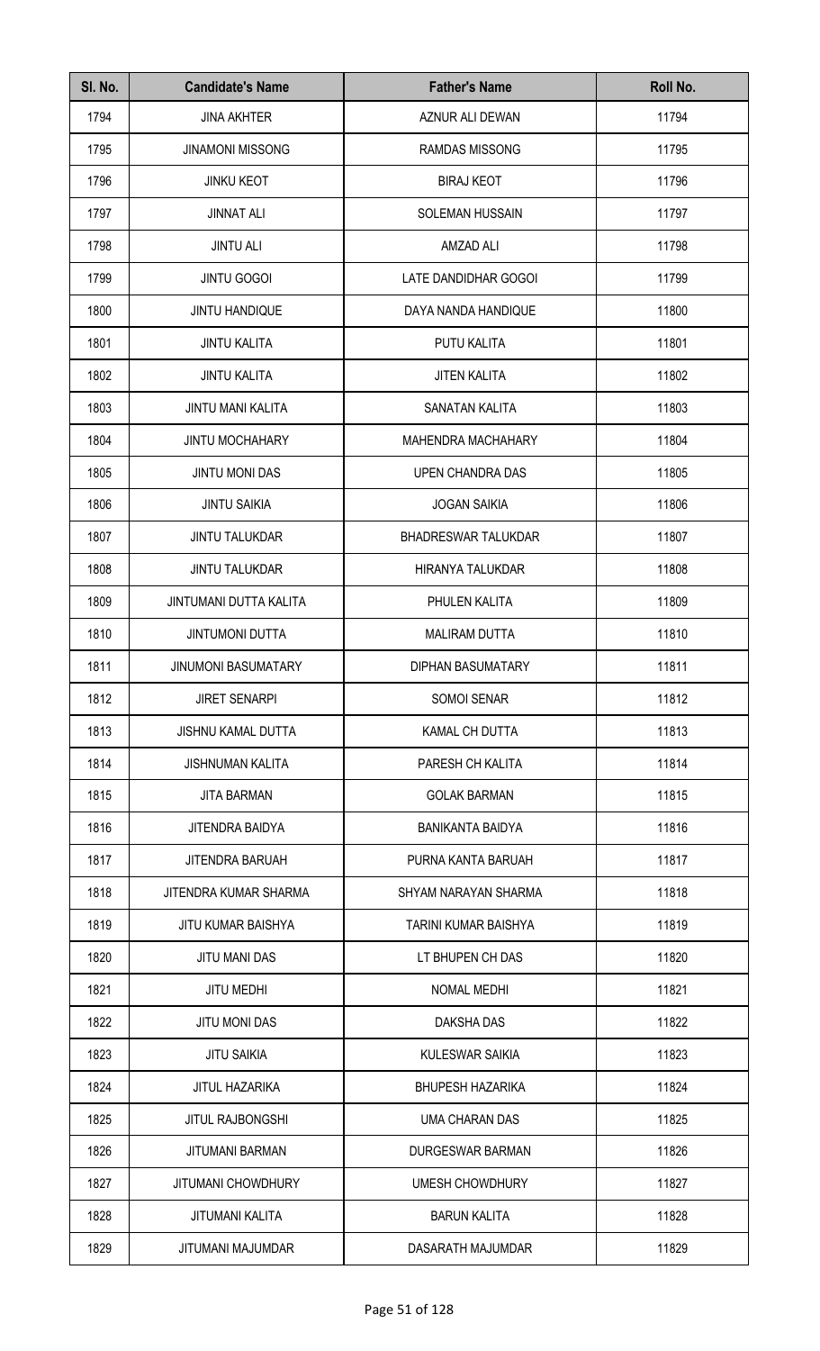| Sl. No. | Candidate's Name | Father's Name | Roll No. |
| --- | --- | --- | --- |
| 1794 | JINA AKHTER | AZNUR ALI DEWAN | 11794 |
| 1795 | JINAMONI MISSONG | RAMDAS MISSONG | 11795 |
| 1796 | JINKU KEOT | BIRAJ KEOT | 11796 |
| 1797 | JINNAT ALI | SOLEMAN HUSSAIN | 11797 |
| 1798 | JINTU ALI | AMZAD ALI | 11798 |
| 1799 | JINTU GOGOI | LATE DANDIDHAR GOGOI | 11799 |
| 1800 | JINTU HANDIQUE | DAYA NANDA HANDIQUE | 11800 |
| 1801 | JINTU KALITA | PUTU KALITA | 11801 |
| 1802 | JINTU KALITA | JITEN KALITA | 11802 |
| 1803 | JINTU MANI KALITA | SANATAN KALITA | 11803 |
| 1804 | JINTU MOCHAHARY | MAHENDRA MACHAHARY | 11804 |
| 1805 | JINTU MONI DAS | UPEN CHANDRA DAS | 11805 |
| 1806 | JINTU SAIKIA | JOGAN SAIKIA | 11806 |
| 1807 | JINTU TALUKDAR | BHADRESWAR TALUKDAR | 11807 |
| 1808 | JINTU TALUKDAR | HIRANYA TALUKDAR | 11808 |
| 1809 | JINTUMANI DUTTA KALITA | PHULEN KALITA | 11809 |
| 1810 | JINTUMONI DUTTA | MALIRAM DUTTA | 11810 |
| 1811 | JINUMONI BASUMATARY | DIPHAN BASUMATARY | 11811 |
| 1812 | JIRET SENARPI | SOMOI SENAR | 11812 |
| 1813 | JISHNU KAMAL DUTTA | KAMAL CH DUTTA | 11813 |
| 1814 | JISHNUMAN KALITA | PARESH CH KALITA | 11814 |
| 1815 | JITA BARMAN | GOLAK BARMAN | 11815 |
| 1816 | JITENDRA BAIDYA | BANIKANTA BAIDYA | 11816 |
| 1817 | JITENDRA BARUAH | PURNA KANTA BARUAH | 11817 |
| 1818 | JITENDRA KUMAR SHARMA | SHYAM NARAYAN SHARMA | 11818 |
| 1819 | JITU KUMAR BAISHYA | TARINI KUMAR BAISHYA | 11819 |
| 1820 | JITU MANI DAS | LT BHUPEN CH DAS | 11820 |
| 1821 | JITU MEDHI | NOMAL MEDHI | 11821 |
| 1822 | JITU MONI DAS | DAKSHA DAS | 11822 |
| 1823 | JITU SAIKIA | KULESWAR SAIKIA | 11823 |
| 1824 | JITUL HAZARIKA | BHUPESH HAZARIKA | 11824 |
| 1825 | JITUL RAJBONGSHI | UMA CHARAN DAS | 11825 |
| 1826 | JITUMANI BARMAN | DURGESWAR BARMAN | 11826 |
| 1827 | JITUMANI CHOWDHURY | UMESH CHOWDHURY | 11827 |
| 1828 | JITUMANI KALITA | BARUN KALITA | 11828 |
| 1829 | JITUMANI MAJUMDAR | DASARATH MAJUMDAR | 11829 |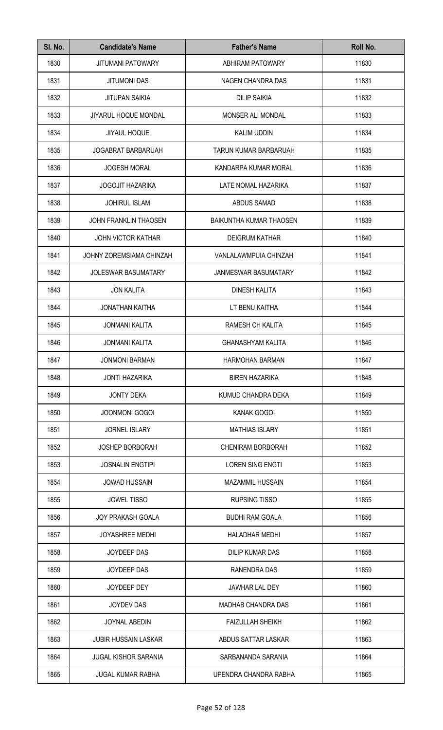| Sl. No. | Candidate's Name | Father's Name | Roll No. |
|---|---|---|---|
| 1830 | JITUMANI PATOWARY | ABHIRAM PATOWARY | 11830 |
| 1831 | JITUMONI DAS | NAGEN CHANDRA DAS | 11831 |
| 1832 | JITUPAN SAIKIA | DILIP SAIKIA | 11832 |
| 1833 | JIYARUL HOQUE MONDAL | MONSER ALI MONDAL | 11833 |
| 1834 | JIYAUL HOQUE | KALIM UDDIN | 11834 |
| 1835 | JOGABRAT BARBARUAH | TARUN KUMAR BARBARUAH | 11835 |
| 1836 | JOGESH MORAL | KANDARPA KUMAR MORAL | 11836 |
| 1837 | JOGOJIT HAZARIKA | LATE NOMAL HAZARIKA | 11837 |
| 1838 | JOHIRUL ISLAM | ABDUS SAMAD | 11838 |
| 1839 | JOHN FRANKLIN THAOSEN | BAIKUNTHA KUMAR THAOSEN | 11839 |
| 1840 | JOHN VICTOR KATHAR | DEIGRUM KATHAR | 11840 |
| 1841 | JOHNY ZOREMSIAMA CHINZAH | VANLALAWMPUIA CHINZAH | 11841 |
| 1842 | JOLESWAR BASUMATARY | JANMESWAR BASUMATARY | 11842 |
| 1843 | JON KALITA | DINESH KALITA | 11843 |
| 1844 | JONATHAN KAITHA | LT BENU KAITHA | 11844 |
| 1845 | JONMANI KALITA | RAMESH CH KALITA | 11845 |
| 1846 | JONMANI KALITA | GHANASHYAM KALITA | 11846 |
| 1847 | JONMONI BARMAN | HARMOHAN BARMAN | 11847 |
| 1848 | JONTI HAZARIKA | BIREN HAZARIKA | 11848 |
| 1849 | JONTY DEKA | KUMUD CHANDRA DEKA | 11849 |
| 1850 | JOONMONI GOGOI | KANAK GOGOI | 11850 |
| 1851 | JORNEL ISLARY | MATHIAS ISLARY | 11851 |
| 1852 | JOSHEP BORBORAH | CHENIRAM BORBORAH | 11852 |
| 1853 | JOSNALIN ENGTIPI | LOREN SING ENGTI | 11853 |
| 1854 | JOWAD HUSSAIN | MAZAMMIL HUSSAIN | 11854 |
| 1855 | JOWEL TISSO | RUPSING TISSO | 11855 |
| 1856 | JOY PRAKASH GOALA | BUDHI RAM GOALA | 11856 |
| 1857 | JOYASHREE MEDHI | HALADHAR MEDHI | 11857 |
| 1858 | JOYDEEP DAS | DILIP KUMAR DAS | 11858 |
| 1859 | JOYDEEP DAS | RANENDRA DAS | 11859 |
| 1860 | JOYDEEP DEY | JAWHAR LAL DEY | 11860 |
| 1861 | JOYDEV DAS | MADHAB CHANDRA DAS | 11861 |
| 1862 | JOYNAL ABEDIN | FAIZULLAH SHEIKH | 11862 |
| 1863 | JUBIR HUSSAIN LASKAR | ABDUS SATTAR LASKAR | 11863 |
| 1864 | JUGAL KISHOR SARANIA | SARBANANDA SARANIA | 11864 |
| 1865 | JUGAL KUMAR RABHA | UPENDRA CHANDRA RABHA | 11865 |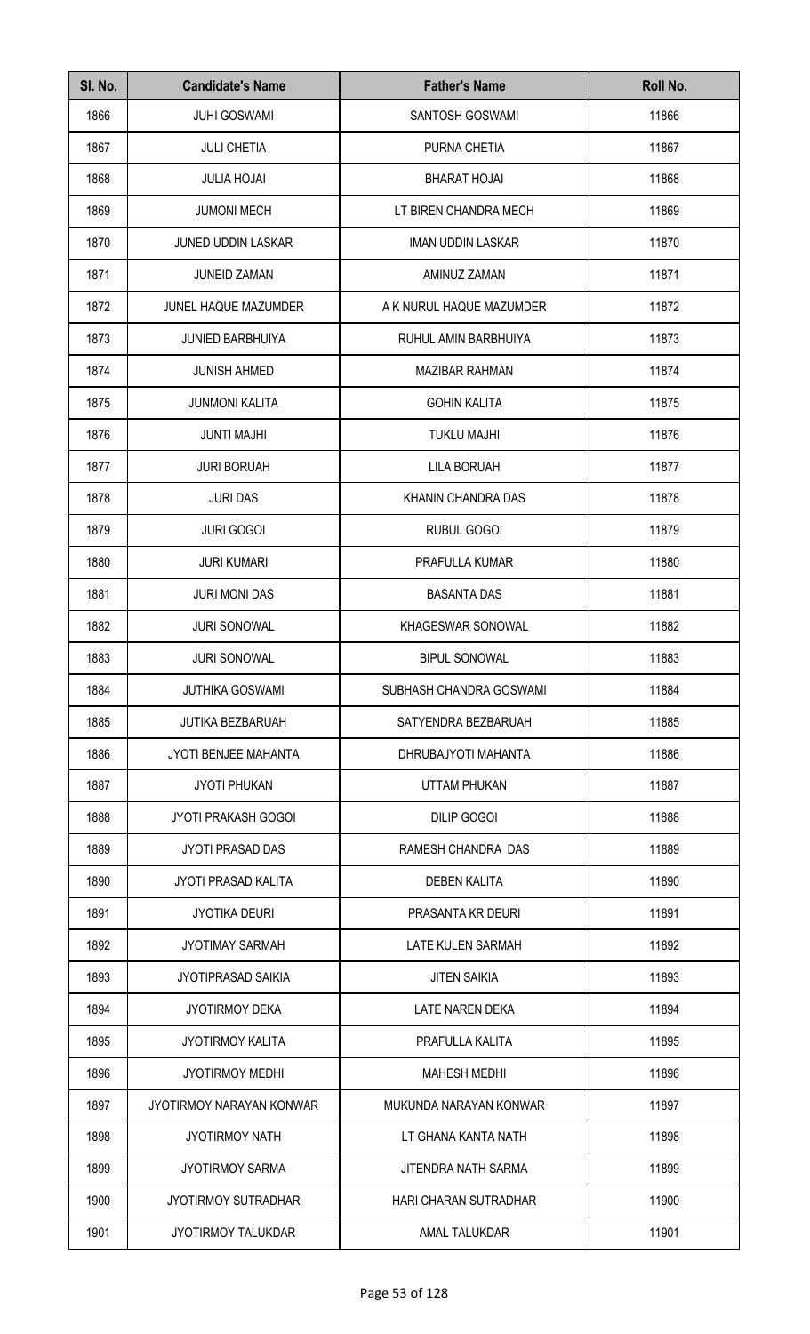| Sl. No. | Candidate's Name | Father's Name | Roll No. |
|---|---|---|---|
| 1866 | JUHI GOSWAMI | SANTOSH GOSWAMI | 11866 |
| 1867 | JULI CHETIA | PURNA CHETIA | 11867 |
| 1868 | JULIA HOJAI | BHARAT HOJAI | 11868 |
| 1869 | JUMONI MECH | LT BIREN CHANDRA MECH | 11869 |
| 1870 | JUNED UDDIN LASKAR | IMAN UDDIN LASKAR | 11870 |
| 1871 | JUNEID ZAMAN | AMINUZ ZAMAN | 11871 |
| 1872 | JUNEL HAQUE MAZUMDER | A K NURUL HAQUE MAZUMDER | 11872 |
| 1873 | JUNIED BARBHUIYA | RUHUL AMIN BARBHUIYA | 11873 |
| 1874 | JUNISH AHMED | MAZIBAR RAHMAN | 11874 |
| 1875 | JUNMONI KALITA | GOHIN KALITA | 11875 |
| 1876 | JUNTI MAJHI | TUKLU MAJHI | 11876 |
| 1877 | JURI BORUAH | LILA BORUAH | 11877 |
| 1878 | JURI DAS | KHANIN CHANDRA DAS | 11878 |
| 1879 | JURI GOGOI | RUBUL GOGOI | 11879 |
| 1880 | JURI KUMARI | PRAFULLA KUMAR | 11880 |
| 1881 | JURI MONI DAS | BASANTA DAS | 11881 |
| 1882 | JURI SONOWAL | KHAGESWAR SONOWAL | 11882 |
| 1883 | JURI SONOWAL | BIPUL SONOWAL | 11883 |
| 1884 | JUTHIKA GOSWAMI | SUBHASH CHANDRA GOSWAMI | 11884 |
| 1885 | JUTIKA BEZBARUAH | SATYENDRA BEZBARUAH | 11885 |
| 1886 | JYOTI BENJEE MAHANTA | DHRUBAJYOTI MAHANTA | 11886 |
| 1887 | JYOTI PHUKAN | UTTAM PHUKAN | 11887 |
| 1888 | JYOTI PRAKASH GOGOI | DILIP GOGOI | 11888 |
| 1889 | JYOTI PRASAD DAS | RAMESH CHANDRA DAS | 11889 |
| 1890 | JYOTI PRASAD KALITA | DEBEN KALITA | 11890 |
| 1891 | JYOTIKA DEURI | PRASANTA KR DEURI | 11891 |
| 1892 | JYOTIMAY SARMAH | LATE KULEN SARMAH | 11892 |
| 1893 | JYOTIPRASAD SAIKIA | JITEN SAIKIA | 11893 |
| 1894 | JYOTIRMOY DEKA | LATE NAREN DEKA | 11894 |
| 1895 | JYOTIRMOY KALITA | PRAFULLA KALITA | 11895 |
| 1896 | JYOTIRMOY MEDHI | MAHESH MEDHI | 11896 |
| 1897 | JYOTIRMOY NARAYAN KONWAR | MUKUNDA NARAYAN KONWAR | 11897 |
| 1898 | JYOTIRMOY NATH | LT GHANA KANTA NATH | 11898 |
| 1899 | JYOTIRMOY SARMA | JITENDRA NATH SARMA | 11899 |
| 1900 | JYOTIRMOY SUTRADHAR | HARI CHARAN SUTRADHAR | 11900 |
| 1901 | JYOTIRMOY TALUKDAR | AMAL TALUKDAR | 11901 |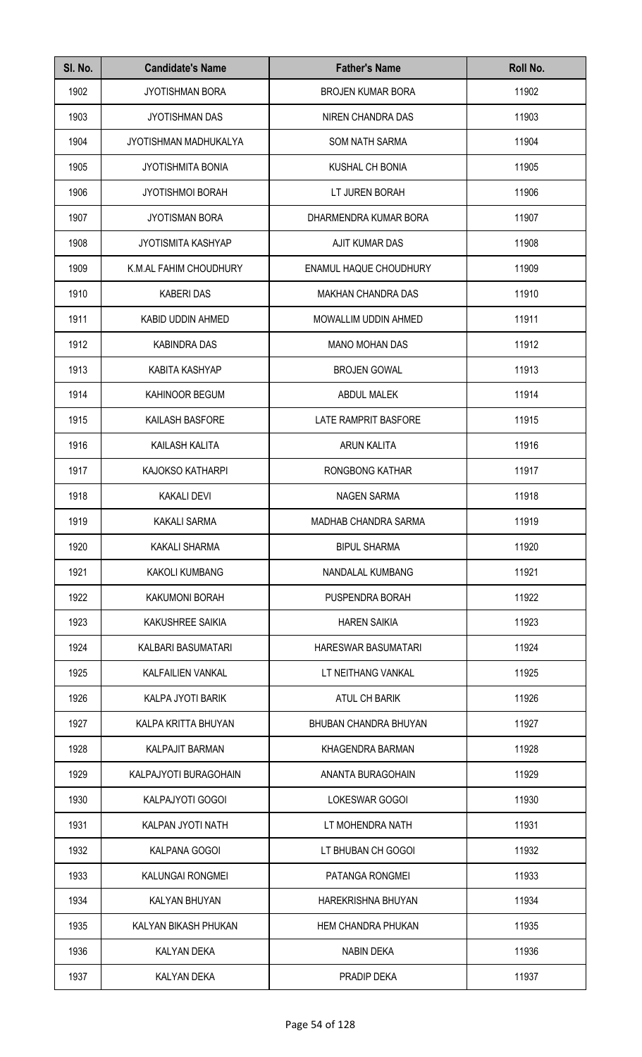| Sl. No. | Candidate's Name | Father's Name | Roll No. |
|---|---|---|---|
| 1902 | JYOTISHMAN BORA | BROJEN KUMAR BORA | 11902 |
| 1903 | JYOTISHMAN DAS | NIREN CHANDRA DAS | 11903 |
| 1904 | JYOTISHMAN MADHUKALYA | SOM NATH SARMA | 11904 |
| 1905 | JYOTISHMITA BONIA | KUSHAL CH BONIA | 11905 |
| 1906 | JYOTISHMOI BORAH | LT JUREN BORAH | 11906 |
| 1907 | JYOTISMAN BORA | DHARMENDRA KUMAR BORA | 11907 |
| 1908 | JYOTISMITA KASHYAP | AJIT KUMAR DAS | 11908 |
| 1909 | K.M.AL FAHIM CHOUDHURY | ENAMUL HAQUE CHOUDHURY | 11909 |
| 1910 | KABERI DAS | MAKHAN CHANDRA DAS | 11910 |
| 1911 | KABID UDDIN AHMED | MOWALLIM UDDIN AHMED | 11911 |
| 1912 | KABINDRA DAS | MANO MOHAN DAS | 11912 |
| 1913 | KABITA KASHYAP | BROJEN GOWAL | 11913 |
| 1914 | KAHINOOR BEGUM | ABDUL MALEK | 11914 |
| 1915 | KAILASH BASFORE | LATE RAMPRIT BASFORE | 11915 |
| 1916 | KAILASH KALITA | ARUN KALITA | 11916 |
| 1917 | KAJOKSO KATHARPI | RONGBONG KATHAR | 11917 |
| 1918 | KAKALI DEVI | NAGEN SARMA | 11918 |
| 1919 | KAKALI SARMA | MADHAB CHANDRA SARMA | 11919 |
| 1920 | KAKALI SHARMA | BIPUL SHARMA | 11920 |
| 1921 | KAKOLI KUMBANG | NANDALAL KUMBANG | 11921 |
| 1922 | KAKUMONI BORAH | PUSPENDRA BORAH | 11922 |
| 1923 | KAKUSHREE SAIKIA | HAREN SAIKIA | 11923 |
| 1924 | KALBARI BASUMATARI | HARESWAR BASUMATARI | 11924 |
| 1925 | KALFAILIEN VANKAL | LT NEITHANG VANKAL | 11925 |
| 1926 | KALPA JYOTI BARIK | ATUL CH BARIK | 11926 |
| 1927 | KALPA KRITTA BHUYAN | BHUBAN CHANDRA BHUYAN | 11927 |
| 1928 | KALPAJIT BARMAN | KHAGENDRA BARMAN | 11928 |
| 1929 | KALPAJYOTI BURAGOHAIN | ANANTA BURAGOHAIN | 11929 |
| 1930 | KALPAJYOTI GOGOI | LOKESWAR GOGOI | 11930 |
| 1931 | KALPAN JYOTI NATH | LT MOHENDRA NATH | 11931 |
| 1932 | KALPANA GOGOI | LT BHUBAN CH GOGOI | 11932 |
| 1933 | KALUNGAI RONGMEI | PATANGA RONGMEI | 11933 |
| 1934 | KALYAN BHUYAN | HAREKRISHNA BHUYAN | 11934 |
| 1935 | KALYAN BIKASH PHUKAN | HEM CHANDRA PHUKAN | 11935 |
| 1936 | KALYAN DEKA | NABIN DEKA | 11936 |
| 1937 | KALYAN DEKA | PRADIP DEKA | 11937 |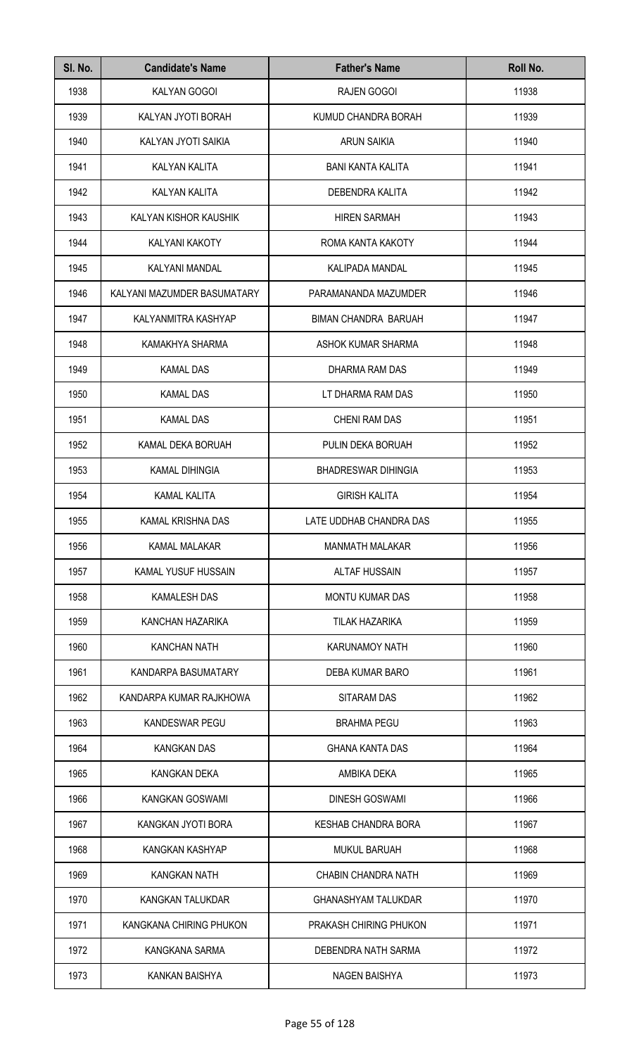| Sl. No. | Candidate's Name | Father's Name | Roll No. |
|---|---|---|---|
| 1938 | KALYAN GOGOI | RAJEN GOGOI | 11938 |
| 1939 | KALYAN JYOTI BORAH | KUMUD CHANDRA BORAH | 11939 |
| 1940 | KALYAN JYOTI SAIKIA | ARUN SAIKIA | 11940 |
| 1941 | KALYAN KALITA | BANI KANTA KALITA | 11941 |
| 1942 | KALYAN KALITA | DEBENDRA KALITA | 11942 |
| 1943 | KALYAN KISHOR KAUSHIK | HIREN SARMAH | 11943 |
| 1944 | KALYANI KAKOTY | ROMA KANTA KAKOTY | 11944 |
| 1945 | KALYANI MANDAL | KALIPADA MANDAL | 11945 |
| 1946 | KALYANI MAZUMDER BASUMATARY | PARAMANANDA MAZUMDER | 11946 |
| 1947 | KALYANMITRA KASHYAP | BIMAN CHANDRA BARUAH | 11947 |
| 1948 | KAMAKHYA SHARMA | ASHOK KUMAR SHARMA | 11948 |
| 1949 | KAMAL DAS | DHARMA RAM DAS | 11949 |
| 1950 | KAMAL DAS | LT DHARMA RAM DAS | 11950 |
| 1951 | KAMAL DAS | CHENI RAM DAS | 11951 |
| 1952 | KAMAL DEKA BORUAH | PULIN DEKA BORUAH | 11952 |
| 1953 | KAMAL DIHINGIA | BHADRESWAR DIHINGIA | 11953 |
| 1954 | KAMAL KALITA | GIRISH KALITA | 11954 |
| 1955 | KAMAL KRISHNA DAS | LATE UDDHAB CHANDRA DAS | 11955 |
| 1956 | KAMAL MALAKAR | MANMATH MALAKAR | 11956 |
| 1957 | KAMAL YUSUF HUSSAIN | ALTAF HUSSAIN | 11957 |
| 1958 | KAMALESH DAS | MONTU KUMAR DAS | 11958 |
| 1959 | KANCHAN HAZARIKA | TILAK HAZARIKA | 11959 |
| 1960 | KANCHAN NATH | KARUNAMOY NATH | 11960 |
| 1961 | KANDARPA BASUMATARY | DEBA KUMAR BARO | 11961 |
| 1962 | KANDARPA KUMAR RAJKHOWA | SITARAM DAS | 11962 |
| 1963 | KANDESWAR PEGU | BRAHMA PEGU | 11963 |
| 1964 | KANGKAN DAS | GHANA KANTA DAS | 11964 |
| 1965 | KANGKAN DEKA | AMBIKA DEKA | 11965 |
| 1966 | KANGKAN GOSWAMI | DINESH GOSWAMI | 11966 |
| 1967 | KANGKAN JYOTI BORA | KESHAB CHANDRA BORA | 11967 |
| 1968 | KANGKAN KASHYAP | MUKUL BARUAH | 11968 |
| 1969 | KANGKAN NATH | CHABIN CHANDRA NATH | 11969 |
| 1970 | KANGKAN TALUKDAR | GHANASHYAM TALUKDAR | 11970 |
| 1971 | KANGKANA CHIRING PHUKON | PRAKASH CHIRING PHUKON | 11971 |
| 1972 | KANGKANA SARMA | DEBENDRA NATH SARMA | 11972 |
| 1973 | KANKAN BAISHYA | NAGEN BAISHYA | 11973 |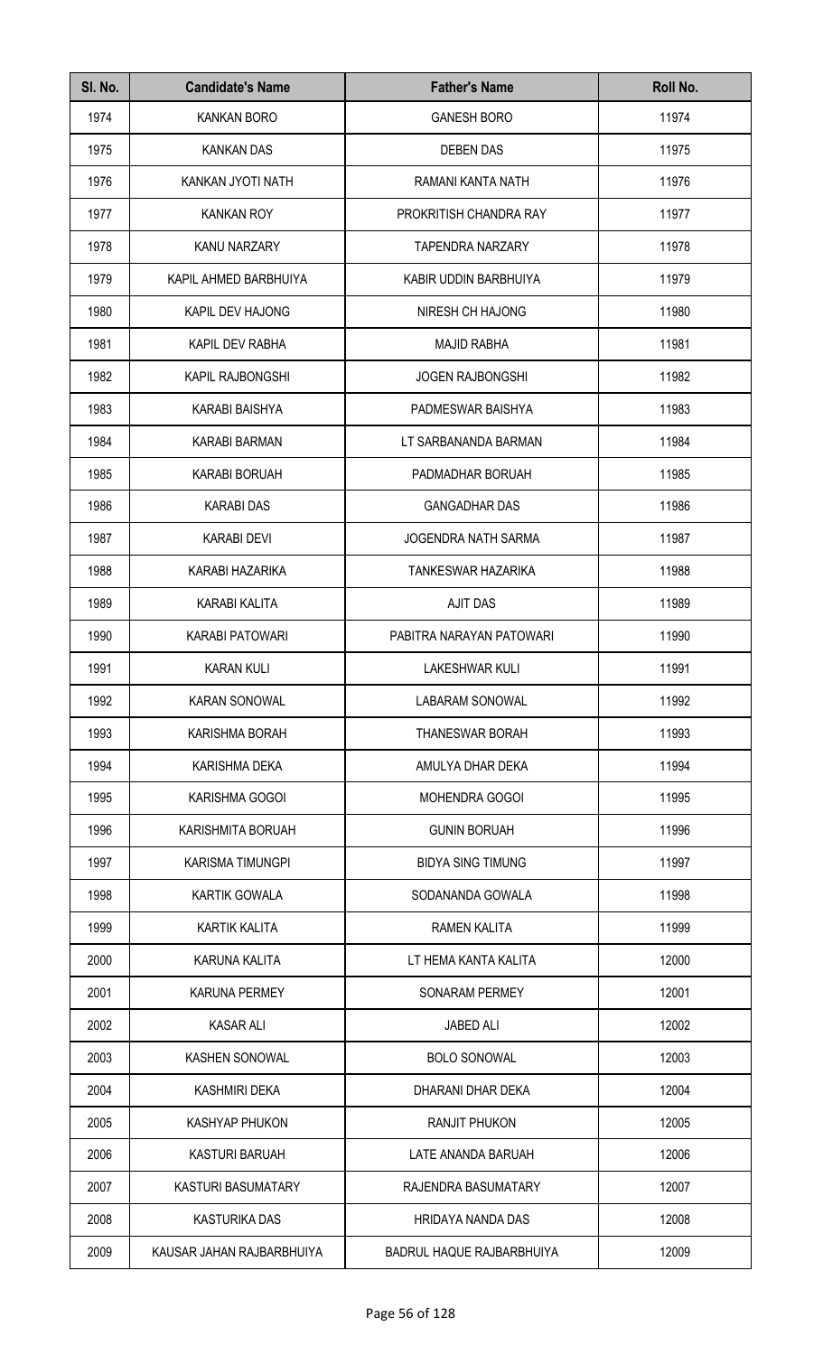| Sl. No. | Candidate's Name | Father's Name | Roll No. |
|---|---|---|---|
| 1974 | KANKAN BORO | GANESH BORO | 11974 |
| 1975 | KANKAN DAS | DEBEN DAS | 11975 |
| 1976 | KANKAN JYOTI NATH | RAMANI KANTA NATH | 11976 |
| 1977 | KANKAN ROY | PROKRITISH CHANDRA RAY | 11977 |
| 1978 | KANU NARZARY | TAPENDRA NARZARY | 11978 |
| 1979 | KAPIL AHMED BARBHUIYA | KABIR UDDIN BARBHUIYA | 11979 |
| 1980 | KAPIL DEV HAJONG | NIRESH CH HAJONG | 11980 |
| 1981 | KAPIL DEV RABHA | MAJID RABHA | 11981 |
| 1982 | KAPIL RAJBONGSHI | JOGEN RAJBONGSHI | 11982 |
| 1983 | KARABI BAISHYA | PADMESWAR BAISHYA | 11983 |
| 1984 | KARABI BARMAN | LT SARBANANDA BARMAN | 11984 |
| 1985 | KARABI BORUAH | PADMADHAR BORUAH | 11985 |
| 1986 | KARABI DAS | GANGADHAR DAS | 11986 |
| 1987 | KARABI DEVI | JOGENDRA NATH SARMA | 11987 |
| 1988 | KARABI HAZARIKA | TANKESWAR HAZARIKA | 11988 |
| 1989 | KARABI KALITA | AJIT DAS | 11989 |
| 1990 | KARABI PATOWARI | PABITRA NARAYAN PATOWARI | 11990 |
| 1991 | KARAN KULI | LAKESHWAR KULI | 11991 |
| 1992 | KARAN SONOWAL | LABARAM SONOWAL | 11992 |
| 1993 | KARISHMA BORAH | THANESWAR BORAH | 11993 |
| 1994 | KARISHMA DEKA | AMULYA DHAR DEKA | 11994 |
| 1995 | KARISHMA GOGOI | MOHENDRA GOGOI | 11995 |
| 1996 | KARISHMITA BORUAH | GUNIN BORUAH | 11996 |
| 1997 | KARISMA TIMUNGPI | BIDYA SING TIMUNG | 11997 |
| 1998 | KARTIK GOWALA | SODANANDA GOWALA | 11998 |
| 1999 | KARTIK KALITA | RAMEN KALITA | 11999 |
| 2000 | KARUNA KALITA | LT HEMA KANTA KALITA | 12000 |
| 2001 | KARUNA PERMEY | SONARAM PERMEY | 12001 |
| 2002 | KASAR ALI | JABED ALI | 12002 |
| 2003 | KASHEN SONOWAL | BOLO SONOWAL | 12003 |
| 2004 | KASHMIRI DEKA | DHARANI DHAR DEKA | 12004 |
| 2005 | KASHYAP PHUKON | RANJIT PHUKON | 12005 |
| 2006 | KASTURI BARUAH | LATE ANANDA BARUAH | 12006 |
| 2007 | KASTURI BASUMATARY | RAJENDRA BASUMATARY | 12007 |
| 2008 | KASTURIKA DAS | HRIDAYA NANDA DAS | 12008 |
| 2009 | KAUSAR JAHAN RAJBARBHUIYA | BADRUL HAQUE RAJBARBHUIYA | 12009 |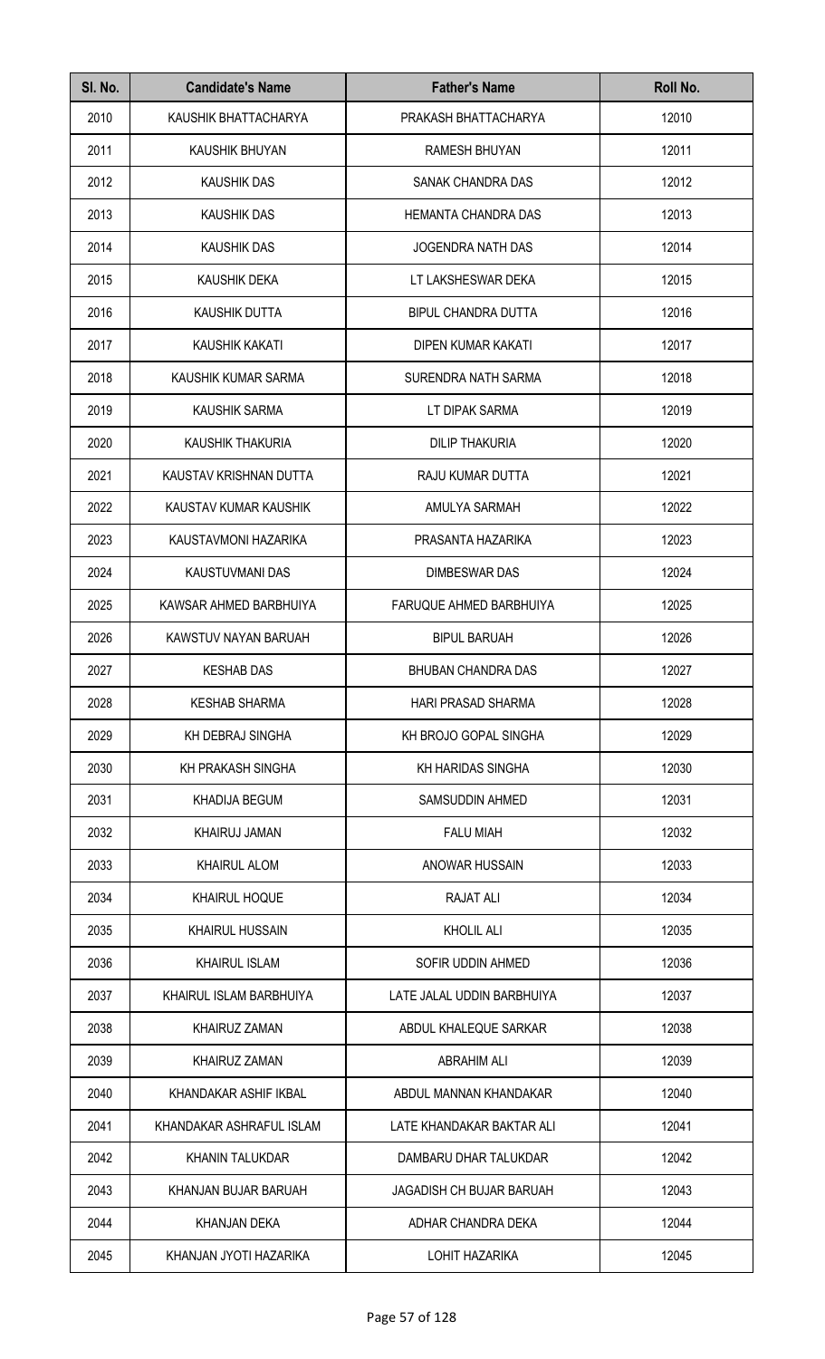| Sl. No. | Candidate's Name | Father's Name | Roll No. |
|---|---|---|---|
| 2010 | KAUSHIK BHATTACHARYA | PRAKASH BHATTACHARYA | 12010 |
| 2011 | KAUSHIK BHUYAN | RAMESH BHUYAN | 12011 |
| 2012 | KAUSHIK DAS | SANAK CHANDRA DAS | 12012 |
| 2013 | KAUSHIK DAS | HEMANTA CHANDRA DAS | 12013 |
| 2014 | KAUSHIK DAS | JOGENDRA NATH DAS | 12014 |
| 2015 | KAUSHIK DEKA | LT LAKSHESWAR DEKA | 12015 |
| 2016 | KAUSHIK DUTTA | BIPUL CHANDRA DUTTA | 12016 |
| 2017 | KAUSHIK KAKATI | DIPEN KUMAR KAKATI | 12017 |
| 2018 | KAUSHIK KUMAR SARMA | SURENDRA NATH SARMA | 12018 |
| 2019 | KAUSHIK SARMA | LT DIPAK SARMA | 12019 |
| 2020 | KAUSHIK THAKURIA | DILIP THAKURIA | 12020 |
| 2021 | KAUSTAV KRISHNAN DUTTA | RAJU KUMAR DUTTA | 12021 |
| 2022 | KAUSTAV KUMAR KAUSHIK | AMULYA SARMAH | 12022 |
| 2023 | KAUSTAVMONI HAZARIKA | PRASANTA HAZARIKA | 12023 |
| 2024 | KAUSTUVMANI DAS | DIMBESWAR DAS | 12024 |
| 2025 | KAWSAR AHMED BARBHUIYA | FARUQUE AHMED BARBHUIYA | 12025 |
| 2026 | KAWSTUV NAYAN BARUAH | BIPUL BARUAH | 12026 |
| 2027 | KESHAB DAS | BHUBAN CHANDRA DAS | 12027 |
| 2028 | KESHAB SHARMA | HARI PRASAD SHARMA | 12028 |
| 2029 | KH DEBRAJ SINGHA | KH BROJO GOPAL SINGHA | 12029 |
| 2030 | KH PRAKASH SINGHA | KH HARIDAS SINGHA | 12030 |
| 2031 | KHADIJA BEGUM | SAMSUDDIN AHMED | 12031 |
| 2032 | KHAIRUJ JAMAN | FALU MIAH | 12032 |
| 2033 | KHAIRUL ALOM | ANOWAR HUSSAIN | 12033 |
| 2034 | KHAIRUL HOQUE | RAJAT ALI | 12034 |
| 2035 | KHAIRUL HUSSAIN | KHOLIL ALI | 12035 |
| 2036 | KHAIRUL ISLAM | SOFIR UDDIN AHMED | 12036 |
| 2037 | KHAIRUL ISLAM BARBHUIYA | LATE JALAL UDDIN BARBHUIYA | 12037 |
| 2038 | KHAIRUZ ZAMAN | ABDUL KHALEQUE SARKAR | 12038 |
| 2039 | KHAIRUZ ZAMAN | ABRAHIM ALI | 12039 |
| 2040 | KHANDAKAR ASHIF IKBAL | ABDUL MANNAN KHANDAKAR | 12040 |
| 2041 | KHANDAKAR ASHRAFUL ISLAM | LATE KHANDAKAR BAKTAR ALI | 12041 |
| 2042 | KHANIN TALUKDAR | DAMBARU DHAR TALUKDAR | 12042 |
| 2043 | KHANJAN BUJAR BARUAH | JAGADISH CH BUJAR BARUAH | 12043 |
| 2044 | KHANJAN DEKA | ADHAR CHANDRA DEKA | 12044 |
| 2045 | KHANJAN JYOTI HAZARIKA | LOHIT HAZARIKA | 12045 |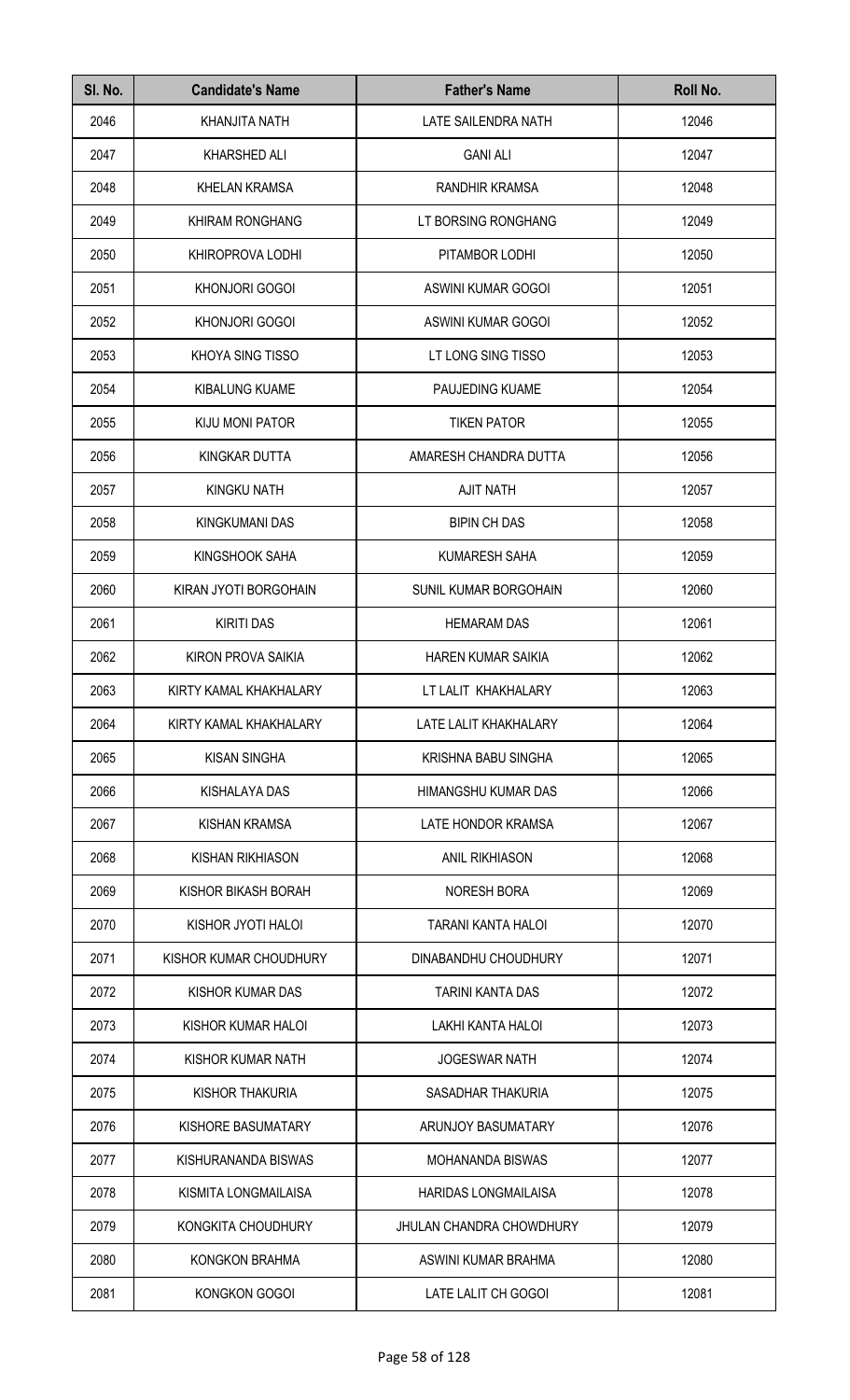| Sl. No. | Candidate's Name | Father's Name | Roll No. |
|---|---|---|---|
| 2046 | KHANJITA NATH | LATE SAILENDRA NATH | 12046 |
| 2047 | KHARSHED ALI | GANI ALI | 12047 |
| 2048 | KHELAN KRAMSA | RANDHIR KRAMSA | 12048 |
| 2049 | KHIRAM RONGHANG | LT BORSING RONGHANG | 12049 |
| 2050 | KHIROPROVA LODHI | PITAMBOR LODHI | 12050 |
| 2051 | KHONJORI GOGOI | ASWINI KUMAR GOGOI | 12051 |
| 2052 | KHONJORI GOGOI | ASWINI KUMAR GOGOI | 12052 |
| 2053 | KHOYA SING TISSO | LT LONG SING TISSO | 12053 |
| 2054 | KIBALUNG KUAME | PAUJEDING KUAME | 12054 |
| 2055 | KIJU MONI PATOR | TIKEN PATOR | 12055 |
| 2056 | KINGKAR DUTTA | AMARESH CHANDRA DUTTA | 12056 |
| 2057 | KINGKU NATH | AJIT NATH | 12057 |
| 2058 | KINGKUMANI DAS | BIPIN CH DAS | 12058 |
| 2059 | KINGSHOOK SAHA | KUMARESH SAHA | 12059 |
| 2060 | KIRAN JYOTI BORGOHAIN | SUNIL KUMAR BORGOHAIN | 12060 |
| 2061 | KIRITI DAS | HEMARAM DAS | 12061 |
| 2062 | KIRON PROVA SAIKIA | HAREN KUMAR SAIKIA | 12062 |
| 2063 | KIRTY KAMAL KHAKHALARY | LT LALIT KHAKHALARY | 12063 |
| 2064 | KIRTY KAMAL KHAKHALARY | LATE LALIT KHAKHALARY | 12064 |
| 2065 | KISAN SINGHA | KRISHNA BABU SINGHA | 12065 |
| 2066 | KISHALAYA DAS | HIMANGSHU KUMAR DAS | 12066 |
| 2067 | KISHAN KRAMSA | LATE HONDOR KRAMSA | 12067 |
| 2068 | KISHAN RIKHIASON | ANIL RIKHIASON | 12068 |
| 2069 | KISHOR BIKASH BORAH | NORESH BORA | 12069 |
| 2070 | KISHOR JYOTI HALOI | TARANI KANTA HALOI | 12070 |
| 2071 | KISHOR KUMAR CHOUDHURY | DINABANDHU CHOUDHURY | 12071 |
| 2072 | KISHOR KUMAR DAS | TARINI KANTA DAS | 12072 |
| 2073 | KISHOR KUMAR HALOI | LAKHI KANTA HALOI | 12073 |
| 2074 | KISHOR KUMAR NATH | JOGESWAR NATH | 12074 |
| 2075 | KISHOR THAKURIA | SASADHAR THAKURIA | 12075 |
| 2076 | KISHORE BASUMATARY | ARUNJOY BASUMATARY | 12076 |
| 2077 | KISHURANANDA BISWAS | MOHANANDA BISWAS | 12077 |
| 2078 | KISMITA LONGMAILAISA | HARIDAS LONGMAILAISA | 12078 |
| 2079 | KONGKITA CHOUDHURY | JHULAN CHANDRA CHOWDHURY | 12079 |
| 2080 | KONGKON BRAHMA | ASWINI KUMAR BRAHMA | 12080 |
| 2081 | KONGKON GOGOI | LATE LALIT CH GOGOI | 12081 |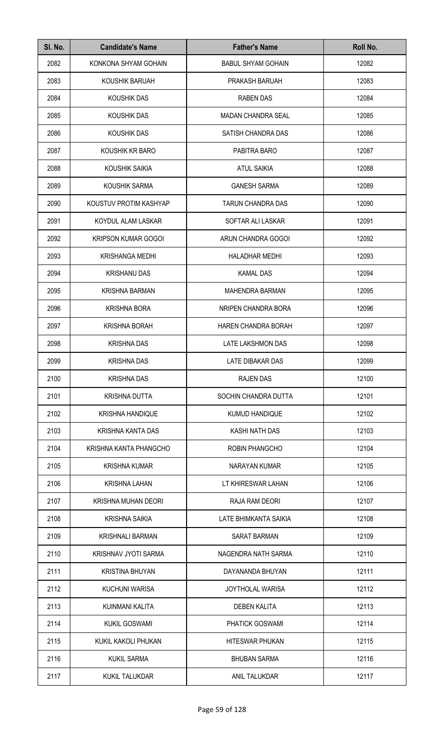| Sl. No. | Candidate's Name | Father's Name | Roll No. |
|---|---|---|---|
| 2082 | KONKONA SHYAM GOHAIN | BABUL SHYAM GOHAIN | 12082 |
| 2083 | KOUSHIK BARUAH | PRAKASH BARUAH | 12083 |
| 2084 | KOUSHIK DAS | RABEN DAS | 12084 |
| 2085 | KOUSHIK DAS | MADAN CHANDRA SEAL | 12085 |
| 2086 | KOUSHIK DAS | SATISH CHANDRA DAS | 12086 |
| 2087 | KOUSHIK KR BARO | PABITRA BARO | 12087 |
| 2088 | KOUSHIK SAIKIA | ATUL SAIKIA | 12088 |
| 2089 | KOUSHIK SARMA | GANESH SARMA | 12089 |
| 2090 | KOUSTUV PROTIM KASHYAP | TARUN CHANDRA DAS | 12090 |
| 2091 | KOYDUL ALAM LASKAR | SOFTAR ALI LASKAR | 12091 |
| 2092 | KRIPSON KUMAR GOGOI | ARUN CHANDRA GOGOI | 12092 |
| 2093 | KRISHANGA MEDHI | HALADHAR MEDHI | 12093 |
| 2094 | KRISHANU DAS | KAMAL DAS | 12094 |
| 2095 | KRISHNA BARMAN | MAHENDRA BARMAN | 12095 |
| 2096 | KRISHNA BORA | NRIPEN CHANDRA BORA | 12096 |
| 2097 | KRISHNA BORAH | HAREN CHANDRA BORAH | 12097 |
| 2098 | KRISHNA DAS | LATE LAKSHMON DAS | 12098 |
| 2099 | KRISHNA DAS | LATE DIBAKAR DAS | 12099 |
| 2100 | KRISHNA DAS | RAJEN DAS | 12100 |
| 2101 | KRISHNA DUTTA | SOCHIN CHANDRA DUTTA | 12101 |
| 2102 | KRISHNA HANDIQUE | KUMUD HANDIQUE | 12102 |
| 2103 | KRISHNA KANTA DAS | KASHI NATH DAS | 12103 |
| 2104 | KRISHNA KANTA PHANGCHO | ROBIN PHANGCHO | 12104 |
| 2105 | KRISHNA KUMAR | NARAYAN KUMAR | 12105 |
| 2106 | KRISHNA LAHAN | LT KHIRESWAR LAHAN | 12106 |
| 2107 | KRISHNA MUHAN DEORI | RAJA RAM DEORI | 12107 |
| 2108 | KRISHNA SAIKIA | LATE BHIMKANTA SAIKIA | 12108 |
| 2109 | KRISHNALI BARMAN | SARAT BARMAN | 12109 |
| 2110 | KRISHNAV JYOTI SARMA | NAGENDRA NATH SARMA | 12110 |
| 2111 | KRISTINA BHUYAN | DAYANANDA BHUYAN | 12111 |
| 2112 | KUCHUNI WARISA | JOYTHOLAL WARISA | 12112 |
| 2113 | KUINMANI KALITA | DEBEN KALITA | 12113 |
| 2114 | KUKIL GOSWAMI | PHATICK GOSWAMI | 12114 |
| 2115 | KUKIL KAKOLI PHUKAN | HITESWAR PHUKAN | 12115 |
| 2116 | KUKIL SARMA | BHUBAN SARMA | 12116 |
| 2117 | KUKIL TALUKDAR | ANIL TALUKDAR | 12117 |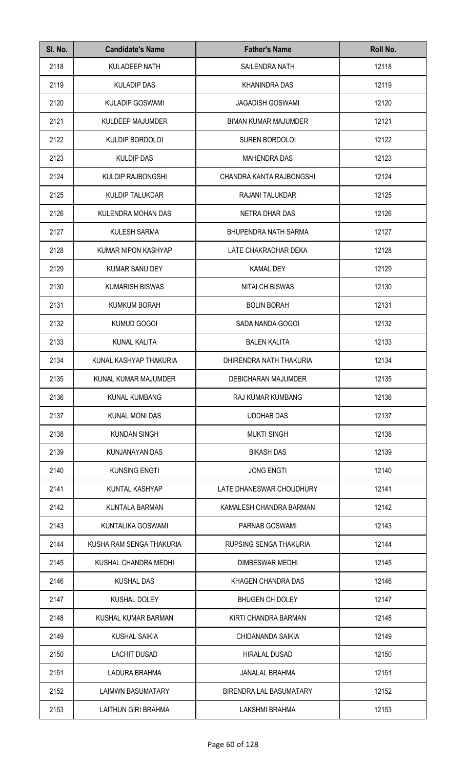| Sl. No. | Candidate's Name | Father's Name | Roll No. |
| --- | --- | --- | --- |
| 2118 | KULADEEP NATH | SAILENDRA NATH | 12118 |
| 2119 | KULADIP DAS | KHANINDRA DAS | 12119 |
| 2120 | KULADIP GOSWAMI | JAGADISH GOSWAMI | 12120 |
| 2121 | KULDEEP MAJUMDER | BIMAN KUMAR MAJUMDER | 12121 |
| 2122 | KULDIP BORDOLOI | SUREN BORDOLOI | 12122 |
| 2123 | KULDIP DAS | MAHENDRA DAS | 12123 |
| 2124 | KULDIP RAJBONGSHI | CHANDRA KANTA RAJBONGSHI | 12124 |
| 2125 | KULDIP TALUKDAR | RAJANI TALUKDAR | 12125 |
| 2126 | KULENDRA MOHAN DAS | NETRA DHAR DAS | 12126 |
| 2127 | KULESH SARMA | BHUPENDRA NATH SARMA | 12127 |
| 2128 | KUMAR NIPON KASHYAP | LATE CHAKRADHAR DEKA | 12128 |
| 2129 | KUMAR SANU DEY | KAMAL DEY | 12129 |
| 2130 | KUMARISH BISWAS | NITAI CH BISWAS | 12130 |
| 2131 | KUMKUM BORAH | BOLIN BORAH | 12131 |
| 2132 | KUMUD GOGOI | SADA NANDA GOGOI | 12132 |
| 2133 | KUNAL KALITA | BALEN KALITA | 12133 |
| 2134 | KUNAL KASHYAP THAKURIA | DHIRENDRA NATH THAKURIA | 12134 |
| 2135 | KUNAL KUMAR MAJUMDER | DEBICHARAN MAJUMDER | 12135 |
| 2136 | KUNAL KUMBANG | RAJ KUMAR KUMBANG | 12136 |
| 2137 | KUNAL MONI DAS | UDDHAB DAS | 12137 |
| 2138 | KUNDAN SINGH | MUKTI SINGH | 12138 |
| 2139 | KUNJANAYAN DAS | BIKASH DAS | 12139 |
| 2140 | KUNSING ENGTI | JONG ENGTI | 12140 |
| 2141 | KUNTAL KASHYAP | LATE DHANESWAR CHOUDHURY | 12141 |
| 2142 | KUNTALA BARMAN | KAMALESH CHANDRA BARMAN | 12142 |
| 2143 | KUNTALIKA GOSWAMI | PARNAB GOSWAMI | 12143 |
| 2144 | KUSHA RAM SENGA THAKURIA | RUPSING SENGA THAKURIA | 12144 |
| 2145 | KUSHAL CHANDRA MEDHI | DIMBESWAR MEDHI | 12145 |
| 2146 | KUSHAL DAS | KHAGEN CHANDRA DAS | 12146 |
| 2147 | KUSHAL DOLEY | BHUGEN CH DOLEY | 12147 |
| 2148 | KUSHAL KUMAR BARMAN | KIRTI CHANDRA BARMAN | 12148 |
| 2149 | KUSHAL SAIKIA | CHIDANANDA SAIKIA | 12149 |
| 2150 | LACHIT DUSAD | HIRALAL DUSAD | 12150 |
| 2151 | LADURA BRAHMA | JANALAL BRAHMA | 12151 |
| 2152 | LAIMWN BASUMATARY | BIRENDRA LAL BASUMATARY | 12152 |
| 2153 | LAITHUN GIRI BRAHMA | LAKSHMI BRAHMA | 12153 |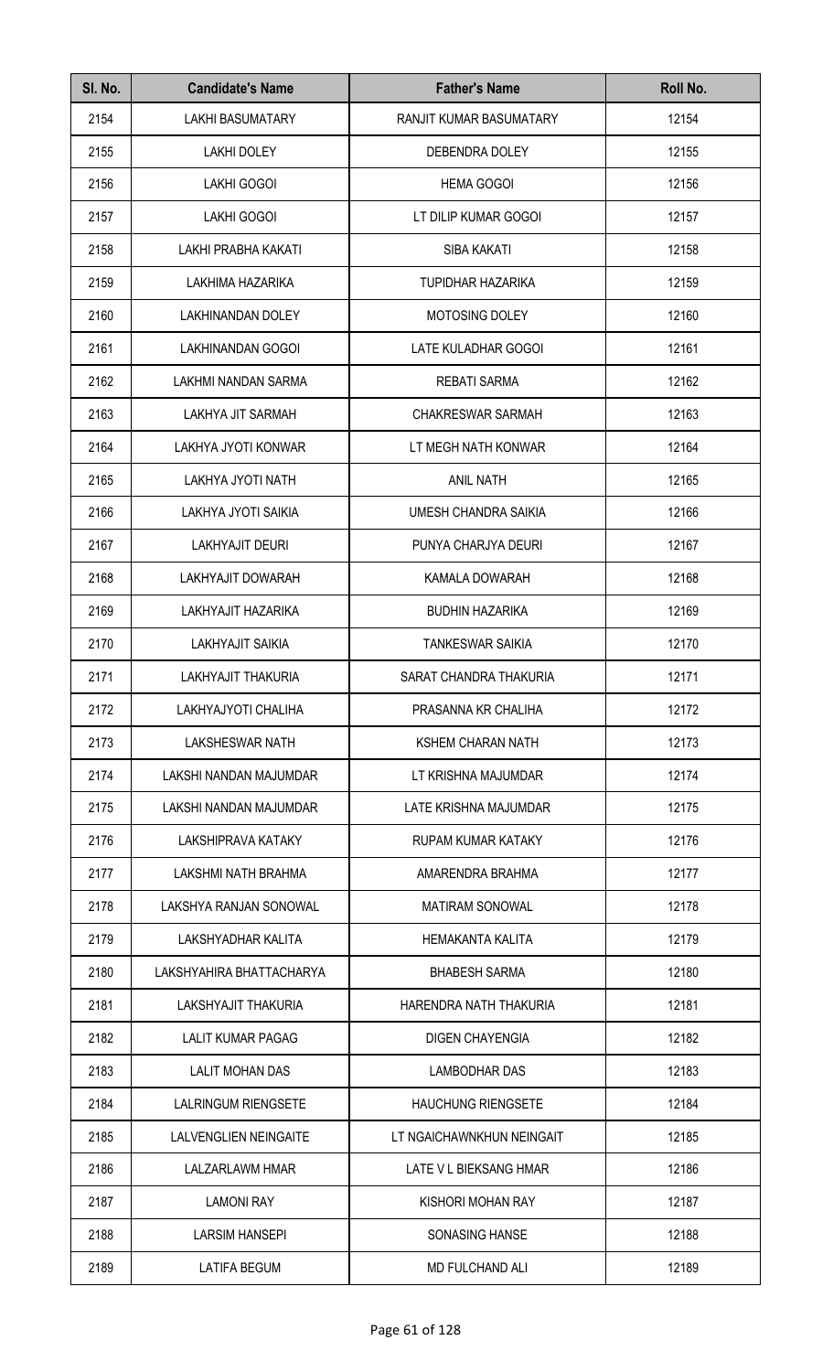| Sl. No. | Candidate's Name | Father's Name | Roll No. |
|---|---|---|---|
| 2154 | LAKHI BASUMATARY | RANJIT KUMAR BASUMATARY | 12154 |
| 2155 | LAKHI DOLEY | DEBENDRA DOLEY | 12155 |
| 2156 | LAKHI GOGOI | HEMA GOGOI | 12156 |
| 2157 | LAKHI GOGOI | LT DILIP KUMAR GOGOI | 12157 |
| 2158 | LAKHI PRABHA KAKATI | SIBA KAKATI | 12158 |
| 2159 | LAKHIMA HAZARIKA | TUPIDHAR HAZARIKA | 12159 |
| 2160 | LAKHINANDAN DOLEY | MOTOSING DOLEY | 12160 |
| 2161 | LAKHINANDAN GOGOI | LATE KULADHAR GOGOI | 12161 |
| 2162 | LAKHMI NANDAN SARMA | REBATI SARMA | 12162 |
| 2163 | LAKHYA JIT SARMAH | CHAKRESWAR SARMAH | 12163 |
| 2164 | LAKHYA JYOTI KONWAR | LT MEGH NATH KONWAR | 12164 |
| 2165 | LAKHYA JYOTI NATH | ANIL NATH | 12165 |
| 2166 | LAKHYA JYOTI SAIKIA | UMESH CHANDRA SAIKIA | 12166 |
| 2167 | LAKHYAJIT DEURI | PUNYA CHARJYA DEURI | 12167 |
| 2168 | LAKHYAJIT DOWARAH | KAMALA DOWARAH | 12168 |
| 2169 | LAKHYAJIT HAZARIKA | BUDHIN HAZARIKA | 12169 |
| 2170 | LAKHYAJIT SAIKIA | TANKESWAR SAIKIA | 12170 |
| 2171 | LAKHYAJIT THAKURIA | SARAT CHANDRA THAKURIA | 12171 |
| 2172 | LAKHYAJYOTI CHALIHA | PRASANNA KR CHALIHA | 12172 |
| 2173 | LAKSHESWAR NATH | KSHEM CHARAN NATH | 12173 |
| 2174 | LAKSHI NANDAN MAJUMDAR | LT KRISHNA MAJUMDAR | 12174 |
| 2175 | LAKSHI NANDAN MAJUMDAR | LATE KRISHNA MAJUMDAR | 12175 |
| 2176 | LAKSHIPRAVA KATAKY | RUPAM KUMAR KATAKY | 12176 |
| 2177 | LAKSHMI NATH BRAHMA | AMARENDRA BRAHMA | 12177 |
| 2178 | LAKSHYA RANJAN SONOWAL | MATIRAM SONOWAL | 12178 |
| 2179 | LAKSHYADHAR KALITA | HEMAKANTA KALITA | 12179 |
| 2180 | LAKSHYAHIRA BHATTACHARYA | BHABESH SARMA | 12180 |
| 2181 | LAKSHYAJIT THAKURIA | HARENDRA NATH THAKURIA | 12181 |
| 2182 | LALIT KUMAR PAGAG | DIGEN CHAYENGIA | 12182 |
| 2183 | LALIT MOHAN DAS | LAMBODHAR DAS | 12183 |
| 2184 | LALRINGUM RIENGSETE | HAUCHUNG RIENGSETE | 12184 |
| 2185 | LALVENGLIEN NEINGAITE | LT NGAICHAWNKHUN NEINGAIT | 12185 |
| 2186 | LALZARLAWM HMAR | LATE V L BIEKSANG HMAR | 12186 |
| 2187 | LAMONI RAY | KISHORI MOHAN RAY | 12187 |
| 2188 | LARSIM HANSEPI | SONASING HANSE | 12188 |
| 2189 | LATIFA BEGUM | MD FULCHAND ALI | 12189 |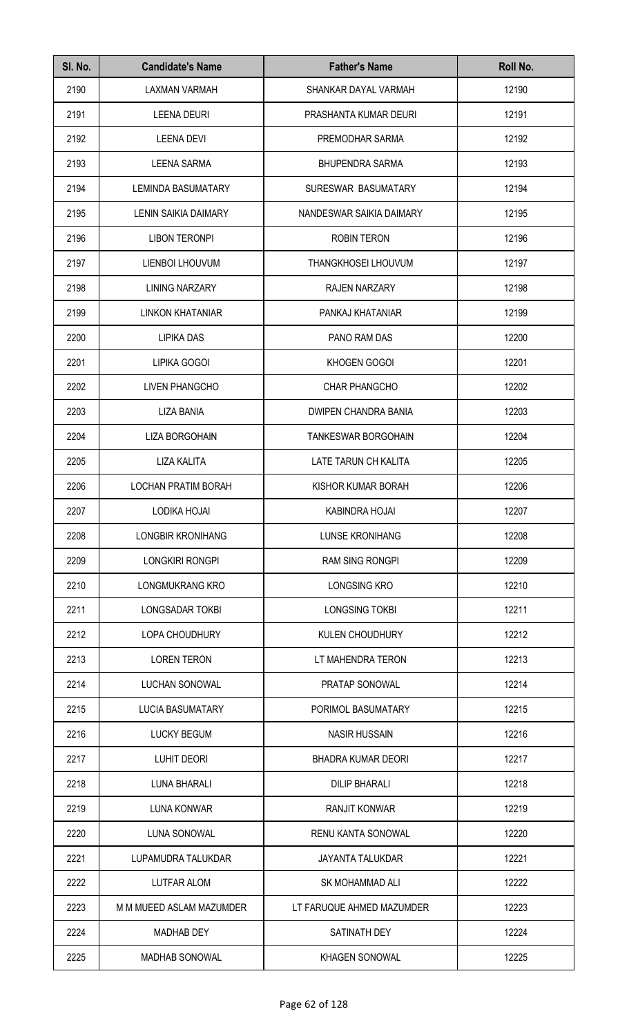| Sl. No. | Candidate's Name | Father's Name | Roll No. |
|---|---|---|---|
| 2190 | LAXMAN VARMAH | SHANKAR DAYAL VARMAH | 12190 |
| 2191 | LEENA DEURI | PRASHANTA KUMAR DEURI | 12191 |
| 2192 | LEENA DEVI | PREMODHAR SARMA | 12192 |
| 2193 | LEENA SARMA | BHUPENDRA SARMA | 12193 |
| 2194 | LEMINDA BASUMATARY | SURESWAR BASUMATARY | 12194 |
| 2195 | LENIN SAIKIA DAIMARY | NANDESWAR SAIKIA DAIMARY | 12195 |
| 2196 | LIBON TERONPI | ROBIN TERON | 12196 |
| 2197 | LIENBOI LHOUVUM | THANGKHOSEI LHOUVUM | 12197 |
| 2198 | LINING NARZARY | RAJEN NARZARY | 12198 |
| 2199 | LINKON KHATANIAR | PANKAJ KHATANIAR | 12199 |
| 2200 | LIPIKA DAS | PANO RAM DAS | 12200 |
| 2201 | LIPIKA GOGOI | KHOGEN GOGOI | 12201 |
| 2202 | LIVEN PHANGCHO | CHAR PHANGCHO | 12202 |
| 2203 | LIZA BANIA | DWIPEN CHANDRA BANIA | 12203 |
| 2204 | LIZA BORGOHAIN | TANKESWAR BORGOHAIN | 12204 |
| 2205 | LIZA KALITA | LATE TARUN CH KALITA | 12205 |
| 2206 | LOCHAN PRATIM BORAH | KISHOR KUMAR BORAH | 12206 |
| 2207 | LODIKA HOJAI | KABINDRA HOJAI | 12207 |
| 2208 | LONGBIR KRONIHANG | LUNSE KRONIHANG | 12208 |
| 2209 | LONGKIRI RONGPI | RAM SING RONGPI | 12209 |
| 2210 | LONGMUKRANG KRO | LONGSING KRO | 12210 |
| 2211 | LONGSADAR TOKBI | LONGSING TOKBI | 12211 |
| 2212 | LOPA CHOUDHURY | KULEN CHOUDHURY | 12212 |
| 2213 | LOREN TERON | LT MAHENDRA TERON | 12213 |
| 2214 | LUCHAN SONOWAL | PRATAP SONOWAL | 12214 |
| 2215 | LUCIA BASUMATARY | PORIMOL BASUMATARY | 12215 |
| 2216 | LUCKY BEGUM | NASIR HUSSAIN | 12216 |
| 2217 | LUHIT DEORI | BHADRA KUMAR DEORI | 12217 |
| 2218 | LUNA BHARALI | DILIP BHARALI | 12218 |
| 2219 | LUNA KONWAR | RANJIT KONWAR | 12219 |
| 2220 | LUNA SONOWAL | RENU KANTA SONOWAL | 12220 |
| 2221 | LUPAMUDRA TALUKDAR | JAYANTA TALUKDAR | 12221 |
| 2222 | LUTFAR ALOM | SK MOHAMMAD ALI | 12222 |
| 2223 | M M MUEED ASLAM MAZUMDER | LT FARUQUE AHMED MAZUMDER | 12223 |
| 2224 | MADHAB DEY | SATINATH DEY | 12224 |
| 2225 | MADHAB SONOWAL | KHAGEN SONOWAL | 12225 |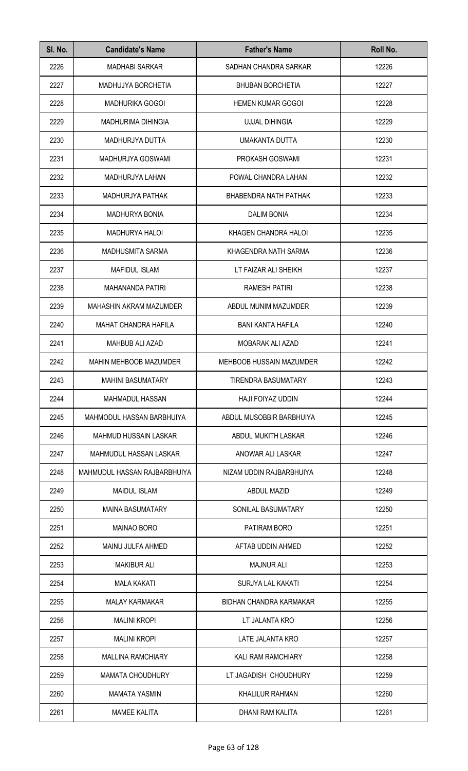| Sl. No. | Candidate's Name | Father's Name | Roll No. |
|---|---|---|---|
| 2226 | MADHABI SARKAR | SADHAN CHANDRA SARKAR | 12226 |
| 2227 | MADHUJYA BORCHETIA | BHUBAN BORCHETIA | 12227 |
| 2228 | MADHURIKA GOGOI | HEMEN KUMAR GOGOI | 12228 |
| 2229 | MADHURIMA DIHINGIA | UJJAL DIHINGIA | 12229 |
| 2230 | MADHURJYA DUTTA | UMAKANTA DUTTA | 12230 |
| 2231 | MADHURJYA GOSWAMI | PROKASH GOSWAMI | 12231 |
| 2232 | MADHURJYA LAHAN | POWAL CHANDRA LAHAN | 12232 |
| 2233 | MADHURJYA PATHAK | BHABENDRA NATH PATHAK | 12233 |
| 2234 | MADHURYA BONIA | DALIM BONIA | 12234 |
| 2235 | MADHURYA HALOI | KHAGEN CHANDRA HALOI | 12235 |
| 2236 | MADHUSMITA SARMA | KHAGENDRA NATH SARMA | 12236 |
| 2237 | MAFIDUL ISLAM | LT FAIZAR ALI SHEIKH | 12237 |
| 2238 | MAHANANDA PATIRI | RAMESH PATIRI | 12238 |
| 2239 | MAHASHIN AKRAM MAZUMDER | ABDUL MUNIM MAZUMDER | 12239 |
| 2240 | MAHAT CHANDRA HAFILA | BANI KANTA HAFILA | 12240 |
| 2241 | MAHBUB ALI AZAD | MOBARAK ALI AZAD | 12241 |
| 2242 | MAHIN MEHBOOB MAZUMDER | MEHBOOB HUSSAIN MAZUMDER | 12242 |
| 2243 | MAHINI BASUMATARY | TIRENDRA BASUMATARY | 12243 |
| 2244 | MAHMADUL HASSAN | HAJI FOIYAZ UDDIN | 12244 |
| 2245 | MAHMODUL HASSAN BARBHUIYA | ABDUL MUSOBBIR BARBHUIYA | 12245 |
| 2246 | MAHMUD HUSSAIN LASKAR | ABDUL MUKITH LASKAR | 12246 |
| 2247 | MAHMUDUL HASSAN LASKAR | ANOWAR ALI LASKAR | 12247 |
| 2248 | MAHMUDUL HASSAN RAJBARBHUIYA | NIZAM UDDIN RAJBARBHUIYA | 12248 |
| 2249 | MAIDUL ISLAM | ABDUL MAZID | 12249 |
| 2250 | MAINA BASUMATARY | SONILAL BASUMATARY | 12250 |
| 2251 | MAINAO BORO | PATIRAM BORO | 12251 |
| 2252 | MAINU JULFA AHMED | AFTAB UDDIN AHMED | 12252 |
| 2253 | MAKIBUR ALI | MAJNUR ALI | 12253 |
| 2254 | MALA KAKATI | SURJYA LAL KAKATI | 12254 |
| 2255 | MALAY KARMAKAR | BIDHAN CHANDRA KARMAKAR | 12255 |
| 2256 | MALINI KROPI | LT JALANTA KRO | 12256 |
| 2257 | MALINI KROPI | LATE JALANTA KRO | 12257 |
| 2258 | MALLINA RAMCHIARY | KALI RAM RAMCHIARY | 12258 |
| 2259 | MAMATA CHOUDHURY | LT JAGADISH CHOUDHURY | 12259 |
| 2260 | MAMATA YASMIN | KHALILUR RAHMAN | 12260 |
| 2261 | MAMEE KALITA | DHANI RAM KALITA | 12261 |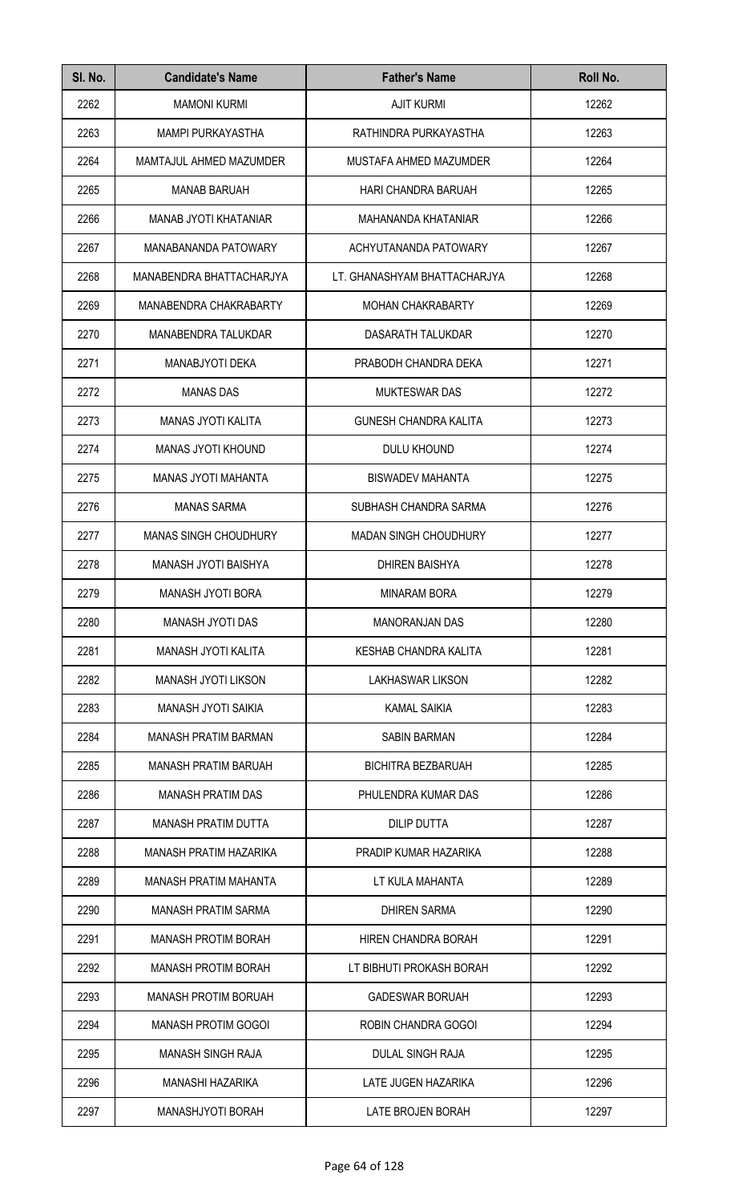| Sl. No. | Candidate's Name | Father's Name | Roll No. |
|---|---|---|---|
| 2262 | MAMONI KURMI | AJIT KURMI | 12262 |
| 2263 | MAMPI PURKAYASTHA | RATHINDRA PURKAYASTHA | 12263 |
| 2264 | MAMTAJUL AHMED MAZUMDER | MUSTAFA AHMED MAZUMDER | 12264 |
| 2265 | MANAB BARUAH | HARI CHANDRA BARUAH | 12265 |
| 2266 | MANAB JYOTI KHATANIAR | MAHANANDA KHATANIAR | 12266 |
| 2267 | MANABANANDA PATOWARY | ACHYUTANANDA PATOWARY | 12267 |
| 2268 | MANABENDRA BHATTACHARJYA | LT. GHANASHYAM BHATTACHARJYA | 12268 |
| 2269 | MANABENDRA CHAKRABARTY | MOHAN CHAKRABARTY | 12269 |
| 2270 | MANABENDRA TALUKDAR | DASARATH TALUKDAR | 12270 |
| 2271 | MANABJYOTI DEKA | PRABODH CHANDRA DEKA | 12271 |
| 2272 | MANAS DAS | MUKTESWAR DAS | 12272 |
| 2273 | MANAS JYOTI KALITA | GUNESH CHANDRA KALITA | 12273 |
| 2274 | MANAS JYOTI KHOUND | DULU KHOUND | 12274 |
| 2275 | MANAS JYOTI MAHANTA | BISWADEV MAHANTA | 12275 |
| 2276 | MANAS SARMA | SUBHASH CHANDRA SARMA | 12276 |
| 2277 | MANAS SINGH CHOUDHURY | MADAN SINGH CHOUDHURY | 12277 |
| 2278 | MANASH JYOTI BAISHYA | DHIREN BAISHYA | 12278 |
| 2279 | MANASH JYOTI BORA | MINARAM BORA | 12279 |
| 2280 | MANASH JYOTI DAS | MANORANJAN DAS | 12280 |
| 2281 | MANASH JYOTI KALITA | KESHAB CHANDRA KALITA | 12281 |
| 2282 | MANASH JYOTI LIKSON | LAKHASWAR LIKSON | 12282 |
| 2283 | MANASH JYOTI SAIKIA | KAMAL SAIKIA | 12283 |
| 2284 | MANASH PRATIM BARMAN | SABIN BARMAN | 12284 |
| 2285 | MANASH PRATIM BARUAH | BICHITRA BEZBARUAH | 12285 |
| 2286 | MANASH PRATIM DAS | PHULENDRA KUMAR DAS | 12286 |
| 2287 | MANASH PRATIM DUTTA | DILIP DUTTA | 12287 |
| 2288 | MANASH PRATIM HAZARIKA | PRADIP KUMAR HAZARIKA | 12288 |
| 2289 | MANASH PRATIM MAHANTA | LT KULA MAHANTA | 12289 |
| 2290 | MANASH PRATIM SARMA | DHIREN SARMA | 12290 |
| 2291 | MANASH PROTIM BORAH | HIREN CHANDRA BORAH | 12291 |
| 2292 | MANASH PROTIM BORAH | LT BIBHUTI PROKASH BORAH | 12292 |
| 2293 | MANASH PROTIM BORUAH | GADESWAR BORUAH | 12293 |
| 2294 | MANASH PROTIM GOGOI | ROBIN CHANDRA GOGOI | 12294 |
| 2295 | MANASH SINGH RAJA | DULAL SINGH RAJA | 12295 |
| 2296 | MANASHI HAZARIKA | LATE JUGEN HAZARIKA | 12296 |
| 2297 | MANASHJYOTI BORAH | LATE BROJEN BORAH | 12297 |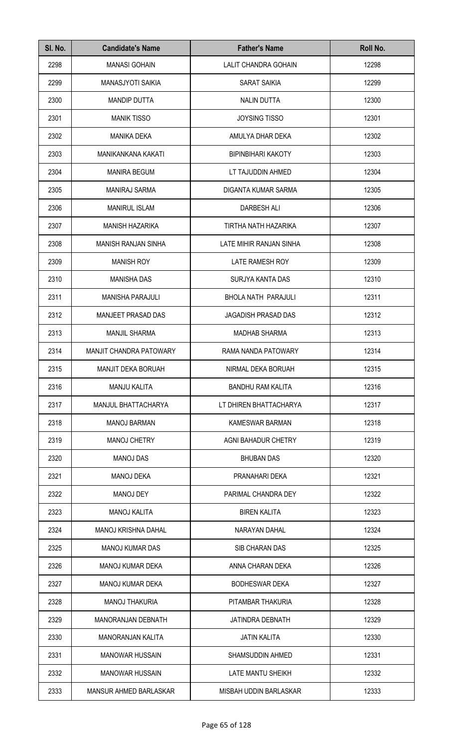| Sl. No. | Candidate's Name | Father's Name | Roll No. |
|---|---|---|---|
| 2298 | MANASI GOHAIN | LALIT CHANDRA GOHAIN | 12298 |
| 2299 | MANASJYOTI SAIKIA | SARAT SAIKIA | 12299 |
| 2300 | MANDIP DUTTA | NALIN DUTTA | 12300 |
| 2301 | MANIK TISSO | JOYSING TISSO | 12301 |
| 2302 | MANIKA DEKA | AMULYA DHAR DEKA | 12302 |
| 2303 | MANIKANKANA KAKATI | BIPINBIHARI KAKOTY | 12303 |
| 2304 | MANIRA BEGUM | LT TAJUDDIN AHMED | 12304 |
| 2305 | MANIRAJ SARMA | DIGANTA KUMAR SARMA | 12305 |
| 2306 | MANIRUL ISLAM | DARBESH ALI | 12306 |
| 2307 | MANISH HAZARIKA | TIRTHA NATH HAZARIKA | 12307 |
| 2308 | MANISH RANJAN SINHA | LATE MIHIR RANJAN SINHA | 12308 |
| 2309 | MANISH ROY | LATE RAMESH ROY | 12309 |
| 2310 | MANISHA DAS | SURJYA KANTA DAS | 12310 |
| 2311 | MANISHA PARAJULI | BHOLA NATH PARAJULI | 12311 |
| 2312 | MANJEET PRASAD DAS | JAGADISH PRASAD DAS | 12312 |
| 2313 | MANJIL SHARMA | MADHAB SHARMA | 12313 |
| 2314 | MANJIT CHANDRA PATOWARY | RAMA NANDA PATOWARY | 12314 |
| 2315 | MANJIT DEKA BORUAH | NIRMAL DEKA BORUAH | 12315 |
| 2316 | MANJU KALITA | BANDHU RAM KALITA | 12316 |
| 2317 | MANJUL BHATTACHARYA | LT DHIREN BHATTACHARYA | 12317 |
| 2318 | MANOJ BARMAN | KAMESWAR BARMAN | 12318 |
| 2319 | MANOJ CHETRY | AGNI BAHADUR CHETRY | 12319 |
| 2320 | MANOJ DAS | BHUBAN DAS | 12320 |
| 2321 | MANOJ DEKA | PRANAHARI DEKA | 12321 |
| 2322 | MANOJ DEY | PARIMAL CHANDRA DEY | 12322 |
| 2323 | MANOJ KALITA | BIREN KALITA | 12323 |
| 2324 | MANOJ KRISHNA DAHAL | NARAYAN DAHAL | 12324 |
| 2325 | MANOJ KUMAR DAS | SIB CHARAN DAS | 12325 |
| 2326 | MANOJ KUMAR DEKA | ANNA CHARAN DEKA | 12326 |
| 2327 | MANOJ KUMAR DEKA | BODHESWAR DEKA | 12327 |
| 2328 | MANOJ THAKURIA | PITAMBAR THAKURIA | 12328 |
| 2329 | MANORANJAN DEBNATH | JATINDRA DEBNATH | 12329 |
| 2330 | MANORANJAN KALITA | JATIN KALITA | 12330 |
| 2331 | MANOWAR HUSSAIN | SHAMSUDDIN AHMED | 12331 |
| 2332 | MANOWAR HUSSAIN | LATE MANTU SHEIKH | 12332 |
| 2333 | MANSUR AHMED BARLASKAR | MISBAH UDDIN BARLASKAR | 12333 |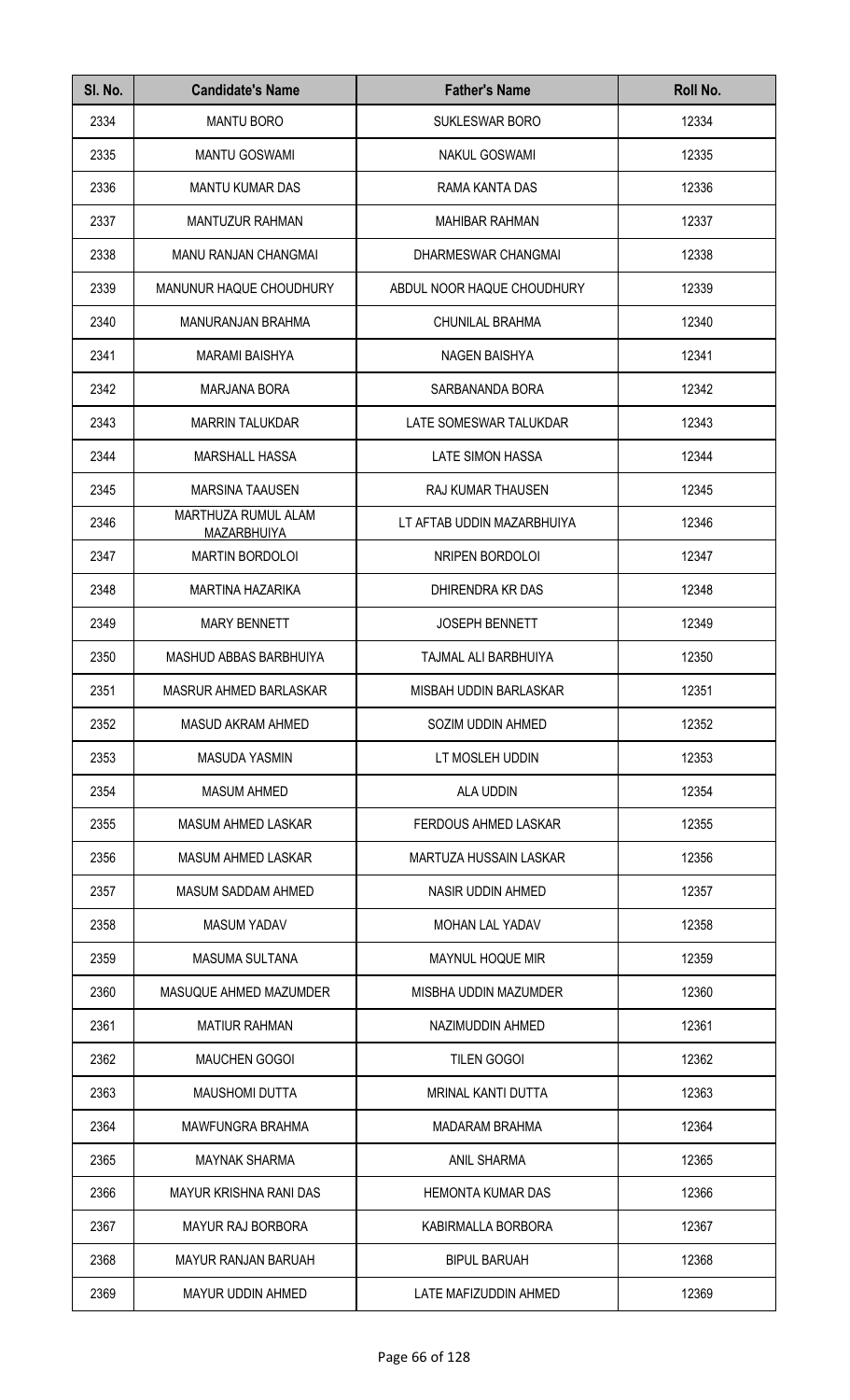| Sl. No. | Candidate's Name | Father's Name | Roll No. |
|---|---|---|---|
| 2334 | MANTU BORO | SUKLESWAR BORO | 12334 |
| 2335 | MANTU GOSWAMI | NAKUL GOSWAMI | 12335 |
| 2336 | MANTU KUMAR DAS | RAMA KANTA DAS | 12336 |
| 2337 | MANTUZUR RAHMAN | MAHIBAR RAHMAN | 12337 |
| 2338 | MANU RANJAN CHANGMAI | DHARMESWAR CHANGMAI | 12338 |
| 2339 | MANUNUR HAQUE CHOUDHURY | ABDUL NOOR HAQUE CHOUDHURY | 12339 |
| 2340 | MANURANJAN BRAHMA | CHUNILAL BRAHMA | 12340 |
| 2341 | MARAMI BAISHYA | NAGEN BAISHYA | 12341 |
| 2342 | MARJANA BORA | SARBANANDA BORA | 12342 |
| 2343 | MARRIN TALUKDAR | LATE SOMESWAR TALUKDAR | 12343 |
| 2344 | MARSHALL HASSA | LATE SIMON HASSA | 12344 |
| 2345 | MARSINA TAAUSEN | RAJ KUMAR THAUSEN | 12345 |
| 2346 | MARTHUZA RUMUL ALAM MAZARBHUIYA | LT AFTAB UDDIN MAZARBHUIYA | 12346 |
| 2347 | MARTIN BORDOLOI | NRIPEN BORDOLOI | 12347 |
| 2348 | MARTINA HAZARIKA | DHIRENDRA KR DAS | 12348 |
| 2349 | MARY BENNETT | JOSEPH BENNETT | 12349 |
| 2350 | MASHUD ABBAS BARBHUIYA | TAJMAL ALI BARBHUIYA | 12350 |
| 2351 | MASRUR AHMED BARLASKAR | MISBAH UDDIN BARLASKAR | 12351 |
| 2352 | MASUD AKRAM AHMED | SOZIM UDDIN AHMED | 12352 |
| 2353 | MASUDA YASMIN | LT MOSLEH UDDIN | 12353 |
| 2354 | MASUM AHMED | ALA UDDIN | 12354 |
| 2355 | MASUM AHMED LASKAR | FERDOUS AHMED LASKAR | 12355 |
| 2356 | MASUM AHMED LASKAR | MARTUZA HUSSAIN LASKAR | 12356 |
| 2357 | MASUM SADDAM AHMED | NASIR UDDIN AHMED | 12357 |
| 2358 | MASUM YADAV | MOHAN LAL YADAV | 12358 |
| 2359 | MASUMA SULTANA | MAYNUL HOQUE MIR | 12359 |
| 2360 | MASUQUE AHMED MAZUMDER | MISBHA UDDIN MAZUMDER | 12360 |
| 2361 | MATIUR RAHMAN | NAZIMUDDIN AHMED | 12361 |
| 2362 | MAUCHEN GOGOI | TILEN GOGOI | 12362 |
| 2363 | MAUSHOMI DUTTA | MRINAL KANTI DUTTA | 12363 |
| 2364 | MAWFUNGRA BRAHMA | MADARAM BRAHMA | 12364 |
| 2365 | MAYNAK SHARMA | ANIL SHARMA | 12365 |
| 2366 | MAYUR KRISHNA RANI DAS | HEMONTA KUMAR DAS | 12366 |
| 2367 | MAYUR RAJ BORBORA | KABIRMALLA BORBORA | 12367 |
| 2368 | MAYUR RANJAN BARUAH | BIPUL BARUAH | 12368 |
| 2369 | MAYUR UDDIN AHMED | LATE MAFIZUDDIN AHMED | 12369 |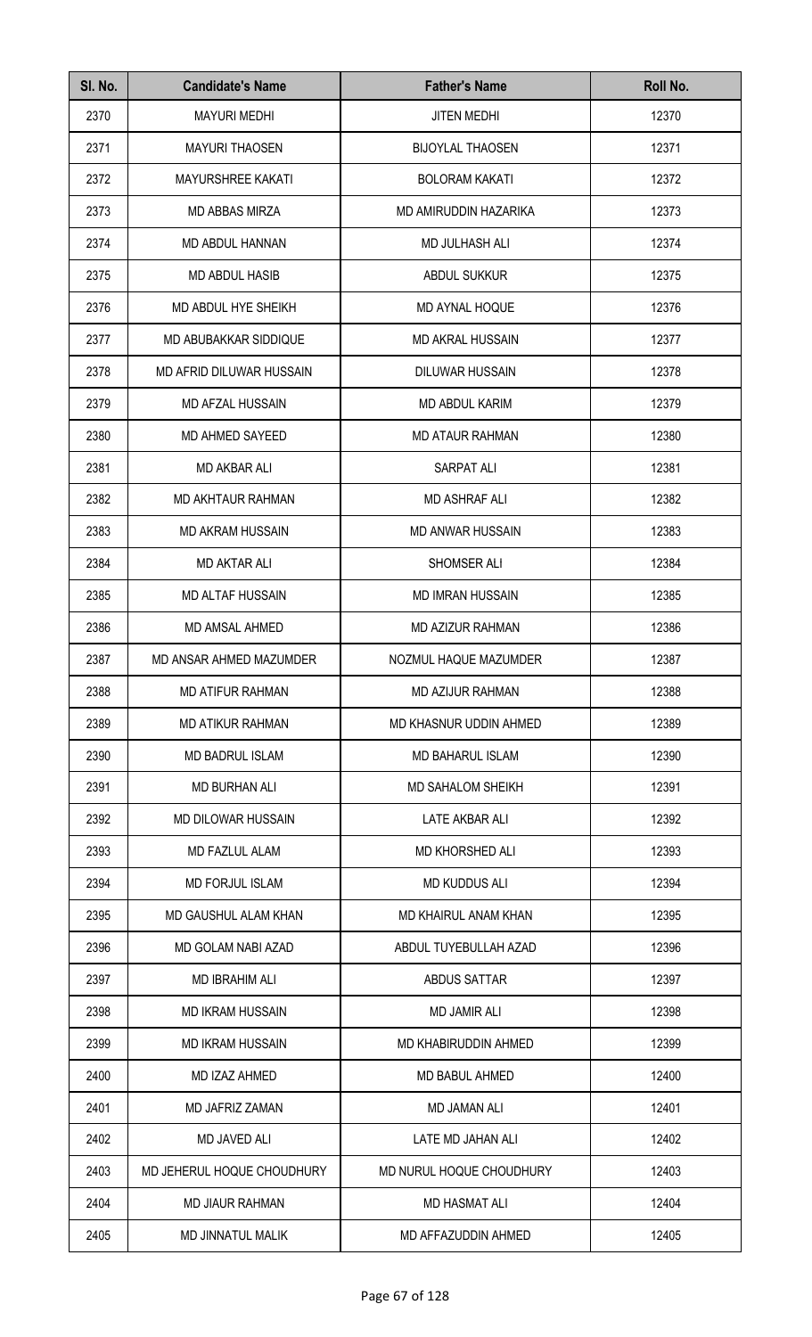| Sl. No. | Candidate's Name | Father's Name | Roll No. |
| --- | --- | --- | --- |
| 2370 | MAYURI MEDHI | JITEN MEDHI | 12370 |
| 2371 | MAYURI THAOSEN | BIJOYLAL THAOSEN | 12371 |
| 2372 | MAYURSHREE KAKATI | BOLORAM KAKATI | 12372 |
| 2373 | MD ABBAS MIRZA | MD AMIRUDDIN HAZARIKA | 12373 |
| 2374 | MD ABDUL HANNAN | MD JULHASH ALI | 12374 |
| 2375 | MD ABDUL HASIB | ABDUL SUKKUR | 12375 |
| 2376 | MD ABDUL HYE SHEIKH | MD AYNAL HOQUE | 12376 |
| 2377 | MD ABUBAKKAR SIDDIQUE | MD AKRAL HUSSAIN | 12377 |
| 2378 | MD AFRID DILUWAR HUSSAIN | DILUWAR HUSSAIN | 12378 |
| 2379 | MD AFZAL HUSSAIN | MD ABDUL KARIM | 12379 |
| 2380 | MD AHMED SAYEED | MD ATAUR RAHMAN | 12380 |
| 2381 | MD AKBAR ALI | SARPAT ALI | 12381 |
| 2382 | MD AKHTAUR RAHMAN | MD ASHRAF ALI | 12382 |
| 2383 | MD AKRAM HUSSAIN | MD ANWAR HUSSAIN | 12383 |
| 2384 | MD AKTAR ALI | SHOMSER ALI | 12384 |
| 2385 | MD ALTAF HUSSAIN | MD IMRAN HUSSAIN | 12385 |
| 2386 | MD AMSAL AHMED | MD AZIZUR RAHMAN | 12386 |
| 2387 | MD ANSAR AHMED MAZUMDER | NOZMUL HAQUE MAZUMDER | 12387 |
| 2388 | MD ATIFUR RAHMAN | MD AZIJUR RAHMAN | 12388 |
| 2389 | MD ATIKUR RAHMAN | MD KHASNUR UDDIN AHMED | 12389 |
| 2390 | MD BADRUL ISLAM | MD BAHARUL ISLAM | 12390 |
| 2391 | MD BURHAN ALI | MD SAHALOM SHEIKH | 12391 |
| 2392 | MD DILOWAR HUSSAIN | LATE AKBAR ALI | 12392 |
| 2393 | MD FAZLUL ALAM | MD KHORSHED ALI | 12393 |
| 2394 | MD FORJUL ISLAM | MD KUDDUS ALI | 12394 |
| 2395 | MD GAUSHUL ALAM KHAN | MD KHAIRUL ANAM KHAN | 12395 |
| 2396 | MD GOLAM NABI AZAD | ABDUL TUYEBULLAH AZAD | 12396 |
| 2397 | MD IBRAHIM ALI | ABDUS SATTAR | 12397 |
| 2398 | MD IKRAM HUSSAIN | MD JAMIR ALI | 12398 |
| 2399 | MD IKRAM HUSSAIN | MD KHABIRUDDIN AHMED | 12399 |
| 2400 | MD IZAZ AHMED | MD BABUL AHMED | 12400 |
| 2401 | MD JAFRIZ ZAMAN | MD JAMAN ALI | 12401 |
| 2402 | MD JAVED ALI | LATE MD JAHAN ALI | 12402 |
| 2403 | MD JEHERUL HOQUE CHOUDHURY | MD NURUL HOQUE CHOUDHURY | 12403 |
| 2404 | MD JIAUR RAHMAN | MD HASMAT ALI | 12404 |
| 2405 | MD JINNATUL MALIK | MD AFFAZUDDIN AHMED | 12405 |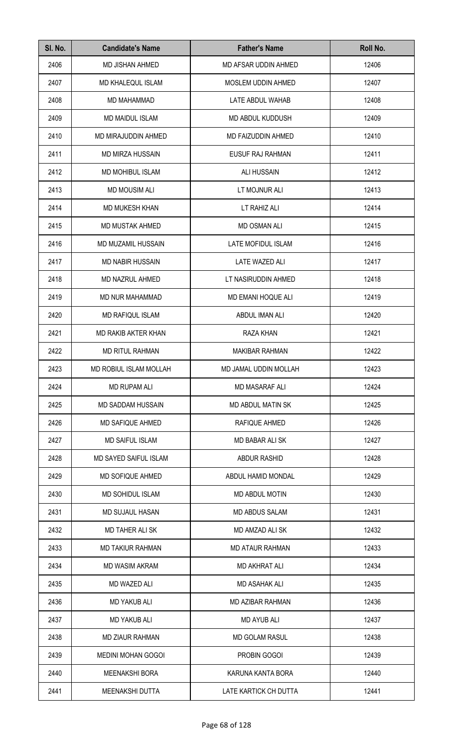| Sl. No. | Candidate's Name | Father's Name | Roll No. |
|---|---|---|---|
| 2406 | MD JISHAN AHMED | MD AFSAR UDDIN AHMED | 12406 |
| 2407 | MD KHALEQUL ISLAM | MOSLEM UDDIN AHMED | 12407 |
| 2408 | MD MAHAMMAD | LATE ABDUL WAHAB | 12408 |
| 2409 | MD MAIDUL ISLAM | MD ABDUL KUDDUSH | 12409 |
| 2410 | MD MIRAJUDDIN AHMED | MD FAIZUDDIN AHMED | 12410 |
| 2411 | MD MIRZA HUSSAIN | EUSUF RAJ RAHMAN | 12411 |
| 2412 | MD MOHIBUL ISLAM | ALI HUSSAIN | 12412 |
| 2413 | MD MOUSIM ALI | LT MOJNUR ALI | 12413 |
| 2414 | MD MUKESH KHAN | LT RAHIZ ALI | 12414 |
| 2415 | MD MUSTAK AHMED | MD OSMAN ALI | 12415 |
| 2416 | MD MUZAMIL HUSSAIN | LATE MOFIDUL ISLAM | 12416 |
| 2417 | MD NABIR HUSSAIN | LATE WAZED ALI | 12417 |
| 2418 | MD NAZRUL AHMED | LT NASIRUDDIN AHMED | 12418 |
| 2419 | MD NUR MAHAMMAD | MD EMANI HOQUE ALI | 12419 |
| 2420 | MD RAFIQUL ISLAM | ABDUL IMAN ALI | 12420 |
| 2421 | MD RAKIB AKTER KHAN | RAZA KHAN | 12421 |
| 2422 | MD RITUL RAHMAN | MAKIBAR RAHMAN | 12422 |
| 2423 | MD ROBIUL ISLAM MOLLAH | MD JAMAL UDDIN MOLLAH | 12423 |
| 2424 | MD RUPAM ALI | MD MASARAF ALI | 12424 |
| 2425 | MD SADDAM HUSSAIN | MD ABDUL MATIN SK | 12425 |
| 2426 | MD SAFIQUE AHMED | RAFIQUE AHMED | 12426 |
| 2427 | MD SAIFUL ISLAM | MD BABAR ALI SK | 12427 |
| 2428 | MD SAYED SAIFUL ISLAM | ABDUR RASHID | 12428 |
| 2429 | MD SOFIQUE AHMED | ABDUL HAMID MONDAL | 12429 |
| 2430 | MD SOHIDUL ISLAM | MD ABDUL MOTIN | 12430 |
| 2431 | MD SUJAUL HASAN | MD ABDUS SALAM | 12431 |
| 2432 | MD TAHER ALI SK | MD AMZAD ALI SK | 12432 |
| 2433 | MD TAKIUR RAHMAN | MD ATAUR RAHMAN | 12433 |
| 2434 | MD WASIM AKRAM | MD AKHRAT ALI | 12434 |
| 2435 | MD WAZED ALI | MD ASAHAK ALI | 12435 |
| 2436 | MD YAKUB ALI | MD AZIBAR RAHMAN | 12436 |
| 2437 | MD YAKUB ALI | MD AYUB ALI | 12437 |
| 2438 | MD ZIAUR RAHMAN | MD GOLAM RASUL | 12438 |
| 2439 | MEDINI MOHAN GOGOI | PROBIN GOGOI | 12439 |
| 2440 | MEENAKSHI BORA | KARUNA KANTA BORA | 12440 |
| 2441 | MEENAKSHI DUTTA | LATE KARTICK CH DUTTA | 12441 |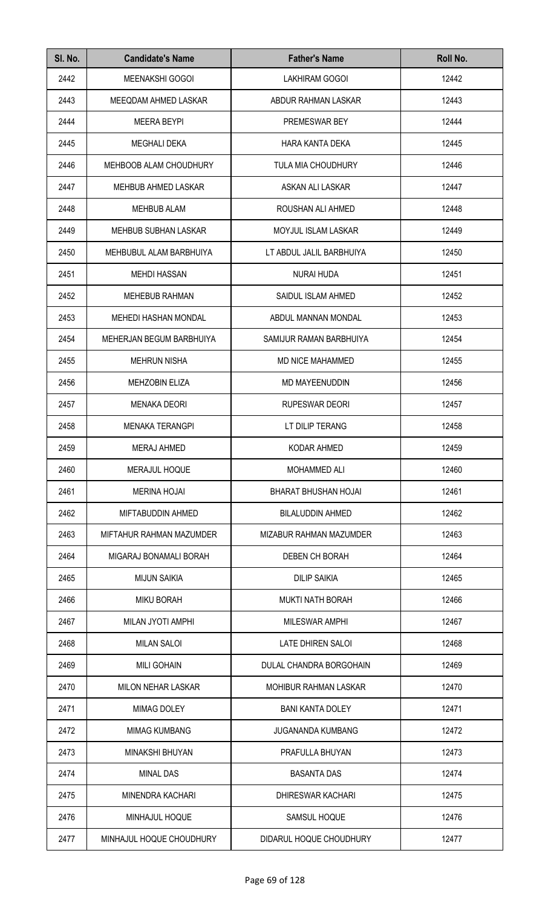| Sl. No. | Candidate's Name | Father's Name | Roll No. |
| --- | --- | --- | --- |
| 2442 | MEENAKSHI GOGOI | LAKHIRAM GOGOI | 12442 |
| 2443 | MEEQDAM AHMED LASKAR | ABDUR RAHMAN LASKAR | 12443 |
| 2444 | MEERA BEYPI | PREMESWAR BEY | 12444 |
| 2445 | MEGHALI DEKA | HARA KANTA DEKA | 12445 |
| 2446 | MEHBOOB ALAM CHOUDHURY | TULA MIA CHOUDHURY | 12446 |
| 2447 | MEHBUB AHMED LASKAR | ASKAN ALI LASKAR | 12447 |
| 2448 | MEHBUB ALAM | ROUSHAN ALI AHMED | 12448 |
| 2449 | MEHBUB SUBHAN LASKAR | MOYJUL ISLAM LASKAR | 12449 |
| 2450 | MEHBUBUL ALAM BARBHUIYA | LT ABDUL JALIL BARBHUIYA | 12450 |
| 2451 | MEHDI HASSAN | NURAI HUDA | 12451 |
| 2452 | MEHEBUB RAHMAN | SAIDUL ISLAM AHMED | 12452 |
| 2453 | MEHEDI HASHAN MONDAL | ABDUL MANNAN MONDAL | 12453 |
| 2454 | MEHERJAN BEGUM BARBHUIYA | SAMIJUR RAMAN BARBHUIYA | 12454 |
| 2455 | MEHRUN NISHA | MD NICE MAHAMMED | 12455 |
| 2456 | MEHZOBIN ELIZA | MD MAYEENUDDIN | 12456 |
| 2457 | MENAKA DEORI | RUPESWAR DEORI | 12457 |
| 2458 | MENAKA TERANGPI | LT DILIP TERANG | 12458 |
| 2459 | MERAJ AHMED | KODAR AHMED | 12459 |
| 2460 | MERAJUL HOQUE | MOHAMMED ALI | 12460 |
| 2461 | MERINA HOJAI | BHARAT BHUSHAN HOJAI | 12461 |
| 2462 | MIFTABUDDIN AHMED | BILALUDDIN AHMED | 12462 |
| 2463 | MIFTAHUR RAHMAN MAZUMDER | MIZABUR RAHMAN MAZUMDER | 12463 |
| 2464 | MIGARAJ BONAMALI BORAH | DEBEN CH BORAH | 12464 |
| 2465 | MIJUN SAIKIA | DILIP SAIKIA | 12465 |
| 2466 | MIKU BORAH | MUKTI NATH BORAH | 12466 |
| 2467 | MILAN JYOTI AMPHI | MILESWAR AMPHI | 12467 |
| 2468 | MILAN SALOI | LATE DHIREN SALOI | 12468 |
| 2469 | MILI GOHAIN | DULAL CHANDRA BORGOHAIN | 12469 |
| 2470 | MILON NEHAR LASKAR | MOHIBUR RAHMAN LASKAR | 12470 |
| 2471 | MIMAG DOLEY | BANI KANTA DOLEY | 12471 |
| 2472 | MIMAG KUMBANG | JUGANANDA KUMBANG | 12472 |
| 2473 | MINAKSHI BHUYAN | PRAFULLA BHUYAN | 12473 |
| 2474 | MINAL DAS | BASANTA DAS | 12474 |
| 2475 | MINENDRA KACHARI | DHIRESWAR KACHARI | 12475 |
| 2476 | MINHAJUL HOQUE | SAMSUL HOQUE | 12476 |
| 2477 | MINHAJUL HOQUE CHOUDHURY | DIDARUL HOQUE CHOUDHURY | 12477 |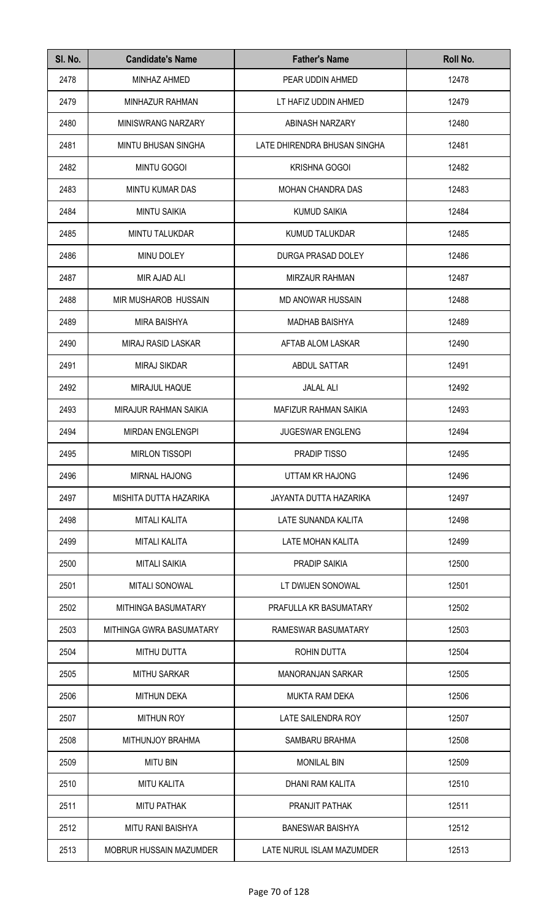| Sl. No. | Candidate's Name | Father's Name | Roll No. |
|---|---|---|---|
| 2478 | MINHAZ AHMED | PEAR UDDIN AHMED | 12478 |
| 2479 | MINHAZUR RAHMAN | LT HAFIZ UDDIN AHMED | 12479 |
| 2480 | MINISWRANG NARZARY | ABINASH NARZARY | 12480 |
| 2481 | MINTU BHUSAN SINGHA | LATE DHIRENDRA BHUSAN SINGHA | 12481 |
| 2482 | MINTU GOGOI | KRISHNA GOGOI | 12482 |
| 2483 | MINTU KUMAR DAS | MOHAN CHANDRA DAS | 12483 |
| 2484 | MINTU SAIKIA | KUMUD SAIKIA | 12484 |
| 2485 | MINTU TALUKDAR | KUMUD TALUKDAR | 12485 |
| 2486 | MINU DOLEY | DURGA PRASAD DOLEY | 12486 |
| 2487 | MIR AJAD ALI | MIRZAUR RAHMAN | 12487 |
| 2488 | MIR MUSHAROB HUSSAIN | MD ANOWAR HUSSAIN | 12488 |
| 2489 | MIRA BAISHYA | MADHAB BAISHYA | 12489 |
| 2490 | MIRAJ RASID LASKAR | AFTAB ALOM LASKAR | 12490 |
| 2491 | MIRAJ SIKDAR | ABDUL SATTAR | 12491 |
| 2492 | MIRAJUL HAQUE | JALAL ALI | 12492 |
| 2493 | MIRAJUR RAHMAN SAIKIA | MAFIZUR RAHMAN SAIKIA | 12493 |
| 2494 | MIRDAN ENGLENGPI | JUGESWAR ENGLENG | 12494 |
| 2495 | MIRLON TISSOPI | PRADIP TISSO | 12495 |
| 2496 | MIRNAL HAJONG | UTTAM KR HAJONG | 12496 |
| 2497 | MISHITA DUTTA HAZARIKA | JAYANTA DUTTA HAZARIKA | 12497 |
| 2498 | MITALI KALITA | LATE SUNANDA KALITA | 12498 |
| 2499 | MITALI KALITA | LATE MOHAN KALITA | 12499 |
| 2500 | MITALI SAIKIA | PRADIP SAIKIA | 12500 |
| 2501 | MITALI SONOWAL | LT DWIJEN SONOWAL | 12501 |
| 2502 | MITHINGA BASUMATARY | PRAFULLA KR BASUMATARY | 12502 |
| 2503 | MITHINGA GWRA BASUMATARY | RAMESWAR BASUMATARY | 12503 |
| 2504 | MITHU DUTTA | ROHIN DUTTA | 12504 |
| 2505 | MITHU SARKAR | MANORANJAN SARKAR | 12505 |
| 2506 | MITHUN DEKA | MUKTA RAM DEKA | 12506 |
| 2507 | MITHUN ROY | LATE SAILENDRA ROY | 12507 |
| 2508 | MITHUNJOY BRAHMA | SAMBARU BRAHMA | 12508 |
| 2509 | MITU BIN | MONILAL BIN | 12509 |
| 2510 | MITU KALITA | DHANI RAM KALITA | 12510 |
| 2511 | MITU PATHAK | PRANJIT PATHAK | 12511 |
| 2512 | MITU RANI BAISHYA | BANESWAR BAISHYA | 12512 |
| 2513 | MOBRUR HUSSAIN MAZUMDER | LATE NURUL ISLAM MAZUMDER | 12513 |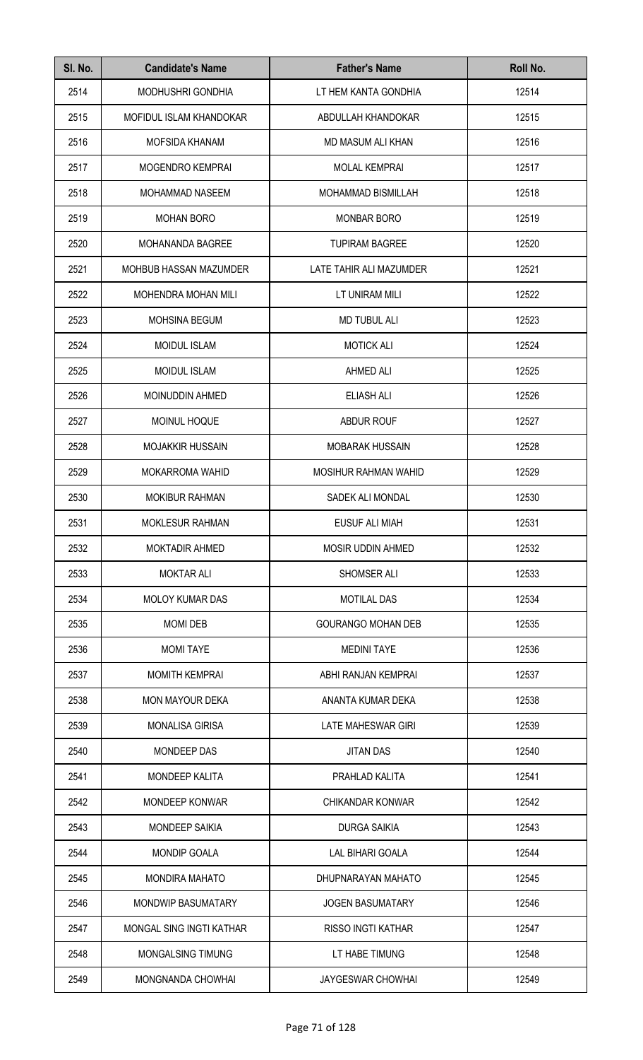| Sl. No. | Candidate's Name | Father's Name | Roll No. |
|---|---|---|---|
| 2514 | MODHUSHRI GONDHIA | LT HEM KANTA GONDHIA | 12514 |
| 2515 | MOFIDUL ISLAM KHANDOKAR | ABDULLAH KHANDOKAR | 12515 |
| 2516 | MOFSIDA KHANAM | MD MASUM ALI KHAN | 12516 |
| 2517 | MOGENDRO KEMPRAI | MOLAL KEMPRAI | 12517 |
| 2518 | MOHAMMAD NASEEM | MOHAMMAD BISMILLAH | 12518 |
| 2519 | MOHAN BORO | MONBAR BORO | 12519 |
| 2520 | MOHANANDA BAGREE | TUPIRAM BAGREE | 12520 |
| 2521 | MOHBUB HASSAN MAZUMDER | LATE TAHIR ALI MAZUMDER | 12521 |
| 2522 | MOHENDRA MOHAN MILI | LT UNIRAM MILI | 12522 |
| 2523 | MOHSINA BEGUM | MD TUBUL ALI | 12523 |
| 2524 | MOIDUL ISLAM | MOTICK ALI | 12524 |
| 2525 | MOIDUL ISLAM | AHMED ALI | 12525 |
| 2526 | MOINUDDIN AHMED | ELIASH ALI | 12526 |
| 2527 | MOINUL HOQUE | ABDUR ROUF | 12527 |
| 2528 | MOJAKKIR HUSSAIN | MOBARAK HUSSAIN | 12528 |
| 2529 | MOKARROMA WAHID | MOSIHUR RAHMAN WAHID | 12529 |
| 2530 | MOKIBUR RAHMAN | SADEK ALI MONDAL | 12530 |
| 2531 | MOKLESUR RAHMAN | EUSUF ALI MIAH | 12531 |
| 2532 | MOKTADIR AHMED | MOSIR UDDIN AHMED | 12532 |
| 2533 | MOKTAR ALI | SHOMSER ALI | 12533 |
| 2534 | MOLOY KUMAR DAS | MOTILAL DAS | 12534 |
| 2535 | MOMI DEB | GOURANGO MOHAN DEB | 12535 |
| 2536 | MOMI TAYE | MEDINI TAYE | 12536 |
| 2537 | MOMITH KEMPRAI | ABHI RANJAN KEMPRAI | 12537 |
| 2538 | MON MAYOUR DEKA | ANANTA KUMAR DEKA | 12538 |
| 2539 | MONALISA GIRISA | LATE MAHESWAR GIRI | 12539 |
| 2540 | MONDEEP DAS | JITAN DAS | 12540 |
| 2541 | MONDEEP KALITA | PRAHLAD KALITA | 12541 |
| 2542 | MONDEEP KONWAR | CHIKANDAR KONWAR | 12542 |
| 2543 | MONDEEP SAIKIA | DURGA SAIKIA | 12543 |
| 2544 | MONDIP GOALA | LAL BIHARI GOALA | 12544 |
| 2545 | MONDIRA MAHATO | DHUPNARAYAN MAHATO | 12545 |
| 2546 | MONDWIP BASUMATARY | JOGEN BASUMATARY | 12546 |
| 2547 | MONGAL SING INGTI KATHAR | RISSO INGTI KATHAR | 12547 |
| 2548 | MONGALSING TIMUNG | LT HABE TIMUNG | 12548 |
| 2549 | MONGNANDA CHOWHAI | JAYGESWAR CHOWHAI | 12549 |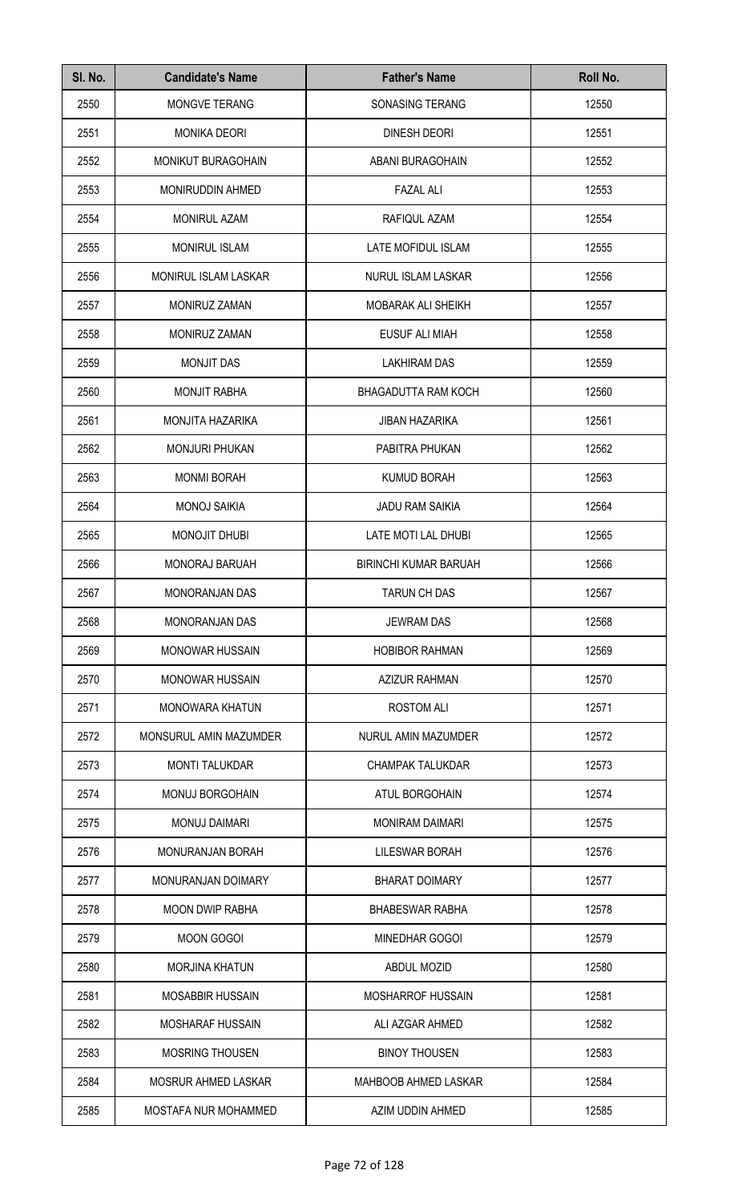| Sl. No. | Candidate's Name | Father's Name | Roll No. |
|---|---|---|---|
| 2550 | MONGVE TERANG | SONASING TERANG | 12550 |
| 2551 | MONIKA DEORI | DINESH DEORI | 12551 |
| 2552 | MONIKUT BURAGOHAIN | ABANI BURAGOHAIN | 12552 |
| 2553 | MONIRUDDIN AHMED | FAZAL ALI | 12553 |
| 2554 | MONIRUL AZAM | RAFIQUL AZAM | 12554 |
| 2555 | MONIRUL ISLAM | LATE MOFIDUL ISLAM | 12555 |
| 2556 | MONIRUL ISLAM LASKAR | NURUL ISLAM LASKAR | 12556 |
| 2557 | MONIRUZ ZAMAN | MOBARAK ALI SHEIKH | 12557 |
| 2558 | MONIRUZ ZAMAN | EUSUF ALI MIAH | 12558 |
| 2559 | MONJIT DAS | LAKHIRAM DAS | 12559 |
| 2560 | MONJIT RABHA | BHAGADUTTA RAM KOCH | 12560 |
| 2561 | MONJITA HAZARIKA | JIBAN HAZARIKA | 12561 |
| 2562 | MONJURI PHUKAN | PABITRA PHUKAN | 12562 |
| 2563 | MONMI BORAH | KUMUD BORAH | 12563 |
| 2564 | MONOJ SAIKIA | JADU RAM SAIKIA | 12564 |
| 2565 | MONOJIT DHUBI | LATE MOTI LAL DHUBI | 12565 |
| 2566 | MONORAJ BARUAH | BIRINCHI KUMAR BARUAH | 12566 |
| 2567 | MONORANJAN DAS | TARUN CH DAS | 12567 |
| 2568 | MONORANJAN DAS | JEWRAM DAS | 12568 |
| 2569 | MONOWAR HUSSAIN | HOBIBOR RAHMAN | 12569 |
| 2570 | MONOWAR HUSSAIN | AZIZUR RAHMAN | 12570 |
| 2571 | MONOWARA KHATUN | ROSTOM ALI | 12571 |
| 2572 | MONSURUL AMIN MAZUMDER | NURUL AMIN MAZUMDER | 12572 |
| 2573 | MONTI TALUKDAR | CHAMPAK TALUKDAR | 12573 |
| 2574 | MONUJ BORGOHAIN | ATUL BORGOHAIN | 12574 |
| 2575 | MONUJ DAIMARI | MONIRAM DAIMARI | 12575 |
| 2576 | MONURANJAN BORAH | LILESWAR BORAH | 12576 |
| 2577 | MONURANJAN DOIMARY | BHARAT DOIMARY | 12577 |
| 2578 | MOON DWIP RABHA | BHABESWAR RABHA | 12578 |
| 2579 | MOON GOGOI | MINEDHAR GOGOI | 12579 |
| 2580 | MORJINA KHATUN | ABDUL MOZID | 12580 |
| 2581 | MOSABBIR HUSSAIN | MOSHARROF HUSSAIN | 12581 |
| 2582 | MOSHARAF HUSSAIN | ALI AZGAR AHMED | 12582 |
| 2583 | MOSRING THOUSEN | BINOY THOUSEN | 12583 |
| 2584 | MOSRUR AHMED LASKAR | MAHBOOB AHMED LASKAR | 12584 |
| 2585 | MOSTAFA NUR MOHAMMED | AZIM UDDIN AHMED | 12585 |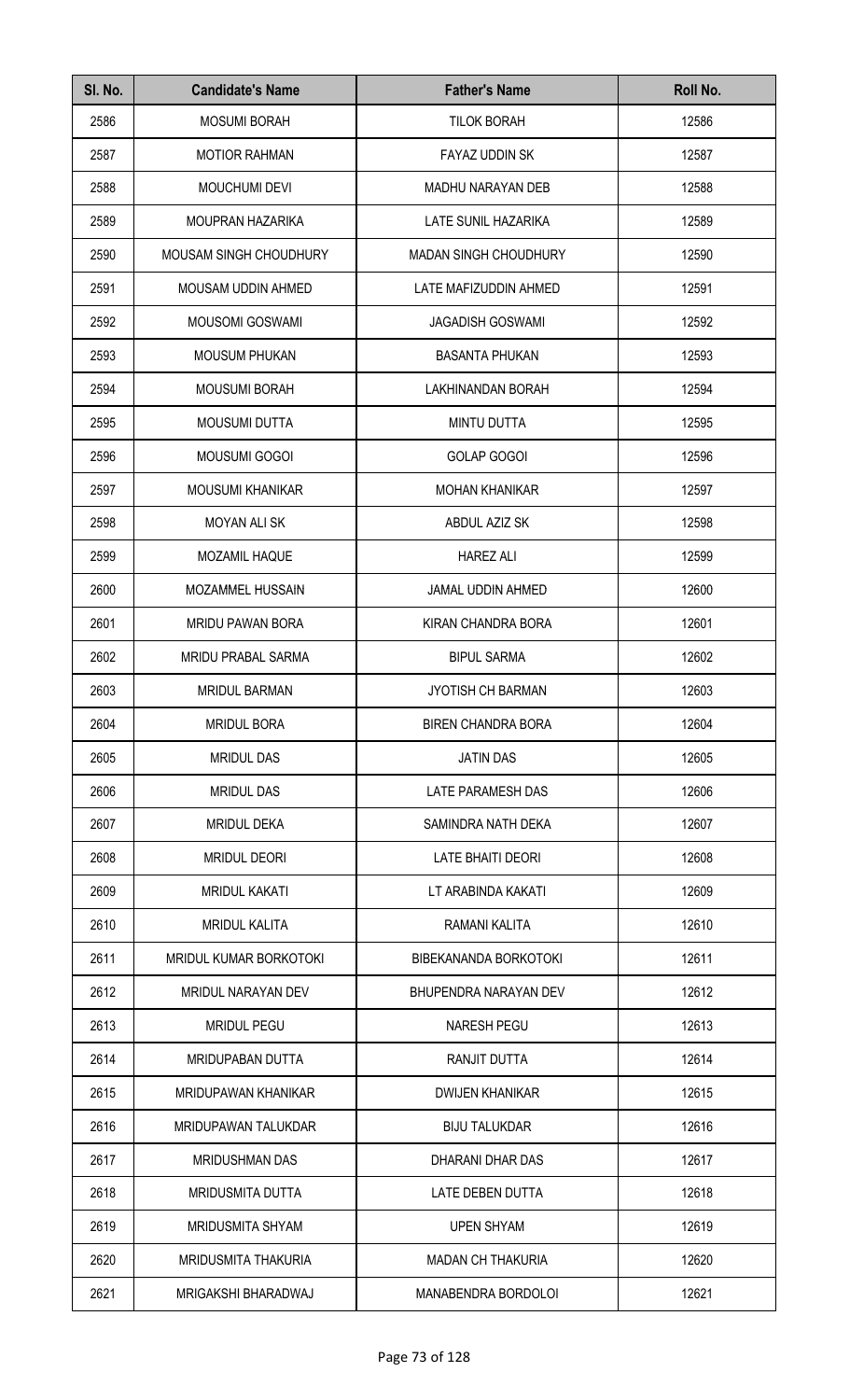| Sl. No. | Candidate's Name | Father's Name | Roll No. |
|---|---|---|---|
| 2586 | MOSUMI BORAH | TILOK BORAH | 12586 |
| 2587 | MOTIOR RAHMAN | FAYAZ UDDIN SK | 12587 |
| 2588 | MOUCHUMI DEVI | MADHU NARAYAN DEB | 12588 |
| 2589 | MOUPRAN HAZARIKA | LATE SUNIL HAZARIKA | 12589 |
| 2590 | MOUSAM SINGH CHOUDHURY | MADAN SINGH CHOUDHURY | 12590 |
| 2591 | MOUSAM UDDIN AHMED | LATE MAFIZUDDIN AHMED | 12591 |
| 2592 | MOUSOMI GOSWAMI | JAGADISH GOSWAMI | 12592 |
| 2593 | MOUSUM PHUKAN | BASANTA PHUKAN | 12593 |
| 2594 | MOUSUMI BORAH | LAKHINANDAN BORAH | 12594 |
| 2595 | MOUSUMI DUTTA | MINTU DUTTA | 12595 |
| 2596 | MOUSUMI GOGOI | GOLAP GOGOI | 12596 |
| 2597 | MOUSUMI KHANIKAR | MOHAN KHANIKAR | 12597 |
| 2598 | MOYAN ALI SK | ABDUL AZIZ SK | 12598 |
| 2599 | MOZAMIL HAQUE | HAREZ ALI | 12599 |
| 2600 | MOZAMMEL HUSSAIN | JAMAL UDDIN AHMED | 12600 |
| 2601 | MRIDU PAWAN BORA | KIRAN CHANDRA BORA | 12601 |
| 2602 | MRIDU PRABAL SARMA | BIPUL SARMA | 12602 |
| 2603 | MRIDUL BARMAN | JYOTISH CH BARMAN | 12603 |
| 2604 | MRIDUL BORA | BIREN CHANDRA BORA | 12604 |
| 2605 | MRIDUL DAS | JATIN DAS | 12605 |
| 2606 | MRIDUL DAS | LATE PARAMESH DAS | 12606 |
| 2607 | MRIDUL DEKA | SAMINDRA NATH DEKA | 12607 |
| 2608 | MRIDUL DEORI | LATE BHAITI DEORI | 12608 |
| 2609 | MRIDUL KAKATI | LT ARABINDA KAKATI | 12609 |
| 2610 | MRIDUL KALITA | RAMANI KALITA | 12610 |
| 2611 | MRIDUL KUMAR BORKOTOKI | BIBEKANANDA BORKOTOKI | 12611 |
| 2612 | MRIDUL NARAYAN DEV | BHUPENDRA NARAYAN DEV | 12612 |
| 2613 | MRIDUL PEGU | NARESH PEGU | 12613 |
| 2614 | MRIDUPABAN DUTTA | RANJIT DUTTA | 12614 |
| 2615 | MRIDUPAWAN KHANIKAR | DWIJEN KHANIKAR | 12615 |
| 2616 | MRIDUPAWAN TALUKDAR | BIJU TALUKDAR | 12616 |
| 2617 | MRIDUSHMAN DAS | DHARANI DHAR DAS | 12617 |
| 2618 | MRIDUSMITA DUTTA | LATE DEBEN DUTTA | 12618 |
| 2619 | MRIDUSMITA SHYAM | UPEN SHYAM | 12619 |
| 2620 | MRIDUSMITA THAKURIA | MADAN CH THAKURIA | 12620 |
| 2621 | MRIGAKSHI BHARADWAJ | MANABENDRA BORDOLOI | 12621 |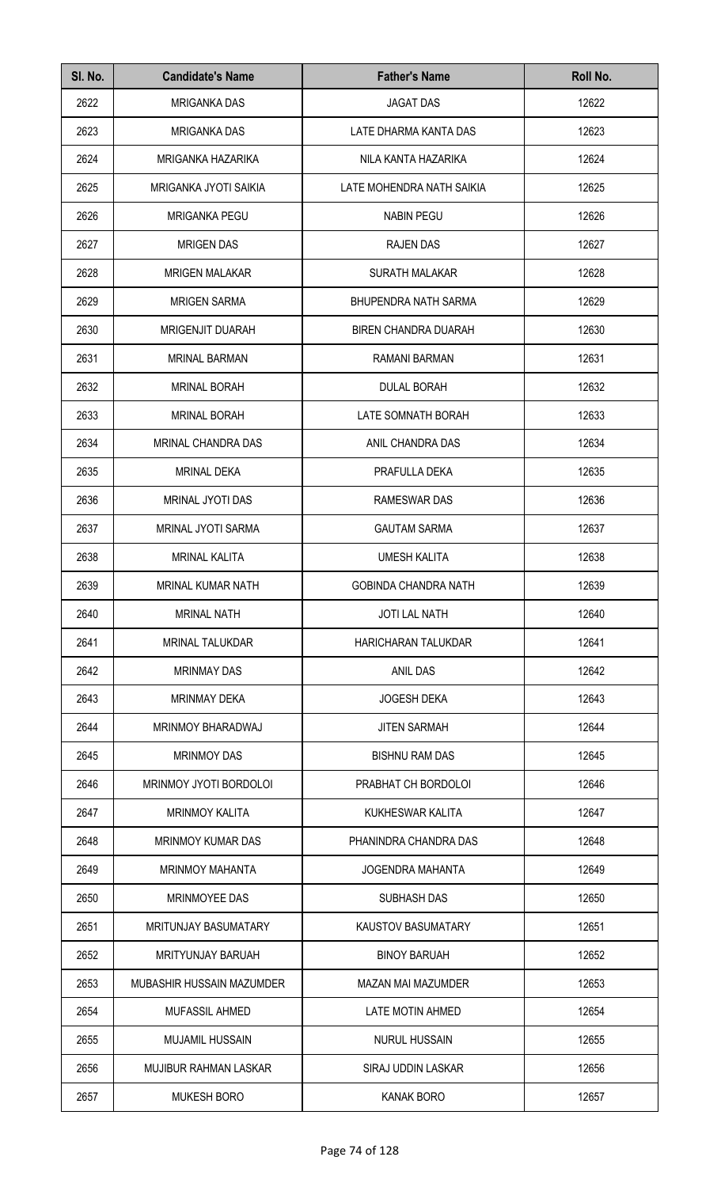| Sl. No. | Candidate's Name | Father's Name | Roll No. |
|---|---|---|---|
| 2622 | MRIGANKA DAS | JAGAT DAS | 12622 |
| 2623 | MRIGANKA DAS | LATE DHARMA KANTA DAS | 12623 |
| 2624 | MRIGANKA HAZARIKA | NILA KANTA HAZARIKA | 12624 |
| 2625 | MRIGANKA JYOTI SAIKIA | LATE MOHENDRA NATH SAIKIA | 12625 |
| 2626 | MRIGANKA PEGU | NABIN PEGU | 12626 |
| 2627 | MRIGEN DAS | RAJEN DAS | 12627 |
| 2628 | MRIGEN MALAKAR | SURATH MALAKAR | 12628 |
| 2629 | MRIGEN SARMA | BHUPENDRA NATH SARMA | 12629 |
| 2630 | MRIGENJIT DUARAH | BIREN CHANDRA DUARAH | 12630 |
| 2631 | MRINAL BARMAN | RAMANI BARMAN | 12631 |
| 2632 | MRINAL BORAH | DULAL BORAH | 12632 |
| 2633 | MRINAL BORAH | LATE SOMNATH BORAH | 12633 |
| 2634 | MRINAL CHANDRA DAS | ANIL CHANDRA DAS | 12634 |
| 2635 | MRINAL DEKA | PRAFULLA DEKA | 12635 |
| 2636 | MRINAL JYOTI DAS | RAMESWAR DAS | 12636 |
| 2637 | MRINAL JYOTI SARMA | GAUTAM SARMA | 12637 |
| 2638 | MRINAL KALITA | UMESH KALITA | 12638 |
| 2639 | MRINAL KUMAR NATH | GOBINDA CHANDRA NATH | 12639 |
| 2640 | MRINAL NATH | JOTI LAL NATH | 12640 |
| 2641 | MRINAL TALUKDAR | HARICHARAN TALUKDAR | 12641 |
| 2642 | MRINMAY DAS | ANIL DAS | 12642 |
| 2643 | MRINMAY DEKA | JOGESH DEKA | 12643 |
| 2644 | MRINMOY BHARADWAJ | JITEN SARMAH | 12644 |
| 2645 | MRINMOY DAS | BISHNU RAM DAS | 12645 |
| 2646 | MRINMOY JYOTI BORDOLOI | PRABHAT CH BORDOLOI | 12646 |
| 2647 | MRINMOY KALITA | KUKHESWAR KALITA | 12647 |
| 2648 | MRINMOY KUMAR DAS | PHANINDRA CHANDRA DAS | 12648 |
| 2649 | MRINMOY MAHANTA | JOGENDRA MAHANTA | 12649 |
| 2650 | MRINMOYEE DAS | SUBHASH DAS | 12650 |
| 2651 | MRITUNJAY BASUMATARY | KAUSTOV BASUMATARY | 12651 |
| 2652 | MRITYUNJAY BARUAH | BINOY BARUAH | 12652 |
| 2653 | MUBASHIR HUSSAIN MAZUMDER | MAZAN MAI MAZUMDER | 12653 |
| 2654 | MUFASSIL AHMED | LATE MOTIN AHMED | 12654 |
| 2655 | MUJAMIL HUSSAIN | NURUL HUSSAIN | 12655 |
| 2656 | MUJIBUR RAHMAN LASKAR | SIRAJ UDDIN LASKAR | 12656 |
| 2657 | MUKESH BORO | KANAK BORO | 12657 |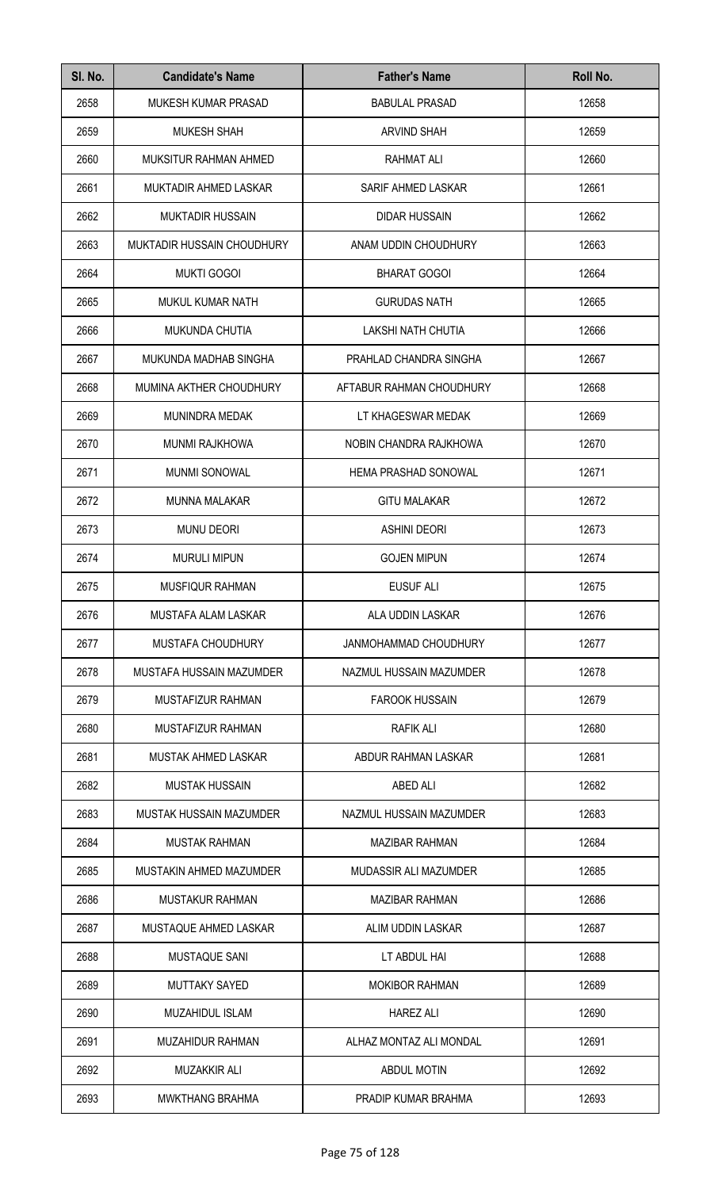| Sl. No. | Candidate's Name | Father's Name | Roll No. |
|---|---|---|---|
| 2658 | MUKESH KUMAR PRASAD | BABULAL PRASAD | 12658 |
| 2659 | MUKESH SHAH | ARVIND SHAH | 12659 |
| 2660 | MUKSITUR RAHMAN AHMED | RAHMAT ALI | 12660 |
| 2661 | MUKTADIR AHMED LASKAR | SARIF AHMED LASKAR | 12661 |
| 2662 | MUKTADIR HUSSAIN | DIDAR HUSSAIN | 12662 |
| 2663 | MUKTADIR HUSSAIN CHOUDHURY | ANAM UDDIN CHOUDHURY | 12663 |
| 2664 | MUKTI GOGOI | BHARAT GOGOI | 12664 |
| 2665 | MUKUL KUMAR NATH | GURUDAS NATH | 12665 |
| 2666 | MUKUNDA CHUTIA | LAKSHI NATH CHUTIA | 12666 |
| 2667 | MUKUNDA MADHAB SINGHA | PRAHLAD CHANDRA SINGHA | 12667 |
| 2668 | MUMINA AKTHER CHOUDHURY | AFTABUR RAHMAN CHOUDHURY | 12668 |
| 2669 | MUNINDRA MEDAK | LT KHAGESWAR MEDAK | 12669 |
| 2670 | MUNMI RAJKHOWA | NOBIN CHANDRA RAJKHOWA | 12670 |
| 2671 | MUNMI SONOWAL | HEMA PRASHAD SONOWAL | 12671 |
| 2672 | MUNNA MALAKAR | GITU MALAKAR | 12672 |
| 2673 | MUNU DEORI | ASHINI DEORI | 12673 |
| 2674 | MURULI MIPUN | GOJEN MIPUN | 12674 |
| 2675 | MUSFIQUR RAHMAN | EUSUF ALI | 12675 |
| 2676 | MUSTAFA ALAM LASKAR | ALA UDDIN LASKAR | 12676 |
| 2677 | MUSTAFA CHOUDHURY | JANMOHAMMAD CHOUDHURY | 12677 |
| 2678 | MUSTAFA HUSSAIN MAZUMDER | NAZMUL HUSSAIN MAZUMDER | 12678 |
| 2679 | MUSTAFIZUR RAHMAN | FAROOK HUSSAIN | 12679 |
| 2680 | MUSTAFIZUR RAHMAN | RAFIK ALI | 12680 |
| 2681 | MUSTAK AHMED LASKAR | ABDUR RAHMAN LASKAR | 12681 |
| 2682 | MUSTAK HUSSAIN | ABED ALI | 12682 |
| 2683 | MUSTAK HUSSAIN MAZUMDER | NAZMUL HUSSAIN MAZUMDER | 12683 |
| 2684 | MUSTAK RAHMAN | MAZIBAR RAHMAN | 12684 |
| 2685 | MUSTAKIN AHMED MAZUMDER | MUDASSIR ALI MAZUMDER | 12685 |
| 2686 | MUSTAKUR RAHMAN | MAZIBAR RAHMAN | 12686 |
| 2687 | MUSTAQUE AHMED LASKAR | ALIM UDDIN LASKAR | 12687 |
| 2688 | MUSTAQUE SANI | LT ABDUL HAI | 12688 |
| 2689 | MUTTAKY SAYED | MOKIBOR RAHMAN | 12689 |
| 2690 | MUZAHIDUL ISLAM | HAREZ ALI | 12690 |
| 2691 | MUZAHIDUR RAHMAN | ALHAZ MONTAZ ALI MONDAL | 12691 |
| 2692 | MUZAKKIR ALI | ABDUL MOTIN | 12692 |
| 2693 | MWKTHANG BRAHMA | PRADIP KUMAR BRAHMA | 12693 |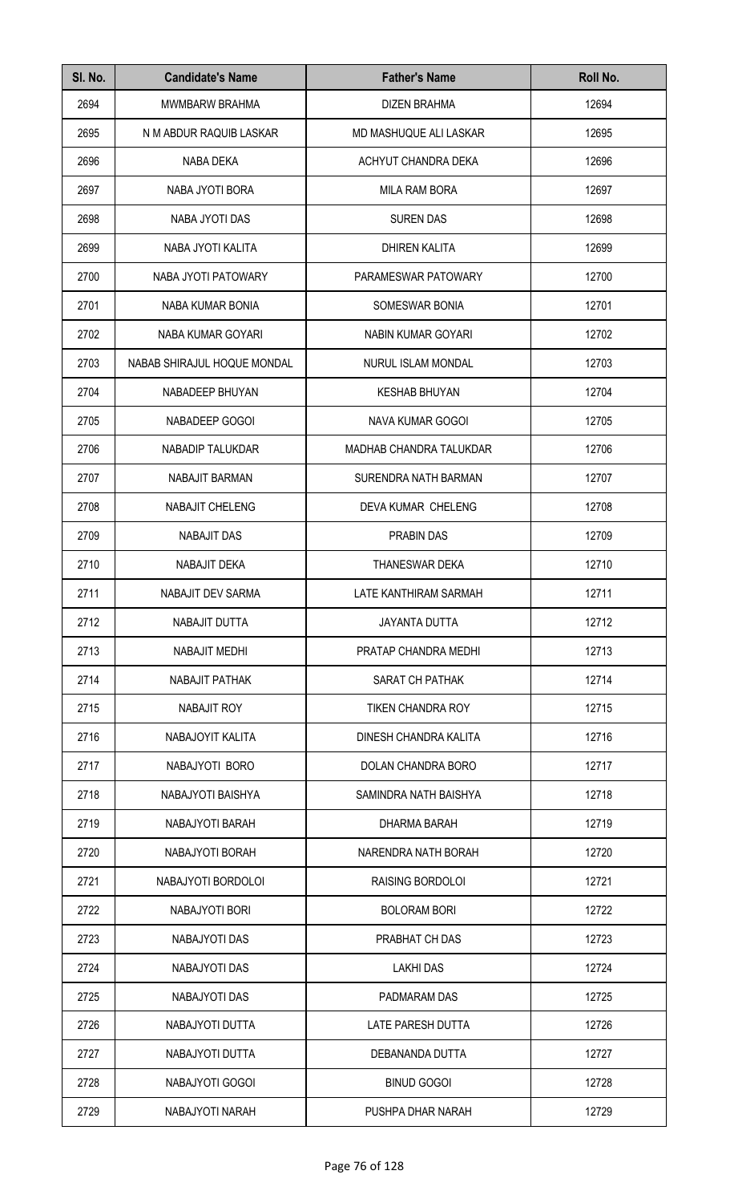| Sl. No. | Candidate's Name | Father's Name | Roll No. |
|---|---|---|---|
| 2694 | MWMBARW BRAHMA | DIZEN BRAHMA | 12694 |
| 2695 | N M ABDUR RAQUIB LASKAR | MD MASHUQUE ALI LASKAR | 12695 |
| 2696 | NABA DEKA | ACHYUT CHANDRA DEKA | 12696 |
| 2697 | NABA JYOTI BORA | MILA RAM BORA | 12697 |
| 2698 | NABA JYOTI DAS | SUREN DAS | 12698 |
| 2699 | NABA JYOTI KALITA | DHIREN KALITA | 12699 |
| 2700 | NABA JYOTI PATOWARY | PARAMESWAR PATOWARY | 12700 |
| 2701 | NABA KUMAR BONIA | SOMESWAR BONIA | 12701 |
| 2702 | NABA KUMAR GOYARI | NABIN KUMAR GOYARI | 12702 |
| 2703 | NABAB SHIRAJUL HOQUE MONDAL | NURUL ISLAM MONDAL | 12703 |
| 2704 | NABADEEP BHUYAN | KESHAB BHUYAN | 12704 |
| 2705 | NABADEEP GOGOI | NAVA KUMAR GOGOI | 12705 |
| 2706 | NABADIP TALUKDAR | MADHAB CHANDRA TALUKDAR | 12706 |
| 2707 | NABAJIT BARMAN | SURENDRA NATH BARMAN | 12707 |
| 2708 | NABAJIT CHELENG | DEVA KUMAR CHELENG | 12708 |
| 2709 | NABAJIT DAS | PRABIN DAS | 12709 |
| 2710 | NABAJIT DEKA | THANESWAR DEKA | 12710 |
| 2711 | NABAJIT DEV SARMA | LATE KANTHIRAM SARMAH | 12711 |
| 2712 | NABAJIT DUTTA | JAYANTA DUTTA | 12712 |
| 2713 | NABAJIT MEDHI | PRATAP CHANDRA MEDHI | 12713 |
| 2714 | NABAJIT PATHAK | SARAT CH PATHAK | 12714 |
| 2715 | NABAJIT ROY | TIKEN CHANDRA ROY | 12715 |
| 2716 | NABAJOYIT KALITA | DINESH CHANDRA KALITA | 12716 |
| 2717 | NABAJYOTI BORO | DOLAN CHANDRA BORO | 12717 |
| 2718 | NABAJYOTI BAISHYA | SAMINDRA NATH BAISHYA | 12718 |
| 2719 | NABAJYOTI BARAH | DHARMA BARAH | 12719 |
| 2720 | NABAJYOTI BORAH | NARENDRA NATH BORAH | 12720 |
| 2721 | NABAJYOTI BORDOLOI | RAISING BORDOLOI | 12721 |
| 2722 | NABAJYOTI BORI | BOLORAM BORI | 12722 |
| 2723 | NABAJYOTI DAS | PRABHAT CH DAS | 12723 |
| 2724 | NABAJYOTI DAS | LAKHI DAS | 12724 |
| 2725 | NABAJYOTI DAS | PADMARAM DAS | 12725 |
| 2726 | NABAJYOTI DUTTA | LATE PARESH DUTTA | 12726 |
| 2727 | NABAJYOTI DUTTA | DEBANANDA DUTTA | 12727 |
| 2728 | NABAJYOTI GOGOI | BINUD GOGOI | 12728 |
| 2729 | NABAJYOTI NARAH | PUSHPA DHAR NARAH | 12729 |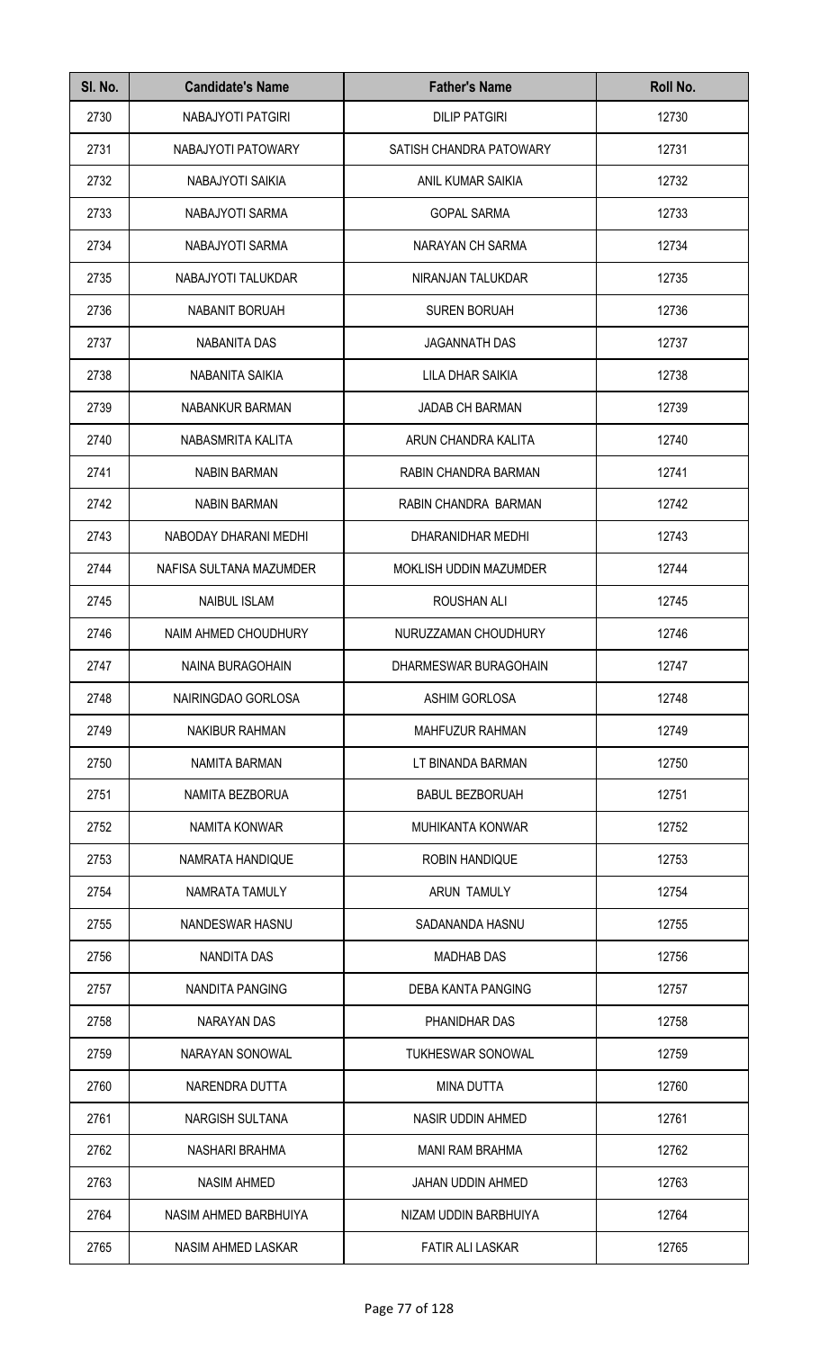| Sl. No. | Candidate's Name | Father's Name | Roll No. |
|---|---|---|---|
| 2730 | NABAJYOTI PATGIRI | DILIP PATGIRI | 12730 |
| 2731 | NABAJYOTI PATOWARY | SATISH CHANDRA PATOWARY | 12731 |
| 2732 | NABAJYOTI SAIKIA | ANIL KUMAR SAIKIA | 12732 |
| 2733 | NABAJYOTI SARMA | GOPAL SARMA | 12733 |
| 2734 | NABAJYOTI SARMA | NARAYAN CH SARMA | 12734 |
| 2735 | NABAJYOTI TALUKDAR | NIRANJAN TALUKDAR | 12735 |
| 2736 | NABANIT BORUAH | SUREN BORUAH | 12736 |
| 2737 | NABANITA DAS | JAGANNATH DAS | 12737 |
| 2738 | NABANITA SAIKIA | LILA DHAR SAIKIA | 12738 |
| 2739 | NABANKUR BARMAN | JADAB CH BARMAN | 12739 |
| 2740 | NABASMRITA KALITA | ARUN CHANDRA KALITA | 12740 |
| 2741 | NABIN BARMAN | RABIN CHANDRA BARMAN | 12741 |
| 2742 | NABIN BARMAN | RABIN CHANDRA BARMAN | 12742 |
| 2743 | NABODAY DHARANI MEDHI | DHARANIDHAR MEDHI | 12743 |
| 2744 | NAFISA SULTANA MAZUMDER | MOKLISH UDDIN MAZUMDER | 12744 |
| 2745 | NAIBUL ISLAM | ROUSHAN ALI | 12745 |
| 2746 | NAIM AHMED CHOUDHURY | NURUZZAMAN CHOUDHURY | 12746 |
| 2747 | NAINA BURAGOHAIN | DHARMESWAR BURAGOHAIN | 12747 |
| 2748 | NAIRINGDAO GORLOSA | ASHIM GORLOSA | 12748 |
| 2749 | NAKIBUR RAHMAN | MAHFUZUR RAHMAN | 12749 |
| 2750 | NAMITA BARMAN | LT BINANDA BARMAN | 12750 |
| 2751 | NAMITA BEZBORUA | BABUL BEZBORUAH | 12751 |
| 2752 | NAMITA KONWAR | MUHIKANTA KONWAR | 12752 |
| 2753 | NAMRATA HANDIQUE | ROBIN HANDIQUE | 12753 |
| 2754 | NAMRATA TAMULY | ARUN TAMULY | 12754 |
| 2755 | NANDESWAR HASNU | SADANANDA HASNU | 12755 |
| 2756 | NANDITA DAS | MADHAB DAS | 12756 |
| 2757 | NANDITA PANGING | DEBA KANTA PANGING | 12757 |
| 2758 | NARAYAN DAS | PHANIDHAR DAS | 12758 |
| 2759 | NARAYAN SONOWAL | TUKHESWAR SONOWAL | 12759 |
| 2760 | NARENDRA DUTTA | MINA DUTTA | 12760 |
| 2761 | NARGISH SULTANA | NASIR UDDIN AHMED | 12761 |
| 2762 | NASHARI BRAHMA | MANI RAM BRAHMA | 12762 |
| 2763 | NASIM AHMED | JAHAN UDDIN AHMED | 12763 |
| 2764 | NASIM AHMED BARBHUIYA | NIZAM UDDIN BARBHUIYA | 12764 |
| 2765 | NASIM AHMED LASKAR | FATIR ALI LASKAR | 12765 |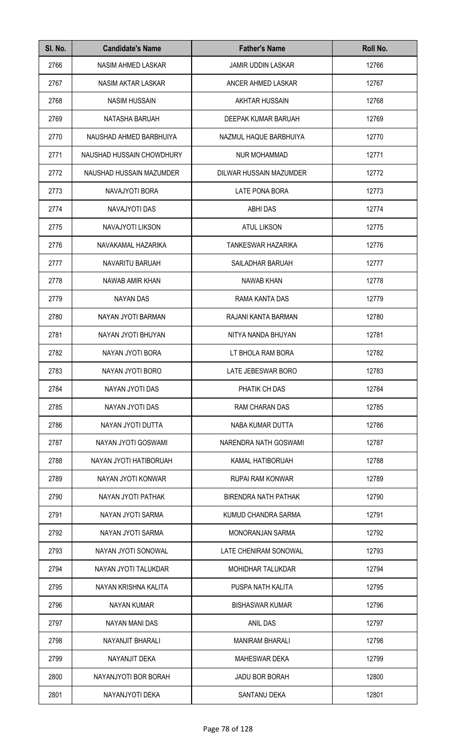| Sl. No. | Candidate's Name | Father's Name | Roll No. |
|---|---|---|---|
| 2766 | NASIM AHMED LASKAR | JAMIR UDDIN LASKAR | 12766 |
| 2767 | NASIM AKTAR LASKAR | ANCER AHMED LASKAR | 12767 |
| 2768 | NASIM HUSSAIN | AKHTAR HUSSAIN | 12768 |
| 2769 | NATASHA BARUAH | DEEPAK KUMAR BARUAH | 12769 |
| 2770 | NAUSHAD AHMED BARBHUIYA | NAZMUL HAQUE BARBHUIYA | 12770 |
| 2771 | NAUSHAD HUSSAIN CHOWDHURY | NUR MOHAMMAD | 12771 |
| 2772 | NAUSHAD HUSSAIN MAZUMDER | DILWAR HUSSAIN MAZUMDER | 12772 |
| 2773 | NAVAJYOTI BORA | LATE PONA BORA | 12773 |
| 2774 | NAVAJYOTI DAS | ABHI DAS | 12774 |
| 2775 | NAVAJYOTI LIKSON | ATUL LIKSON | 12775 |
| 2776 | NAVAKAMAL HAZARIKA | TANKESWAR HAZARIKA | 12776 |
| 2777 | NAVARITU BARUAH | SAILADHAR BARUAH | 12777 |
| 2778 | NAWAB AMIR KHAN | NAWAB KHAN | 12778 |
| 2779 | NAYAN DAS | RAMA KANTA DAS | 12779 |
| 2780 | NAYAN JYOTI BARMAN | RAJANI KANTA BARMAN | 12780 |
| 2781 | NAYAN JYOTI BHUYAN | NITYA NANDA BHUYAN | 12781 |
| 2782 | NAYAN JYOTI BORA | LT BHOLA RAM BORA | 12782 |
| 2783 | NAYAN JYOTI BORO | LATE JEBESWAR BORO | 12783 |
| 2784 | NAYAN JYOTI DAS | PHATIK CH DAS | 12784 |
| 2785 | NAYAN JYOTI DAS | RAM CHARAN DAS | 12785 |
| 2786 | NAYAN JYOTI DUTTA | NABA KUMAR DUTTA | 12786 |
| 2787 | NAYAN JYOTI GOSWAMI | NARENDRA NATH GOSWAMI | 12787 |
| 2788 | NAYAN JYOTI HATIBORUAH | KAMAL HATIBORUAH | 12788 |
| 2789 | NAYAN JYOTI KONWAR | RUPAI RAM KONWAR | 12789 |
| 2790 | NAYAN JYOTI PATHAK | BIRENDRA NATH PATHAK | 12790 |
| 2791 | NAYAN JYOTI SARMA | KUMUD CHANDRA SARMA | 12791 |
| 2792 | NAYAN JYOTI SARMA | MONORANJAN SARMA | 12792 |
| 2793 | NAYAN JYOTI SONOWAL | LATE CHENIRAM SONOWAL | 12793 |
| 2794 | NAYAN JYOTI TALUKDAR | MOHIDHAR TALUKDAR | 12794 |
| 2795 | NAYAN KRISHNA KALITA | PUSPA NATH KALITA | 12795 |
| 2796 | NAYAN KUMAR | BISHASWAR KUMAR | 12796 |
| 2797 | NAYAN MANI DAS | ANIL DAS | 12797 |
| 2798 | NAYANJIT BHARALI | MANIRAM BHARALI | 12798 |
| 2799 | NAYANJIT DEKA | MAHESWAR DEKA | 12799 |
| 2800 | NAYANJYOTI BOR BORAH | JADU BOR BORAH | 12800 |
| 2801 | NAYANJYOTI DEKA | SANTANU DEKA | 12801 |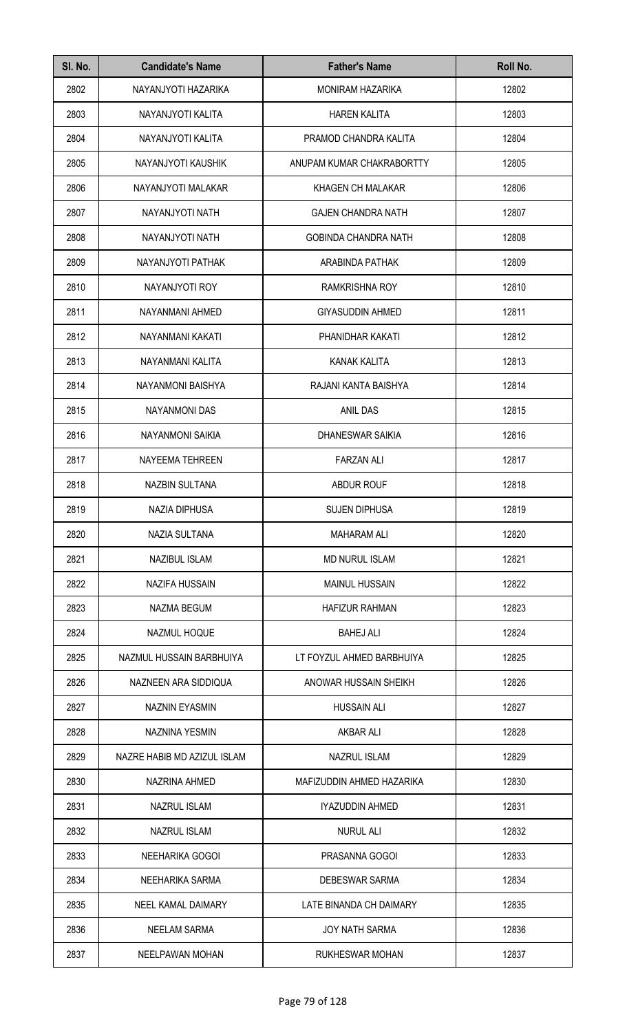| Sl. No. | Candidate's Name | Father's Name | Roll No. |
| --- | --- | --- | --- |
| 2802 | NAYANJYOTI HAZARIKA | MONIRAM HAZARIKA | 12802 |
| 2803 | NAYANJYOTI KALITA | HAREN KALITA | 12803 |
| 2804 | NAYANJYOTI KALITA | PRAMOD CHANDRA KALITA | 12804 |
| 2805 | NAYANJYOTI KAUSHIK | ANUPAM KUMAR CHAKRABORTTY | 12805 |
| 2806 | NAYANJYOTI MALAKAR | KHAGEN CH MALAKAR | 12806 |
| 2807 | NAYANJYOTI NATH | GAJEN CHANDRA NATH | 12807 |
| 2808 | NAYANJYOTI NATH | GOBINDA CHANDRA NATH | 12808 |
| 2809 | NAYANJYOTI PATHAK | ARABINDA PATHAK | 12809 |
| 2810 | NAYANJYOTI ROY | RAMKRISHNA ROY | 12810 |
| 2811 | NAYANMANI AHMED | GIYASUDDIN AHMED | 12811 |
| 2812 | NAYANMANI KAKATI | PHANIDHAR KAKATI | 12812 |
| 2813 | NAYANMANI KALITA | KANAK KALITA | 12813 |
| 2814 | NAYANMONI BAISHYA | RAJANI KANTA BAISHYA | 12814 |
| 2815 | NAYANMONI DAS | ANIL DAS | 12815 |
| 2816 | NAYANMONI SAIKIA | DHANESWAR SAIKIA | 12816 |
| 2817 | NAYEEMA TEHREEN | FARZAN ALI | 12817 |
| 2818 | NAZBIN SULTANA | ABDUR ROUF | 12818 |
| 2819 | NAZIA DIPHUSA | SUJEN DIPHUSA | 12819 |
| 2820 | NAZIA SULTANA | MAHARAM ALI | 12820 |
| 2821 | NAZIBUL ISLAM | MD NURUL ISLAM | 12821 |
| 2822 | NAZIFA HUSSAIN | MAINUL HUSSAIN | 12822 |
| 2823 | NAZMA BEGUM | HAFIZUR RAHMAN | 12823 |
| 2824 | NAZMUL HOQUE | BAHEJ ALI | 12824 |
| 2825 | NAZMUL HUSSAIN BARBHUIYA | LT FOYZUL AHMED BARBHUIYA | 12825 |
| 2826 | NAZNEEN ARA SIDDIQUA | ANOWAR HUSSAIN SHEIKH | 12826 |
| 2827 | NAZNIN EYASMIN | HUSSAIN ALI | 12827 |
| 2828 | NAZNINA YESMIN | AKBAR ALI | 12828 |
| 2829 | NAZRE HABIB MD AZIZUL ISLAM | NAZRUL ISLAM | 12829 |
| 2830 | NAZRINA AHMED | MAFIZUDDIN AHMED HAZARIKA | 12830 |
| 2831 | NAZRUL ISLAM | IYAZUDDIN AHMED | 12831 |
| 2832 | NAZRUL ISLAM | NURUL ALI | 12832 |
| 2833 | NEEHARIKA GOGOI | PRASANNA GOGOI | 12833 |
| 2834 | NEEHARIKA SARMA | DEBESWAR SARMA | 12834 |
| 2835 | NEEL KAMAL DAIMARY | LATE BINANDA CH DAIMARY | 12835 |
| 2836 | NEELAM SARMA | JOY NATH SARMA | 12836 |
| 2837 | NEELPAWAN MOHAN | RUKHESWAR MOHAN | 12837 |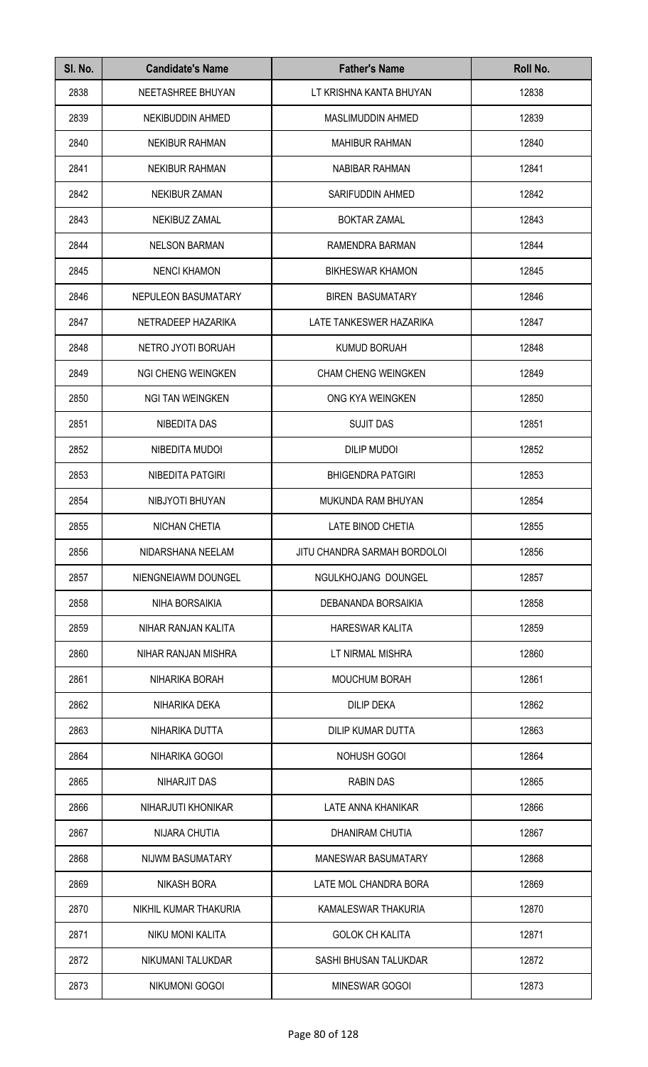| Sl. No. | Candidate's Name | Father's Name | Roll No. |
|---|---|---|---|
| 2838 | NEETASHREE BHUYAN | LT KRISHNA KANTA BHUYAN | 12838 |
| 2839 | NEKIBUDDIN AHMED | MASLIMUDDIN AHMED | 12839 |
| 2840 | NEKIBUR RAHMAN | MAHIBUR RAHMAN | 12840 |
| 2841 | NEKIBUR RAHMAN | NABIBAR RAHMAN | 12841 |
| 2842 | NEKIBUR ZAMAN | SARIFUDDIN AHMED | 12842 |
| 2843 | NEKIBUZ ZAMAL | BOKTAR ZAMAL | 12843 |
| 2844 | NELSON BARMAN | RAMENDRA BARMAN | 12844 |
| 2845 | NENCI KHAMON | BIKHESWAR KHAMON | 12845 |
| 2846 | NEPULEON BASUMATARY | BIREN BASUMATARY | 12846 |
| 2847 | NETRADEEP HAZARIKA | LATE TANKESWER HAZARIKA | 12847 |
| 2848 | NETRO JYOTI BORUAH | KUMUD BORUAH | 12848 |
| 2849 | NGI CHENG WEINGKEN | CHAM CHENG WEINGKEN | 12849 |
| 2850 | NGI TAN WEINGKEN | ONG KYA WEINGKEN | 12850 |
| 2851 | NIBEDITA DAS | SUJIT DAS | 12851 |
| 2852 | NIBEDITA MUDOI | DILIP MUDOI | 12852 |
| 2853 | NIBEDITA PATGIRI | BHIGENDRA PATGIRI | 12853 |
| 2854 | NIBJYOTI BHUYAN | MUKUNDA RAM BHUYAN | 12854 |
| 2855 | NICHAN CHETIA | LATE BINOD CHETIA | 12855 |
| 2856 | NIDARSHANA NEELAM | JITU CHANDRA SARMAH BORDOLOI | 12856 |
| 2857 | NIENGNEIAWM DOUNGEL | NGULKHOJANG DOUNGEL | 12857 |
| 2858 | NIHA BORSAIKIA | DEBANANDA BORSAIKIA | 12858 |
| 2859 | NIHAR RANJAN KALITA | HARESWAR KALITA | 12859 |
| 2860 | NIHAR RANJAN MISHRA | LT NIRMAL MISHRA | 12860 |
| 2861 | NIHARIKA BORAH | MOUCHUM BORAH | 12861 |
| 2862 | NIHARIKA DEKA | DILIP DEKA | 12862 |
| 2863 | NIHARIKA DUTTA | DILIP KUMAR DUTTA | 12863 |
| 2864 | NIHARIKA GOGOI | NOHUSH GOGOI | 12864 |
| 2865 | NIHARJIT DAS | RABIN DAS | 12865 |
| 2866 | NIHARJUTI KHONIKAR | LATE ANNA KHANIKAR | 12866 |
| 2867 | NIJARA CHUTIA | DHANIRAM CHUTIA | 12867 |
| 2868 | NIJWM BASUMATARY | MANESWAR BASUMATARY | 12868 |
| 2869 | NIKASH BORA | LATE MOL CHANDRA BORA | 12869 |
| 2870 | NIKHIL KUMAR THAKURIA | KAMALESWAR THAKURIA | 12870 |
| 2871 | NIKU MONI KALITA | GOLOK CH KALITA | 12871 |
| 2872 | NIKUMANI TALUKDAR | SASHI BHUSAN TALUKDAR | 12872 |
| 2873 | NIKUMONI GOGOI | MINESWAR GOGOI | 12873 |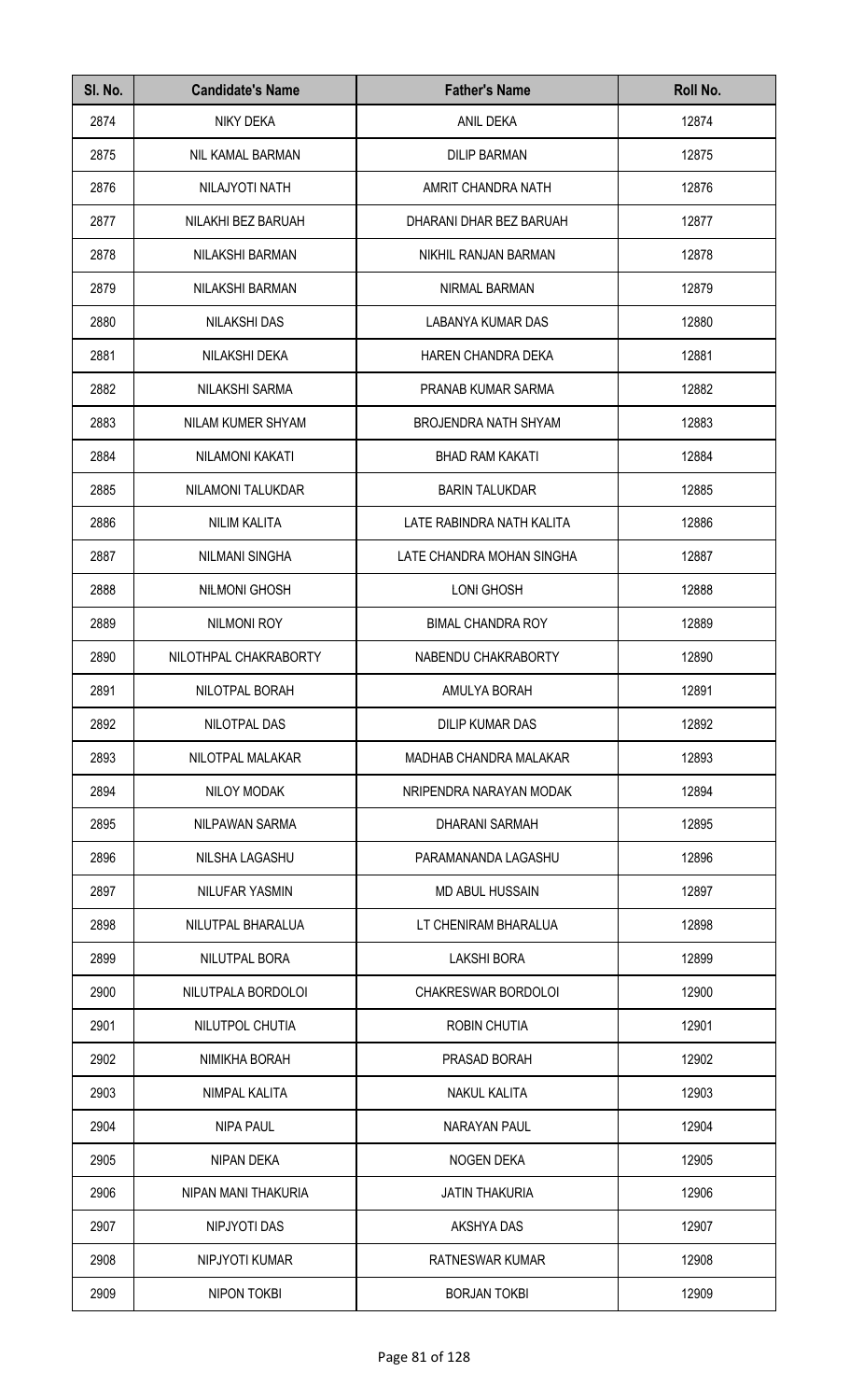| Sl. No. | Candidate's Name | Father's Name | Roll No. |
| --- | --- | --- | --- |
| 2874 | NIKY DEKA | ANIL DEKA | 12874 |
| 2875 | NIL KAMAL BARMAN | DILIP BARMAN | 12875 |
| 2876 | NILAJYOTI NATH | AMRIT CHANDRA NATH | 12876 |
| 2877 | NILAKHI BEZ BARUAH | DHARANI DHAR BEZ BARUAH | 12877 |
| 2878 | NILAKSHI BARMAN | NIKHIL RANJAN BARMAN | 12878 |
| 2879 | NILAKSHI BARMAN | NIRMAL BARMAN | 12879 |
| 2880 | NILAKSHI DAS | LABANYA KUMAR DAS | 12880 |
| 2881 | NILAKSHI DEKA | HAREN CHANDRA DEKA | 12881 |
| 2882 | NILAKSHI SARMA | PRANAB KUMAR SARMA | 12882 |
| 2883 | NILAM KUMER SHYAM | BROJENDRA NATH SHYAM | 12883 |
| 2884 | NILAMONI KAKATI | BHAD RAM KAKATI | 12884 |
| 2885 | NILAMONI TALUKDAR | BARIN TALUKDAR | 12885 |
| 2886 | NILIM KALITA | LATE RABINDRA NATH KALITA | 12886 |
| 2887 | NILMANI SINGHA | LATE CHANDRA MOHAN SINGHA | 12887 |
| 2888 | NILMONI GHOSH | LONI GHOSH | 12888 |
| 2889 | NILMONI ROY | BIMAL CHANDRA ROY | 12889 |
| 2890 | NILOTHPAL CHAKRABORTY | NABENDU CHAKRABORTY | 12890 |
| 2891 | NILOTPAL BORAH | AMULYA BORAH | 12891 |
| 2892 | NILOTPAL DAS | DILIP KUMAR DAS | 12892 |
| 2893 | NILOTPAL MALAKAR | MADHAB CHANDRA MALAKAR | 12893 |
| 2894 | NILOY MODAK | NRIPENDRA NARAYAN MODAK | 12894 |
| 2895 | NILPAWAN SARMA | DHARANI SARMAH | 12895 |
| 2896 | NILSHA LAGASHU | PARAMANANDA LAGASHU | 12896 |
| 2897 | NILUFAR YASMIN | MD ABUL HUSSAIN | 12897 |
| 2898 | NILUTPAL BHARALUA | LT CHENIRAM BHARALUA | 12898 |
| 2899 | NILUTPAL BORA | LAKSHI BORA | 12899 |
| 2900 | NILUTPALA BORDOLOI | CHAKRESWAR BORDOLOI | 12900 |
| 2901 | NILUTPOL CHUTIA | ROBIN CHUTIA | 12901 |
| 2902 | NIMIKHA BORAH | PRASAD BORAH | 12902 |
| 2903 | NIMPAL KALITA | NAKUL KALITA | 12903 |
| 2904 | NIPA PAUL | NARAYAN PAUL | 12904 |
| 2905 | NIPAN DEKA | NOGEN DEKA | 12905 |
| 2906 | NIPAN MANI THAKURIA | JATIN THAKURIA | 12906 |
| 2907 | NIPJYOTI DAS | AKSHYA DAS | 12907 |
| 2908 | NIPJYOTI KUMAR | RATNESWAR KUMAR | 12908 |
| 2909 | NIPON TOKBI | BORJAN TOKBI | 12909 |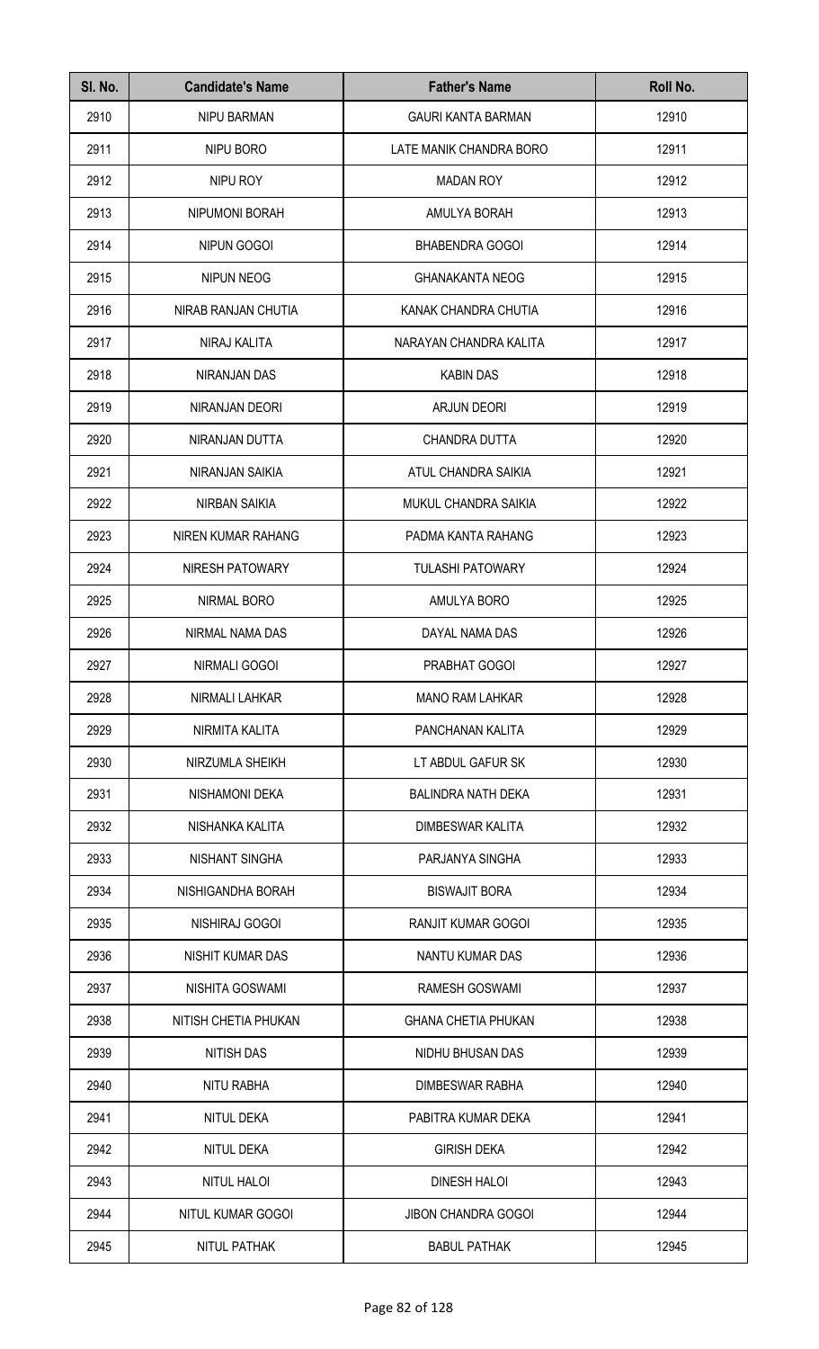| Sl. No. | Candidate's Name | Father's Name | Roll No. |
|---|---|---|---|
| 2910 | NIPU BARMAN | GAURI KANTA BARMAN | 12910 |
| 2911 | NIPU BORO | LATE MANIK CHANDRA BORO | 12911 |
| 2912 | NIPU ROY | MADAN ROY | 12912 |
| 2913 | NIPUMONI BORAH | AMULYA BORAH | 12913 |
| 2914 | NIPUN GOGOI | BHABENDRA GOGOI | 12914 |
| 2915 | NIPUN NEOG | GHANAKANTA NEOG | 12915 |
| 2916 | NIRAB RANJAN CHUTIA | KANAK CHANDRA CHUTIA | 12916 |
| 2917 | NIRAJ KALITA | NARAYAN CHANDRA KALITA | 12917 |
| 2918 | NIRANJAN DAS | KABIN DAS | 12918 |
| 2919 | NIRANJAN DEORI | ARJUN DEORI | 12919 |
| 2920 | NIRANJAN DUTTA | CHANDRA DUTTA | 12920 |
| 2921 | NIRANJAN SAIKIA | ATUL CHANDRA SAIKIA | 12921 |
| 2922 | NIRBAN SAIKIA | MUKUL CHANDRA SAIKIA | 12922 |
| 2923 | NIREN KUMAR RAHANG | PADMA KANTA RAHANG | 12923 |
| 2924 | NIRESH PATOWARY | TULASHI PATOWARY | 12924 |
| 2925 | NIRMAL BORO | AMULYA BORO | 12925 |
| 2926 | NIRMAL NAMA DAS | DAYAL NAMA DAS | 12926 |
| 2927 | NIRMALI GOGOI | PRABHAT GOGOI | 12927 |
| 2928 | NIRMALI LAHKAR | MANO RAM LAHKAR | 12928 |
| 2929 | NIRMITA KALITA | PANCHANAN KALITA | 12929 |
| 2930 | NIRZUMLA SHEIKH | LT ABDUL GAFUR SK | 12930 |
| 2931 | NISHAMONI DEKA | BALINDRA NATH DEKA | 12931 |
| 2932 | NISHANKA KALITA | DIMBESWAR KALITA | 12932 |
| 2933 | NISHANT SINGHA | PARJANYA SINGHA | 12933 |
| 2934 | NISHIGANDHA BORAH | BISWAJIT BORA | 12934 |
| 2935 | NISHIRAJ GOGOI | RANJIT KUMAR GOGOI | 12935 |
| 2936 | NISHIT KUMAR DAS | NANTU KUMAR DAS | 12936 |
| 2937 | NISHITA GOSWAMI | RAMESH GOSWAMI | 12937 |
| 2938 | NITISH CHETIA PHUKAN | GHANA CHETIA PHUKAN | 12938 |
| 2939 | NITISH DAS | NIDHU BHUSAN DAS | 12939 |
| 2940 | NITU RABHA | DIMBESWAR RABHA | 12940 |
| 2941 | NITUL DEKA | PABITRA KUMAR DEKA | 12941 |
| 2942 | NITUL DEKA | GIRISH DEKA | 12942 |
| 2943 | NITUL HALOI | DINESH HALOI | 12943 |
| 2944 | NITUL KUMAR GOGOI | JIBON CHANDRA GOGOI | 12944 |
| 2945 | NITUL PATHAK | BABUL PATHAK | 12945 |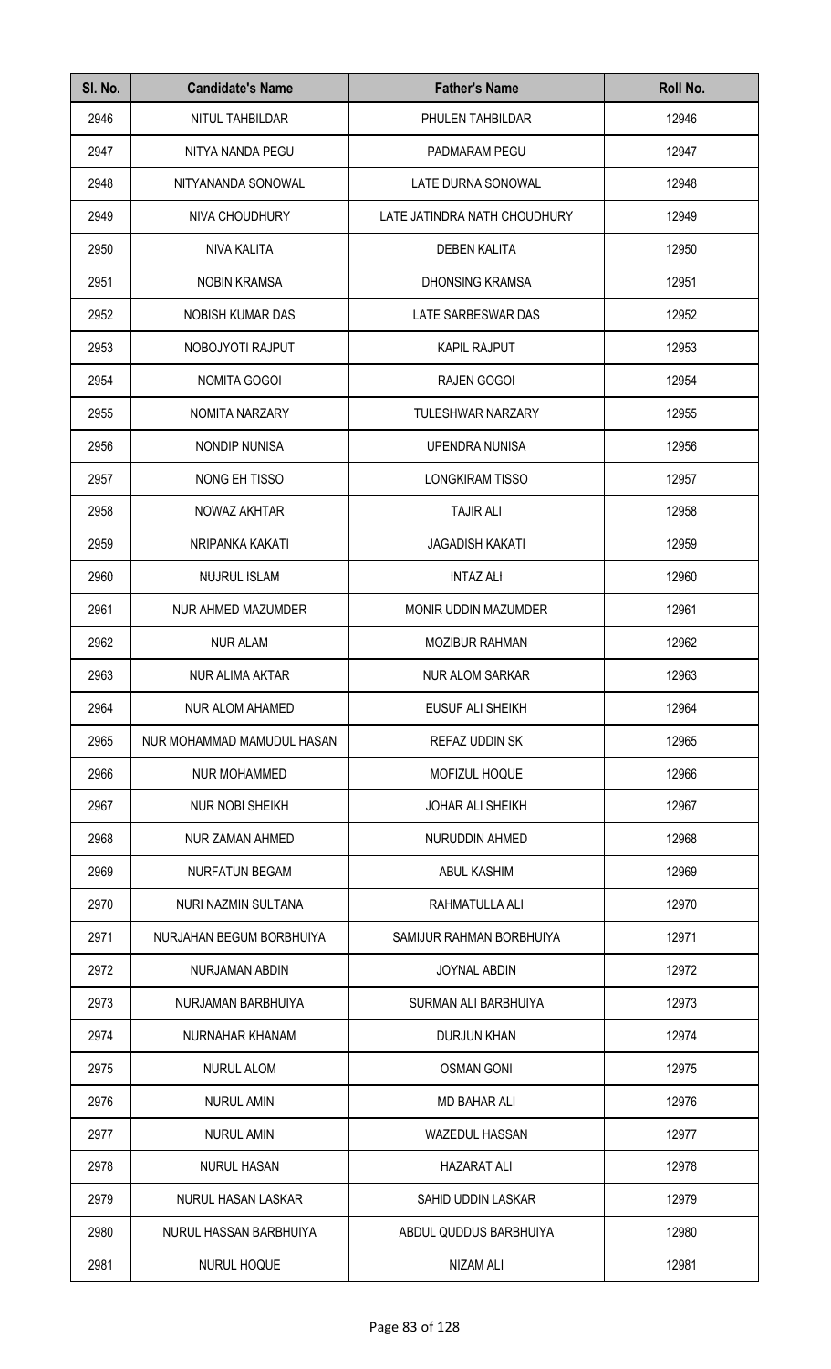| Sl. No. | Candidate's Name | Father's Name | Roll No. |
|---|---|---|---|
| 2946 | NITUL TAHBILDAR | PHULEN TAHBILDAR | 12946 |
| 2947 | NITYA NANDA PEGU | PADMARAM PEGU | 12947 |
| 2948 | NITYANANDA SONOWAL | LATE DURNA SONOWAL | 12948 |
| 2949 | NIVA CHOUDHURY | LATE JATINDRA NATH CHOUDHURY | 12949 |
| 2950 | NIVA KALITA | DEBEN KALITA | 12950 |
| 2951 | NOBIN KRAMSA | DHONSING KRAMSA | 12951 |
| 2952 | NOBISH KUMAR DAS | LATE SARBESWAR DAS | 12952 |
| 2953 | NOBOJYOTI RAJPUT | KAPIL RAJPUT | 12953 |
| 2954 | NOMITA GOGOI | RAJEN GOGOI | 12954 |
| 2955 | NOMITA NARZARY | TULESHWAR NARZARY | 12955 |
| 2956 | NONDIP NUNISA | UPENDRA NUNISA | 12956 |
| 2957 | NONG EH TISSO | LONGKIRAM TISSO | 12957 |
| 2958 | NOWAZ AKHTAR | TAJIR ALI | 12958 |
| 2959 | NRIPANKA KAKATI | JAGADISH KAKATI | 12959 |
| 2960 | NUJRUL ISLAM | INTAZ ALI | 12960 |
| 2961 | NUR AHMED MAZUMDER | MONIR UDDIN MAZUMDER | 12961 |
| 2962 | NUR ALAM | MOZIBUR RAHMAN | 12962 |
| 2963 | NUR ALIMA AKTAR | NUR ALOM SARKAR | 12963 |
| 2964 | NUR ALOM AHAMED | EUSUF ALI SHEIKH | 12964 |
| 2965 | NUR MOHAMMAD MAMUDUL HASAN | REFAZ UDDIN SK | 12965 |
| 2966 | NUR MOHAMMED | MOFIZUL HOQUE | 12966 |
| 2967 | NUR NOBI SHEIKH | JOHAR ALI SHEIKH | 12967 |
| 2968 | NUR ZAMAN AHMED | NURUDDIN AHMED | 12968 |
| 2969 | NURFATUN BEGAM | ABUL KASHIM | 12969 |
| 2970 | NURI NAZMIN SULTANA | RAHMATULLA ALI | 12970 |
| 2971 | NURJAHAN BEGUM BORBHUIYA | SAMIJUR RAHMAN BORBHUIYA | 12971 |
| 2972 | NURJAMAN ABDIN | JOYNAL ABDIN | 12972 |
| 2973 | NURJAMAN BARBHUIYA | SURMAN ALI BARBHUIYA | 12973 |
| 2974 | NURNAHAR KHANAM | DURJUN KHAN | 12974 |
| 2975 | NURUL ALOM | OSMAN GONI | 12975 |
| 2976 | NURUL AMIN | MD BAHAR ALI | 12976 |
| 2977 | NURUL AMIN | WAZEDUL HASSAN | 12977 |
| 2978 | NURUL HASAN | HAZARAT ALI | 12978 |
| 2979 | NURUL HASAN LASKAR | SAHID UDDIN LASKAR | 12979 |
| 2980 | NURUL HASSAN BARBHUIYA | ABDUL QUDDUS BARBHUIYA | 12980 |
| 2981 | NURUL HOQUE | NIZAM ALI | 12981 |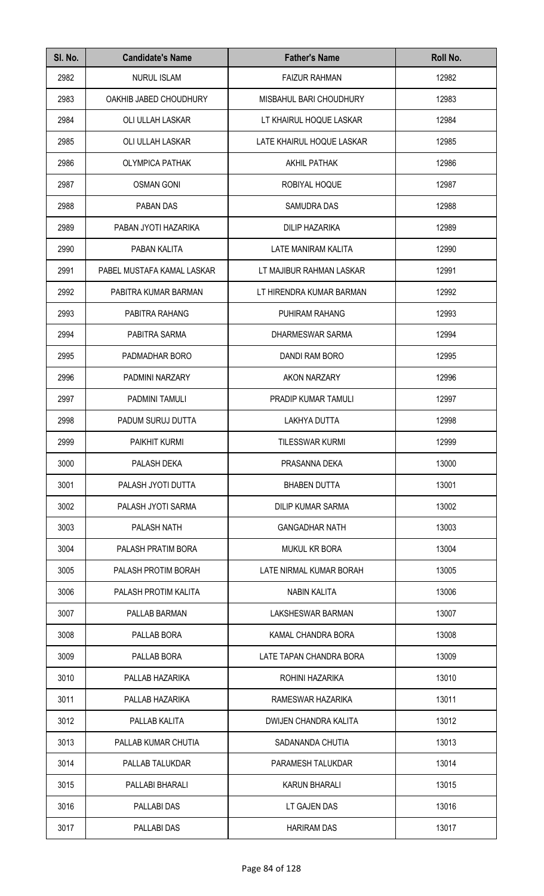| Sl. No. | Candidate's Name | Father's Name | Roll No. |
|---|---|---|---|
| 2982 | NURUL ISLAM | FAIZUR RAHMAN | 12982 |
| 2983 | OAKHIB JABED CHOUDHURY | MISBAHUL BARI CHOUDHURY | 12983 |
| 2984 | OLI ULLAH LASKAR | LT KHAIRUL HOQUE LASKAR | 12984 |
| 2985 | OLI ULLAH LASKAR | LATE KHAIRUL HOQUE LASKAR | 12985 |
| 2986 | OLYMPICA PATHAK | AKHIL PATHAK | 12986 |
| 2987 | OSMAN GONI | ROBIYAL HOQUE | 12987 |
| 2988 | PABAN DAS | SAMUDRA DAS | 12988 |
| 2989 | PABAN JYOTI HAZARIKA | DILIP HAZARIKA | 12989 |
| 2990 | PABAN KALITA | LATE MANIRAM KALITA | 12990 |
| 2991 | PABEL MUSTAFA KAMAL LASKAR | LT MAJIBUR RAHMAN LASKAR | 12991 |
| 2992 | PABITRA KUMAR BARMAN | LT HIRENDRA KUMAR BARMAN | 12992 |
| 2993 | PABITRA RAHANG | PUHIRAM RAHANG | 12993 |
| 2994 | PABITRA SARMA | DHARMESWAR SARMA | 12994 |
| 2995 | PADMADHAR BORO | DANDI RAM BORO | 12995 |
| 2996 | PADMINI NARZARY | AKON NARZARY | 12996 |
| 2997 | PADMINI TAMULI | PRADIP KUMAR TAMULI | 12997 |
| 2998 | PADUM SURUJ DUTTA | LAKHYA DUTTA | 12998 |
| 2999 | PAIKHIT KURMI | TILESSWAR KURMI | 12999 |
| 3000 | PALASH DEKA | PRASANNA DEKA | 13000 |
| 3001 | PALASH JYOTI DUTTA | BHABEN DUTTA | 13001 |
| 3002 | PALASH JYOTI SARMA | DILIP KUMAR SARMA | 13002 |
| 3003 | PALASH NATH | GANGADHAR NATH | 13003 |
| 3004 | PALASH PRATIM BORA | MUKUL KR BORA | 13004 |
| 3005 | PALASH PROTIM BORAH | LATE NIRMAL KUMAR BORAH | 13005 |
| 3006 | PALASH PROTIM KALITA | NABIN KALITA | 13006 |
| 3007 | PALLAB BARMAN | LAKSHESWAR BARMAN | 13007 |
| 3008 | PALLAB BORA | KAMAL CHANDRA BORA | 13008 |
| 3009 | PALLAB BORA | LATE TAPAN CHANDRA BORA | 13009 |
| 3010 | PALLAB HAZARIKA | ROHINI HAZARIKA | 13010 |
| 3011 | PALLAB HAZARIKA | RAMESWAR HAZARIKA | 13011 |
| 3012 | PALLAB KALITA | DWIJEN CHANDRA KALITA | 13012 |
| 3013 | PALLAB KUMAR CHUTIA | SADANANDA CHUTIA | 13013 |
| 3014 | PALLAB TALUKDAR | PARAMESH TALUKDAR | 13014 |
| 3015 | PALLABI BHARALI | KARUN BHARALI | 13015 |
| 3016 | PALLABI DAS | LT GAJEN DAS | 13016 |
| 3017 | PALLABI DAS | HARIRAM DAS | 13017 |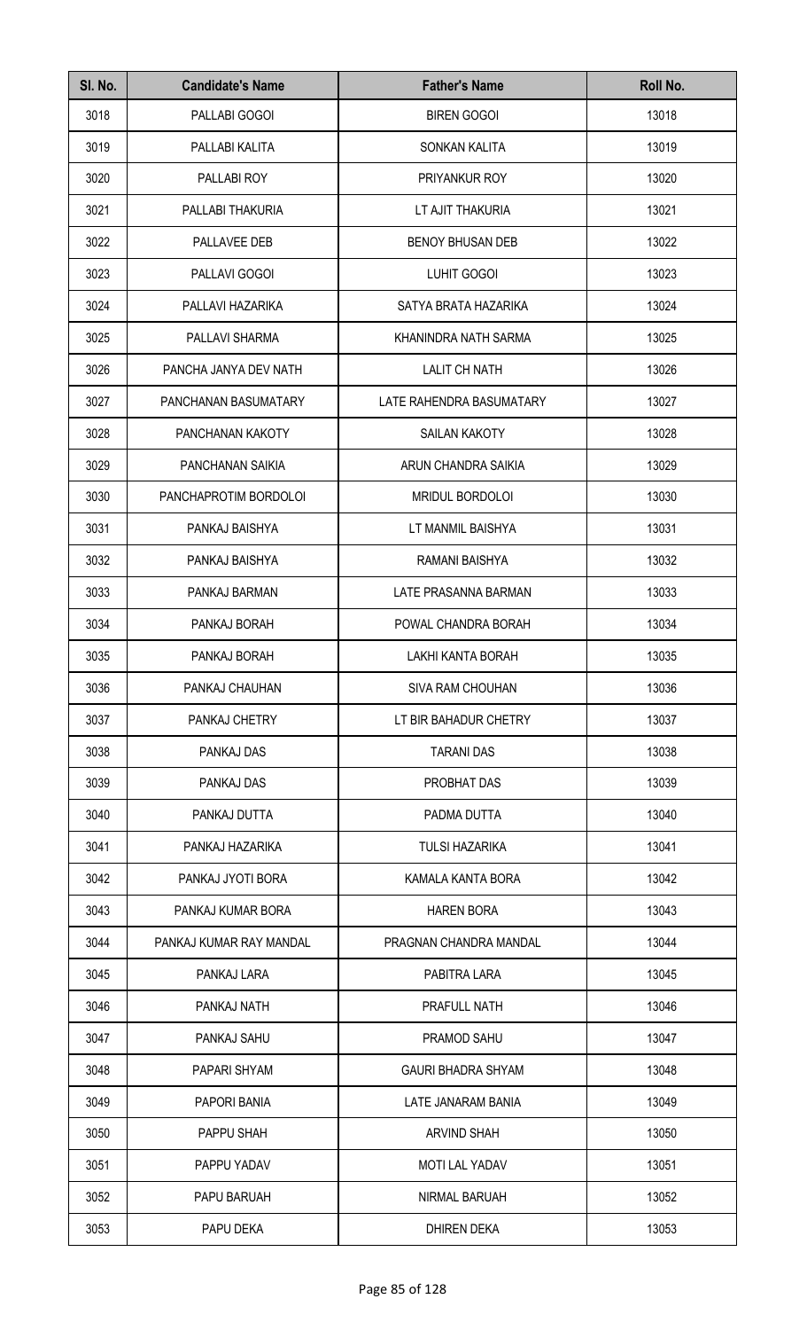| Sl. No. | Candidate's Name | Father's Name | Roll No. |
|---|---|---|---|
| 3018 | PALLABI GOGOI | BIREN GOGOI | 13018 |
| 3019 | PALLABI KALITA | SONKAN KALITA | 13019 |
| 3020 | PALLABI ROY | PRIYANKUR ROY | 13020 |
| 3021 | PALLABI THAKURIA | LT AJIT THAKURIA | 13021 |
| 3022 | PALLAVEE DEB | BENOY BHUSAN DEB | 13022 |
| 3023 | PALLAVI GOGOI | LUHIT GOGOI | 13023 |
| 3024 | PALLAVI HAZARIKA | SATYA BRATA HAZARIKA | 13024 |
| 3025 | PALLAVI SHARMA | KHANINDRA NATH SARMA | 13025 |
| 3026 | PANCHA JANYA DEV NATH | LALIT CH NATH | 13026 |
| 3027 | PANCHANAN BASUMATARY | LATE RAHENDRA BASUMATARY | 13027 |
| 3028 | PANCHANAN KAKOTY | SAILAN KAKOTY | 13028 |
| 3029 | PANCHANAN SAIKIA | ARUN CHANDRA SAIKIA | 13029 |
| 3030 | PANCHAPROTIM BORDOLOI | MRIDUL BORDOLOI | 13030 |
| 3031 | PANKAJ BAISHYA | LT MANMIL BAISHYA | 13031 |
| 3032 | PANKAJ BAISHYA | RAMANI BAISHYA | 13032 |
| 3033 | PANKAJ BARMAN | LATE PRASANNA BARMAN | 13033 |
| 3034 | PANKAJ BORAH | POWAL CHANDRA BORAH | 13034 |
| 3035 | PANKAJ BORAH | LAKHI KANTA BORAH | 13035 |
| 3036 | PANKAJ CHAUHAN | SIVA RAM CHOUHAN | 13036 |
| 3037 | PANKAJ CHETRY | LT BIR BAHADUR CHETRY | 13037 |
| 3038 | PANKAJ DAS | TARANI DAS | 13038 |
| 3039 | PANKAJ DAS | PROBHAT DAS | 13039 |
| 3040 | PANKAJ DUTTA | PADMA DUTTA | 13040 |
| 3041 | PANKAJ HAZARIKA | TULSI HAZARIKA | 13041 |
| 3042 | PANKAJ JYOTI BORA | KAMALA KANTA BORA | 13042 |
| 3043 | PANKAJ KUMAR BORA | HAREN BORA | 13043 |
| 3044 | PANKAJ KUMAR RAY MANDAL | PRAGNAN CHANDRA MANDAL | 13044 |
| 3045 | PANKAJ LARA | PABITRA LARA | 13045 |
| 3046 | PANKAJ NATH | PRAFULL NATH | 13046 |
| 3047 | PANKAJ SAHU | PRAMOD SAHU | 13047 |
| 3048 | PAPARI SHYAM | GAURI BHADRA SHYAM | 13048 |
| 3049 | PAPORI BANIA | LATE JANARAM BANIA | 13049 |
| 3050 | PAPPU SHAH | ARVIND SHAH | 13050 |
| 3051 | PAPPU YADAV | MOTI LAL YADAV | 13051 |
| 3052 | PAPU BARUAH | NIRMAL BARUAH | 13052 |
| 3053 | PAPU DEKA | DHIREN DEKA | 13053 |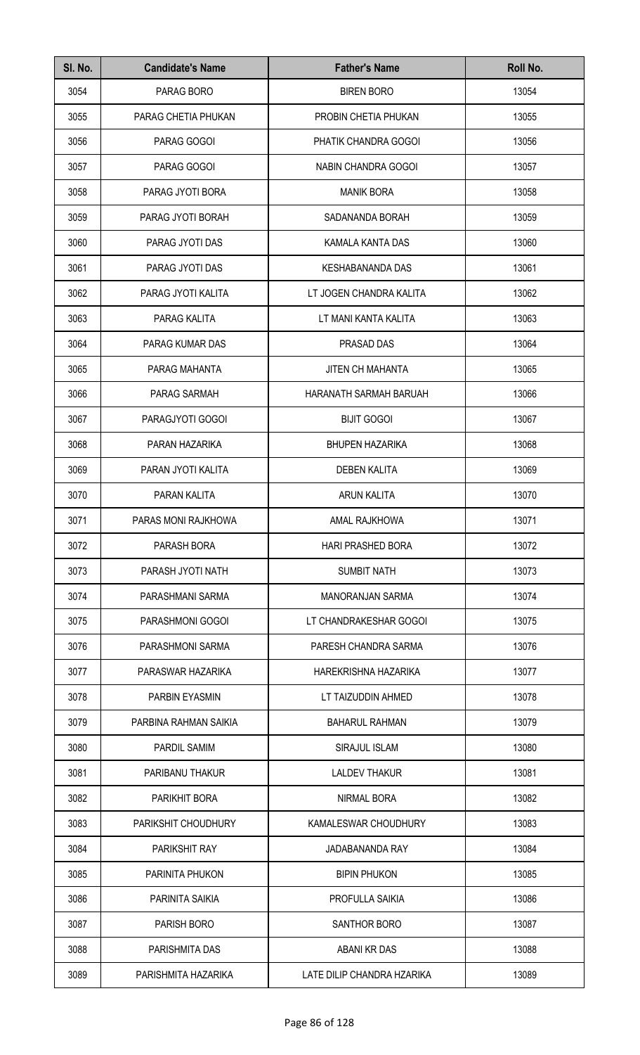| Sl. No. | Candidate's Name | Father's Name | Roll No. |
|---|---|---|---|
| 3054 | PARAG BORO | BIREN BORO | 13054 |
| 3055 | PARAG CHETIA PHUKAN | PROBIN CHETIA PHUKAN | 13055 |
| 3056 | PARAG GOGOI | PHATIK CHANDRA GOGOI | 13056 |
| 3057 | PARAG GOGOI | NABIN CHANDRA GOGOI | 13057 |
| 3058 | PARAG JYOTI BORA | MANIK BORA | 13058 |
| 3059 | PARAG JYOTI BORAH | SADANANDA BORAH | 13059 |
| 3060 | PARAG JYOTI DAS | KAMALA KANTA DAS | 13060 |
| 3061 | PARAG JYOTI DAS | KESHABANANDA DAS | 13061 |
| 3062 | PARAG JYOTI KALITA | LT JOGEN CHANDRA KALITA | 13062 |
| 3063 | PARAG KALITA | LT MANI KANTA KALITA | 13063 |
| 3064 | PARAG KUMAR DAS | PRASAD DAS | 13064 |
| 3065 | PARAG MAHANTA | JITEN CH MAHANTA | 13065 |
| 3066 | PARAG SARMAH | HARANATH SARMAH BARUAH | 13066 |
| 3067 | PARAGJYOTI GOGOI | BIJIT GOGOI | 13067 |
| 3068 | PARAN HAZARIKA | BHUPEN HAZARIKA | 13068 |
| 3069 | PARAN JYOTI KALITA | DEBEN KALITA | 13069 |
| 3070 | PARAN KALITA | ARUN KALITA | 13070 |
| 3071 | PARAS MONI RAJKHOWA | AMAL RAJKHOWA | 13071 |
| 3072 | PARASH BORA | HARI PRASHED BORA | 13072 |
| 3073 | PARASH JYOTI NATH | SUMBIT NATH | 13073 |
| 3074 | PARASHMANI SARMA | MANORANJAN SARMA | 13074 |
| 3075 | PARASHMONI GOGOI | LT CHANDRAKESHAR GOGOI | 13075 |
| 3076 | PARASHMONI SARMA | PARESH CHANDRA SARMA | 13076 |
| 3077 | PARASWAR HAZARIKA | HAREKRISHNA HAZARIKA | 13077 |
| 3078 | PARBIN EYASMIN | LT TAIZUDDIN AHMED | 13078 |
| 3079 | PARBINA RAHMAN SAIKIA | BAHARUL RAHMAN | 13079 |
| 3080 | PARDIL SAMIM | SIRAJUL ISLAM | 13080 |
| 3081 | PARIBANU THAKUR | LALDEV THAKUR | 13081 |
| 3082 | PARIKHIT BORA | NIRMAL BORA | 13082 |
| 3083 | PARIKSHIT CHOUDHURY | KAMALESWAR CHOUDHURY | 13083 |
| 3084 | PARIKSHIT RAY | JADABANANDA RAY | 13084 |
| 3085 | PARINITA PHUKON | BIPIN PHUKON | 13085 |
| 3086 | PARINITA SAIKIA | PROFULLA SAIKIA | 13086 |
| 3087 | PARISH BORO | SANTHOR BORO | 13087 |
| 3088 | PARISHMITA DAS | ABANI KR DAS | 13088 |
| 3089 | PARISHMITA HAZARIKA | LATE DILIP CHANDRA HZARIKA | 13089 |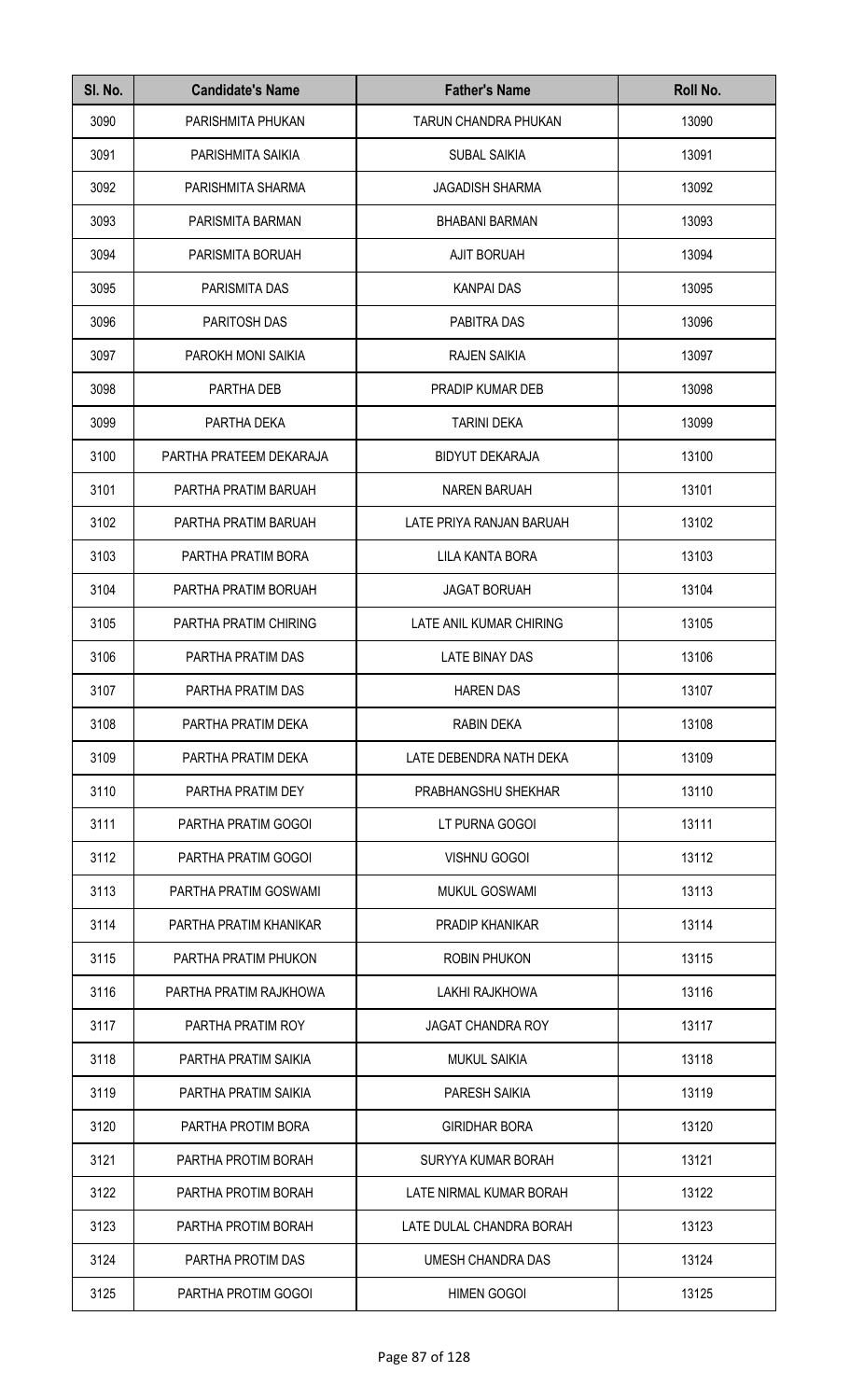| Sl. No. | Candidate's Name | Father's Name | Roll No. |
|---|---|---|---|
| 3090 | PARISHMITA PHUKAN | TARUN CHANDRA PHUKAN | 13090 |
| 3091 | PARISHMITA SAIKIA | SUBAL SAIKIA | 13091 |
| 3092 | PARISHMITA SHARMA | JAGADISH SHARMA | 13092 |
| 3093 | PARISMITA BARMAN | BHABANI BARMAN | 13093 |
| 3094 | PARISMITA BORUAH | AJIT BORUAH | 13094 |
| 3095 | PARISMITA DAS | KANPAI DAS | 13095 |
| 3096 | PARITOSH DAS | PABITRA DAS | 13096 |
| 3097 | PAROKH MONI SAIKIA | RAJEN SAIKIA | 13097 |
| 3098 | PARTHA DEB | PRADIP KUMAR DEB | 13098 |
| 3099 | PARTHA DEKA | TARINI DEKA | 13099 |
| 3100 | PARTHA PRATEEM DEKARAJA | BIDYUT DEKARAJA | 13100 |
| 3101 | PARTHA PRATIM BARUAH | NAREN BARUAH | 13101 |
| 3102 | PARTHA PRATIM BARUAH | LATE PRIYA RANJAN BARUAH | 13102 |
| 3103 | PARTHA PRATIM BORA | LILA KANTA BORA | 13103 |
| 3104 | PARTHA PRATIM BORUAH | JAGAT BORUAH | 13104 |
| 3105 | PARTHA PRATIM CHIRING | LATE ANIL KUMAR CHIRING | 13105 |
| 3106 | PARTHA PRATIM DAS | LATE BINAY DAS | 13106 |
| 3107 | PARTHA PRATIM DAS | HAREN DAS | 13107 |
| 3108 | PARTHA PRATIM DEKA | RABIN DEKA | 13108 |
| 3109 | PARTHA PRATIM DEKA | LATE DEBENDRA NATH DEKA | 13109 |
| 3110 | PARTHA PRATIM DEY | PRABHANGSHU SHEKHAR | 13110 |
| 3111 | PARTHA PRATIM GOGOI | LT PURNA GOGOI | 13111 |
| 3112 | PARTHA PRATIM GOGOI | VISHNU GOGOI | 13112 |
| 3113 | PARTHA PRATIM GOSWAMI | MUKUL GOSWAMI | 13113 |
| 3114 | PARTHA PRATIM KHANIKAR | PRADIP KHANIKAR | 13114 |
| 3115 | PARTHA PRATIM PHUKON | ROBIN PHUKON | 13115 |
| 3116 | PARTHA PRATIM RAJKHOWA | LAKHI RAJKHOWA | 13116 |
| 3117 | PARTHA PRATIM ROY | JAGAT CHANDRA ROY | 13117 |
| 3118 | PARTHA PRATIM SAIKIA | MUKUL SAIKIA | 13118 |
| 3119 | PARTHA PRATIM SAIKIA | PARESH SAIKIA | 13119 |
| 3120 | PARTHA PROTIM BORA | GIRIDHAR BORA | 13120 |
| 3121 | PARTHA PROTIM BORAH | SURYYA KUMAR BORAH | 13121 |
| 3122 | PARTHA PROTIM BORAH | LATE NIRMAL KUMAR BORAH | 13122 |
| 3123 | PARTHA PROTIM BORAH | LATE DULAL CHANDRA BORAH | 13123 |
| 3124 | PARTHA PROTIM DAS | UMESH CHANDRA DAS | 13124 |
| 3125 | PARTHA PROTIM GOGOI | HIMEN GOGOI | 13125 |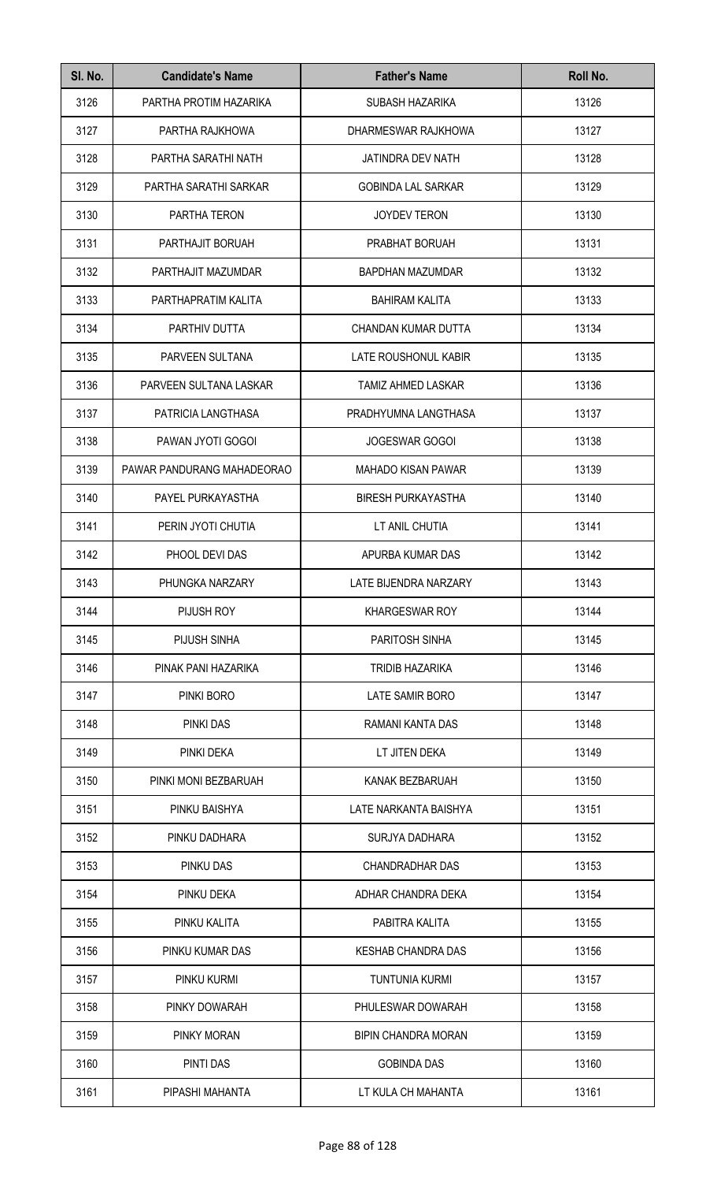| Sl. No. | Candidate's Name | Father's Name | Roll No. |
|---|---|---|---|
| 3126 | PARTHA PROTIM HAZARIKA | SUBASH HAZARIKA | 13126 |
| 3127 | PARTHA RAJKHOWA | DHARMESWAR RAJKHOWA | 13127 |
| 3128 | PARTHA SARATHI NATH | JATINDRA DEV NATH | 13128 |
| 3129 | PARTHA SARATHI SARKAR | GOBINDA LAL SARKAR | 13129 |
| 3130 | PARTHA TERON | JOYDEV TERON | 13130 |
| 3131 | PARTHAJIT BORUAH | PRABHAT BORUAH | 13131 |
| 3132 | PARTHAJIT MAZUMDAR | BAPDHAN MAZUMDAR | 13132 |
| 3133 | PARTHAPRATIM KALITA | BAHIRAM KALITA | 13133 |
| 3134 | PARTHIV DUTTA | CHANDAN KUMAR DUTTA | 13134 |
| 3135 | PARVEEN SULTANA | LATE ROUSHONUL KABIR | 13135 |
| 3136 | PARVEEN SULTANA LASKAR | TAMIZ AHMED LASKAR | 13136 |
| 3137 | PATRICIA LANGTHASA | PRADHYUMNA LANGTHASA | 13137 |
| 3138 | PAWAN JYOTI GOGOI | JOGESWAR GOGOI | 13138 |
| 3139 | PAWAR PANDURANG MAHADEORAO | MAHADO KISAN PAWAR | 13139 |
| 3140 | PAYEL PURKAYASTHA | BIRESH PURKAYASTHA | 13140 |
| 3141 | PERIN JYOTI CHUTIA | LT ANIL CHUTIA | 13141 |
| 3142 | PHOOL DEVI DAS | APURBA KUMAR DAS | 13142 |
| 3143 | PHUNGKA NARZARY | LATE BIJENDRA NARZARY | 13143 |
| 3144 | PIJUSH ROY | KHARGESWAR ROY | 13144 |
| 3145 | PIJUSH SINHA | PARITOSH SINHA | 13145 |
| 3146 | PINAK PANI HAZARIKA | TRIDIB HAZARIKA | 13146 |
| 3147 | PINKI BORO | LATE SAMIR BORO | 13147 |
| 3148 | PINKI DAS | RAMANI KANTA DAS | 13148 |
| 3149 | PINKI DEKA | LT JITEN DEKA | 13149 |
| 3150 | PINKI MONI BEZBARUAH | KANAK BEZBARUAH | 13150 |
| 3151 | PINKU BAISHYA | LATE NARKANTA BAISHYA | 13151 |
| 3152 | PINKU DADHARA | SURJYA DADHARA | 13152 |
| 3153 | PINKU DAS | CHANDRADHAR DAS | 13153 |
| 3154 | PINKU DEKA | ADHAR CHANDRA DEKA | 13154 |
| 3155 | PINKU KALITA | PABITRA KALITA | 13155 |
| 3156 | PINKU KUMAR DAS | KESHAB CHANDRA DAS | 13156 |
| 3157 | PINKU KURMI | TUNTUNIA KURMI | 13157 |
| 3158 | PINKY DOWARAH | PHULESWAR DOWARAH | 13158 |
| 3159 | PINKY MORAN | BIPIN CHANDRA MORAN | 13159 |
| 3160 | PINTI DAS | GOBINDA DAS | 13160 |
| 3161 | PIPASHI MAHANTA | LT KULA CH MAHANTA | 13161 |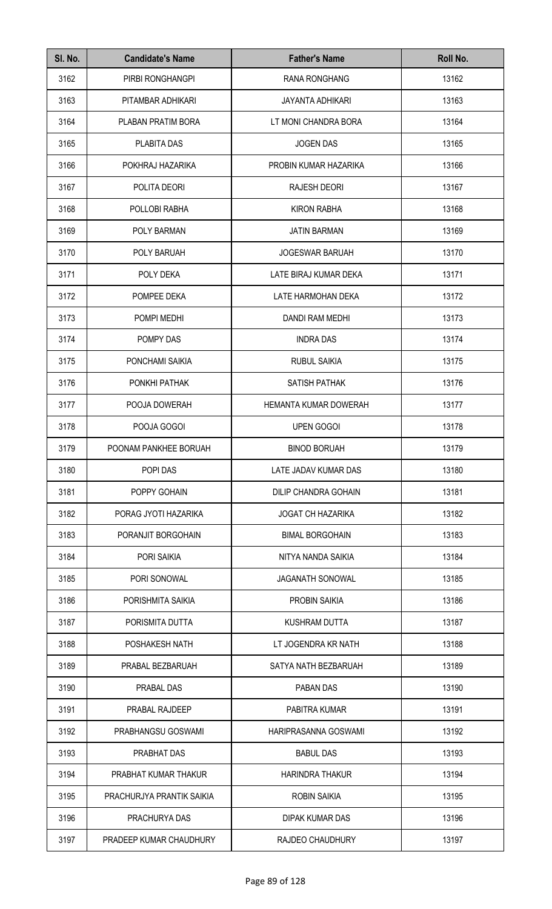| Sl. No. | Candidate's Name | Father's Name | Roll No. |
|---|---|---|---|
| 3162 | PIRBI RONGHANGPI | RANA RONGHANG | 13162 |
| 3163 | PITAMBAR ADHIKARI | JAYANTA ADHIKARI | 13163 |
| 3164 | PLABAN PRATIM BORA | LT MONI CHANDRA BORA | 13164 |
| 3165 | PLABITA DAS | JOGEN DAS | 13165 |
| 3166 | POKHRAJ HAZARIKA | PROBIN KUMAR HAZARIKA | 13166 |
| 3167 | POLITA DEORI | RAJESH DEORI | 13167 |
| 3168 | POLLOBI RABHA | KIRON RABHA | 13168 |
| 3169 | POLY BARMAN | JATIN BARMAN | 13169 |
| 3170 | POLY BARUAH | JOGESWAR BARUAH | 13170 |
| 3171 | POLY DEKA | LATE BIRAJ KUMAR DEKA | 13171 |
| 3172 | POMPEE DEKA | LATE HARMOHAN DEKA | 13172 |
| 3173 | POMPI MEDHI | DANDI RAM MEDHI | 13173 |
| 3174 | POMPY DAS | INDRA DAS | 13174 |
| 3175 | PONCHAMI SAIKIA | RUBUL SAIKIA | 13175 |
| 3176 | PONKHI PATHAK | SATISH PATHAK | 13176 |
| 3177 | POOJA DOWERAH | HEMANTA KUMAR DOWERAH | 13177 |
| 3178 | POOJA GOGOI | UPEN GOGOI | 13178 |
| 3179 | POONAM PANKHEE BORUAH | BINOD BORUAH | 13179 |
| 3180 | POPI DAS | LATE JADAV KUMAR DAS | 13180 |
| 3181 | POPPY GOHAIN | DILIP CHANDRA GOHAIN | 13181 |
| 3182 | PORAG JYOTI HAZARIKA | JOGAT CH HAZARIKA | 13182 |
| 3183 | PORANJIT BORGOHAIN | BIMAL BORGOHAIN | 13183 |
| 3184 | PORI SAIKIA | NITYA NANDA SAIKIA | 13184 |
| 3185 | PORI SONOWAL | JAGANATH SONOWAL | 13185 |
| 3186 | PORISHMITA SAIKIA | PROBIN SAIKIA | 13186 |
| 3187 | PORISMITA DUTTA | KUSHRAM DUTTA | 13187 |
| 3188 | POSHAKESH NATH | LT JOGENDRA KR NATH | 13188 |
| 3189 | PRABAL BEZBARUAH | SATYA NATH BEZBARUAH | 13189 |
| 3190 | PRABAL DAS | PABAN DAS | 13190 |
| 3191 | PRABAL RAJDEEP | PABITRA KUMAR | 13191 |
| 3192 | PRABHANGSU GOSWAMI | HARIPRASANNA GOSWAMI | 13192 |
| 3193 | PRABHAT DAS | BABUL DAS | 13193 |
| 3194 | PRABHAT KUMAR THAKUR | HARINDRA THAKUR | 13194 |
| 3195 | PRACHURJYA PRANTIK SAIKIA | ROBIN SAIKIA | 13195 |
| 3196 | PRACHURYA DAS | DIPAK KUMAR DAS | 13196 |
| 3197 | PRADEEP KUMAR CHAUDHURY | RAJDEO CHAUDHURY | 13197 |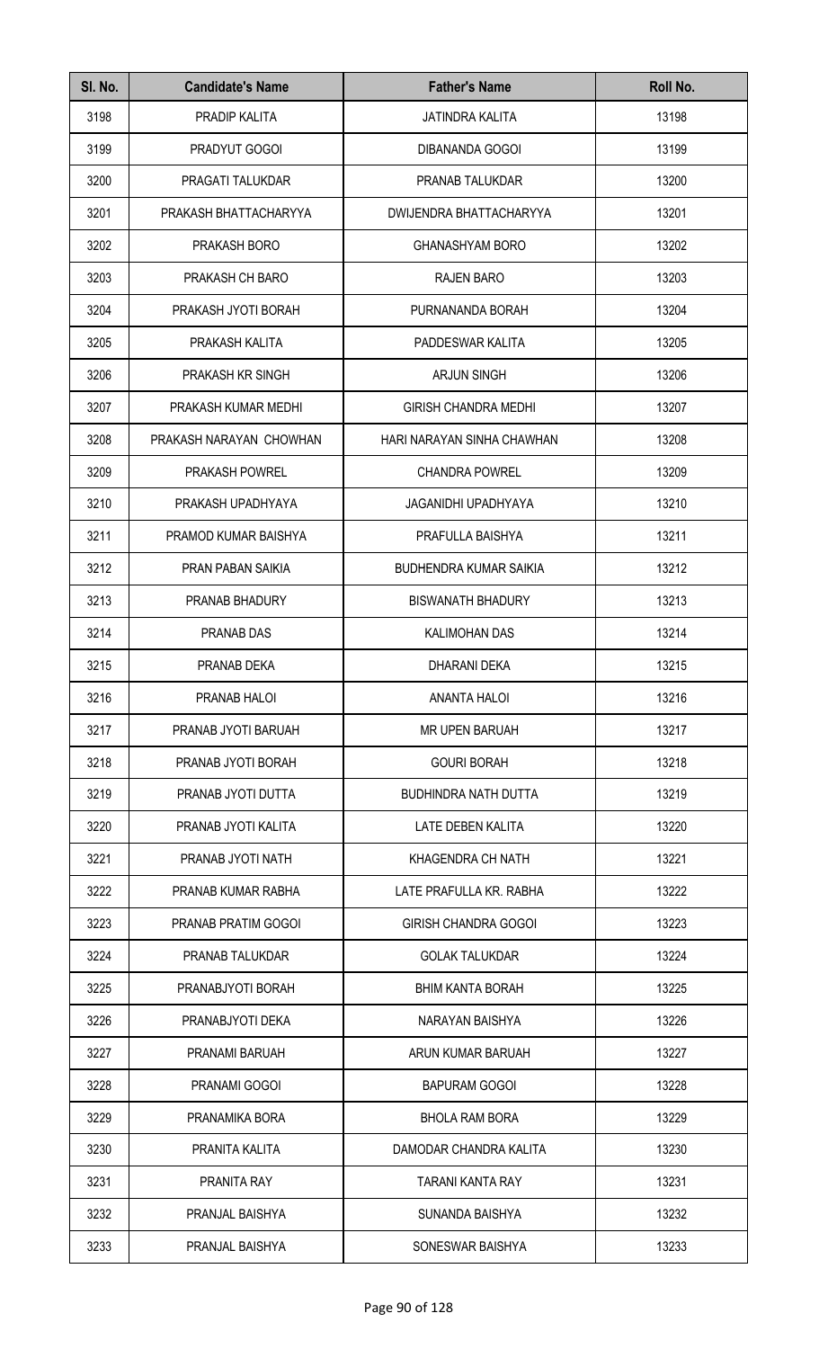| Sl. No. | Candidate's Name | Father's Name | Roll No. |
|---|---|---|---|
| 3198 | PRADIP KALITA | JATINDRA KALITA | 13198 |
| 3199 | PRADYUT GOGOI | DIBANANDA GOGOI | 13199 |
| 3200 | PRAGATI TALUKDAR | PRANAB TALUKDAR | 13200 |
| 3201 | PRAKASH BHATTACHARYYA | DWIJENDRA BHATTACHARYYA | 13201 |
| 3202 | PRAKASH BORO | GHANASHYAM BORO | 13202 |
| 3203 | PRAKASH CH BARO | RAJEN BARO | 13203 |
| 3204 | PRAKASH JYOTI BORAH | PURNANANDA BORAH | 13204 |
| 3205 | PRAKASH KALITA | PADDESWAR KALITA | 13205 |
| 3206 | PRAKASH KR SINGH | ARJUN SINGH | 13206 |
| 3207 | PRAKASH KUMAR MEDHI | GIRISH CHANDRA MEDHI | 13207 |
| 3208 | PRAKASH NARAYAN CHOWHAN | HARI NARAYAN SINHA CHAWHAN | 13208 |
| 3209 | PRAKASH POWREL | CHANDRA POWREL | 13209 |
| 3210 | PRAKASH UPADHYAYA | JAGANIDHI UPADHYAYA | 13210 |
| 3211 | PRAMOD KUMAR BAISHYA | PRAFULLA BAISHYA | 13211 |
| 3212 | PRAN PABAN SAIKIA | BUDHENDRA KUMAR SAIKIA | 13212 |
| 3213 | PRANAB BHADURY | BISWANATH BHADURY | 13213 |
| 3214 | PRANAB DAS | KALIMOHAN DAS | 13214 |
| 3215 | PRANAB DEKA | DHARANI DEKA | 13215 |
| 3216 | PRANAB HALOI | ANANTA HALOI | 13216 |
| 3217 | PRANAB JYOTI BARUAH | MR UPEN BARUAH | 13217 |
| 3218 | PRANAB JYOTI BORAH | GOURI BORAH | 13218 |
| 3219 | PRANAB JYOTI DUTTA | BUDHINDRA NATH DUTTA | 13219 |
| 3220 | PRANAB JYOTI KALITA | LATE DEBEN KALITA | 13220 |
| 3221 | PRANAB JYOTI NATH | KHAGENDRA CH NATH | 13221 |
| 3222 | PRANAB KUMAR RABHA | LATE PRAFULLA KR. RABHA | 13222 |
| 3223 | PRANAB PRATIM GOGOI | GIRISH CHANDRA GOGOI | 13223 |
| 3224 | PRANAB TALUKDAR | GOLAK TALUKDAR | 13224 |
| 3225 | PRANABJYOTI BORAH | BHIM KANTA BORAH | 13225 |
| 3226 | PRANABJYOTI DEKA | NARAYAN BAISHYA | 13226 |
| 3227 | PRANAMI BARUAH | ARUN KUMAR BARUAH | 13227 |
| 3228 | PRANAMI GOGOI | BAPURAM GOGOI | 13228 |
| 3229 | PRANAMIKA BORA | BHOLA RAM BORA | 13229 |
| 3230 | PRANITA KALITA | DAMODAR CHANDRA KALITA | 13230 |
| 3231 | PRANITA RAY | TARANI KANTA RAY | 13231 |
| 3232 | PRANJAL BAISHYA | SUNANDA BAISHYA | 13232 |
| 3233 | PRANJAL BAISHYA | SONESWAR BAISHYA | 13233 |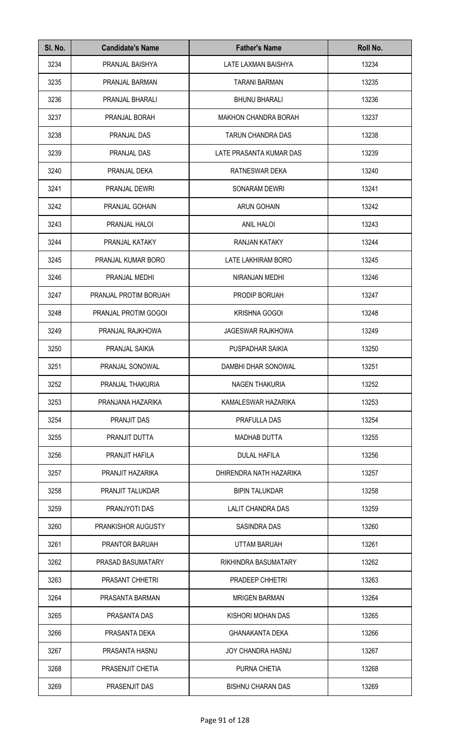| Sl. No. | Candidate's Name | Father's Name | Roll No. |
|---|---|---|---|
| 3234 | PRANJAL BAISHYA | LATE LAXMAN BAISHYA | 13234 |
| 3235 | PRANJAL BARMAN | TARANI BARMAN | 13235 |
| 3236 | PRANJAL BHARALI | BHUNU BHARALI | 13236 |
| 3237 | PRANJAL BORAH | MAKHON CHANDRA BORAH | 13237 |
| 3238 | PRANJAL DAS | TARUN CHANDRA DAS | 13238 |
| 3239 | PRANJAL DAS | LATE PRASANTA KUMAR DAS | 13239 |
| 3240 | PRANJAL DEKA | RATNESWAR DEKA | 13240 |
| 3241 | PRANJAL DEWRI | SONARAM DEWRI | 13241 |
| 3242 | PRANJAL GOHAIN | ARUN GOHAIN | 13242 |
| 3243 | PRANJAL HALOI | ANIL HALOI | 13243 |
| 3244 | PRANJAL KATAKY | RANJAN KATAKY | 13244 |
| 3245 | PRANJAL KUMAR BORO | LATE LAKHIRAM BORO | 13245 |
| 3246 | PRANJAL MEDHI | NIRANJAN MEDHI | 13246 |
| 3247 | PRANJAL PROTIM BORUAH | PRODIP BORUAH | 13247 |
| 3248 | PRANJAL PROTIM GOGOI | KRISHNA GOGOI | 13248 |
| 3249 | PRANJAL RAJKHOWA | JAGESWAR RAJKHOWA | 13249 |
| 3250 | PRANJAL SAIKIA | PUSPADHAR SAIKIA | 13250 |
| 3251 | PRANJAL SONOWAL | DAMBHI DHAR SONOWAL | 13251 |
| 3252 | PRANJAL THAKURIA | NAGEN THAKURIA | 13252 |
| 3253 | PRANJANA HAZARIKA | KAMALESWAR HAZARIKA | 13253 |
| 3254 | PRANJIT DAS | PRAFULLA DAS | 13254 |
| 3255 | PRANJIT DUTTA | MADHAB DUTTA | 13255 |
| 3256 | PRANJIT HAFILA | DULAL HAFILA | 13256 |
| 3257 | PRANJIT HAZARIKA | DHIRENDRA NATH HAZARIKA | 13257 |
| 3258 | PRANJIT TALUKDAR | BIPIN TALUKDAR | 13258 |
| 3259 | PRANJYOTI DAS | LALIT CHANDRA DAS | 13259 |
| 3260 | PRANKISHOR AUGUSTY | SASINDRA DAS | 13260 |
| 3261 | PRANTOR BARUAH | UTTAM BARUAH | 13261 |
| 3262 | PRASAD BASUMATARY | RIKHINDRA BASUMATARY | 13262 |
| 3263 | PRASANT CHHETRI | PRADEEP CHHETRI | 13263 |
| 3264 | PRASANTA BARMAN | MRIGEN BARMAN | 13264 |
| 3265 | PRASANTA DAS | KISHORI MOHAN DAS | 13265 |
| 3266 | PRASANTA DEKA | GHANAKANTA DEKA | 13266 |
| 3267 | PRASANTA HASNU | JOY CHANDRA HASNU | 13267 |
| 3268 | PRASENJIT CHETIA | PURNA CHETIA | 13268 |
| 3269 | PRASENJIT DAS | BISHNU CHARAN DAS | 13269 |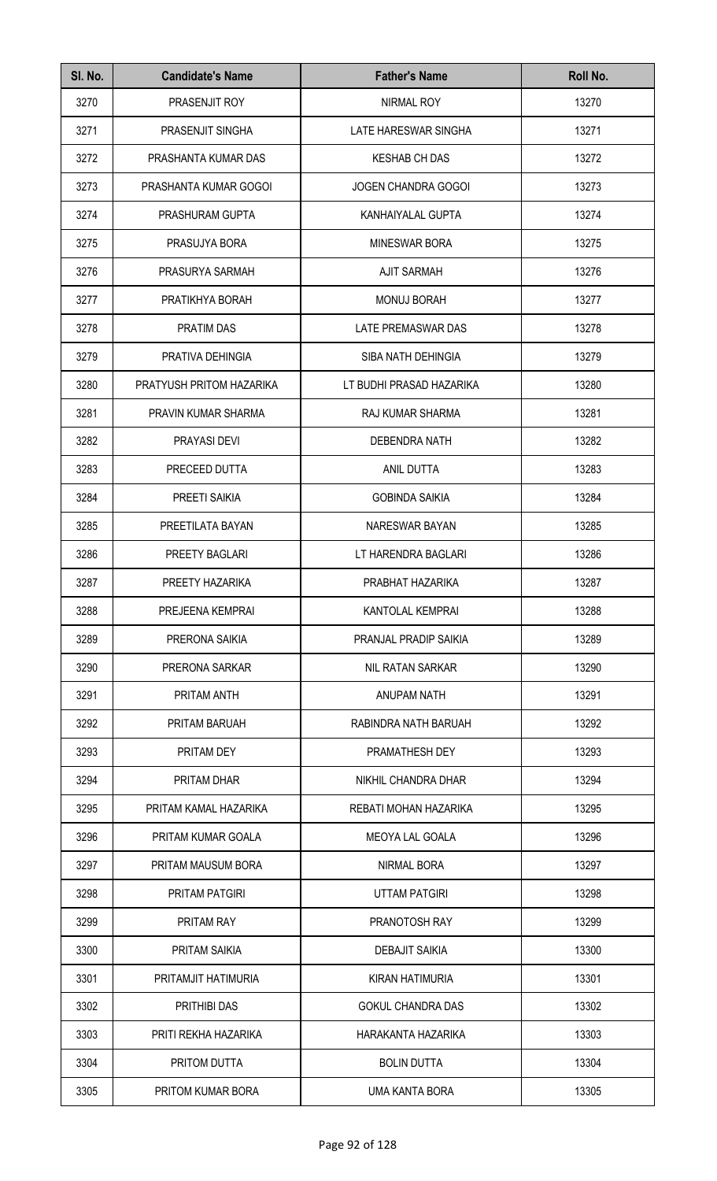| Sl. No. | Candidate's Name | Father's Name | Roll No. |
|---|---|---|---|
| 3270 | PRASENJIT ROY | NIRMAL ROY | 13270 |
| 3271 | PRASENJIT SINGHA | LATE HARESWAR SINGHA | 13271 |
| 3272 | PRASHANTA KUMAR DAS | KESHAB CH DAS | 13272 |
| 3273 | PRASHANTA KUMAR GOGOI | JOGEN CHANDRA GOGOI | 13273 |
| 3274 | PRASHURAM GUPTA | KANHAIYALAL GUPTA | 13274 |
| 3275 | PRASUJYA BORA | MINESWAR BORA | 13275 |
| 3276 | PRASURYA SARMAH | AJIT SARMAH | 13276 |
| 3277 | PRATIKHYA BORAH | MONUJ BORAH | 13277 |
| 3278 | PRATIM DAS | LATE PREMASWAR DAS | 13278 |
| 3279 | PRATIVA DEHINGIA | SIBA NATH DEHINGIA | 13279 |
| 3280 | PRATYUSH PRITOM HAZARIKA | LT BUDHI PRASAD HAZARIKA | 13280 |
| 3281 | PRAVIN KUMAR SHARMA | RAJ KUMAR SHARMA | 13281 |
| 3282 | PRAYASI DEVI | DEBENDRA NATH | 13282 |
| 3283 | PRECEED DUTTA | ANIL DUTTA | 13283 |
| 3284 | PREETI SAIKIA | GOBINDA SAIKIA | 13284 |
| 3285 | PREETILATA BAYAN | NARESWAR BAYAN | 13285 |
| 3286 | PREETY BAGLARI | LT HARENDRA BAGLARI | 13286 |
| 3287 | PREETY HAZARIKA | PRABHAT HAZARIKA | 13287 |
| 3288 | PREJEENA KEMPRAI | KANTOLAL KEMPRAI | 13288 |
| 3289 | PRERONA SAIKIA | PRANJAL PRADIP SAIKIA | 13289 |
| 3290 | PRERONA SARKAR | NIL RATAN SARKAR | 13290 |
| 3291 | PRITAM ANTH | ANUPAM NATH | 13291 |
| 3292 | PRITAM BARUAH | RABINDRA NATH BARUAH | 13292 |
| 3293 | PRITAM DEY | PRAMATHESH DEY | 13293 |
| 3294 | PRITAM DHAR | NIKHIL CHANDRA DHAR | 13294 |
| 3295 | PRITAM KAMAL HAZARIKA | REBATI MOHAN HAZARIKA | 13295 |
| 3296 | PRITAM KUMAR GOALA | MEOYA LAL GOALA | 13296 |
| 3297 | PRITAM MAUSUM BORA | NIRMAL BORA | 13297 |
| 3298 | PRITAM PATGIRI | UTTAM PATGIRI | 13298 |
| 3299 | PRITAM RAY | PRANOTOSH RAY | 13299 |
| 3300 | PRITAM SAIKIA | DEBAJIT SAIKIA | 13300 |
| 3301 | PRITAMJIT HATIMURIA | KIRAN HATIMURIA | 13301 |
| 3302 | PRITHIBI DAS | GOKUL CHANDRA DAS | 13302 |
| 3303 | PRITI REKHA HAZARIKA | HARAKANTA HAZARIKA | 13303 |
| 3304 | PRITOM DUTTA | BOLIN DUTTA | 13304 |
| 3305 | PRITOM KUMAR BORA | UMA KANTA BORA | 13305 |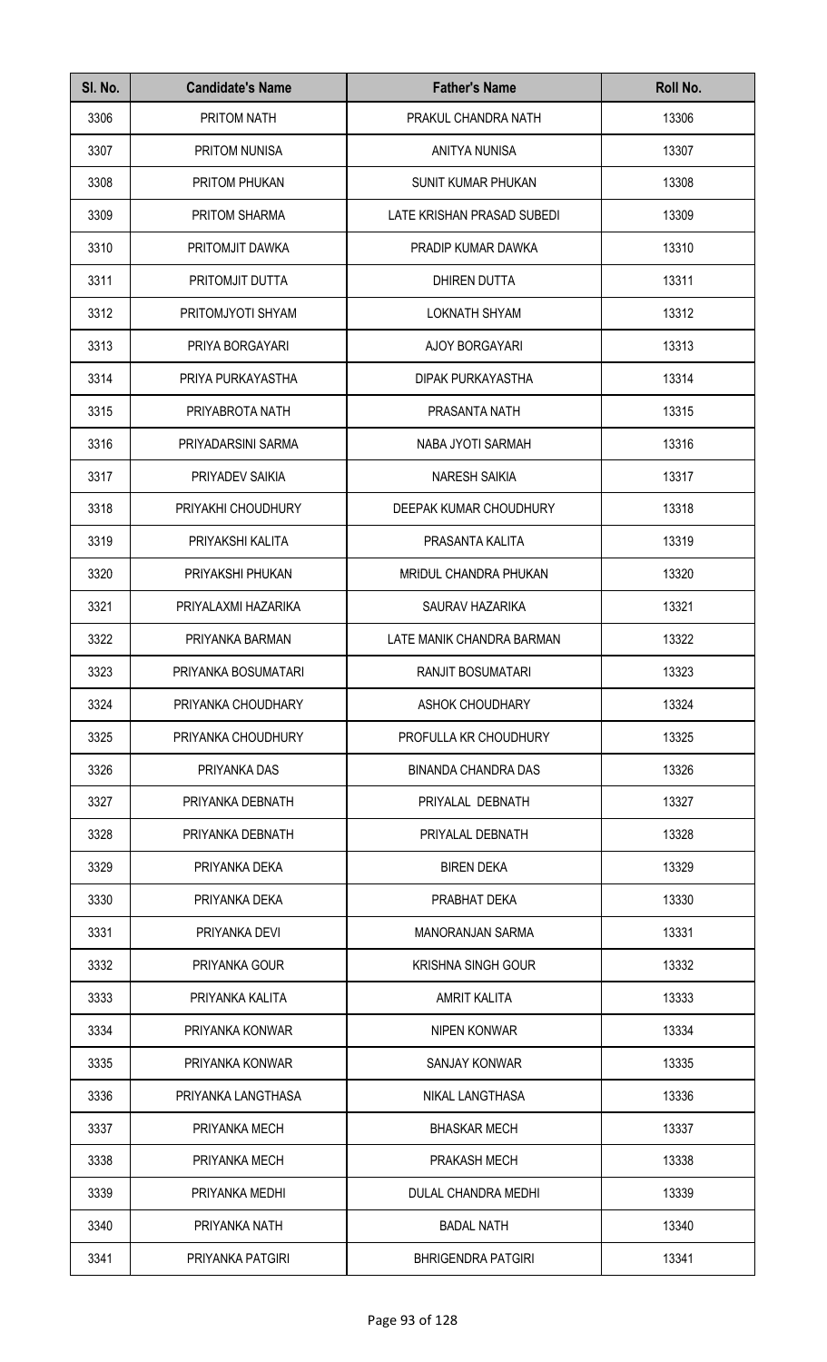| Sl. No. | Candidate's Name | Father's Name | Roll No. |
|---|---|---|---|
| 3306 | PRITOM NATH | PRAKUL CHANDRA NATH | 13306 |
| 3307 | PRITOM NUNISA | ANITYA NUNISA | 13307 |
| 3308 | PRITOM PHUKAN | SUNIT KUMAR PHUKAN | 13308 |
| 3309 | PRITOM SHARMA | LATE KRISHAN PRASAD SUBEDI | 13309 |
| 3310 | PRITOMJIT DAWKA | PRADIP KUMAR DAWKA | 13310 |
| 3311 | PRITOMJIT DUTTA | DHIREN DUTTA | 13311 |
| 3312 | PRITOMJYOTI SHYAM | LOKNATH SHYAM | 13312 |
| 3313 | PRIYA BORGAYARI | AJOY BORGAYARI | 13313 |
| 3314 | PRIYA PURKAYASTHA | DIPAK PURKAYASTHA | 13314 |
| 3315 | PRIYABROTA NATH | PRASANTA NATH | 13315 |
| 3316 | PRIYADARSINI SARMA | NABA JYOTI SARMAH | 13316 |
| 3317 | PRIYADEV SAIKIA | NARESH SAIKIA | 13317 |
| 3318 | PRIYAKHI CHOUDHURY | DEEPAK KUMAR CHOUDHURY | 13318 |
| 3319 | PRIYAKSHI KALITA | PRASANTA KALITA | 13319 |
| 3320 | PRIYAKSHI PHUKAN | MRIDUL CHANDRA PHUKAN | 13320 |
| 3321 | PRIYALAXMI HAZARIKA | SAURAV HAZARIKA | 13321 |
| 3322 | PRIYANKA BARMAN | LATE MANIK CHANDRA BARMAN | 13322 |
| 3323 | PRIYANKA BOSUMATARI | RANJIT BOSUMATARI | 13323 |
| 3324 | PRIYANKA CHOUDHARY | ASHOK CHOUDHARY | 13324 |
| 3325 | PRIYANKA CHOUDHURY | PROFULLA KR CHOUDHURY | 13325 |
| 3326 | PRIYANKA DAS | BINANDA CHANDRA DAS | 13326 |
| 3327 | PRIYANKA DEBNATH | PRIYALAL DEBNATH | 13327 |
| 3328 | PRIYANKA DEBNATH | PRIYALAL DEBNATH | 13328 |
| 3329 | PRIYANKA DEKA | BIREN DEKA | 13329 |
| 3330 | PRIYANKA DEKA | PRABHAT DEKA | 13330 |
| 3331 | PRIYANKA DEVI | MANORANJAN SARMA | 13331 |
| 3332 | PRIYANKA GOUR | KRISHNA SINGH GOUR | 13332 |
| 3333 | PRIYANKA KALITA | AMRIT KALITA | 13333 |
| 3334 | PRIYANKA KONWAR | NIPEN KONWAR | 13334 |
| 3335 | PRIYANKA KONWAR | SANJAY KONWAR | 13335 |
| 3336 | PRIYANKA LANGTHASA | NIKAL LANGTHASA | 13336 |
| 3337 | PRIYANKA MECH | BHASKAR MECH | 13337 |
| 3338 | PRIYANKA MECH | PRAKASH MECH | 13338 |
| 3339 | PRIYANKA MEDHI | DULAL CHANDRA MEDHI | 13339 |
| 3340 | PRIYANKA NATH | BADAL NATH | 13340 |
| 3341 | PRIYANKA PATGIRI | BHRIGENDRA PATGIRI | 13341 |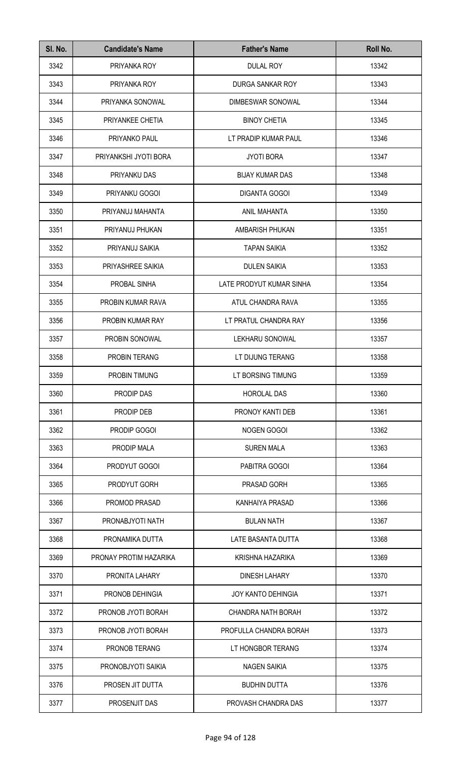| Sl. No. | Candidate's Name | Father's Name | Roll No. |
| --- | --- | --- | --- |
| 3342 | PRIYANKA ROY | DULAL ROY | 13342 |
| 3343 | PRIYANKA ROY | DURGA SANKAR ROY | 13343 |
| 3344 | PRIYANKA SONOWAL | DIMBESWAR SONOWAL | 13344 |
| 3345 | PRIYANKEE CHETIA | BINOY CHETIA | 13345 |
| 3346 | PRIYANKO PAUL | LT PRADIP KUMAR PAUL | 13346 |
| 3347 | PRIYANKSHI JYOTI BORA | JYOTI BORA | 13347 |
| 3348 | PRIYANKU DAS | BIJAY KUMAR DAS | 13348 |
| 3349 | PRIYANKU GOGOI | DIGANTA GOGOI | 13349 |
| 3350 | PRIYANUJ MAHANTA | ANIL MAHANTA | 13350 |
| 3351 | PRIYANUJ PHUKAN | AMBARISH PHUKAN | 13351 |
| 3352 | PRIYANUJ SAIKIA | TAPAN SAIKIA | 13352 |
| 3353 | PRIYASHREE SAIKIA | DULEN SAIKIA | 13353 |
| 3354 | PROBAL SINHA | LATE PRODYUT KUMAR SINHA | 13354 |
| 3355 | PROBIN KUMAR RAVA | ATUL CHANDRA RAVA | 13355 |
| 3356 | PROBIN KUMAR RAY | LT PRATUL CHANDRA RAY | 13356 |
| 3357 | PROBIN SONOWAL | LEKHARU SONOWAL | 13357 |
| 3358 | PROBIN TERANG | LT DIJUNG TERANG | 13358 |
| 3359 | PROBIN TIMUNG | LT BORSING TIMUNG | 13359 |
| 3360 | PRODIP DAS | HOROLAL DAS | 13360 |
| 3361 | PRODIP DEB | PRONOY KANTI DEB | 13361 |
| 3362 | PRODIP GOGOI | NOGEN GOGOI | 13362 |
| 3363 | PRODIP MALA | SUREN MALA | 13363 |
| 3364 | PRODYUT GOGOI | PABITRA GOGOI | 13364 |
| 3365 | PRODYUT GORH | PRASAD GORH | 13365 |
| 3366 | PROMOD PRASAD | KANHAIYA PRASAD | 13366 |
| 3367 | PRONABJYOTI NATH | BULAN NATH | 13367 |
| 3368 | PRONAMIKA DUTTA | LATE BASANTA DUTTA | 13368 |
| 3369 | PRONAY PROTIM HAZARIKA | KRISHNA HAZARIKA | 13369 |
| 3370 | PRONITA LAHARY | DINESH LAHARY | 13370 |
| 3371 | PRONOB DEHINGIA | JOY KANTO DEHINGIA | 13371 |
| 3372 | PRONOB JYOTI BORAH | CHANDRA NATH BORAH | 13372 |
| 3373 | PRONOB JYOTI BORAH | PROFULLA CHANDRA BORAH | 13373 |
| 3374 | PRONOB TERANG | LT HONGBOR TERANG | 13374 |
| 3375 | PRONOBJYOTI SAIKIA | NAGEN SAIKIA | 13375 |
| 3376 | PROSEN JIT DUTTA | BUDHIN DUTTA | 13376 |
| 3377 | PROSENJIT DAS | PROVASH CHANDRA DAS | 13377 |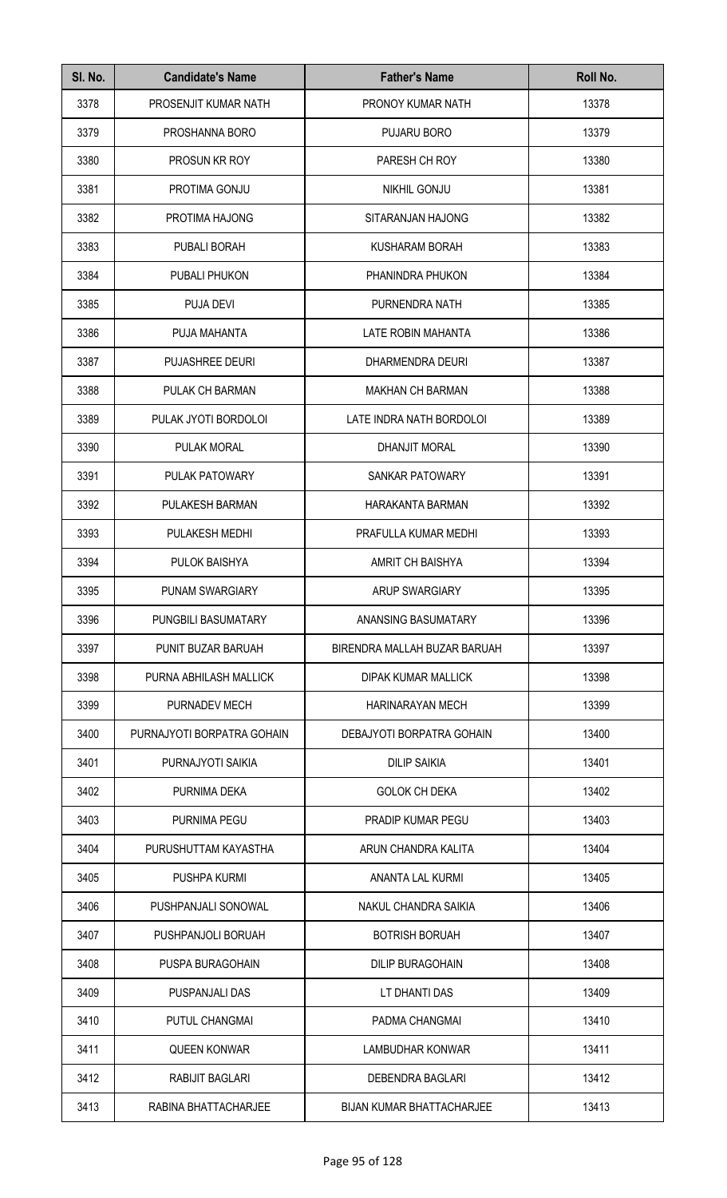| Sl. No. | Candidate's Name | Father's Name | Roll No. |
|---|---|---|---|
| 3378 | PROSENJIT KUMAR NATH | PRONOY KUMAR NATH | 13378 |
| 3379 | PROSHANNA BORO | PUJARU BORO | 13379 |
| 3380 | PROSUN KR ROY | PARESH CH ROY | 13380 |
| 3381 | PROTIMA GONJU | NIKHIL GONJU | 13381 |
| 3382 | PROTIMA HAJONG | SITARANJAN HAJONG | 13382 |
| 3383 | PUBALI BORAH | KUSHARAM BORAH | 13383 |
| 3384 | PUBALI PHUKON | PHANINDRA PHUKON | 13384 |
| 3385 | PUJA DEVI | PURNENDRA NATH | 13385 |
| 3386 | PUJA MAHANTA | LATE ROBIN MAHANTA | 13386 |
| 3387 | PUJASHREE DEURI | DHARMENDRA DEURI | 13387 |
| 3388 | PULAK CH BARMAN | MAKHAN CH BARMAN | 13388 |
| 3389 | PULAK JYOTI BORDOLOI | LATE INDRA NATH BORDOLOI | 13389 |
| 3390 | PULAK MORAL | DHANJIT MORAL | 13390 |
| 3391 | PULAK PATOWARY | SANKAR PATOWARY | 13391 |
| 3392 | PULAKESH BARMAN | HARAKANTA BARMAN | 13392 |
| 3393 | PULAKESH MEDHI | PRAFULLA KUMAR MEDHI | 13393 |
| 3394 | PULOK BAISHYA | AMRIT CH BAISHYA | 13394 |
| 3395 | PUNAM SWARGIARY | ARUP SWARGIARY | 13395 |
| 3396 | PUNGBILI BASUMATARY | ANANSING BASUMATARY | 13396 |
| 3397 | PUNIT BUZAR BARUAH | BIRENDRA MALLAH BUZAR BARUAH | 13397 |
| 3398 | PURNA ABHILASH MALLICK | DIPAK KUMAR MALLICK | 13398 |
| 3399 | PURNADEV MECH | HARINARAYAN MECH | 13399 |
| 3400 | PURNAJYOTI BORPATRA GOHAIN | DEBAJYOTI BORPATRA GOHAIN | 13400 |
| 3401 | PURNAJYOTI SAIKIA | DILIP SAIKIA | 13401 |
| 3402 | PURNIMA DEKA | GOLOK CH DEKA | 13402 |
| 3403 | PURNIMA PEGU | PRADIP KUMAR PEGU | 13403 |
| 3404 | PURUSHUTTAM KAYASTHA | ARUN CHANDRA KALITA | 13404 |
| 3405 | PUSHPA KURMI | ANANTA LAL KURMI | 13405 |
| 3406 | PUSHPANJALI SONOWAL | NAKUL CHANDRA SAIKIA | 13406 |
| 3407 | PUSHPANJOLI BORUAH | BOTRISH BORUAH | 13407 |
| 3408 | PUSPA BURAGOHAIN | DILIP BURAGOHAIN | 13408 |
| 3409 | PUSPANJALI DAS | LT DHANTI DAS | 13409 |
| 3410 | PUTUL CHANGMAI | PADMA CHANGMAI | 13410 |
| 3411 | QUEEN KONWAR | LAMBUDHAR KONWAR | 13411 |
| 3412 | RABIJIT BAGLARI | DEBENDRA BAGLARI | 13412 |
| 3413 | RABINA BHATTACHARJEE | BIJAN KUMAR BHATTACHARJEE | 13413 |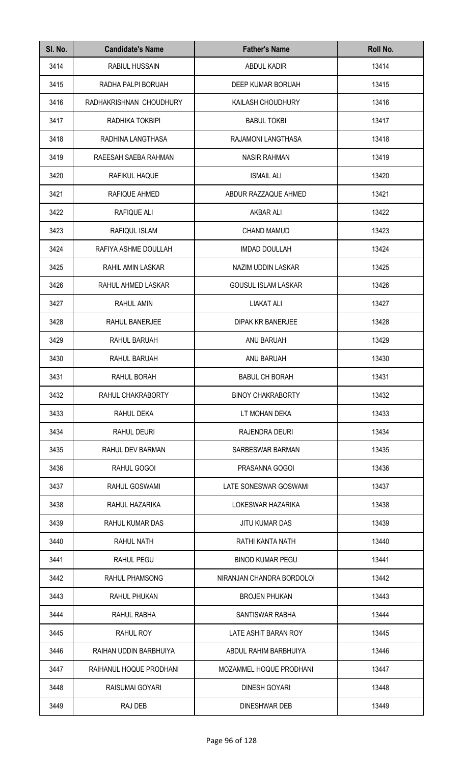| Sl. No. | Candidate's Name | Father's Name | Roll No. |
|---|---|---|---|
| 3414 | RABIUL HUSSAIN | ABDUL KADIR | 13414 |
| 3415 | RADHA PALPI BORUAH | DEEP KUMAR BORUAH | 13415 |
| 3416 | RADHAKRISHNAN CHOUDHURY | KAILASH CHOUDHURY | 13416 |
| 3417 | RADHIKA TOKBIPI | BABUL TOKBI | 13417 |
| 3418 | RADHINA LANGTHASA | RAJAMONI LANGTHASA | 13418 |
| 3419 | RAEESAH SAEBA RAHMAN | NASIR RAHMAN | 13419 |
| 3420 | RAFIKUL HAQUE | ISMAIL ALI | 13420 |
| 3421 | RAFIQUE AHMED | ABDUR RAZZAQUE AHMED | 13421 |
| 3422 | RAFIQUE ALI | AKBAR ALI | 13422 |
| 3423 | RAFIQUL ISLAM | CHAND MAMUD | 13423 |
| 3424 | RAFIYA ASHME DOULLAH | IMDAD DOULLAH | 13424 |
| 3425 | RAHIL AMIN LASKAR | NAZIM UDDIN LASKAR | 13425 |
| 3426 | RAHUL AHMED LASKAR | GOUSUL ISLAM LASKAR | 13426 |
| 3427 | RAHUL AMIN | LIAKAT ALI | 13427 |
| 3428 | RAHUL BANERJEE | DIPAK KR BANERJEE | 13428 |
| 3429 | RAHUL BARUAH | ANU BARUAH | 13429 |
| 3430 | RAHUL BARUAH | ANU BARUAH | 13430 |
| 3431 | RAHUL BORAH | BABUL CH BORAH | 13431 |
| 3432 | RAHUL CHAKRABORTY | BINOY CHAKRABORTY | 13432 |
| 3433 | RAHUL DEKA | LT MOHAN DEKA | 13433 |
| 3434 | RAHUL DEURI | RAJENDRA DEURI | 13434 |
| 3435 | RAHUL DEV BARMAN | SARBESWAR BARMAN | 13435 |
| 3436 | RAHUL GOGOI | PRASANNA GOGOI | 13436 |
| 3437 | RAHUL GOSWAMI | LATE SONESWAR GOSWAMI | 13437 |
| 3438 | RAHUL HAZARIKA | LOKESWAR HAZARIKA | 13438 |
| 3439 | RAHUL KUMAR DAS | JITU KUMAR DAS | 13439 |
| 3440 | RAHUL NATH | RATHI KANTA NATH | 13440 |
| 3441 | RAHUL PEGU | BINOD KUMAR PEGU | 13441 |
| 3442 | RAHUL PHAMSONG | NIRANJAN CHANDRA BORDOLOI | 13442 |
| 3443 | RAHUL PHUKAN | BROJEN PHUKAN | 13443 |
| 3444 | RAHUL RABHA | SANTISWAR RABHA | 13444 |
| 3445 | RAHUL ROY | LATE ASHIT BARAN ROY | 13445 |
| 3446 | RAIHAN UDDIN BARBHUIYA | ABDUL RAHIM BARBHUIYA | 13446 |
| 3447 | RAIHANUL HOQUE PRODHANI | MOZAMMEL HOQUE PRODHANI | 13447 |
| 3448 | RAISUMAI GOYARI | DINESH GOYARI | 13448 |
| 3449 | RAJ DEB | DINESHWAR DEB | 13449 |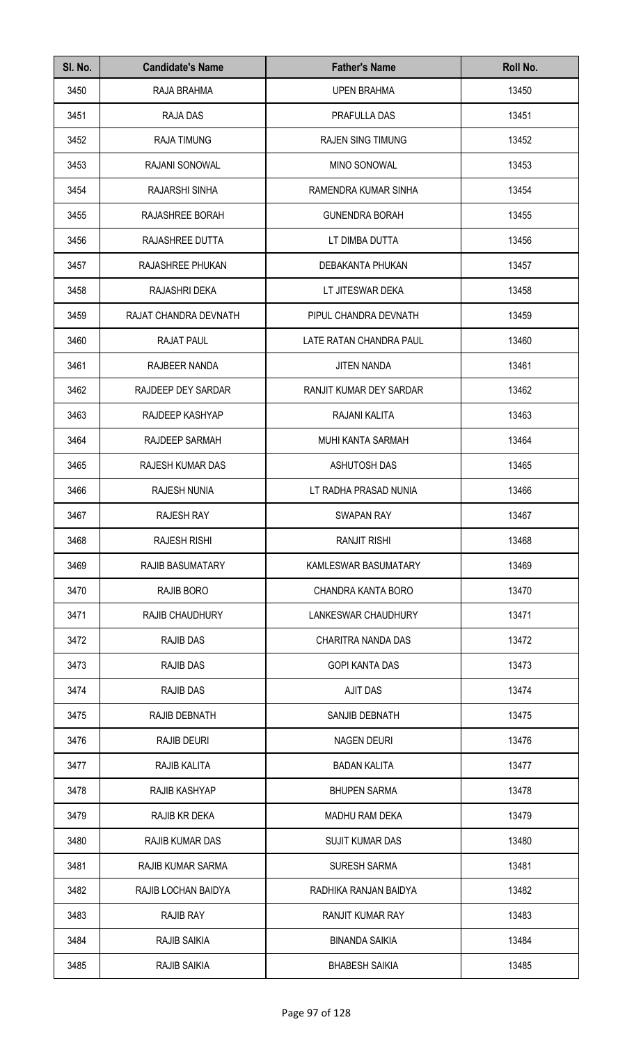| Sl. No. | Candidate's Name | Father's Name | Roll No. |
|---|---|---|---|
| 3450 | RAJA BRAHMA | UPEN BRAHMA | 13450 |
| 3451 | RAJA DAS | PRAFULLA DAS | 13451 |
| 3452 | RAJA TIMUNG | RAJEN SING TIMUNG | 13452 |
| 3453 | RAJANI SONOWAL | MINO SONOWAL | 13453 |
| 3454 | RAJARSHI SINHA | RAMENDRA KUMAR SINHA | 13454 |
| 3455 | RAJASHREE BORAH | GUNENDRA BORAH | 13455 |
| 3456 | RAJASHREE DUTTA | LT DIMBA DUTTA | 13456 |
| 3457 | RAJASHREE PHUKAN | DEBAKANTA PHUKAN | 13457 |
| 3458 | RAJASHRI DEKA | LT JITESWAR DEKA | 13458 |
| 3459 | RAJAT CHANDRA DEVNATH | PIPUL CHANDRA DEVNATH | 13459 |
| 3460 | RAJAT PAUL | LATE RATAN CHANDRA PAUL | 13460 |
| 3461 | RAJBEER NANDA | JITEN NANDA | 13461 |
| 3462 | RAJDEEP DEY SARDAR | RANJIT KUMAR DEY SARDAR | 13462 |
| 3463 | RAJDEEP KASHYAP | RAJANI KALITA | 13463 |
| 3464 | RAJDEEP SARMAH | MUHI KANTA SARMAH | 13464 |
| 3465 | RAJESH KUMAR DAS | ASHUTOSH DAS | 13465 |
| 3466 | RAJESH NUNIA | LT RADHA PRASAD NUNIA | 13466 |
| 3467 | RAJESH RAY | SWAPAN RAY | 13467 |
| 3468 | RAJESH RISHI | RANJIT RISHI | 13468 |
| 3469 | RAJIB BASUMATARY | KAMLESWAR BASUMATARY | 13469 |
| 3470 | RAJIB BORO | CHANDRA KANTA BORO | 13470 |
| 3471 | RAJIB CHAUDHURY | LANKESWAR CHAUDHURY | 13471 |
| 3472 | RAJIB DAS | CHARITRA NANDA DAS | 13472 |
| 3473 | RAJIB DAS | GOPI KANTA DAS | 13473 |
| 3474 | RAJIB DAS | AJIT DAS | 13474 |
| 3475 | RAJIB DEBNATH | SANJIB DEBNATH | 13475 |
| 3476 | RAJIB DEURI | NAGEN DEURI | 13476 |
| 3477 | RAJIB KALITA | BADAN KALITA | 13477 |
| 3478 | RAJIB KASHYAP | BHUPEN SARMA | 13478 |
| 3479 | RAJIB KR DEKA | MADHU RAM DEKA | 13479 |
| 3480 | RAJIB KUMAR DAS | SUJIT KUMAR DAS | 13480 |
| 3481 | RAJIB KUMAR SARMA | SURESH SARMA | 13481 |
| 3482 | RAJIB LOCHAN BAIDYA | RADHIKA RANJAN BAIDYA | 13482 |
| 3483 | RAJIB RAY | RANJIT KUMAR RAY | 13483 |
| 3484 | RAJIB SAIKIA | BINANDA SAIKIA | 13484 |
| 3485 | RAJIB SAIKIA | BHABESH SAIKIA | 13485 |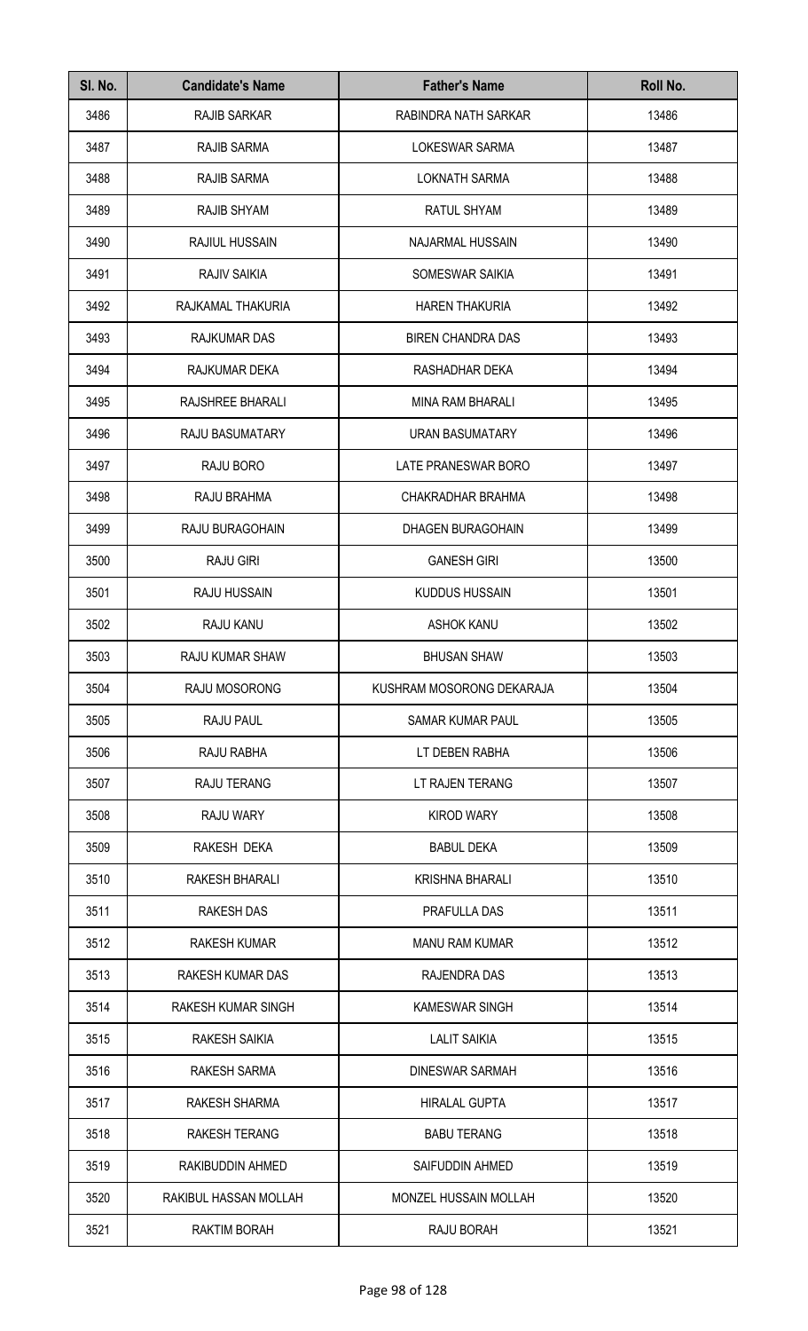| Sl. No. | Candidate's Name | Father's Name | Roll No. |
|---|---|---|---|
| 3486 | RAJIB SARKAR | RABINDRA NATH SARKAR | 13486 |
| 3487 | RAJIB SARMA | LOKESWAR SARMA | 13487 |
| 3488 | RAJIB SARMA | LOKNATH SARMA | 13488 |
| 3489 | RAJIB SHYAM | RATUL SHYAM | 13489 |
| 3490 | RAJIUL HUSSAIN | NAJARMAL HUSSAIN | 13490 |
| 3491 | RAJIV SAIKIA | SOMESWAR SAIKIA | 13491 |
| 3492 | RAJKAMAL THAKURIA | HAREN THAKURIA | 13492 |
| 3493 | RAJKUMAR DAS | BIREN CHANDRA DAS | 13493 |
| 3494 | RAJKUMAR DEKA | RASHADHAR DEKA | 13494 |
| 3495 | RAJSHREE BHARALI | MINA RAM BHARALI | 13495 |
| 3496 | RAJU BASUMATARY | URAN BASUMATARY | 13496 |
| 3497 | RAJU BORO | LATE PRANESWAR BORO | 13497 |
| 3498 | RAJU BRAHMA | CHAKRADHAR BRAHMA | 13498 |
| 3499 | RAJU BURAGOHAIN | DHAGEN BURAGOHAIN | 13499 |
| 3500 | RAJU GIRI | GANESH GIRI | 13500 |
| 3501 | RAJU HUSSAIN | KUDDUS HUSSAIN | 13501 |
| 3502 | RAJU KANU | ASHOK KANU | 13502 |
| 3503 | RAJU KUMAR SHAW | BHUSAN SHAW | 13503 |
| 3504 | RAJU MOSORONG | KUSHRAM MOSORONG DEKARAJA | 13504 |
| 3505 | RAJU PAUL | SAMAR KUMAR PAUL | 13505 |
| 3506 | RAJU RABHA | LT DEBEN RABHA | 13506 |
| 3507 | RAJU TERANG | LT RAJEN TERANG | 13507 |
| 3508 | RAJU WARY | KIROD WARY | 13508 |
| 3509 | RAKESH DEKA | BABUL DEKA | 13509 |
| 3510 | RAKESH BHARALI | KRISHNA BHARALI | 13510 |
| 3511 | RAKESH DAS | PRAFULLA DAS | 13511 |
| 3512 | RAKESH KUMAR | MANU RAM KUMAR | 13512 |
| 3513 | RAKESH KUMAR DAS | RAJENDRA DAS | 13513 |
| 3514 | RAKESH KUMAR SINGH | KAMESWAR SINGH | 13514 |
| 3515 | RAKESH SAIKIA | LALIT SAIKIA | 13515 |
| 3516 | RAKESH SARMA | DINESWAR SARMAH | 13516 |
| 3517 | RAKESH SHARMA | HIRALAL GUPTA | 13517 |
| 3518 | RAKESH TERANG | BABU TERANG | 13518 |
| 3519 | RAKIBUDDIN AHMED | SAIFUDDIN AHMED | 13519 |
| 3520 | RAKIBUL HASSAN MOLLAH | MONZEL HUSSAIN MOLLAH | 13520 |
| 3521 | RAKTIM BORAH | RAJU BORAH | 13521 |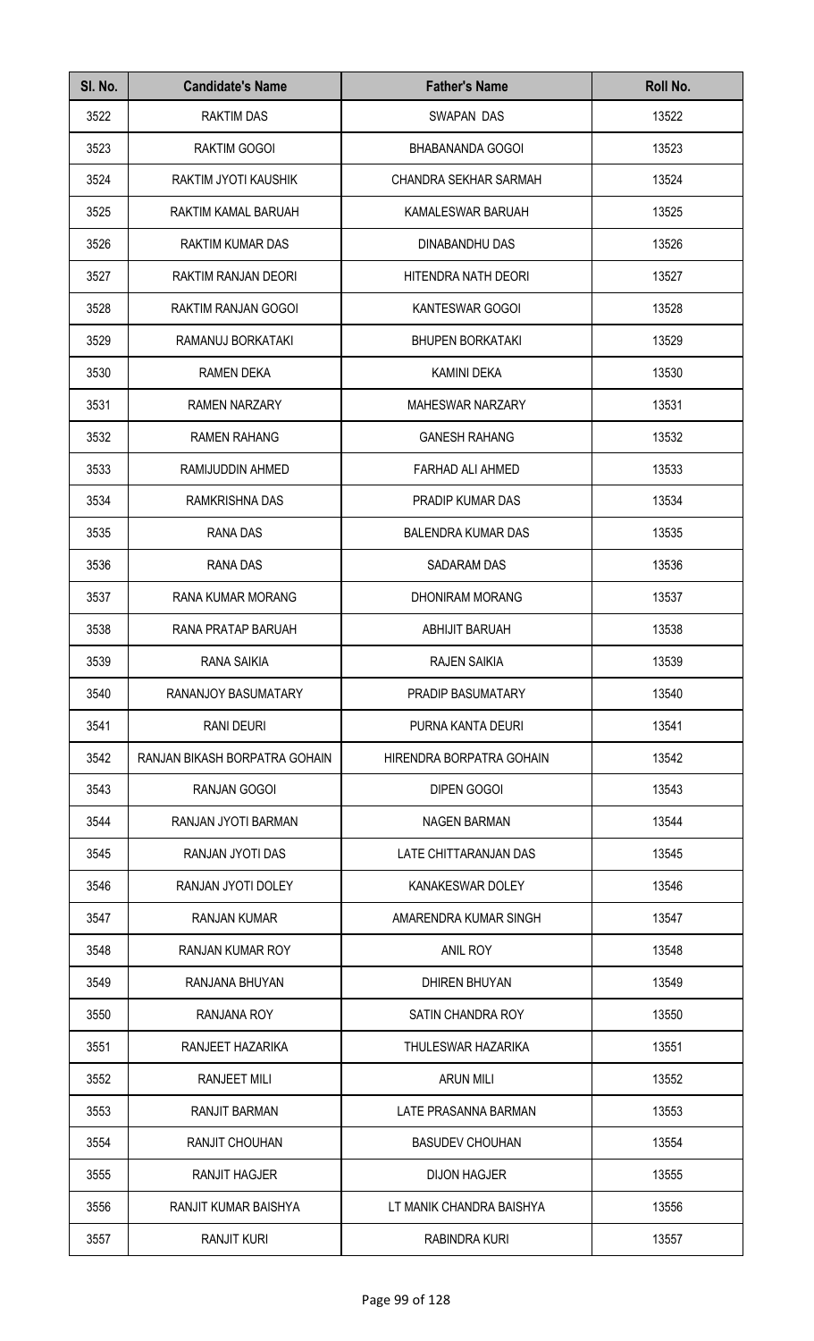| Sl. No. | Candidate's Name | Father's Name | Roll No. |
| --- | --- | --- | --- |
| 3522 | RAKTIM DAS | SWAPAN DAS | 13522 |
| 3523 | RAKTIM GOGOI | BHABANANDA GOGOI | 13523 |
| 3524 | RAKTIM JYOTI KAUSHIK | CHANDRA SEKHAR SARMAH | 13524 |
| 3525 | RAKTIM KAMAL BARUAH | KAMALESWAR BARUAH | 13525 |
| 3526 | RAKTIM KUMAR DAS | DINABANDHU DAS | 13526 |
| 3527 | RAKTIM RANJAN DEORI | HITENDRA NATH DEORI | 13527 |
| 3528 | RAKTIM RANJAN GOGOI | KANTESWAR GOGOI | 13528 |
| 3529 | RAMANUJ BORKATAKI | BHUPEN BORKATAKI | 13529 |
| 3530 | RAMEN DEKA | KAMINI DEKA | 13530 |
| 3531 | RAMEN NARZARY | MAHESWAR NARZARY | 13531 |
| 3532 | RAMEN RAHANG | GANESH RAHANG | 13532 |
| 3533 | RAMIJUDDIN AHMED | FARHAD ALI AHMED | 13533 |
| 3534 | RAMKRISHNA DAS | PRADIP KUMAR DAS | 13534 |
| 3535 | RANA DAS | BALENDRA KUMAR DAS | 13535 |
| 3536 | RANA DAS | SADARAM DAS | 13536 |
| 3537 | RANA KUMAR MORANG | DHONIRAM MORANG | 13537 |
| 3538 | RANA PRATAP BARUAH | ABHIJIT BARUAH | 13538 |
| 3539 | RANA SAIKIA | RAJEN SAIKIA | 13539 |
| 3540 | RANANJOY BASUMATARY | PRADIP BASUMATARY | 13540 |
| 3541 | RANI DEURI | PURNA KANTA DEURI | 13541 |
| 3542 | RANJAN BIKASH BORPATRA GOHAIN | HIRENDRA BORPATRA GOHAIN | 13542 |
| 3543 | RANJAN GOGOI | DIPEN GOGOI | 13543 |
| 3544 | RANJAN JYOTI BARMAN | NAGEN BARMAN | 13544 |
| 3545 | RANJAN JYOTI DAS | LATE CHITTARANJAN DAS | 13545 |
| 3546 | RANJAN JYOTI DOLEY | KANAKESWAR DOLEY | 13546 |
| 3547 | RANJAN KUMAR | AMARENDRA KUMAR SINGH | 13547 |
| 3548 | RANJAN KUMAR ROY | ANIL ROY | 13548 |
| 3549 | RANJANA BHUYAN | DHIREN BHUYAN | 13549 |
| 3550 | RANJANA ROY | SATIN CHANDRA ROY | 13550 |
| 3551 | RANJEET HAZARIKA | THULESWAR HAZARIKA | 13551 |
| 3552 | RANJEET MILI | ARUN MILI | 13552 |
| 3553 | RANJIT BARMAN | LATE PRASANNA BARMAN | 13553 |
| 3554 | RANJIT CHOUHAN | BASUDEV CHOUHAN | 13554 |
| 3555 | RANJIT HAGJER | DIJON HAGJER | 13555 |
| 3556 | RANJIT KUMAR BAISHYA | LT MANIK CHANDRA BAISHYA | 13556 |
| 3557 | RANJIT KURI | RABINDRA KURI | 13557 |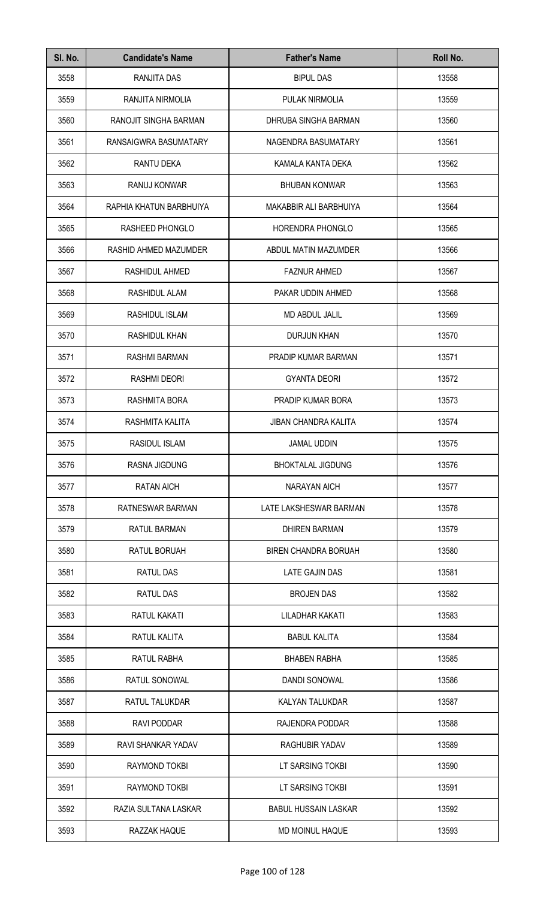| Sl. No. | Candidate's Name | Father's Name | Roll No. |
|---|---|---|---|
| 3558 | RANJITA DAS | BIPUL DAS | 13558 |
| 3559 | RANJITA NIRMOLIA | PULAK NIRMOLIA | 13559 |
| 3560 | RANOJIT SINGHA BARMAN | DHRUBA SINGHA BARMAN | 13560 |
| 3561 | RANSAIGWRA BASUMATARY | NAGENDRA BASUMATARY | 13561 |
| 3562 | RANTU DEKA | KAMALA KANTA DEKA | 13562 |
| 3563 | RANUJ KONWAR | BHUBAN KONWAR | 13563 |
| 3564 | RAPHIA KHATUN BARBHUIYA | MAKABBIR ALI BARBHUIYA | 13564 |
| 3565 | RASHEED PHONGLO | HORENDRA PHONGLO | 13565 |
| 3566 | RASHID AHMED MAZUMDER | ABDUL MATIN MAZUMDER | 13566 |
| 3567 | RASHIDUL AHMED | FAZNUR AHMED | 13567 |
| 3568 | RASHIDUL ALAM | PAKAR UDDIN AHMED | 13568 |
| 3569 | RASHIDUL ISLAM | MD ABDUL JALIL | 13569 |
| 3570 | RASHIDUL KHAN | DURJUN KHAN | 13570 |
| 3571 | RASHMI BARMAN | PRADIP KUMAR BARMAN | 13571 |
| 3572 | RASHMI DEORI | GYANTA DEORI | 13572 |
| 3573 | RASHMITA BORA | PRADIP KUMAR BORA | 13573 |
| 3574 | RASHMITA KALITA | JIBAN CHANDRA KALITA | 13574 |
| 3575 | RASIDUL ISLAM | JAMAL UDDIN | 13575 |
| 3576 | RASNA JIGDUNG | BHOKTALAL JIGDUNG | 13576 |
| 3577 | RATAN AICH | NARAYAN AICH | 13577 |
| 3578 | RATNESWAR BARMAN | LATE LAKSHESWAR BARMAN | 13578 |
| 3579 | RATUL BARMAN | DHIREN BARMAN | 13579 |
| 3580 | RATUL BORUAH | BIREN CHANDRA BORUAH | 13580 |
| 3581 | RATUL DAS | LATE GAJIN DAS | 13581 |
| 3582 | RATUL DAS | BROJEN DAS | 13582 |
| 3583 | RATUL KAKATI | LILADHAR KAKATI | 13583 |
| 3584 | RATUL KALITA | BABUL KALITA | 13584 |
| 3585 | RATUL RABHA | BHABEN RABHA | 13585 |
| 3586 | RATUL SONOWAL | DANDI SONOWAL | 13586 |
| 3587 | RATUL TALUKDAR | KALYAN TALUKDAR | 13587 |
| 3588 | RAVI PODDAR | RAJENDRA PODDAR | 13588 |
| 3589 | RAVI SHANKAR YADAV | RAGHUBIR YADAV | 13589 |
| 3590 | RAYMOND TOKBI | LT SARSING TOKBI | 13590 |
| 3591 | RAYMOND TOKBI | LT SARSING TOKBI | 13591 |
| 3592 | RAZIA SULTANA LASKAR | BABUL HUSSAIN LASKAR | 13592 |
| 3593 | RAZZAK HAQUE | MD MOINUL HAQUE | 13593 |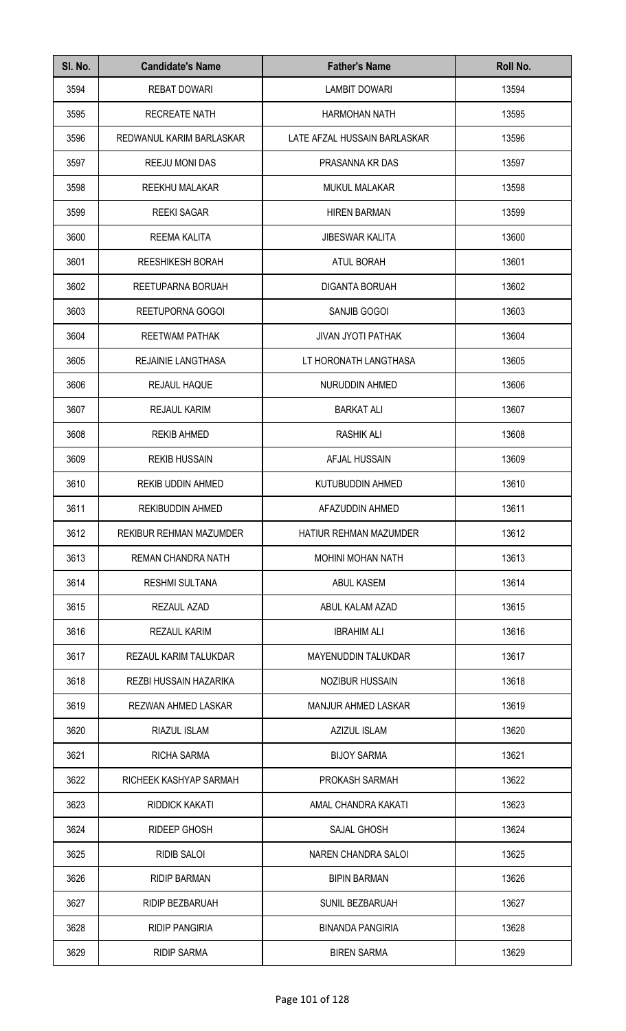| Sl. No. | Candidate's Name | Father's Name | Roll No. |
|---|---|---|---|
| 3594 | REBAT DOWARI | LAMBIT DOWARI | 13594 |
| 3595 | RECREATE NATH | HARMOHAN NATH | 13595 |
| 3596 | REDWANUL KARIM BARLASKAR | LATE AFZAL HUSSAIN BARLASKAR | 13596 |
| 3597 | REEJU MONI DAS | PRASANNA KR DAS | 13597 |
| 3598 | REEKHU MALAKAR | MUKUL MALAKAR | 13598 |
| 3599 | REEKI SAGAR | HIREN BARMAN | 13599 |
| 3600 | REEMA KALITA | JIBESWAR KALITA | 13600 |
| 3601 | REESHIKESH BORAH | ATUL BORAH | 13601 |
| 3602 | REETUPARNA BORUAH | DIGANTA BORUAH | 13602 |
| 3603 | REETUPORNA GOGOI | SANJIB GOGOI | 13603 |
| 3604 | REETWAM PATHAK | JIVAN JYOTI PATHAK | 13604 |
| 3605 | REJAINIE LANGTHASA | LT HORONATH LANGTHASA | 13605 |
| 3606 | REJAUL HAQUE | NURUDDIN AHMED | 13606 |
| 3607 | REJAUL KARIM | BARKAT ALI | 13607 |
| 3608 | REKIB AHMED | RASHIK ALI | 13608 |
| 3609 | REKIB HUSSAIN | AFJAL HUSSAIN | 13609 |
| 3610 | REKIB UDDIN AHMED | KUTUBUDDIN AHMED | 13610 |
| 3611 | REKIBUDDIN AHMED | AFAZUDDIN AHMED | 13611 |
| 3612 | REKIBUR REHMAN MAZUMDER | HATIUR REHMAN MAZUMDER | 13612 |
| 3613 | REMAN CHANDRA NATH | MOHINI MOHAN NATH | 13613 |
| 3614 | RESHMI SULTANA | ABUL KASEM | 13614 |
| 3615 | REZAUL AZAD | ABUL KALAM AZAD | 13615 |
| 3616 | REZAUL KARIM | IBRAHIM ALI | 13616 |
| 3617 | REZAUL KARIM TALUKDAR | MAYENUDDIN TALUKDAR | 13617 |
| 3618 | REZBI HUSSAIN HAZARIKA | NOZIBUR HUSSAIN | 13618 |
| 3619 | REZWAN AHMED LASKAR | MANJUR AHMED LASKAR | 13619 |
| 3620 | RIAZUL ISLAM | AZIZUL ISLAM | 13620 |
| 3621 | RICHA SARMA | BIJOY SARMA | 13621 |
| 3622 | RICHEEK KASHYAP SARMAH | PROKASH SARMAH | 13622 |
| 3623 | RIDDICK KAKATI | AMAL CHANDRA KAKATI | 13623 |
| 3624 | RIDEEP GHOSH | SAJAL GHOSH | 13624 |
| 3625 | RIDIB SALOI | NAREN CHANDRA SALOI | 13625 |
| 3626 | RIDIP BARMAN | BIPIN BARMAN | 13626 |
| 3627 | RIDIP BEZBARUAH | SUNIL BEZBARUAH | 13627 |
| 3628 | RIDIP PANGIRIA | BINANDA PANGIRIA | 13628 |
| 3629 | RIDIP SARMA | BIREN SARMA | 13629 |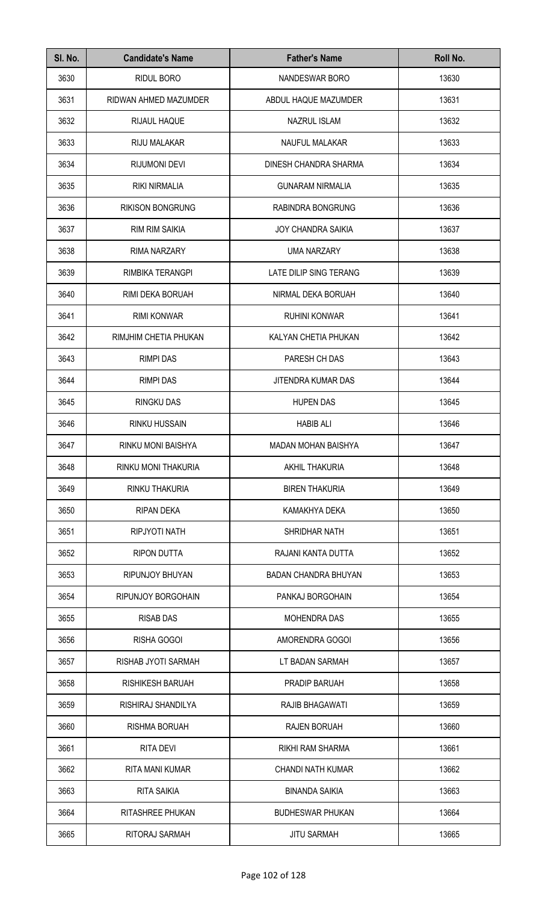| Sl. No. | Candidate's Name | Father's Name | Roll No. |
|---|---|---|---|
| 3630 | RIDUL BORO | NANDESWAR BORO | 13630 |
| 3631 | RIDWAN AHMED MAZUMDER | ABDUL HAQUE MAZUMDER | 13631 |
| 3632 | RIJAUL HAQUE | NAZRUL ISLAM | 13632 |
| 3633 | RIJU MALAKAR | NAUFUL MALAKAR | 13633 |
| 3634 | RIJUMONI DEVI | DINESH CHANDRA SHARMA | 13634 |
| 3635 | RIKI NIRMALIA | GUNARAM NIRMALIA | 13635 |
| 3636 | RIKISON BONGRUNG | RABINDRA BONGRUNG | 13636 |
| 3637 | RIM RIM SAIKIA | JOY CHANDRA SAIKIA | 13637 |
| 3638 | RIMA NARZARY | UMA NARZARY | 13638 |
| 3639 | RIMBIKA TERANGPI | LATE DILIP SING TERANG | 13639 |
| 3640 | RIMI DEKA BORUAH | NIRMAL DEKA BORUAH | 13640 |
| 3641 | RIMI KONWAR | RUHINI KONWAR | 13641 |
| 3642 | RIMJHIM CHETIA PHUKAN | KALYAN CHETIA PHUKAN | 13642 |
| 3643 | RIMPI DAS | PARESH CH DAS | 13643 |
| 3644 | RIMPI DAS | JITENDRA KUMAR DAS | 13644 |
| 3645 | RINGKU DAS | HUPEN DAS | 13645 |
| 3646 | RINKU HUSSAIN | HABIB ALI | 13646 |
| 3647 | RINKU MONI BAISHYA | MADAN MOHAN BAISHYA | 13647 |
| 3648 | RINKU MONI THAKURIA | AKHIL THAKURIA | 13648 |
| 3649 | RINKU THAKURIA | BIREN THAKURIA | 13649 |
| 3650 | RIPAN DEKA | KAMAKHYA DEKA | 13650 |
| 3651 | RIPJYOTI NATH | SHRIDHAR NATH | 13651 |
| 3652 | RIPON DUTTA | RAJANI KANTA DUTTA | 13652 |
| 3653 | RIPUNJOY BHUYAN | BADAN CHANDRA BHUYAN | 13653 |
| 3654 | RIPUNJOY BORGOHAIN | PANKAJ BORGOHAIN | 13654 |
| 3655 | RISAB DAS | MOHENDRA DAS | 13655 |
| 3656 | RISHA GOGOI | AMORENDRA GOGOI | 13656 |
| 3657 | RISHAB JYOTI SARMAH | LT BADAN SARMAH | 13657 |
| 3658 | RISHIKESH BARUAH | PRADIP BARUAH | 13658 |
| 3659 | RISHIRAJ SHANDILYA | RAJIB BHAGAWATI | 13659 |
| 3660 | RISHMA BORUAH | RAJEN BORUAH | 13660 |
| 3661 | RITA DEVI | RIKHI RAM SHARMA | 13661 |
| 3662 | RITA MANI KUMAR | CHANDI NATH KUMAR | 13662 |
| 3663 | RITA SAIKIA | BINANDA SAIKIA | 13663 |
| 3664 | RITASHREE PHUKAN | BUDHESWAR PHUKAN | 13664 |
| 3665 | RITORAJ SARMAH | JITU SARMAH | 13665 |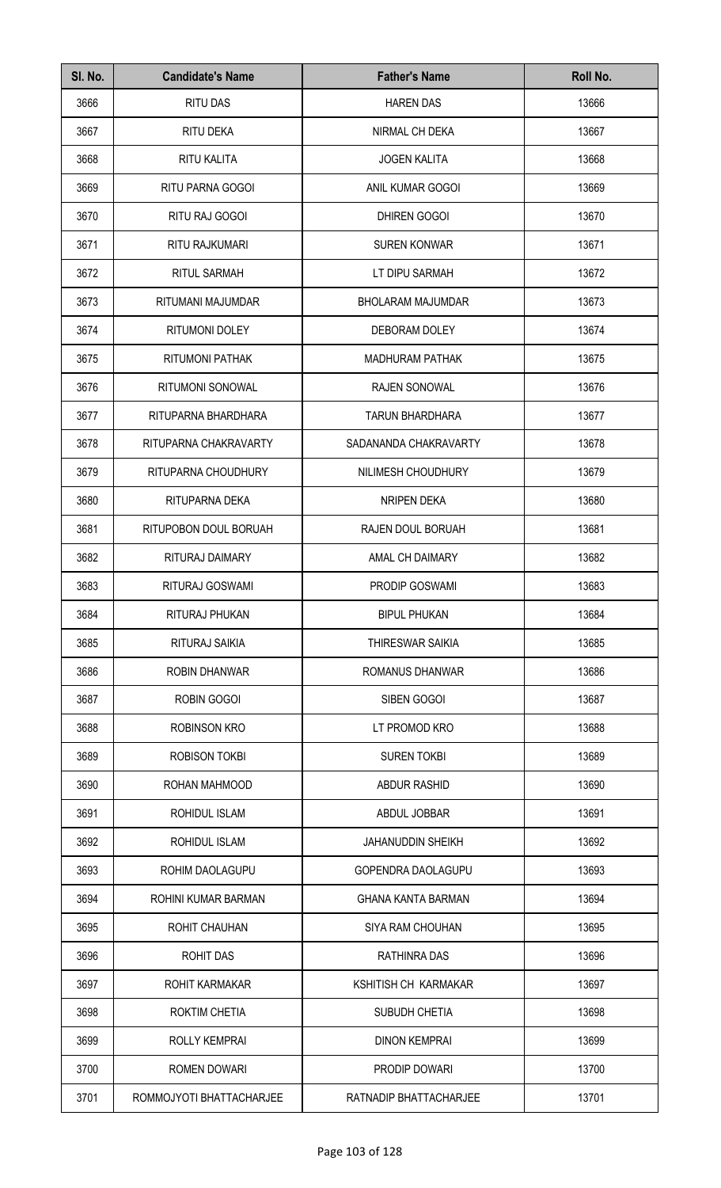| Sl. No. | Candidate's Name | Father's Name | Roll No. |
| --- | --- | --- | --- |
| 3666 | RITU DAS | HAREN DAS | 13666 |
| 3667 | RITU DEKA | NIRMAL CH DEKA | 13667 |
| 3668 | RITU KALITA | JOGEN KALITA | 13668 |
| 3669 | RITU PARNA GOGOI | ANIL KUMAR GOGOI | 13669 |
| 3670 | RITU RAJ GOGOI | DHIREN GOGOI | 13670 |
| 3671 | RITU RAJKUMARI | SUREN KONWAR | 13671 |
| 3672 | RITUL SARMAH | LT DIPU SARMAH | 13672 |
| 3673 | RITUMANI MAJUMDAR | BHOLARAM MAJUMDAR | 13673 |
| 3674 | RITUMONI DOLEY | DEBORAM DOLEY | 13674 |
| 3675 | RITUMONI PATHAK | MADHURAM PATHAK | 13675 |
| 3676 | RITUMONI SONOWAL | RAJEN SONOWAL | 13676 |
| 3677 | RITUPARNA BHARDHARA | TARUN BHARDHARA | 13677 |
| 3678 | RITUPARNA CHAKRAVARTY | SADANANDA CHAKRAVARTY | 13678 |
| 3679 | RITUPARNA CHOUDHURY | NILIMESH CHOUDHURY | 13679 |
| 3680 | RITUPARNA DEKA | NRIPEN DEKA | 13680 |
| 3681 | RITUPOBON DOUL BORUAH | RAJEN DOUL BORUAH | 13681 |
| 3682 | RITURAJ DAIMARY | AMAL CH DAIMARY | 13682 |
| 3683 | RITURAJ GOSWAMI | PRODIP GOSWAMI | 13683 |
| 3684 | RITURAJ PHUKAN | BIPUL PHUKAN | 13684 |
| 3685 | RITURAJ SAIKIA | THIRESWAR SAIKIA | 13685 |
| 3686 | ROBIN DHANWAR | ROMANUS DHANWAR | 13686 |
| 3687 | ROBIN GOGOI | SIBEN GOGOI | 13687 |
| 3688 | ROBINSON KRO | LT PROMOD KRO | 13688 |
| 3689 | ROBISON TOKBI | SUREN TOKBI | 13689 |
| 3690 | ROHAN MAHMOOD | ABDUR RASHID | 13690 |
| 3691 | ROHIDUL ISLAM | ABDUL JOBBAR | 13691 |
| 3692 | ROHIDUL ISLAM | JAHANUDDIN SHEIKH | 13692 |
| 3693 | ROHIM DAOLAGUPU | GOPENDRA DAOLAGUPU | 13693 |
| 3694 | ROHINI KUMAR BARMAN | GHANA KANTA BARMAN | 13694 |
| 3695 | ROHIT CHAUHAN | SIYA RAM CHOUHAN | 13695 |
| 3696 | ROHIT DAS | RATHINRA DAS | 13696 |
| 3697 | ROHIT KARMAKAR | KSHITISH CH KARMAKAR | 13697 |
| 3698 | ROKTIM CHETIA | SUBUDH CHETIA | 13698 |
| 3699 | ROLLY KEMPRAI | DINON KEMPRAI | 13699 |
| 3700 | ROMEN DOWARI | PRODIP DOWARI | 13700 |
| 3701 | ROMMOJYOTI BHATTACHARJEE | RATNADIP BHATTACHARJEE | 13701 |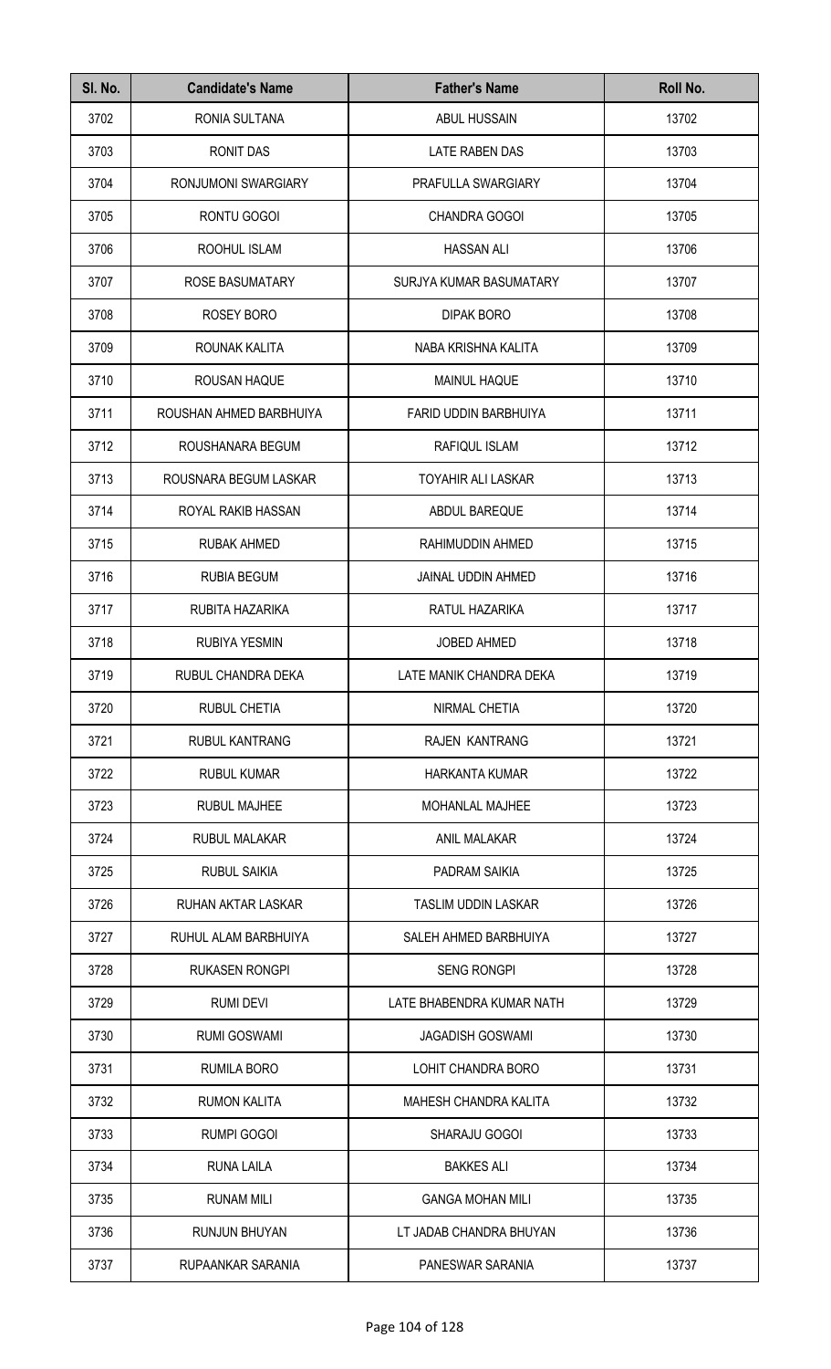| Sl. No. | Candidate's Name | Father's Name | Roll No. |
|---|---|---|---|
| 3702 | RONIA SULTANA | ABUL HUSSAIN | 13702 |
| 3703 | RONIT DAS | LATE RABEN DAS | 13703 |
| 3704 | RONJUMONI SWARGIARY | PRAFULLA SWARGIARY | 13704 |
| 3705 | RONTU GOGOI | CHANDRA GOGOI | 13705 |
| 3706 | ROOHUL ISLAM | HASSAN ALI | 13706 |
| 3707 | ROSE BASUMATARY | SURJYA KUMAR BASUMATARY | 13707 |
| 3708 | ROSEY BORO | DIPAK BORO | 13708 |
| 3709 | ROUNAK KALITA | NABA KRISHNA KALITA | 13709 |
| 3710 | ROUSAN HAQUE | MAINUL HAQUE | 13710 |
| 3711 | ROUSHAN AHMED BARBHUIYA | FARID UDDIN BARBHUIYA | 13711 |
| 3712 | ROUSHANARA BEGUM | RAFIQUL ISLAM | 13712 |
| 3713 | ROUSNARA BEGUM LASKAR | TOYAHIR ALI LASKAR | 13713 |
| 3714 | ROYAL RAKIB HASSAN | ABDUL BAREQUE | 13714 |
| 3715 | RUBAK AHMED | RAHIMUDDIN AHMED | 13715 |
| 3716 | RUBIA BEGUM | JAINAL UDDIN AHMED | 13716 |
| 3717 | RUBITA HAZARIKA | RATUL HAZARIKA | 13717 |
| 3718 | RUBIYA YESMIN | JOBED AHMED | 13718 |
| 3719 | RUBUL CHANDRA DEKA | LATE MANIK CHANDRA DEKA | 13719 |
| 3720 | RUBUL CHETIA | NIRMAL CHETIA | 13720 |
| 3721 | RUBUL KANTRANG | RAJEN KANTRANG | 13721 |
| 3722 | RUBUL KUMAR | HARKANTA KUMAR | 13722 |
| 3723 | RUBUL MAJHEE | MOHANLAL MAJHEE | 13723 |
| 3724 | RUBUL MALAKAR | ANIL MALAKAR | 13724 |
| 3725 | RUBUL SAIKIA | PADRAM SAIKIA | 13725 |
| 3726 | RUHAN AKTAR LASKAR | TASLIM UDDIN LASKAR | 13726 |
| 3727 | RUHUL ALAM BARBHUIYA | SALEH AHMED BARBHUIYA | 13727 |
| 3728 | RUKASEN RONGPI | SENG RONGPI | 13728 |
| 3729 | RUMI DEVI | LATE BHABENDRA KUMAR NATH | 13729 |
| 3730 | RUMI GOSWAMI | JAGADISH GOSWAMI | 13730 |
| 3731 | RUMILA BORO | LOHIT CHANDRA BORO | 13731 |
| 3732 | RUMON KALITA | MAHESH CHANDRA KALITA | 13732 |
| 3733 | RUMPI GOGOI | SHARAJU GOGOI | 13733 |
| 3734 | RUNA LAILA | BAKKES ALI | 13734 |
| 3735 | RUNAM MILI | GANGA MOHAN MILI | 13735 |
| 3736 | RUNJUN BHUYAN | LT JADAB CHANDRA BHUYAN | 13736 |
| 3737 | RUPAANKAR SARANIA | PANESWAR SARANIA | 13737 |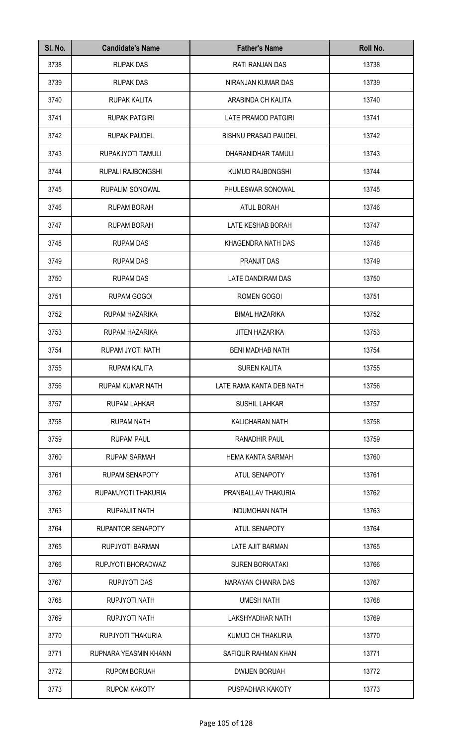| Sl. No. | Candidate's Name | Father's Name | Roll No. |
|---|---|---|---|
| 3738 | RUPAK DAS | RATI RANJAN DAS | 13738 |
| 3739 | RUPAK DAS | NIRANJAN KUMAR DAS | 13739 |
| 3740 | RUPAK KALITA | ARABINDA CH KALITA | 13740 |
| 3741 | RUPAK PATGIRI | LATE PRAMOD PATGIRI | 13741 |
| 3742 | RUPAK PAUDEL | BISHNU PRASAD PAUDEL | 13742 |
| 3743 | RUPAKJYOTI TAMULI | DHARANIDHAR TAMULI | 13743 |
| 3744 | RUPALI RAJBONGSHI | KUMUD RAJBONGSHI | 13744 |
| 3745 | RUPALIM SONOWAL | PHULESWAR SONOWAL | 13745 |
| 3746 | RUPAM BORAH | ATUL BORAH | 13746 |
| 3747 | RUPAM BORAH | LATE KESHAB BORAH | 13747 |
| 3748 | RUPAM DAS | KHAGENDRA NATH DAS | 13748 |
| 3749 | RUPAM DAS | PRANJIT DAS | 13749 |
| 3750 | RUPAM DAS | LATE DANDIRAM DAS | 13750 |
| 3751 | RUPAM GOGOI | ROMEN GOGOI | 13751 |
| 3752 | RUPAM HAZARIKA | BIMAL HAZARIKA | 13752 |
| 3753 | RUPAM HAZARIKA | JITEN HAZARIKA | 13753 |
| 3754 | RUPAM JYOTI NATH | BENI MADHAB NATH | 13754 |
| 3755 | RUPAM KALITA | SUREN KALITA | 13755 |
| 3756 | RUPAM KUMAR NATH | LATE RAMA KANTA DEB NATH | 13756 |
| 3757 | RUPAM LAHKAR | SUSHIL LAHKAR | 13757 |
| 3758 | RUPAM NATH | KALICHARAN NATH | 13758 |
| 3759 | RUPAM PAUL | RANADHIR PAUL | 13759 |
| 3760 | RUPAM SARMAH | HEMA KANTA SARMAH | 13760 |
| 3761 | RUPAM SENAPOTY | ATUL SENAPOTY | 13761 |
| 3762 | RUPAMJYOTI THAKURIA | PRANBALLAV THAKURIA | 13762 |
| 3763 | RUPANJIT NATH | INDUMOHAN NATH | 13763 |
| 3764 | RUPANTOR SENAPOTY | ATUL SENAPOTY | 13764 |
| 3765 | RUPJYOTI BARMAN | LATE AJIT BARMAN | 13765 |
| 3766 | RUPJYOTI BHORADWAZ | SUREN BORKATAKI | 13766 |
| 3767 | RUPJYOTI DAS | NARAYAN CHANRA DAS | 13767 |
| 3768 | RUPJYOTI NATH | UMESH NATH | 13768 |
| 3769 | RUPJYOTI NATH | LAKSHYADHAR NATH | 13769 |
| 3770 | RUPJYOTI THAKURIA | KUMUD CH THAKURIA | 13770 |
| 3771 | RUPNARA YEASMIN KHANN | SAFIQUR RAHMAN KHAN | 13771 |
| 3772 | RUPOM BORUAH | DWIJEN BORUAH | 13772 |
| 3773 | RUPOM KAKOTY | PUSPADHAR KAKOTY | 13773 |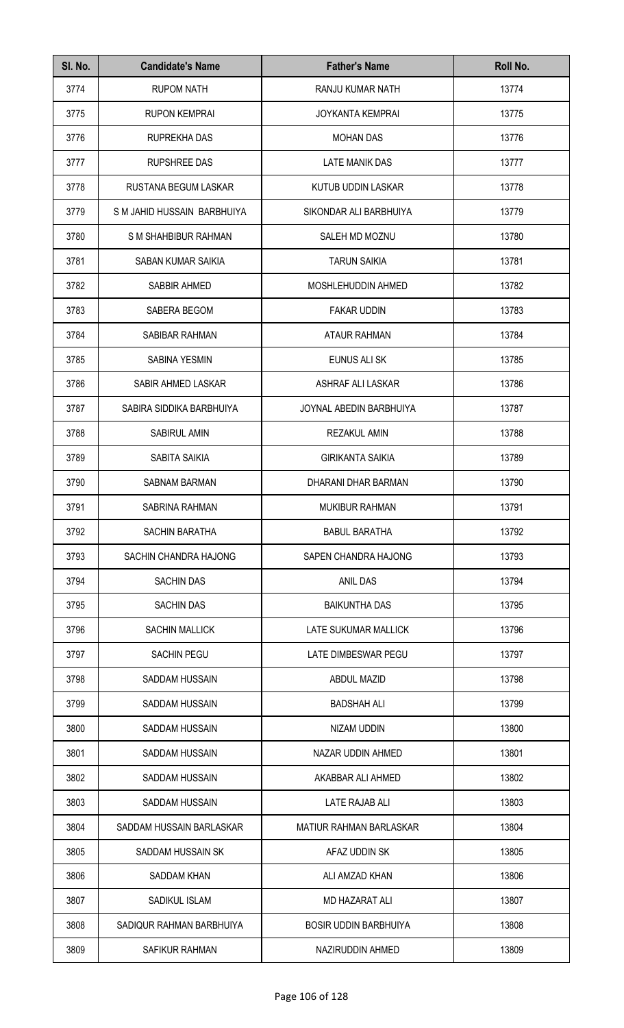| Sl. No. | Candidate's Name | Father's Name | Roll No. |
|---|---|---|---|
| 3774 | RUPOM NATH | RANJU KUMAR NATH | 13774 |
| 3775 | RUPON KEMPRAI | JOYKANTA KEMPRAI | 13775 |
| 3776 | RUPREKHA DAS | MOHAN DAS | 13776 |
| 3777 | RUPSHREE DAS | LATE MANIK DAS | 13777 |
| 3778 | RUSTANA BEGUM LASKAR | KUTUB UDDIN LASKAR | 13778 |
| 3779 | S M JAHID HUSSAIN BARBHUIYA | SIKONDAR ALI BARBHUIYA | 13779 |
| 3780 | S M SHAHBIBUR RAHMAN | SALEH MD MOZNU | 13780 |
| 3781 | SABAN KUMAR SAIKIA | TARUN SAIKIA | 13781 |
| 3782 | SABBIR AHMED | MOSHLEHUDDIN AHMED | 13782 |
| 3783 | SABERA BEGOM | FAKAR UDDIN | 13783 |
| 3784 | SABIBAR RAHMAN | ATAUR RAHMAN | 13784 |
| 3785 | SABINA YESMIN | EUNUS ALI SK | 13785 |
| 3786 | SABIR AHMED LASKAR | ASHRAF ALI LASKAR | 13786 |
| 3787 | SABIRA SIDDIKA BARBHUIYA | JOYNAL ABEDIN BARBHUIYA | 13787 |
| 3788 | SABIRUL AMIN | REZAKUL AMIN | 13788 |
| 3789 | SABITA SAIKIA | GIRIKANTA SAIKIA | 13789 |
| 3790 | SABNAM BARMAN | DHARANI DHAR BARMAN | 13790 |
| 3791 | SABRINA RAHMAN | MUKIBUR RAHMAN | 13791 |
| 3792 | SACHIN BARATHA | BABUL BARATHA | 13792 |
| 3793 | SACHIN CHANDRA HAJONG | SAPEN CHANDRA HAJONG | 13793 |
| 3794 | SACHIN DAS | ANIL DAS | 13794 |
| 3795 | SACHIN DAS | BAIKUNTHA DAS | 13795 |
| 3796 | SACHIN MALLICK | LATE SUKUMAR MALLICK | 13796 |
| 3797 | SACHIN PEGU | LATE DIMBESWAR PEGU | 13797 |
| 3798 | SADDAM HUSSAIN | ABDUL MAZID | 13798 |
| 3799 | SADDAM HUSSAIN | BADSHAH ALI | 13799 |
| 3800 | SADDAM HUSSAIN | NIZAM UDDIN | 13800 |
| 3801 | SADDAM HUSSAIN | NAZAR UDDIN AHMED | 13801 |
| 3802 | SADDAM HUSSAIN | AKABBAR ALI AHMED | 13802 |
| 3803 | SADDAM HUSSAIN | LATE RAJAB ALI | 13803 |
| 3804 | SADDAM HUSSAIN BARLASKAR | MATIUR RAHMAN BARLASKAR | 13804 |
| 3805 | SADDAM HUSSAIN SK | AFAZ UDDIN SK | 13805 |
| 3806 | SADDAM KHAN | ALI AMZAD KHAN | 13806 |
| 3807 | SADIKUL ISLAM | MD HAZARAT ALI | 13807 |
| 3808 | SADIQUR RAHMAN BARBHUIYA | BOSIR UDDIN BARBHUIYA | 13808 |
| 3809 | SAFIKUR RAHMAN | NAZIRUDDIN AHMED | 13809 |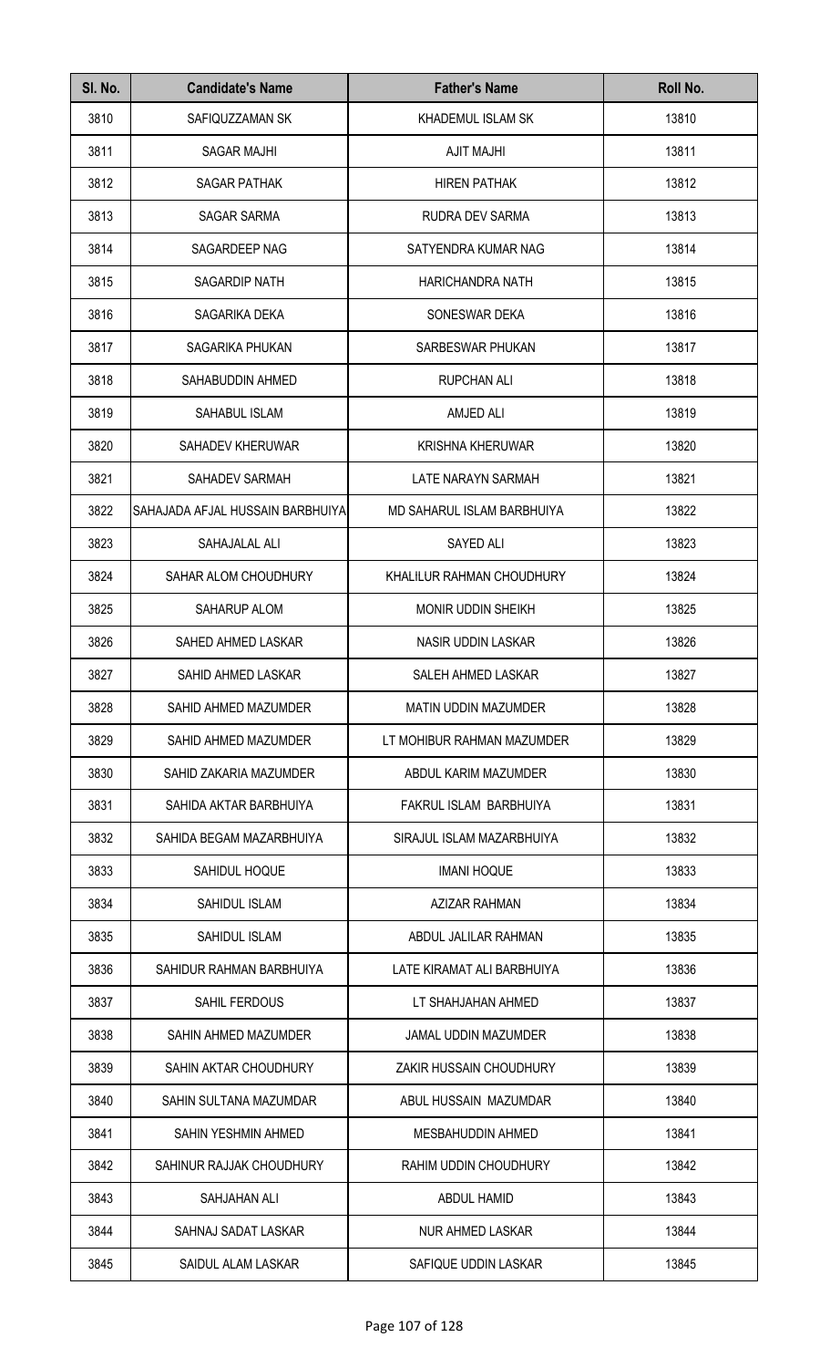| Sl. No. | Candidate's Name | Father's Name | Roll No. |
|---|---|---|---|
| 3810 | SAFIQUZZAMAN SK | KHADEMUL ISLAM SK | 13810 |
| 3811 | SAGAR MAJHI | AJIT MAJHI | 13811 |
| 3812 | SAGAR PATHAK | HIREN PATHAK | 13812 |
| 3813 | SAGAR SARMA | RUDRA DEV SARMA | 13813 |
| 3814 | SAGARDEEP NAG | SATYENDRA KUMAR NAG | 13814 |
| 3815 | SAGARDIP NATH | HARICHANDRA NATH | 13815 |
| 3816 | SAGARIKA DEKA | SONESWAR DEKA | 13816 |
| 3817 | SAGARIKA PHUKAN | SARBESWAR PHUKAN | 13817 |
| 3818 | SAHABUDDIN AHMED | RUPCHAN ALI | 13818 |
| 3819 | SAHABUL ISLAM | AMJED ALI | 13819 |
| 3820 | SAHADEV KHERUWAR | KRISHNA KHERUWAR | 13820 |
| 3821 | SAHADEV SARMAH | LATE NARAYN SARMAH | 13821 |
| 3822 | SAHAJADA AFJAL HUSSAIN BARBHUIYA | MD SAHARUL ISLAM BARBHUIYA | 13822 |
| 3823 | SAHAJALAL ALI | SAYED ALI | 13823 |
| 3824 | SAHAR ALOM CHOUDHURY | KHALILUR RAHMAN CHOUDHURY | 13824 |
| 3825 | SAHARUP ALOM | MONIR UDDIN SHEIKH | 13825 |
| 3826 | SAHED AHMED LASKAR | NASIR UDDIN LASKAR | 13826 |
| 3827 | SAHID AHMED LASKAR | SALEH AHMED LASKAR | 13827 |
| 3828 | SAHID AHMED MAZUMDER | MATIN UDDIN MAZUMDER | 13828 |
| 3829 | SAHID AHMED MAZUMDER | LT MOHIBUR RAHMAN MAZUMDER | 13829 |
| 3830 | SAHID ZAKARIA MAZUMDER | ABDUL KARIM MAZUMDER | 13830 |
| 3831 | SAHIDA AKTAR BARBHUIYA | FAKRUL ISLAM BARBHUIYA | 13831 |
| 3832 | SAHIDA BEGAM MAZARBHUIYA | SIRAJUL ISLAM MAZARBHUIYA | 13832 |
| 3833 | SAHIDUL HOQUE | IMANI HOQUE | 13833 |
| 3834 | SAHIDUL ISLAM | AZIZAR RAHMAN | 13834 |
| 3835 | SAHIDUL ISLAM | ABDUL JALILAR RAHMAN | 13835 |
| 3836 | SAHIDUR RAHMAN BARBHUIYA | LATE KIRAMAT ALI BARBHUIYA | 13836 |
| 3837 | SAHIL FERDOUS | LT SHAHJAHAN AHMED | 13837 |
| 3838 | SAHIN AHMED MAZUMDER | JAMAL UDDIN MAZUMDER | 13838 |
| 3839 | SAHIN AKTAR CHOUDHURY | ZAKIR HUSSAIN CHOUDHURY | 13839 |
| 3840 | SAHIN SULTANA MAZUMDAR | ABUL HUSSAIN MAZUMDAR | 13840 |
| 3841 | SAHIN YESHMIN AHMED | MESBAHUDDIN AHMED | 13841 |
| 3842 | SAHINUR RAJJAK CHOUDHURY | RAHIM UDDIN CHOUDHURY | 13842 |
| 3843 | SAHJAHAN ALI | ABDUL HAMID | 13843 |
| 3844 | SAHNAJ SADAT LASKAR | NUR AHMED LASKAR | 13844 |
| 3845 | SAIDUL ALAM LASKAR | SAFIQUE UDDIN LASKAR | 13845 |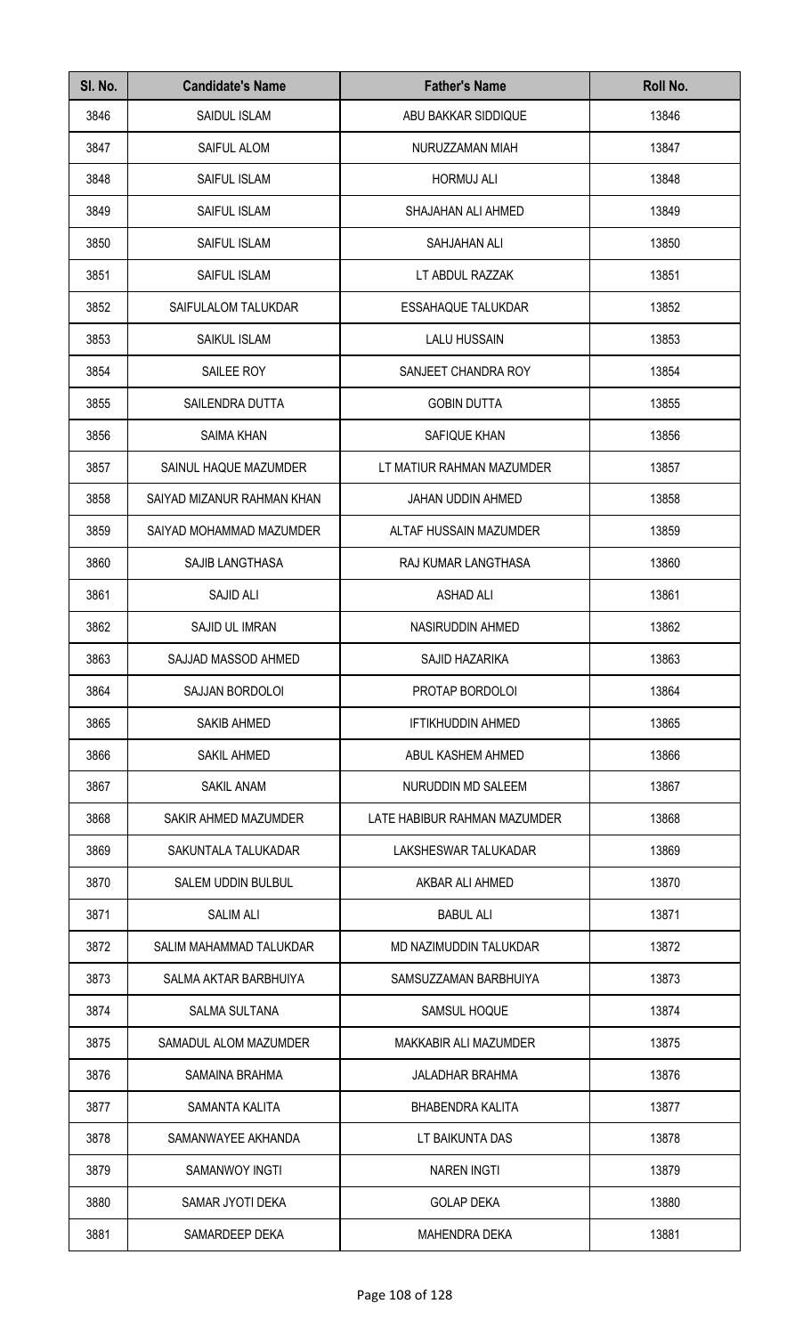| Sl. No. | Candidate's Name | Father's Name | Roll No. |
|---|---|---|---|
| 3846 | SAIDUL ISLAM | ABU BAKKAR SIDDIQUE | 13846 |
| 3847 | SAIFUL ALOM | NURUZZAMAN MIAH | 13847 |
| 3848 | SAIFUL ISLAM | HORMUJ ALI | 13848 |
| 3849 | SAIFUL ISLAM | SHAJAHAN ALI AHMED | 13849 |
| 3850 | SAIFUL ISLAM | SAHJAHAN ALI | 13850 |
| 3851 | SAIFUL ISLAM | LT ABDUL RAZZAK | 13851 |
| 3852 | SAIFULALOM TALUKDAR | ESSAHAQUE TALUKDAR | 13852 |
| 3853 | SAIKUL ISLAM | LALU HUSSAIN | 13853 |
| 3854 | SAILEE ROY | SANJEET CHANDRA ROY | 13854 |
| 3855 | SAILENDRA DUTTA | GOBIN DUTTA | 13855 |
| 3856 | SAIMA KHAN | SAFIQUE KHAN | 13856 |
| 3857 | SAINUL HAQUE MAZUMDER | LT MATIUR RAHMAN MAZUMDER | 13857 |
| 3858 | SAIYAD MIZANUR RAHMAN KHAN | JAHAN UDDIN AHMED | 13858 |
| 3859 | SAIYAD MOHAMMAD MAZUMDER | ALTAF HUSSAIN MAZUMDER | 13859 |
| 3860 | SAJIB LANGTHASA | RAJ KUMAR LANGTHASA | 13860 |
| 3861 | SAJID ALI | ASHAD ALI | 13861 |
| 3862 | SAJID UL IMRAN | NASIRUDDIN AHMED | 13862 |
| 3863 | SAJJAD MASSOD AHMED | SAJID HAZARIKA | 13863 |
| 3864 | SAJJAN BORDOLOI | PROTAP BORDOLOI | 13864 |
| 3865 | SAKIB AHMED | IFTIKHUDDIN AHMED | 13865 |
| 3866 | SAKIL AHMED | ABUL KASHEM AHMED | 13866 |
| 3867 | SAKIL ANAM | NURUDDIN MD SALEEM | 13867 |
| 3868 | SAKIR AHMED MAZUMDER | LATE HABIBUR RAHMAN MAZUMDER | 13868 |
| 3869 | SAKUNTALA TALUKADAR | LAKSHESWAR TALUKADAR | 13869 |
| 3870 | SALEM UDDIN BULBUL | AKBAR ALI AHMED | 13870 |
| 3871 | SALIM ALI | BABUL ALI | 13871 |
| 3872 | SALIM MAHAMMAD TALUKDAR | MD NAZIMUDDIN TALUKDAR | 13872 |
| 3873 | SALMA AKTAR BARBHUIYA | SAMSUZZAMAN BARBHUIYA | 13873 |
| 3874 | SALMA SULTANA | SAMSUL HOQUE | 13874 |
| 3875 | SAMADUL ALOM MAZUMDER | MAKKABIR ALI MAZUMDER | 13875 |
| 3876 | SAMAINA BRAHMA | JALADHAR BRAHMA | 13876 |
| 3877 | SAMANTA KALITA | BHABENDRA KALITA | 13877 |
| 3878 | SAMANWAYEE AKHANDA | LT BAIKUNTA DAS | 13878 |
| 3879 | SAMANWOY INGTI | NAREN INGTI | 13879 |
| 3880 | SAMAR JYOTI DEKA | GOLAP DEKA | 13880 |
| 3881 | SAMARDEEP DEKA | MAHENDRA DEKA | 13881 |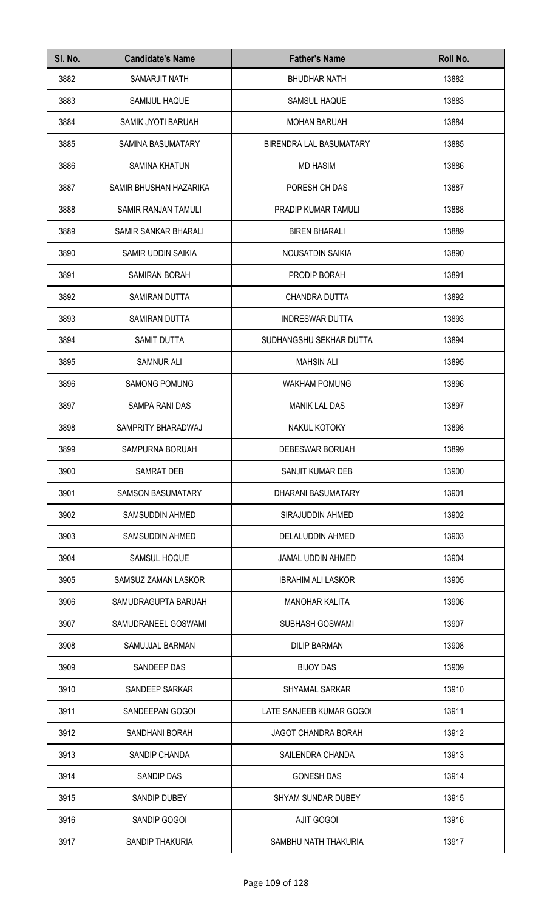| Sl. No. | Candidate's Name | Father's Name | Roll No. |
|---|---|---|---|
| 3882 | SAMARJIT NATH | BHUDHAR NATH | 13882 |
| 3883 | SAMIJUL HAQUE | SAMSUL HAQUE | 13883 |
| 3884 | SAMIK JYOTI BARUAH | MOHAN BARUAH | 13884 |
| 3885 | SAMINA BASUMATARY | BIRENDRA LAL BASUMATARY | 13885 |
| 3886 | SAMINA KHATUN | MD HASIM | 13886 |
| 3887 | SAMIR BHUSHAN HAZARIKA | PORESH CH DAS | 13887 |
| 3888 | SAMIR RANJAN TAMULI | PRADIP KUMAR TAMULI | 13888 |
| 3889 | SAMIR SANKAR BHARALI | BIREN BHARALI | 13889 |
| 3890 | SAMIR UDDIN SAIKIA | NOUSATDIN SAIKIA | 13890 |
| 3891 | SAMIRAN BORAH | PRODIP BORAH | 13891 |
| 3892 | SAMIRAN DUTTA | CHANDRA DUTTA | 13892 |
| 3893 | SAMIRAN DUTTA | INDRESWAR DUTTA | 13893 |
| 3894 | SAMIT DUTTA | SUDHANGSHU SEKHAR DUTTA | 13894 |
| 3895 | SAMNUR ALI | MAHSIN ALI | 13895 |
| 3896 | SAMONG POMUNG | WAKHAM POMUNG | 13896 |
| 3897 | SAMPA RANI DAS | MANIK LAL DAS | 13897 |
| 3898 | SAMPRITY BHARADWAJ | NAKUL KOTOKY | 13898 |
| 3899 | SAMPURNA BORUAH | DEBESWAR BORUAH | 13899 |
| 3900 | SAMRAT DEB | SANJIT KUMAR DEB | 13900 |
| 3901 | SAMSON BASUMATARY | DHARANI BASUMATARY | 13901 |
| 3902 | SAMSUDDIN AHMED | SIRAJUDDIN AHMED | 13902 |
| 3903 | SAMSUDDIN AHMED | DELALUDDIN AHMED | 13903 |
| 3904 | SAMSUL HOQUE | JAMAL UDDIN AHMED | 13904 |
| 3905 | SAMSUZ ZAMAN LASKOR | IBRAHIM ALI LASKOR | 13905 |
| 3906 | SAMUDRAGUPTA BARUAH | MANOHAR KALITA | 13906 |
| 3907 | SAMUDRANEEL GOSWAMI | SUBHASH GOSWAMI | 13907 |
| 3908 | SAMUJJAL BARMAN | DILIP BARMAN | 13908 |
| 3909 | SANDEEP DAS | BIJOY DAS | 13909 |
| 3910 | SANDEEP SARKAR | SHYAMAL SARKAR | 13910 |
| 3911 | SANDEEPAN GOGOI | LATE SANJEEB KUMAR GOGOI | 13911 |
| 3912 | SANDHANI BORAH | JAGOT CHANDRA BORAH | 13912 |
| 3913 | SANDIP CHANDA | SAILENDRA CHANDA | 13913 |
| 3914 | SANDIP DAS | GONESH DAS | 13914 |
| 3915 | SANDIP DUBEY | SHYAM SUNDAR DUBEY | 13915 |
| 3916 | SANDIP GOGOI | AJIT GOGOI | 13916 |
| 3917 | SANDIP THAKURIA | SAMBHU NATH THAKURIA | 13917 |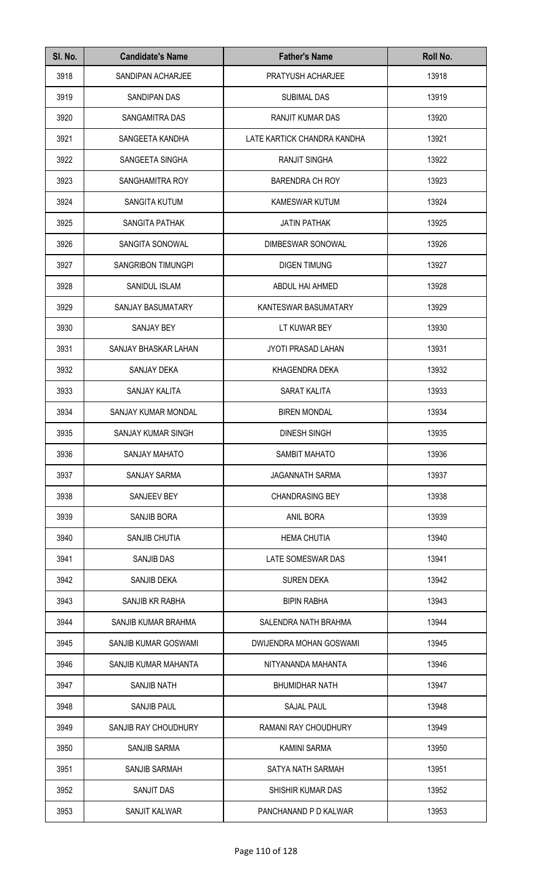| Sl. No. | Candidate's Name | Father's Name | Roll No. |
|---|---|---|---|
| 3918 | SANDIPAN ACHARJEE | PRATYUSH ACHARJEE | 13918 |
| 3919 | SANDIPAN DAS | SUBIMAL DAS | 13919 |
| 3920 | SANGAMITRA DAS | RANJIT KUMAR DAS | 13920 |
| 3921 | SANGEETA KANDHA | LATE KARTICK CHANDRA KANDHA | 13921 |
| 3922 | SANGEETA SINGHA | RANJIT SINGHA | 13922 |
| 3923 | SANGHAMITRA ROY | BARENDRA CH ROY | 13923 |
| 3924 | SANGITA KUTUM | KAMESWAR KUTUM | 13924 |
| 3925 | SANGITA PATHAK | JATIN PATHAK | 13925 |
| 3926 | SANGITA SONOWAL | DIMBESWAR SONOWAL | 13926 |
| 3927 | SANGRIBON TIMUNGPI | DIGEN TIMUNG | 13927 |
| 3928 | SANIDUL ISLAM | ABDUL HAI AHMED | 13928 |
| 3929 | SANJAY BASUMATARY | KANTESWAR BASUMATARY | 13929 |
| 3930 | SANJAY BEY | LT KUWAR BEY | 13930 |
| 3931 | SANJAY BHASKAR LAHAN | JYOTI PRASAD LAHAN | 13931 |
| 3932 | SANJAY DEKA | KHAGENDRA DEKA | 13932 |
| 3933 | SANJAY KALITA | SARAT KALITA | 13933 |
| 3934 | SANJAY KUMAR MONDAL | BIREN MONDAL | 13934 |
| 3935 | SANJAY KUMAR SINGH | DINESH SINGH | 13935 |
| 3936 | SANJAY MAHATO | SAMBIT MAHATO | 13936 |
| 3937 | SANJAY SARMA | JAGANNATH SARMA | 13937 |
| 3938 | SANJEEV BEY | CHANDRASING BEY | 13938 |
| 3939 | SANJIB BORA | ANIL BORA | 13939 |
| 3940 | SANJIB CHUTIA | HEMA CHUTIA | 13940 |
| 3941 | SANJIB DAS | LATE SOMESWAR DAS | 13941 |
| 3942 | SANJIB DEKA | SUREN DEKA | 13942 |
| 3943 | SANJIB KR RABHA | BIPIN RABHA | 13943 |
| 3944 | SANJIB KUMAR BRAHMA | SALENDRA NATH BRAHMA | 13944 |
| 3945 | SANJIB KUMAR GOSWAMI | DWIJENDRA MOHAN GOSWAMI | 13945 |
| 3946 | SANJIB KUMAR MAHANTA | NITYANANDA MAHANTA | 13946 |
| 3947 | SANJIB NATH | BHUMIDHAR NATH | 13947 |
| 3948 | SANJIB PAUL | SAJAL PAUL | 13948 |
| 3949 | SANJIB RAY CHOUDHURY | RAMANI RAY CHOUDHURY | 13949 |
| 3950 | SANJIB SARMA | KAMINI SARMA | 13950 |
| 3951 | SANJIB SARMAH | SATYA NATH SARMAH | 13951 |
| 3952 | SANJIT DAS | SHISHIR KUMAR DAS | 13952 |
| 3953 | SANJIT KALWAR | PANCHANAND P D KALWAR | 13953 |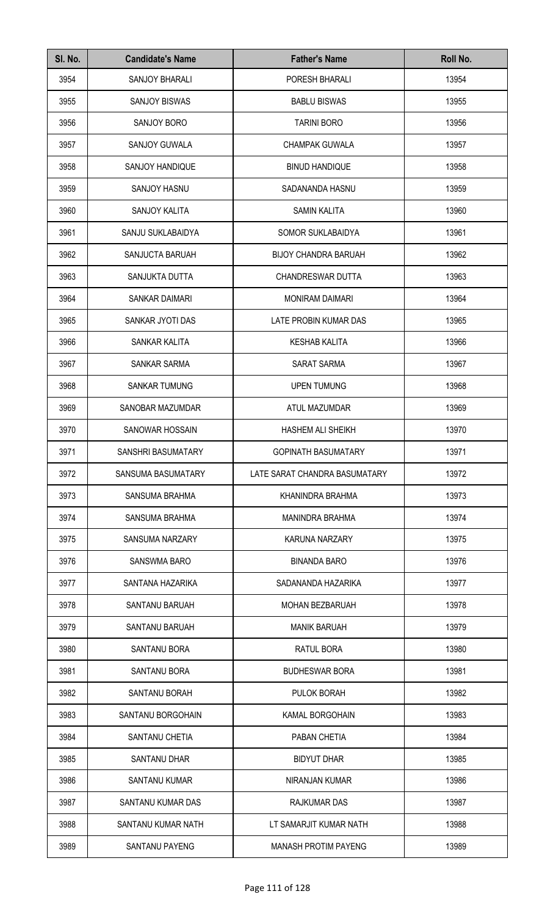| Sl. No. | Candidate's Name | Father's Name | Roll No. |
|---|---|---|---|
| 3954 | SANJOY BHARALI | PORESH BHARALI | 13954 |
| 3955 | SANJOY BISWAS | BABLU BISWAS | 13955 |
| 3956 | SANJOY BORO | TARINI BORO | 13956 |
| 3957 | SANJOY GUWALA | CHAMPAK GUWALA | 13957 |
| 3958 | SANJOY HANDIQUE | BINUD HANDIQUE | 13958 |
| 3959 | SANJOY HASNU | SADANANDA HASNU | 13959 |
| 3960 | SANJOY KALITA | SAMIN KALITA | 13960 |
| 3961 | SANJU SUKLABAIDYA | SOMOR SUKLABAIDYA | 13961 |
| 3962 | SANJUCTA BARUAH | BIJOY CHANDRA BARUAH | 13962 |
| 3963 | SANJUKTA DUTTA | CHANDRESWAR DUTTA | 13963 |
| 3964 | SANKAR DAIMARI | MONIRAM DAIMARI | 13964 |
| 3965 | SANKAR JYOTI DAS | LATE PROBIN KUMAR DAS | 13965 |
| 3966 | SANKAR KALITA | KESHAB KALITA | 13966 |
| 3967 | SANKAR SARMA | SARAT SARMA | 13967 |
| 3968 | SANKAR TUMUNG | UPEN TUMUNG | 13968 |
| 3969 | SANOBAR MAZUMDAR | ATUL MAZUMDAR | 13969 |
| 3970 | SANOWAR HOSSAIN | HASHEM ALI SHEIKH | 13970 |
| 3971 | SANSHRI BASUMATARY | GOPINATH BASUMATARY | 13971 |
| 3972 | SANSUMA BASUMATARY | LATE SARAT CHANDRA BASUMATARY | 13972 |
| 3973 | SANSUMA BRAHMA | KHANINDRA BRAHMA | 13973 |
| 3974 | SANSUMA BRAHMA | MANINDRA BRAHMA | 13974 |
| 3975 | SANSUMA NARZARY | KARUNA NARZARY | 13975 |
| 3976 | SANSWMA BARO | BINANDA BARO | 13976 |
| 3977 | SANTANA HAZARIKA | SADANANDA HAZARIKA | 13977 |
| 3978 | SANTANU BARUAH | MOHAN BEZBARUAH | 13978 |
| 3979 | SANTANU BARUAH | MANIK BARUAH | 13979 |
| 3980 | SANTANU BORA | RATUL BORA | 13980 |
| 3981 | SANTANU BORA | BUDHESWAR BORA | 13981 |
| 3982 | SANTANU BORAH | PULOK BORAH | 13982 |
| 3983 | SANTANU BORGOHAIN | KAMAL BORGOHAIN | 13983 |
| 3984 | SANTANU CHETIA | PABAN CHETIA | 13984 |
| 3985 | SANTANU DHAR | BIDYUT DHAR | 13985 |
| 3986 | SANTANU KUMAR | NIRANJAN KUMAR | 13986 |
| 3987 | SANTANU KUMAR DAS | RAJKUMAR DAS | 13987 |
| 3988 | SANTANU KUMAR NATH | LT SAMARJIT KUMAR NATH | 13988 |
| 3989 | SANTANU PAYENG | MANASH PROTIM PAYENG | 13989 |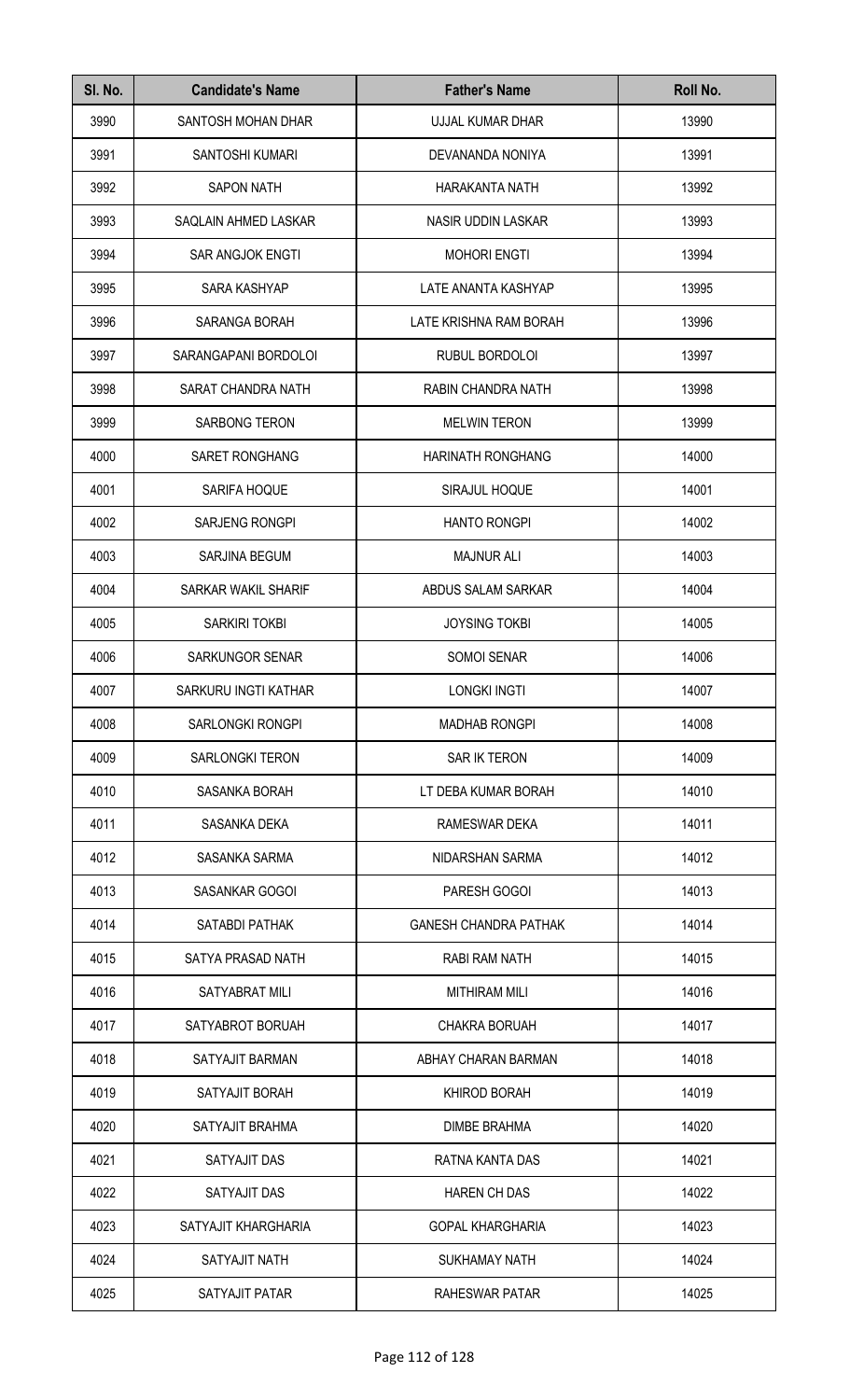| Sl. No. | Candidate's Name | Father's Name | Roll No. |
|---|---|---|---|
| 3990 | SANTOSH MOHAN DHAR | UJJAL KUMAR DHAR | 13990 |
| 3991 | SANTOSHI KUMARI | DEVANANDA NONIYA | 13991 |
| 3992 | SAPON NATH | HARAKANTA NATH | 13992 |
| 3993 | SAQLAIN AHMED LASKAR | NASIR UDDIN LASKAR | 13993 |
| 3994 | SAR ANGJOK ENGTI | MOHORI ENGTI | 13994 |
| 3995 | SARA KASHYAP | LATE ANANTA KASHYAP | 13995 |
| 3996 | SARANGA BORAH | LATE KRISHNA RAM BORAH | 13996 |
| 3997 | SARANGAPANI BORDOLOI | RUBUL BORDOLOI | 13997 |
| 3998 | SARAT CHANDRA NATH | RABIN CHANDRA NATH | 13998 |
| 3999 | SARBONG TERON | MELWIN TERON | 13999 |
| 4000 | SARET RONGHANG | HARINATH RONGHANG | 14000 |
| 4001 | SARIFA HOQUE | SIRAJUL HOQUE | 14001 |
| 4002 | SARJENG RONGPI | HANTO RONGPI | 14002 |
| 4003 | SARJINA BEGUM | MAJNUR ALI | 14003 |
| 4004 | SARKAR WAKIL SHARIF | ABDUS SALAM SARKAR | 14004 |
| 4005 | SARKIRI TOKBI | JOYSING TOKBI | 14005 |
| 4006 | SARKUNGOR SENAR | SOMOI SENAR | 14006 |
| 4007 | SARKURU INGTI KATHAR | LONGKI INGTI | 14007 |
| 4008 | SARLONGKI RONGPI | MADHAB RONGPI | 14008 |
| 4009 | SARLONGKI TERON | SAR IK TERON | 14009 |
| 4010 | SASANKA BORAH | LT DEBA KUMAR BORAH | 14010 |
| 4011 | SASANKA DEKA | RAMESWAR DEKA | 14011 |
| 4012 | SASANKA SARMA | NIDARSHAN SARMA | 14012 |
| 4013 | SASANKAR GOGOI | PARESH GOGOI | 14013 |
| 4014 | SATABDI PATHAK | GANESH CHANDRA PATHAK | 14014 |
| 4015 | SATYA PRASAD NATH | RABI RAM NATH | 14015 |
| 4016 | SATYABRAT MILI | MITHIRAM MILI | 14016 |
| 4017 | SATYABROT BORUAH | CHAKRA BORUAH | 14017 |
| 4018 | SATYAJIT BARMAN | ABHAY CHARAN BARMAN | 14018 |
| 4019 | SATYAJIT BORAH | KHIROD BORAH | 14019 |
| 4020 | SATYAJIT BRAHMA | DIMBE BRAHMA | 14020 |
| 4021 | SATYAJIT DAS | RATNA KANTA DAS | 14021 |
| 4022 | SATYAJIT DAS | HAREN CH DAS | 14022 |
| 4023 | SATYAJIT KHARGHARIA | GOPAL KHARGHARIA | 14023 |
| 4024 | SATYAJIT NATH | SUKHAMAY NATH | 14024 |
| 4025 | SATYAJIT PATAR | RAHESWAR PATAR | 14025 |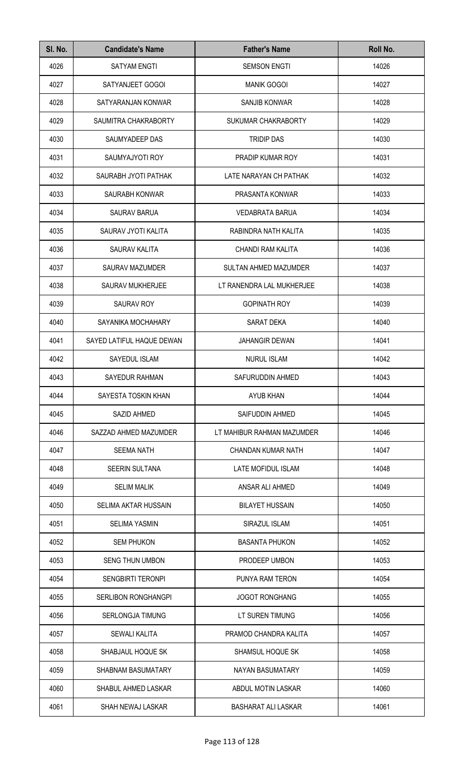| Sl. No. | Candidate's Name | Father's Name | Roll No. |
|---|---|---|---|
| 4026 | SATYAM ENGTI | SEMSON ENGTI | 14026 |
| 4027 | SATYANJEET GOGOI | MANIK GOGOI | 14027 |
| 4028 | SATYARANJAN KONWAR | SANJIB KONWAR | 14028 |
| 4029 | SAUMITRA CHAKRABORTY | SUKUMAR CHAKRABORTY | 14029 |
| 4030 | SAUMYADEEP DAS | TRIDIP DAS | 14030 |
| 4031 | SAUMYAJYOTI ROY | PRADIP KUMAR ROY | 14031 |
| 4032 | SAURABH JYOTI PATHAK | LATE NARAYAN CH PATHAK | 14032 |
| 4033 | SAURABH KONWAR | PRASANTA KONWAR | 14033 |
| 4034 | SAURAV BARUA | VEDABRATA BARUA | 14034 |
| 4035 | SAURAV JYOTI KALITA | RABINDRA NATH KALITA | 14035 |
| 4036 | SAURAV KALITA | CHANDI RAM KALITA | 14036 |
| 4037 | SAURAV MAZUMDER | SULTAN AHMED MAZUMDER | 14037 |
| 4038 | SAURAV MUKHERJEE | LT RANENDRA LAL MUKHERJEE | 14038 |
| 4039 | SAURAV ROY | GOPINATH ROY | 14039 |
| 4040 | SAYANIKA MOCHAHARY | SARAT DEKA | 14040 |
| 4041 | SAYED LATIFUL HAQUE DEWAN | JAHANGIR DEWAN | 14041 |
| 4042 | SAYEDUL ISLAM | NURUL ISLAM | 14042 |
| 4043 | SAYEDUR RAHMAN | SAFURUDDIN AHMED | 14043 |
| 4044 | SAYESTA TOSKIN KHAN | AYUB KHAN | 14044 |
| 4045 | SAZID AHMED | SAIFUDDIN AHMED | 14045 |
| 4046 | SAZZAD AHMED MAZUMDER | LT MAHIBUR RAHMAN MAZUMDER | 14046 |
| 4047 | SEEMA NATH | CHANDAN KUMAR NATH | 14047 |
| 4048 | SEERIN SULTANA | LATE MOFIDUL ISLAM | 14048 |
| 4049 | SELIM MALIK | ANSAR ALI AHMED | 14049 |
| 4050 | SELIMA AKTAR HUSSAIN | BILAYET HUSSAIN | 14050 |
| 4051 | SELIMA YASMIN | SIRAZUL ISLAM | 14051 |
| 4052 | SEM PHUKON | BASANTA PHUKON | 14052 |
| 4053 | SENG THUN UMBON | PRODEEP UMBON | 14053 |
| 4054 | SENGBIRTI TERONPI | PUNYA RAM TERON | 14054 |
| 4055 | SERLIBON RONGHANGPI | JOGOT RONGHANG | 14055 |
| 4056 | SERLONGJA TIMUNG | LT SUREN TIMUNG | 14056 |
| 4057 | SEWALI KALITA | PRAMOD CHANDRA KALITA | 14057 |
| 4058 | SHABJAUL HOQUE SK | SHAMSUL HOQUE SK | 14058 |
| 4059 | SHABNAM BASUMATARY | NAYAN BASUMATARY | 14059 |
| 4060 | SHABUL AHMED LASKAR | ABDUL MOTIN LASKAR | 14060 |
| 4061 | SHAH NEWAJ LASKAR | BASHARAT ALI LASKAR | 14061 |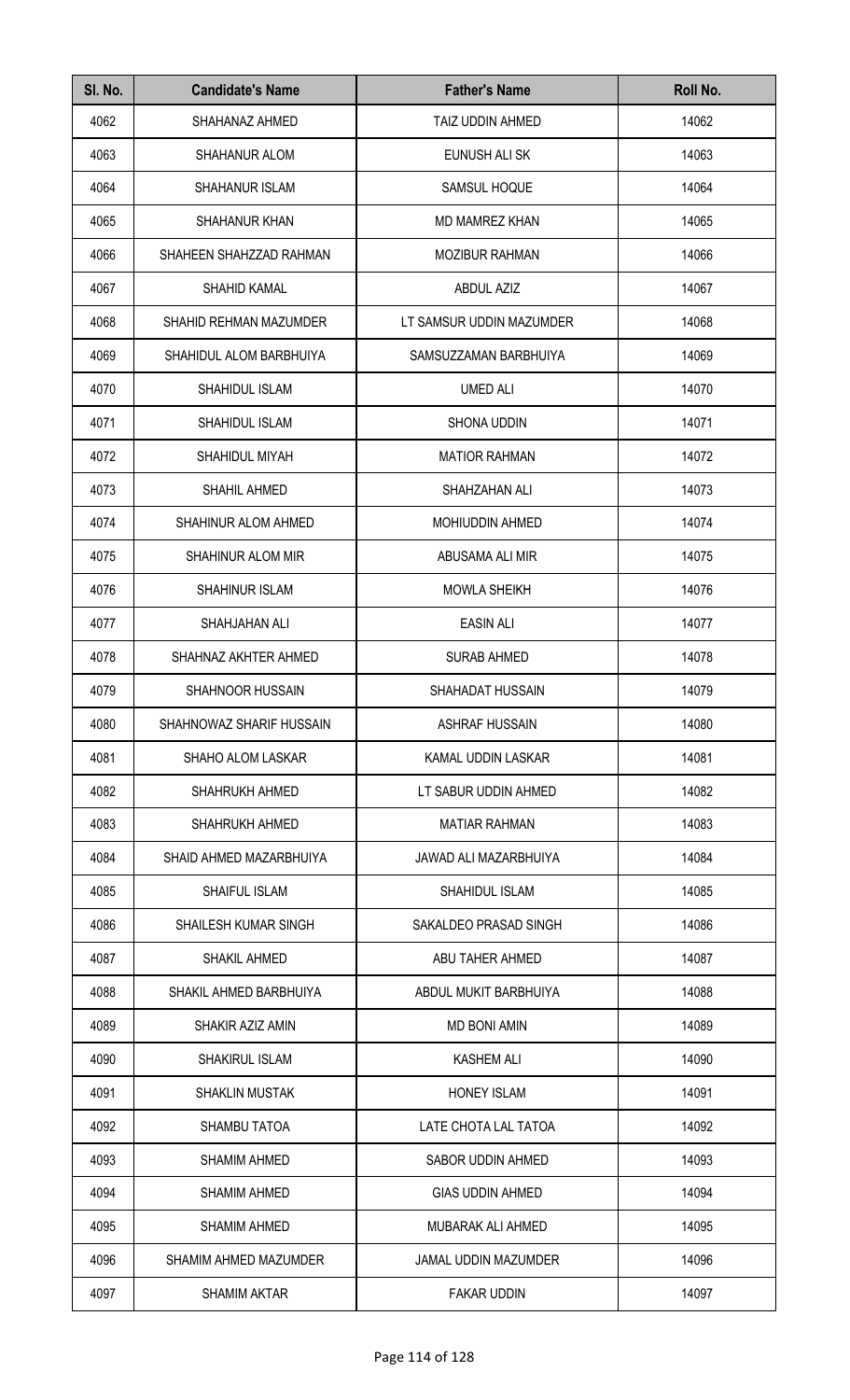| Sl. No. | Candidate's Name | Father's Name | Roll No. |
|---|---|---|---|
| 4062 | SHAHANAZ AHMED | TAIZ UDDIN AHMED | 14062 |
| 4063 | SHAHANUR ALOM | EUNUSH ALI SK | 14063 |
| 4064 | SHAHANUR ISLAM | SAMSUL HOQUE | 14064 |
| 4065 | SHAHANUR KHAN | MD MAMREZ KHAN | 14065 |
| 4066 | SHAHEEN SHAHZZAD RAHMAN | MOZIBUR RAHMAN | 14066 |
| 4067 | SHAHID KAMAL | ABDUL AZIZ | 14067 |
| 4068 | SHAHID REHMAN MAZUMDER | LT SAMSUR UDDIN MAZUMDER | 14068 |
| 4069 | SHAHIDUL ALOM BARBHUIYA | SAMSUZZAMAN BARBHUIYA | 14069 |
| 4070 | SHAHIDUL ISLAM | UMED ALI | 14070 |
| 4071 | SHAHIDUL ISLAM | SHONA UDDIN | 14071 |
| 4072 | SHAHIDUL MIYAH | MATIOR RAHMAN | 14072 |
| 4073 | SHAHIL AHMED | SHAHZAHAN ALI | 14073 |
| 4074 | SHAHINUR ALOM AHMED | MOHIUDDIN AHMED | 14074 |
| 4075 | SHAHINUR ALOM MIR | ABUSAMA ALI MIR | 14075 |
| 4076 | SHAHINUR ISLAM | MOWLA SHEIKH | 14076 |
| 4077 | SHAHJAHAN ALI | EASIN ALI | 14077 |
| 4078 | SHAHNAZ AKHTER AHMED | SURAB AHMED | 14078 |
| 4079 | SHAHNOOR HUSSAIN | SHAHADAT HUSSAIN | 14079 |
| 4080 | SHAHNOWAZ SHARIF HUSSAIN | ASHRAF HUSSAIN | 14080 |
| 4081 | SHAHO ALOM LASKAR | KAMAL UDDIN LASKAR | 14081 |
| 4082 | SHAHRUKH AHMED | LT SABUR UDDIN AHMED | 14082 |
| 4083 | SHAHRUKH AHMED | MATIAR RAHMAN | 14083 |
| 4084 | SHAID AHMED MAZARBHUIYA | JAWAD ALI MAZARBHUIYA | 14084 |
| 4085 | SHAIFUL ISLAM | SHAHIDUL ISLAM | 14085 |
| 4086 | SHAILESH KUMAR SINGH | SAKALDEO PRASAD SINGH | 14086 |
| 4087 | SHAKIL AHMED | ABU TAHER AHMED | 14087 |
| 4088 | SHAKIL AHMED BARBHUIYA | ABDUL MUKIT BARBHUIYA | 14088 |
| 4089 | SHAKIR AZIZ AMIN | MD BONI AMIN | 14089 |
| 4090 | SHAKIRUL ISLAM | KASHEM ALI | 14090 |
| 4091 | SHAKLIN MUSTAK | HONEY ISLAM | 14091 |
| 4092 | SHAMBU TATOA | LATE CHOTA LAL TATOA | 14092 |
| 4093 | SHAMIM AHMED | SABOR UDDIN AHMED | 14093 |
| 4094 | SHAMIM AHMED | GIAS UDDIN AHMED | 14094 |
| 4095 | SHAMIM AHMED | MUBARAK ALI AHMED | 14095 |
| 4096 | SHAMIM AHMED MAZUMDER | JAMAL UDDIN MAZUMDER | 14096 |
| 4097 | SHAMIM AKTAR | FAKAR UDDIN | 14097 |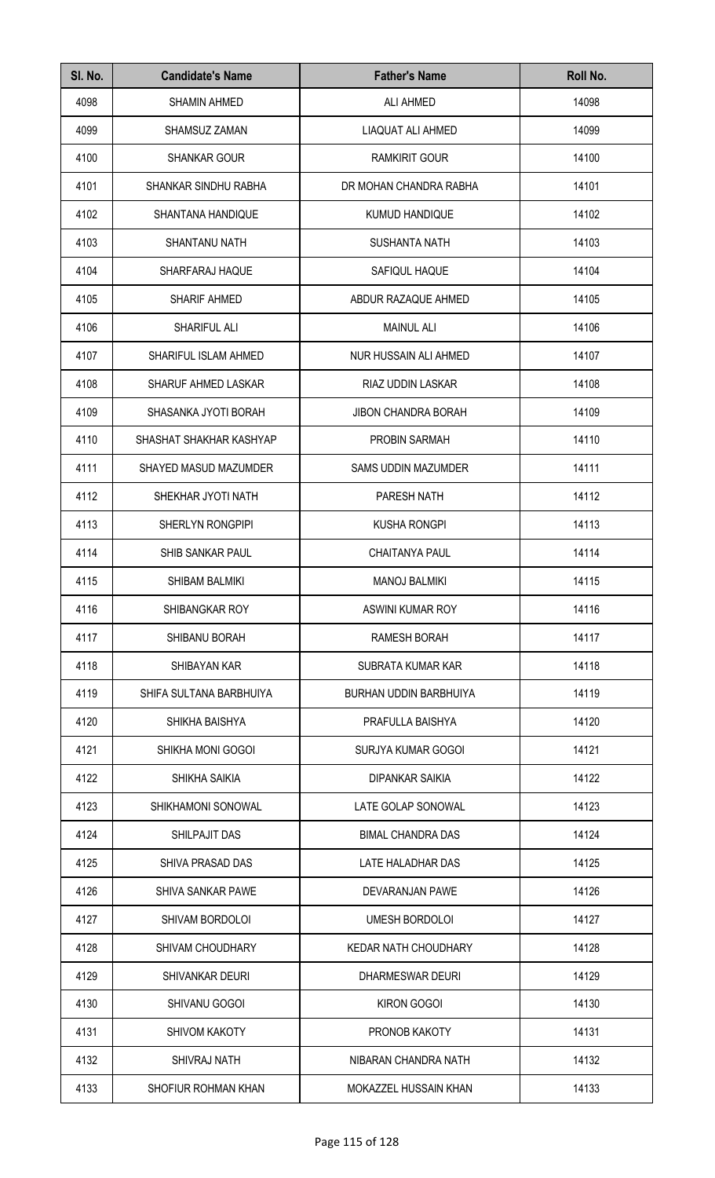| Sl. No. | Candidate's Name | Father's Name | Roll No. |
| --- | --- | --- | --- |
| 4098 | SHAMIN AHMED | ALI AHMED | 14098 |
| 4099 | SHAMSUZ ZAMAN | LIAQUAT ALI AHMED | 14099 |
| 4100 | SHANKAR GOUR | RAMKIRIT GOUR | 14100 |
| 4101 | SHANKAR SINDHU RABHA | DR MOHAN CHANDRA RABHA | 14101 |
| 4102 | SHANTANA HANDIQUE | KUMUD HANDIQUE | 14102 |
| 4103 | SHANTANU NATH | SUSHANTA NATH | 14103 |
| 4104 | SHARFARAJ HAQUE | SAFIQUL HAQUE | 14104 |
| 4105 | SHARIF AHMED | ABDUR RAZAQUE AHMED | 14105 |
| 4106 | SHARIFUL ALI | MAINUL ALI | 14106 |
| 4107 | SHARIFUL ISLAM AHMED | NUR HUSSAIN ALI AHMED | 14107 |
| 4108 | SHARUF AHMED LASKAR | RIAZ UDDIN LASKAR | 14108 |
| 4109 | SHASANKA JYOTI BORAH | JIBON CHANDRA BORAH | 14109 |
| 4110 | SHASHAT SHAKHAR KASHYAP | PROBIN SARMAH | 14110 |
| 4111 | SHAYED MASUD MAZUMDER | SAMS UDDIN MAZUMDER | 14111 |
| 4112 | SHEKHAR JYOTI NATH | PARESH NATH | 14112 |
| 4113 | SHERLYN RONGPIPI | KUSHA RONGPI | 14113 |
| 4114 | SHIB SANKAR PAUL | CHAITANYA PAUL | 14114 |
| 4115 | SHIBAM BALMIKI | MANOJ BALMIKI | 14115 |
| 4116 | SHIBANGKAR ROY | ASWINI KUMAR ROY | 14116 |
| 4117 | SHIBANU BORAH | RAMESH BORAH | 14117 |
| 4118 | SHIBAYAN KAR | SUBRATA KUMAR KAR | 14118 |
| 4119 | SHIFA SULTANA BARBHUIYA | BURHAN UDDIN BARBHUIYA | 14119 |
| 4120 | SHIKHA BAISHYA | PRAFULLA BAISHYA | 14120 |
| 4121 | SHIKHA MONI GOGOI | SURJYA KUMAR GOGOI | 14121 |
| 4122 | SHIKHA SAIKIA | DIPANKAR SAIKIA | 14122 |
| 4123 | SHIKHAMONI SONOWAL | LATE GOLAP SONOWAL | 14123 |
| 4124 | SHILPAJIT DAS | BIMAL CHANDRA DAS | 14124 |
| 4125 | SHIVA PRASAD DAS | LATE HALADHAR DAS | 14125 |
| 4126 | SHIVA SANKAR PAWE | DEVARANJAN PAWE | 14126 |
| 4127 | SHIVAM BORDOLOI | UMESH BORDOLOI | 14127 |
| 4128 | SHIVAM CHOUDHARY | KEDAR NATH CHOUDHARY | 14128 |
| 4129 | SHIVANKAR DEURI | DHARMESWAR DEURI | 14129 |
| 4130 | SHIVANU GOGOI | KIRON GOGOI | 14130 |
| 4131 | SHIVOM KAKOTY | PRONOB KAKOTY | 14131 |
| 4132 | SHIVRAJ NATH | NIBARAN CHANDRA NATH | 14132 |
| 4133 | SHOFIUR ROHMAN KHAN | MOKAZZEL HUSSAIN KHAN | 14133 |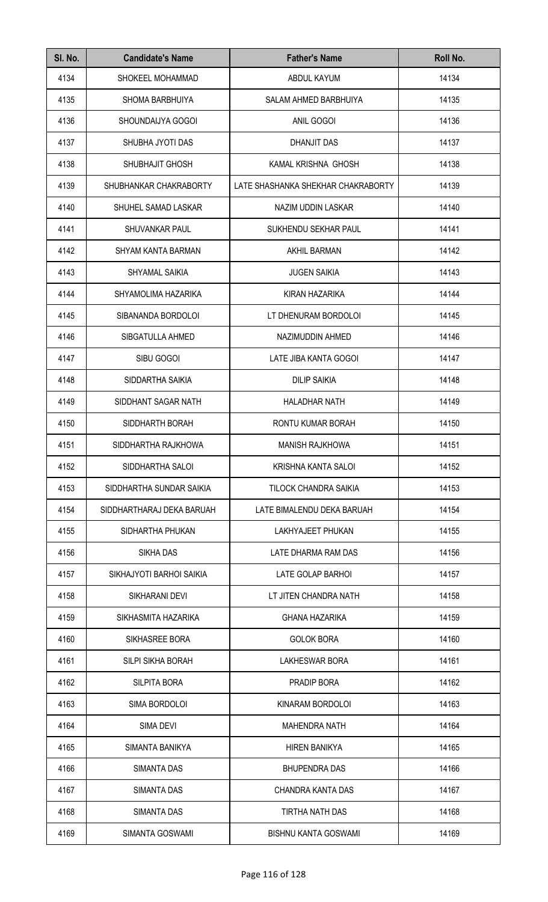| Sl. No. | Candidate's Name | Father's Name | Roll No. |
| --- | --- | --- | --- |
| 4134 | SHOKEEL MOHAMMAD | ABDUL KAYUM | 14134 |
| 4135 | SHOMA BARBHUIYA | SALAM AHMED BARBHUIYA | 14135 |
| 4136 | SHOUNDAIJYA GOGOI | ANIL GOGOI | 14136 |
| 4137 | SHUBHA JYOTI DAS | DHANJIT DAS | 14137 |
| 4138 | SHUBHAJIT GHOSH | KAMAL KRISHNA GHOSH | 14138 |
| 4139 | SHUBHANKAR CHAKRABORTY | LATE SHASHANKA SHEKHAR CHAKRABORTY | 14139 |
| 4140 | SHUHEL SAMAD LASKAR | NAZIM UDDIN LASKAR | 14140 |
| 4141 | SHUVANKAR PAUL | SUKHENDU SEKHAR PAUL | 14141 |
| 4142 | SHYAM KANTA BARMAN | AKHIL BARMAN | 14142 |
| 4143 | SHYAMAL SAIKIA | JUGEN SAIKIA | 14143 |
| 4144 | SHYAMOLIMA HAZARIKA | KIRAN HAZARIKA | 14144 |
| 4145 | SIBANANDA BORDOLOI | LT DHENURAM BORDOLOI | 14145 |
| 4146 | SIBGATULLA AHMED | NAZIMUDDIN AHMED | 14146 |
| 4147 | SIBU GOGOI | LATE JIBA KANTA GOGOI | 14147 |
| 4148 | SIDDARTHA SAIKIA | DILIP SAIKIA | 14148 |
| 4149 | SIDDHANT SAGAR NATH | HALADHAR NATH | 14149 |
| 4150 | SIDDHARTH BORAH | RONTU KUMAR BORAH | 14150 |
| 4151 | SIDDHARTHA RAJKHOWA | MANISH RAJKHOWA | 14151 |
| 4152 | SIDDHARTHA SALOI | KRISHNA KANTA SALOI | 14152 |
| 4153 | SIDDHARTHA SUNDAR SAIKIA | TILOCK CHANDRA SAIKIA | 14153 |
| 4154 | SIDDHARTHARAJ DEKA BARUAH | LATE BIMALENDU DEKA BARUAH | 14154 |
| 4155 | SIDHARTHA PHUKAN | LAKHYAJEET PHUKAN | 14155 |
| 4156 | SIKHA DAS | LATE DHARMA RAM DAS | 14156 |
| 4157 | SIKHAJYOTI BARHOI SAIKIA | LATE GOLAP BARHOI | 14157 |
| 4158 | SIKHARANI DEVI | LT JITEN CHANDRA NATH | 14158 |
| 4159 | SIKHASMITA HAZARIKA | GHANA HAZARIKA | 14159 |
| 4160 | SIKHASREE BORA | GOLOK BORA | 14160 |
| 4161 | SILPI SIKHA BORAH | LAKHESWAR BORA | 14161 |
| 4162 | SILPITA BORA | PRADIP BORA | 14162 |
| 4163 | SIMA BORDOLOI | KINARAM BORDOLOI | 14163 |
| 4164 | SIMA DEVI | MAHENDRA NATH | 14164 |
| 4165 | SIMANTA BANIKYA | HIREN BANIKYA | 14165 |
| 4166 | SIMANTA DAS | BHUPENDRA DAS | 14166 |
| 4167 | SIMANTA DAS | CHANDRA KANTA DAS | 14167 |
| 4168 | SIMANTA DAS | TIRTHA NATH DAS | 14168 |
| 4169 | SIMANTA GOSWAMI | BISHNU KANTA GOSWAMI | 14169 |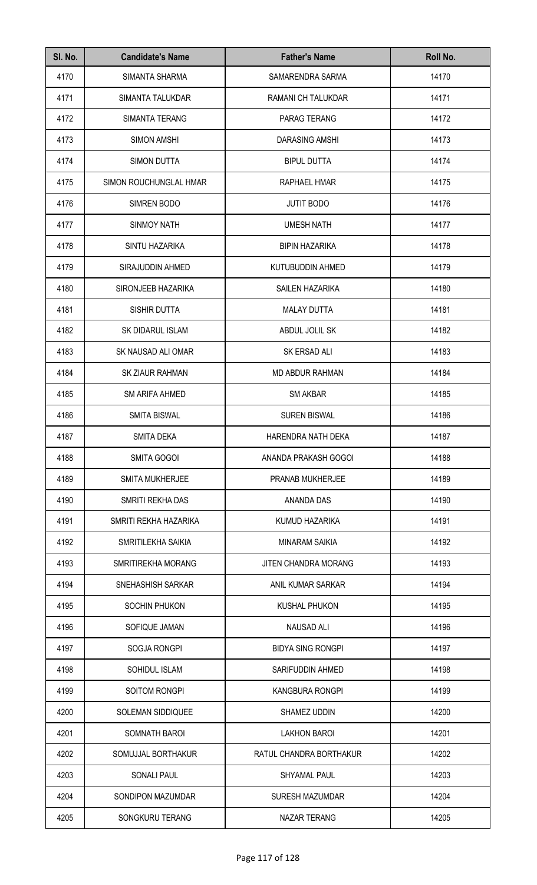| Sl. No. | Candidate's Name | Father's Name | Roll No. |
|---|---|---|---|
| 4170 | SIMANTA SHARMA | SAMARENDRA SARMA | 14170 |
| 4171 | SIMANTA TALUKDAR | RAMANI CH TALUKDAR | 14171 |
| 4172 | SIMANTA TERANG | PARAG TERANG | 14172 |
| 4173 | SIMON AMSHI | DARASING AMSHI | 14173 |
| 4174 | SIMON DUTTA | BIPUL DUTTA | 14174 |
| 4175 | SIMON ROUCHUNGLAL HMAR | RAPHAEL HMAR | 14175 |
| 4176 | SIMREN BODO | JUTIT BODO | 14176 |
| 4177 | SINMOY NATH | UMESH NATH | 14177 |
| 4178 | SINTU HAZARIKA | BIPIN HAZARIKA | 14178 |
| 4179 | SIRAJUDDIN AHMED | KUTUBUDDIN AHMED | 14179 |
| 4180 | SIRONJEEB HAZARIKA | SAILEN HAZARIKA | 14180 |
| 4181 | SISHIR DUTTA | MALAY DUTTA | 14181 |
| 4182 | SK DIDARUL ISLAM | ABDUL JOLIL SK | 14182 |
| 4183 | SK NAUSAD ALI OMAR | SK ERSAD ALI | 14183 |
| 4184 | SK ZIAUR RAHMAN | MD ABDUR RAHMAN | 14184 |
| 4185 | SM ARIFA AHMED | SM AKBAR | 14185 |
| 4186 | SMITA BISWAL | SUREN BISWAL | 14186 |
| 4187 | SMITA DEKA | HARENDRA NATH DEKA | 14187 |
| 4188 | SMITA GOGOI | ANANDA PRAKASH GOGOI | 14188 |
| 4189 | SMITA MUKHERJEE | PRANAB MUKHERJEE | 14189 |
| 4190 | SMRITI REKHA DAS | ANANDA DAS | 14190 |
| 4191 | SMRITI REKHA HAZARIKA | KUMUD HAZARIKA | 14191 |
| 4192 | SMRITILEKHA SAIKIA | MINARAM SAIKIA | 14192 |
| 4193 | SMRITIREKHA MORANG | JITEN CHANDRA MORANG | 14193 |
| 4194 | SNEHASHISH SARKAR | ANIL KUMAR SARKAR | 14194 |
| 4195 | SOCHIN PHUKON | KUSHAL PHUKON | 14195 |
| 4196 | SOFIQUE JAMAN | NAUSAD ALI | 14196 |
| 4197 | SOGJA RONGPI | BIDYA SING RONGPI | 14197 |
| 4198 | SOHIDUL ISLAM | SARIFUDDIN AHMED | 14198 |
| 4199 | SOITOM RONGPI | KANGBURA RONGPI | 14199 |
| 4200 | SOLEMAN SIDDIQUEE | SHAMEZ UDDIN | 14200 |
| 4201 | SOMNATH BAROI | LAKHON BAROI | 14201 |
| 4202 | SOMUJJAL BORTHAKUR | RATUL CHANDRA BORTHAKUR | 14202 |
| 4203 | SONALI PAUL | SHYAMAL PAUL | 14203 |
| 4204 | SONDIPON MAZUMDAR | SURESH MAZUMDAR | 14204 |
| 4205 | SONGKURU TERANG | NAZAR TERANG | 14205 |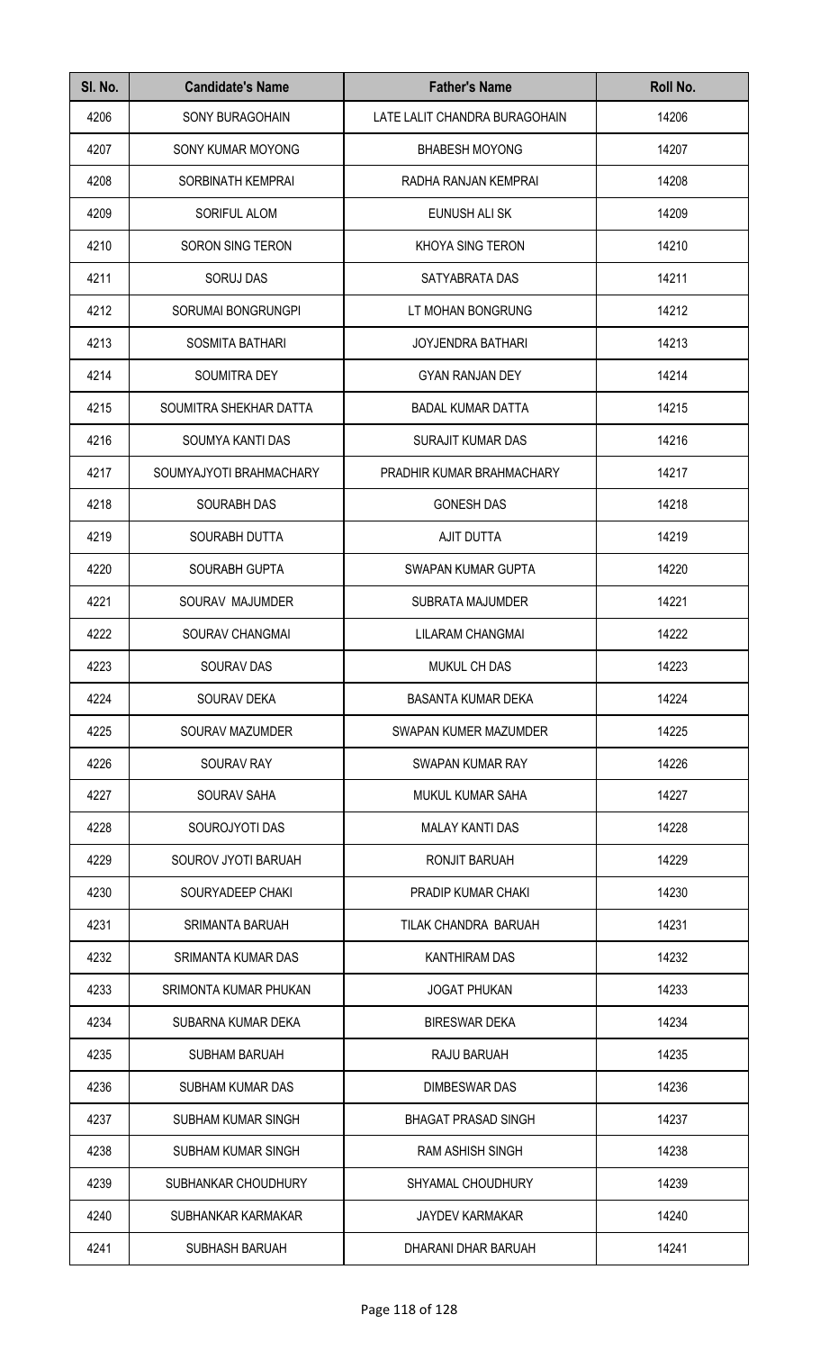| Sl. No. | Candidate's Name | Father's Name | Roll No. |
| --- | --- | --- | --- |
| 4206 | SONY BURAGOHAIN | LATE LALIT CHANDRA BURAGOHAIN | 14206 |
| 4207 | SONY KUMAR MOYONG | BHABESH MOYONG | 14207 |
| 4208 | SORBINATH KEMPRAI | RADHA RANJAN KEMPRAI | 14208 |
| 4209 | SORIFUL ALOM | EUNUSH ALI SK | 14209 |
| 4210 | SORON SING TERON | KHOYA SING TERON | 14210 |
| 4211 | SORUJ DAS | SATYABRATA DAS | 14211 |
| 4212 | SORUMAI BONGRUNGPI | LT MOHAN BONGRUNG | 14212 |
| 4213 | SOSMITA BATHARI | JOYJENDRA BATHARI | 14213 |
| 4214 | SOUMITRA DEY | GYAN RANJAN DEY | 14214 |
| 4215 | SOUMITRA SHEKHAR DATTA | BADAL KUMAR DATTA | 14215 |
| 4216 | SOUMYA KANTI DAS | SURAJIT KUMAR DAS | 14216 |
| 4217 | SOUMYAJYOTI BRAHMACHARY | PRADHIR KUMAR BRAHMACHARY | 14217 |
| 4218 | SOURABH DAS | GONESH DAS | 14218 |
| 4219 | SOURABH DUTTA | AJIT DUTTA | 14219 |
| 4220 | SOURABH GUPTA | SWAPAN KUMAR GUPTA | 14220 |
| 4221 | SOURAV MAJUMDER | SUBRATA MAJUMDER | 14221 |
| 4222 | SOURAV CHANGMAI | LILARAM CHANGMAI | 14222 |
| 4223 | SOURAV DAS | MUKUL CH DAS | 14223 |
| 4224 | SOURAV DEKA | BASANTA KUMAR DEKA | 14224 |
| 4225 | SOURAV MAZUMDER | SWAPAN KUMER MAZUMDER | 14225 |
| 4226 | SOURAV RAY | SWAPAN KUMAR RAY | 14226 |
| 4227 | SOURAV SAHA | MUKUL KUMAR SAHA | 14227 |
| 4228 | SOUROJYOTI DAS | MALAY KANTI DAS | 14228 |
| 4229 | SOUROV JYOTI BARUAH | RONJIT BARUAH | 14229 |
| 4230 | SOURYADEEP CHAKI | PRADIP KUMAR CHAKI | 14230 |
| 4231 | SRIMANTA BARUAH | TILAK CHANDRA BARUAH | 14231 |
| 4232 | SRIMANTA KUMAR DAS | KANTHIRAM DAS | 14232 |
| 4233 | SRIMONTA KUMAR PHUKAN | JOGAT PHUKAN | 14233 |
| 4234 | SUBARNA KUMAR DEKA | BIRESWAR DEKA | 14234 |
| 4235 | SUBHAM BARUAH | RAJU BARUAH | 14235 |
| 4236 | SUBHAM KUMAR DAS | DIMBESWAR DAS | 14236 |
| 4237 | SUBHAM KUMAR SINGH | BHAGAT PRASAD SINGH | 14237 |
| 4238 | SUBHAM KUMAR SINGH | RAM ASHISH SINGH | 14238 |
| 4239 | SUBHANKAR CHOUDHURY | SHYAMAL CHOUDHURY | 14239 |
| 4240 | SUBHANKAR KARMAKAR | JAYDEV KARMAKAR | 14240 |
| 4241 | SUBHASH BARUAH | DHARANI DHAR BARUAH | 14241 |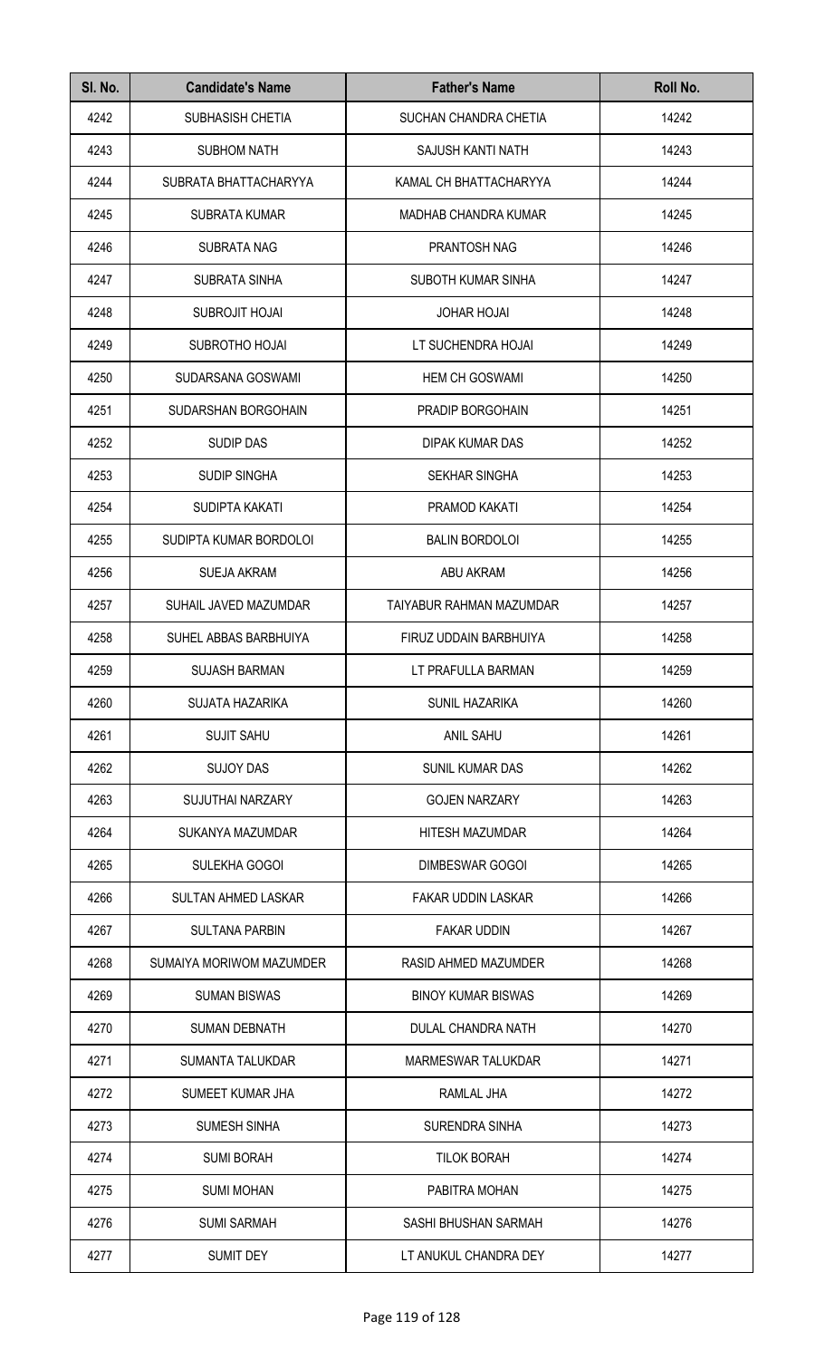| Sl. No. | Candidate's Name | Father's Name | Roll No. |
|---|---|---|---|
| 4242 | SUBHASISH CHETIA | SUCHAN CHANDRA CHETIA | 14242 |
| 4243 | SUBHOM NATH | SAJUSH KANTI NATH | 14243 |
| 4244 | SUBRATA BHATTACHARYYA | KAMAL CH BHATTACHARYYA | 14244 |
| 4245 | SUBRATA KUMAR | MADHAB CHANDRA KUMAR | 14245 |
| 4246 | SUBRATA NAG | PRANTOSH NAG | 14246 |
| 4247 | SUBRATA SINHA | SUBOTH KUMAR SINHA | 14247 |
| 4248 | SUBROJIT HOJAI | JOHAR HOJAI | 14248 |
| 4249 | SUBROTHO HOJAI | LT SUCHENDRA HOJAI | 14249 |
| 4250 | SUDARSANA GOSWAMI | HEM CH GOSWAMI | 14250 |
| 4251 | SUDARSHAN BORGOHAIN | PRADIP BORGOHAIN | 14251 |
| 4252 | SUDIP DAS | DIPAK KUMAR DAS | 14252 |
| 4253 | SUDIP SINGHA | SEKHAR SINGHA | 14253 |
| 4254 | SUDIPTA KAKATI | PRAMOD KAKATI | 14254 |
| 4255 | SUDIPTA KUMAR BORDOLOI | BALIN BORDOLOI | 14255 |
| 4256 | SUEJA AKRAM | ABU AKRAM | 14256 |
| 4257 | SUHAIL JAVED MAZUMDAR | TAIYABUR RAHMAN MAZUMDAR | 14257 |
| 4258 | SUHEL ABBAS BARBHUIYA | FIRUZ UDDAIN BARBHUIYA | 14258 |
| 4259 | SUJASH BARMAN | LT PRAFULLA BARMAN | 14259 |
| 4260 | SUJATA HAZARIKA | SUNIL HAZARIKA | 14260 |
| 4261 | SUJIT SAHU | ANIL SAHU | 14261 |
| 4262 | SUJOY DAS | SUNIL KUMAR DAS | 14262 |
| 4263 | SUJUTHAI NARZARY | GOJEN NARZARY | 14263 |
| 4264 | SUKANYA MAZUMDAR | HITESH MAZUMDAR | 14264 |
| 4265 | SULEKHA GOGOI | DIMBESWAR GOGOI | 14265 |
| 4266 | SULTAN AHMED LASKAR | FAKAR UDDIN LASKAR | 14266 |
| 4267 | SULTANA PARBIN | FAKAR UDDIN | 14267 |
| 4268 | SUMAIYA MORIWOM MAZUMDER | RASID AHMED MAZUMDER | 14268 |
| 4269 | SUMAN BISWAS | BINOY KUMAR BISWAS | 14269 |
| 4270 | SUMAN DEBNATH | DULAL CHANDRA NATH | 14270 |
| 4271 | SUMANTA TALUKDAR | MARMESWAR TALUKDAR | 14271 |
| 4272 | SUMEET KUMAR JHA | RAMLAL JHA | 14272 |
| 4273 | SUMESH SINHA | SURENDRA SINHA | 14273 |
| 4274 | SUMI BORAH | TILOK BORAH | 14274 |
| 4275 | SUMI MOHAN | PABITRA MOHAN | 14275 |
| 4276 | SUMI SARMAH | SASHI BHUSHAN SARMAH | 14276 |
| 4277 | SUMIT DEY | LT ANUKUL CHANDRA DEY | 14277 |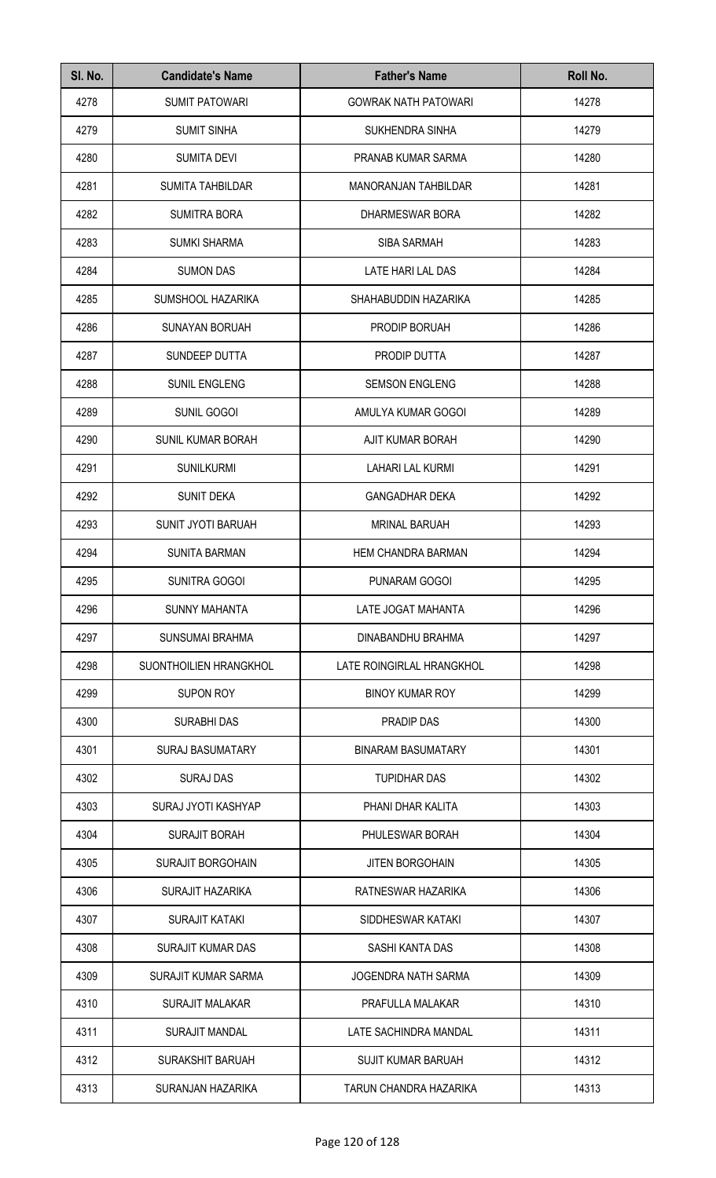| Sl. No. | Candidate's Name | Father's Name | Roll No. |
| --- | --- | --- | --- |
| 4278 | SUMIT PATOWARI | GOWRAK NATH PATOWARI | 14278 |
| 4279 | SUMIT SINHA | SUKHENDRA SINHA | 14279 |
| 4280 | SUMITA DEVI | PRANAB KUMAR SARMA | 14280 |
| 4281 | SUMITA TAHBILDAR | MANORANJAN TAHBILDAR | 14281 |
| 4282 | SUMITRA BORA | DHARMESWAR BORA | 14282 |
| 4283 | SUMKI SHARMA | SIBA SARMAH | 14283 |
| 4284 | SUMON DAS | LATE HARI LAL DAS | 14284 |
| 4285 | SUMSHOOL HAZARIKA | SHAHABUDDIN HAZARIKA | 14285 |
| 4286 | SUNAYAN BORUAH | PRODIP BORUAH | 14286 |
| 4287 | SUNDEEP DUTTA | PRODIP DUTTA | 14287 |
| 4288 | SUNIL ENGLENG | SEMSON ENGLENG | 14288 |
| 4289 | SUNIL GOGOI | AMULYA KUMAR GOGOI | 14289 |
| 4290 | SUNIL KUMAR BORAH | AJIT KUMAR BORAH | 14290 |
| 4291 | SUNILKURMI | LAHARI LAL KURMI | 14291 |
| 4292 | SUNIT DEKA | GANGADHAR DEKA | 14292 |
| 4293 | SUNIT JYOTI BARUAH | MRINAL BARUAH | 14293 |
| 4294 | SUNITA BARMAN | HEM CHANDRA BARMAN | 14294 |
| 4295 | SUNITRA GOGOI | PUNARAM GOGOI | 14295 |
| 4296 | SUNNY MAHANTA | LATE JOGAT MAHANTA | 14296 |
| 4297 | SUNSUMAI BRAHMA | DINABANDHU BRAHMA | 14297 |
| 4298 | SUONTHOILIEN HRANGKHOL | LATE ROINGIRLAL HRANGKHOL | 14298 |
| 4299 | SUPON ROY | BINOY KUMAR ROY | 14299 |
| 4300 | SURABHI DAS | PRADIP DAS | 14300 |
| 4301 | SURAJ BASUMATARY | BINARAM BASUMATARY | 14301 |
| 4302 | SURAJ DAS | TUPIDHAR DAS | 14302 |
| 4303 | SURAJ JYOTI KASHYAP | PHANI DHAR KALITA | 14303 |
| 4304 | SURAJIT BORAH | PHULESWAR BORAH | 14304 |
| 4305 | SURAJIT BORGOHAIN | JITEN BORGOHAIN | 14305 |
| 4306 | SURAJIT HAZARIKA | RATNESWAR HAZARIKA | 14306 |
| 4307 | SURAJIT KATAKI | SIDDHESWAR KATAKI | 14307 |
| 4308 | SURAJIT KUMAR DAS | SASHI KANTA DAS | 14308 |
| 4309 | SURAJIT KUMAR SARMA | JOGENDRA NATH SARMA | 14309 |
| 4310 | SURAJIT MALAKAR | PRAFULLA MALAKAR | 14310 |
| 4311 | SURAJIT MANDAL | LATE SACHINDRA MANDAL | 14311 |
| 4312 | SURAKSHIT BARUAH | SUJIT KUMAR BARUAH | 14312 |
| 4313 | SURANJAN HAZARIKA | TARUN CHANDRA HAZARIKA | 14313 |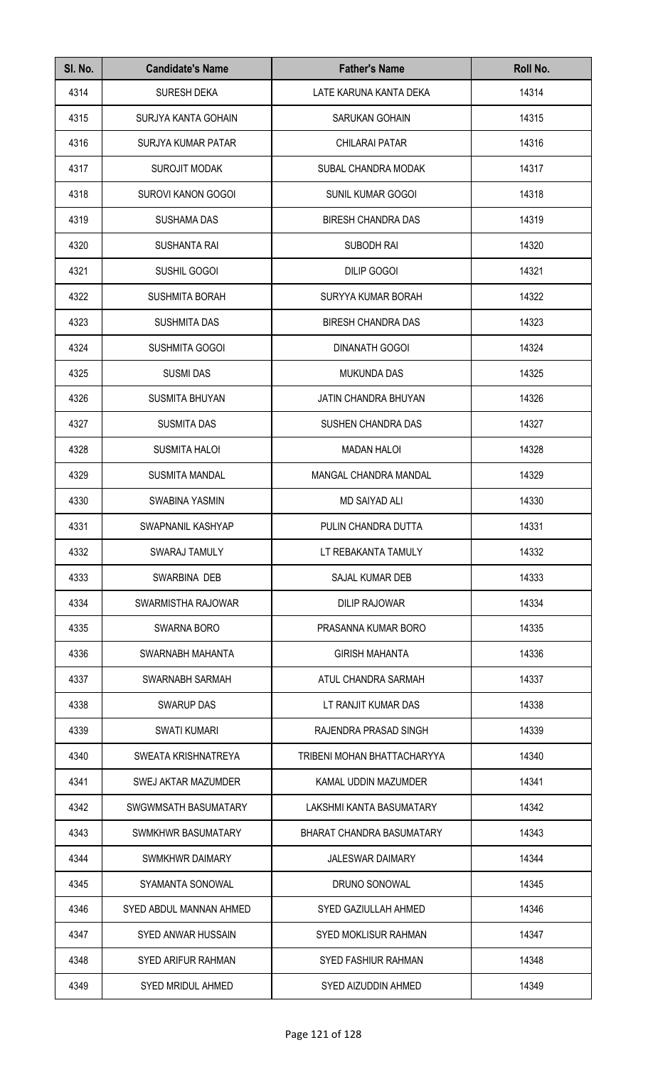| Sl. No. | Candidate's Name | Father's Name | Roll No. |
|---|---|---|---|
| 4314 | SURESH DEKA | LATE KARUNA KANTA DEKA | 14314 |
| 4315 | SURJYA KANTA GOHAIN | SARUKAN GOHAIN | 14315 |
| 4316 | SURJYA KUMAR PATAR | CHILARAI PATAR | 14316 |
| 4317 | SUROJIT MODAK | SUBAL CHANDRA MODAK | 14317 |
| 4318 | SUROVI KANON GOGOI | SUNIL KUMAR GOGOI | 14318 |
| 4319 | SUSHAMA DAS | BIRESH CHANDRA DAS | 14319 |
| 4320 | SUSHANTA RAI | SUBODH RAI | 14320 |
| 4321 | SUSHIL GOGOI | DILIP GOGOI | 14321 |
| 4322 | SUSHMITA BORAH | SURYYA KUMAR BORAH | 14322 |
| 4323 | SUSHMITA DAS | BIRESH CHANDRA DAS | 14323 |
| 4324 | SUSHMITA GOGOI | DINANATH GOGOI | 14324 |
| 4325 | SUSMI DAS | MUKUNDA DAS | 14325 |
| 4326 | SUSMITA BHUYAN | JATIN CHANDRA BHUYAN | 14326 |
| 4327 | SUSMITA DAS | SUSHEN CHANDRA DAS | 14327 |
| 4328 | SUSMITA HALOI | MADAN HALOI | 14328 |
| 4329 | SUSMITA MANDAL | MANGAL CHANDRA MANDAL | 14329 |
| 4330 | SWABINA YASMIN | MD SAIYAD ALI | 14330 |
| 4331 | SWAPNANIL KASHYAP | PULIN CHANDRA DUTTA | 14331 |
| 4332 | SWARAJ TAMULY | LT REBAKANTA TAMULY | 14332 |
| 4333 | SWARBINA DEB | SAJAL KUMAR DEB | 14333 |
| 4334 | SWARMISTHA RAJOWAR | DILIP RAJOWAR | 14334 |
| 4335 | SWARNA BORO | PRASANNA KUMAR BORO | 14335 |
| 4336 | SWARNABH MAHANTA | GIRISH MAHANTA | 14336 |
| 4337 | SWARNABH SARMAH | ATUL CHANDRA SARMAH | 14337 |
| 4338 | SWARUP DAS | LT RANJIT KUMAR DAS | 14338 |
| 4339 | SWATI KUMARI | RAJENDRA PRASAD SINGH | 14339 |
| 4340 | SWEATA KRISHNATREYA | TRIBENI MOHAN BHATTACHARYYA | 14340 |
| 4341 | SWEJ AKTAR MAZUMDER | KAMAL UDDIN MAZUMDER | 14341 |
| 4342 | SWGWMSATH BASUMATARY | LAKSHMI KANTA BASUMATARY | 14342 |
| 4343 | SWMKHWR BASUMATARY | BHARAT CHANDRA BASUMATARY | 14343 |
| 4344 | SWMKHWR DAIMARY | JALESWAR DAIMARY | 14344 |
| 4345 | SYAMANTA SONOWAL | DRUNO SONOWAL | 14345 |
| 4346 | SYED ABDUL MANNAN AHMED | SYED GAZIULLAH AHMED | 14346 |
| 4347 | SYED ANWAR HUSSAIN | SYED MOKLISUR RAHMAN | 14347 |
| 4348 | SYED ARIFUR RAHMAN | SYED FASHIUR RAHMAN | 14348 |
| 4349 | SYED MRIDUL AHMED | SYED AIZUDDIN AHMED | 14349 |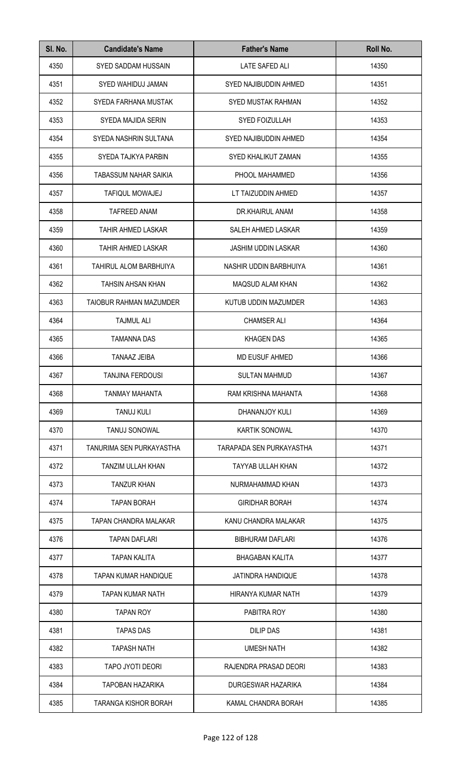| Sl. No. | Candidate's Name | Father's Name | Roll No. |
|---|---|---|---|
| 4350 | SYED SADDAM HUSSAIN | LATE SAFED ALI | 14350 |
| 4351 | SYED WAHIDUJ JAMAN | SYED NAJIBUDDIN AHMED | 14351 |
| 4352 | SYEDA FARHANA MUSTAK | SYED MUSTAK RAHMAN | 14352 |
| 4353 | SYEDA MAJIDA SERIN | SYED FOIZULLAH | 14353 |
| 4354 | SYEDA NASHRIN SULTANA | SYED NAJIBUDDIN AHMED | 14354 |
| 4355 | SYEDA TAJKYA PARBIN | SYED KHALIKUT ZAMAN | 14355 |
| 4356 | TABASSUM NAHAR SAIKIA | PHOOL MAHAMMED | 14356 |
| 4357 | TAFIQUL MOWAJEJ | LT TAIZUDDIN AHMED | 14357 |
| 4358 | TAFREED ANAM | DR.KHAIRUL ANAM | 14358 |
| 4359 | TAHIR AHMED LASKAR | SALEH AHMED LASKAR | 14359 |
| 4360 | TAHIR AHMED LASKAR | JASHIM UDDIN LASKAR | 14360 |
| 4361 | TAHIRUL ALOM BARBHUIYA | NASHIR UDDIN BARBHUIYA | 14361 |
| 4362 | TAHSIN AHSAN KHAN | MAQSUD ALAM KHAN | 14362 |
| 4363 | TAIOBUR RAHMAN MAZUMDER | KUTUB UDDIN MAZUMDER | 14363 |
| 4364 | TAJMUL ALI | CHAMSER ALI | 14364 |
| 4365 | TAMANNA DAS | KHAGEN DAS | 14365 |
| 4366 | TANAAZ JEIBA | MD EUSUF AHMED | 14366 |
| 4367 | TANJINA FERDOUSI | SULTAN MAHMUD | 14367 |
| 4368 | TANMAY MAHANTA | RAM KRISHNA MAHANTA | 14368 |
| 4369 | TANUJ KULI | DHANANJOY KULI | 14369 |
| 4370 | TANUJ SONOWAL | KARTIK SONOWAL | 14370 |
| 4371 | TANURIMA SEN PURKAYASTHA | TARAPADA SEN PURKAYASTHA | 14371 |
| 4372 | TANZIM ULLAH KHAN | TAYYAB ULLAH KHAN | 14372 |
| 4373 | TANZUR KHAN | NURMAHAMMAD KHAN | 14373 |
| 4374 | TAPAN BORAH | GIRIDHAR BORAH | 14374 |
| 4375 | TAPAN CHANDRA MALAKAR | KANU CHANDRA MALAKAR | 14375 |
| 4376 | TAPAN DAFLARI | BIBHURAM DAFLARI | 14376 |
| 4377 | TAPAN KALITA | BHAGABAN KALITA | 14377 |
| 4378 | TAPAN KUMAR HANDIQUE | JATINDRA HANDIQUE | 14378 |
| 4379 | TAPAN KUMAR NATH | HIRANYA KUMAR NATH | 14379 |
| 4380 | TAPAN ROY | PABITRA ROY | 14380 |
| 4381 | TAPAS DAS | DILIP DAS | 14381 |
| 4382 | TAPASH NATH | UMESH NATH | 14382 |
| 4383 | TAPO JYOTI DEORI | RAJENDRA PRASAD DEORI | 14383 |
| 4384 | TAPOBAN HAZARIKA | DURGESWAR HAZARIKA | 14384 |
| 4385 | TARANGA KISHOR BORAH | KAMAL CHANDRA BORAH | 14385 |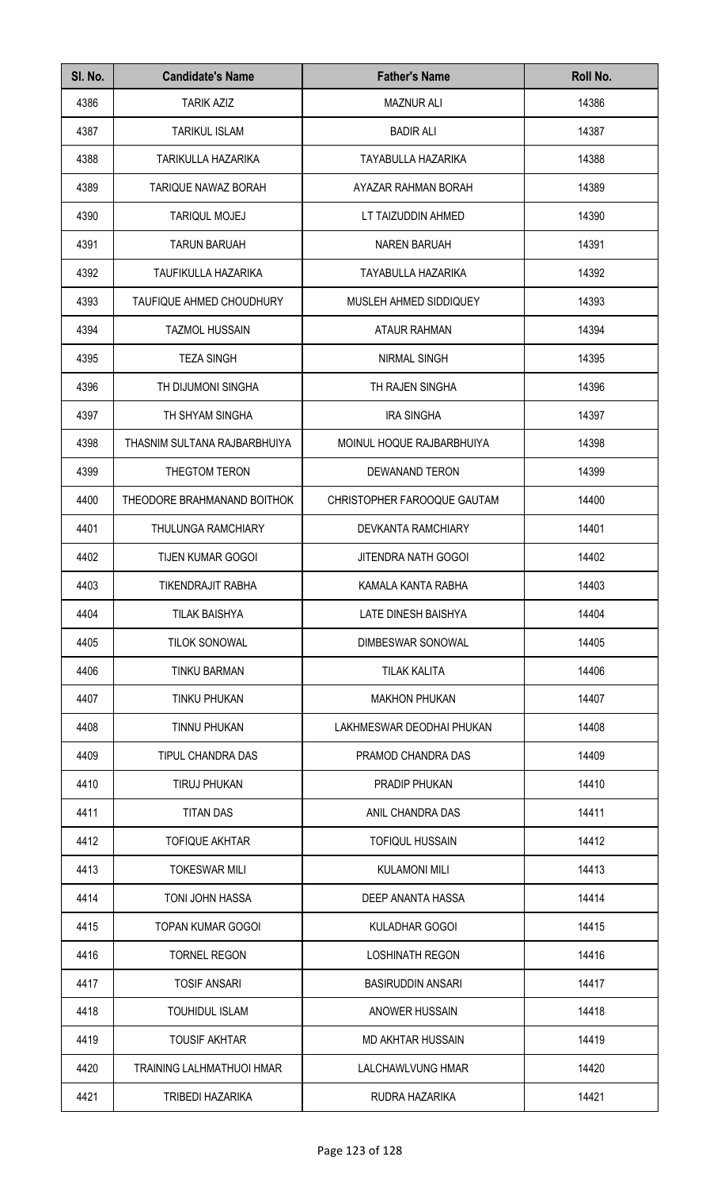| Sl. No. | Candidate's Name | Father's Name | Roll No. |
| --- | --- | --- | --- |
| 4386 | TARIK AZIZ | MAZNUR ALI | 14386 |
| 4387 | TARIKUL ISLAM | BADIR ALI | 14387 |
| 4388 | TARIKULLA HAZARIKA | TAYABULLA HAZARIKA | 14388 |
| 4389 | TARIQUE NAWAZ BORAH | AYAZAR RAHMAN BORAH | 14389 |
| 4390 | TARIQUL MOJEJ | LT TAIZUDDIN AHMED | 14390 |
| 4391 | TARUN BARUAH | NAREN BARUAH | 14391 |
| 4392 | TAUFIKULLA HAZARIKA | TAYABULLA HAZARIKA | 14392 |
| 4393 | TAUFIQUE AHMED CHOUDHURY | MUSLEH AHMED SIDDIQUEY | 14393 |
| 4394 | TAZMOL HUSSAIN | ATAUR RAHMAN | 14394 |
| 4395 | TEZA SINGH | NIRMAL SINGH | 14395 |
| 4396 | TH DIJUMONI SINGHA | TH RAJEN SINGHA | 14396 |
| 4397 | TH SHYAM SINGHA | IRA SINGHA | 14397 |
| 4398 | THASNIM SULTANA RAJBARBHUIYA | MOINUL HOQUE RAJBARBHUIYA | 14398 |
| 4399 | THEGTOM TERON | DEWANAND TERON | 14399 |
| 4400 | THEODORE BRAHMANAND BOITHOK | CHRISTOPHER FAROOQUE GAUTAM | 14400 |
| 4401 | THULUNGA RAMCHIARY | DEVKANTA RAMCHIARY | 14401 |
| 4402 | TIJEN KUMAR GOGOI | JITENDRA NATH GOGOI | 14402 |
| 4403 | TIKENDRAJIT RABHA | KAMALA KANTA RABHA | 14403 |
| 4404 | TILAK BAISHYA | LATE DINESH BAISHYA | 14404 |
| 4405 | TILOK SONOWAL | DIMBESWAR SONOWAL | 14405 |
| 4406 | TINKU BARMAN | TILAK KALITA | 14406 |
| 4407 | TINKU PHUKAN | MAKHON PHUKAN | 14407 |
| 4408 | TINNU PHUKAN | LAKHMESWAR DEODHAI PHUKAN | 14408 |
| 4409 | TIPUL CHANDRA DAS | PRAMOD CHANDRA DAS | 14409 |
| 4410 | TIRUJ PHUKAN | PRADIP PHUKAN | 14410 |
| 4411 | TITAN DAS | ANIL CHANDRA DAS | 14411 |
| 4412 | TOFIQUE AKHTAR | TOFIQUL HUSSAIN | 14412 |
| 4413 | TOKESWAR MILI | KULAMONI MILI | 14413 |
| 4414 | TONI JOHN HASSA | DEEP ANANTA HASSA | 14414 |
| 4415 | TOPAN KUMAR GOGOI | KULADHAR GOGOI | 14415 |
| 4416 | TORNEL REGON | LOSHINATH REGON | 14416 |
| 4417 | TOSIF ANSARI | BASIRUDDIN ANSARI | 14417 |
| 4418 | TOUHIDUL ISLAM | ANOWER HUSSAIN | 14418 |
| 4419 | TOUSIF AKHTAR | MD AKHTAR HUSSAIN | 14419 |
| 4420 | TRAINING LALHMATHUOI HMAR | LALCHAWLVUNG HMAR | 14420 |
| 4421 | TRIBEDI HAZARIKA | RUDRA HAZARIKA | 14421 |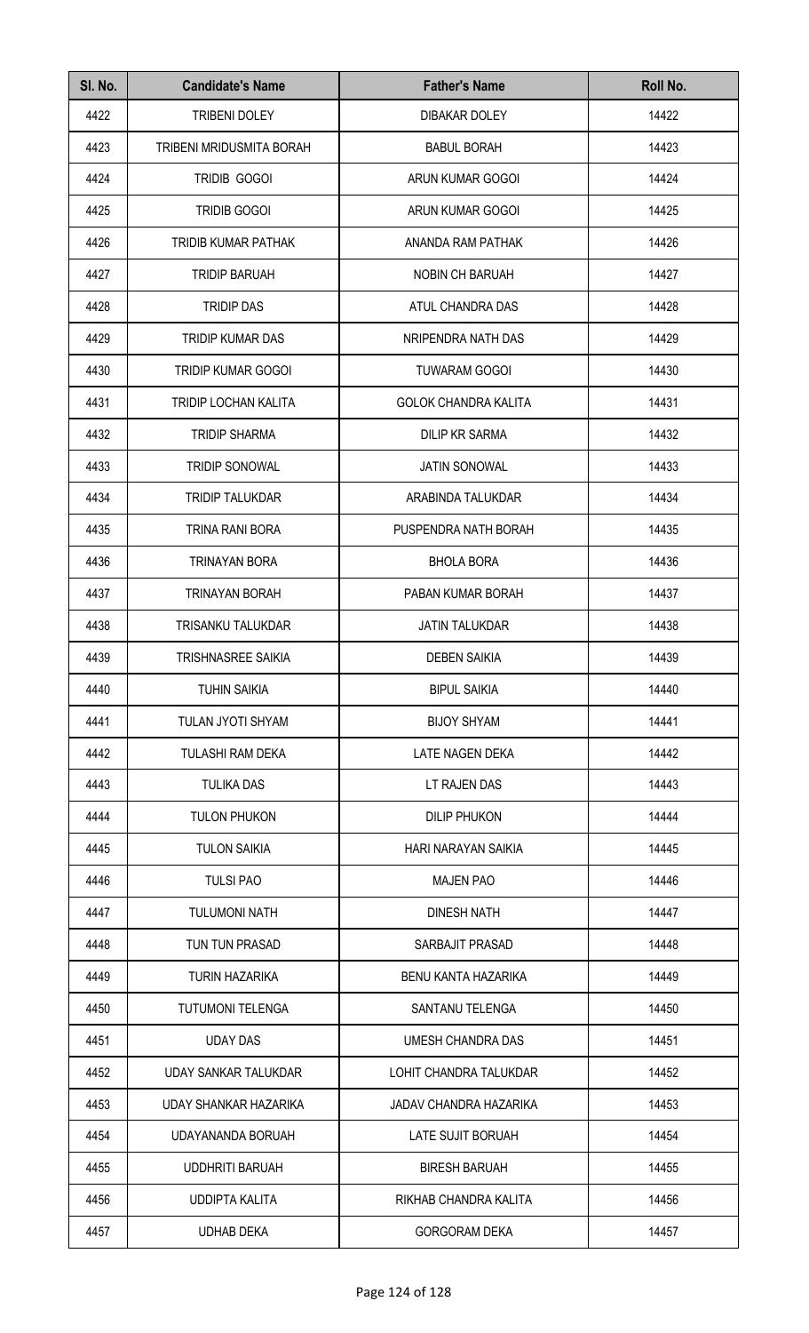| Sl. No. | Candidate's Name | Father's Name | Roll No. |
|---|---|---|---|
| 4422 | TRIBENI DOLEY | DIBAKAR DOLEY | 14422 |
| 4423 | TRIBENI MRIDUSMITA BORAH | BABUL BORAH | 14423 |
| 4424 | TRIDIB GOGOI | ARUN KUMAR GOGOI | 14424 |
| 4425 | TRIDIB GOGOI | ARUN KUMAR GOGOI | 14425 |
| 4426 | TRIDIB KUMAR PATHAK | ANANDA RAM PATHAK | 14426 |
| 4427 | TRIDIP BARUAH | NOBIN CH BARUAH | 14427 |
| 4428 | TRIDIP DAS | ATUL CHANDRA DAS | 14428 |
| 4429 | TRIDIP KUMAR DAS | NRIPENDRA NATH DAS | 14429 |
| 4430 | TRIDIP KUMAR GOGOI | TUWARAM GOGOI | 14430 |
| 4431 | TRIDIP LOCHAN KALITA | GOLOK CHANDRA KALITA | 14431 |
| 4432 | TRIDIP SHARMA | DILIP KR SARMA | 14432 |
| 4433 | TRIDIP SONOWAL | JATIN SONOWAL | 14433 |
| 4434 | TRIDIP TALUKDAR | ARABINDA TALUKDAR | 14434 |
| 4435 | TRINA RANI BORA | PUSPENDRA NATH BORAH | 14435 |
| 4436 | TRINAYAN BORA | BHOLA BORA | 14436 |
| 4437 | TRINAYAN BORAH | PABAN KUMAR BORAH | 14437 |
| 4438 | TRISANKU TALUKDAR | JATIN TALUKDAR | 14438 |
| 4439 | TRISHNASREE SAIKIA | DEBEN SAIKIA | 14439 |
| 4440 | TUHIN SAIKIA | BIPUL SAIKIA | 14440 |
| 4441 | TULAN JYOTI SHYAM | BIJOY SHYAM | 14441 |
| 4442 | TULASHI RAM DEKA | LATE NAGEN DEKA | 14442 |
| 4443 | TULIKA DAS | LT RAJEN DAS | 14443 |
| 4444 | TULON PHUKON | DILIP PHUKON | 14444 |
| 4445 | TULON SAIKIA | HARI NARAYAN SAIKIA | 14445 |
| 4446 | TULSI PAO | MAJEN PAO | 14446 |
| 4447 | TULUMONI NATH | DINESH NATH | 14447 |
| 4448 | TUN TUN PRASAD | SARBAJIT PRASAD | 14448 |
| 4449 | TURIN HAZARIKA | BENU KANTA HAZARIKA | 14449 |
| 4450 | TUTUMONI TELENGA | SANTANU TELENGA | 14450 |
| 4451 | UDAY DAS | UMESH CHANDRA DAS | 14451 |
| 4452 | UDAY SANKAR TALUKDAR | LOHIT CHANDRA TALUKDAR | 14452 |
| 4453 | UDAY SHANKAR HAZARIKA | JADAV CHANDRA HAZARIKA | 14453 |
| 4454 | UDAYANANDA BORUAH | LATE SUJIT BORUAH | 14454 |
| 4455 | UDDHRITI BARUAH | BIRESH BARUAH | 14455 |
| 4456 | UDDIPTA KALITA | RIKHAB CHANDRA KALITA | 14456 |
| 4457 | UDHAB DEKA | GORGORAM DEKA | 14457 |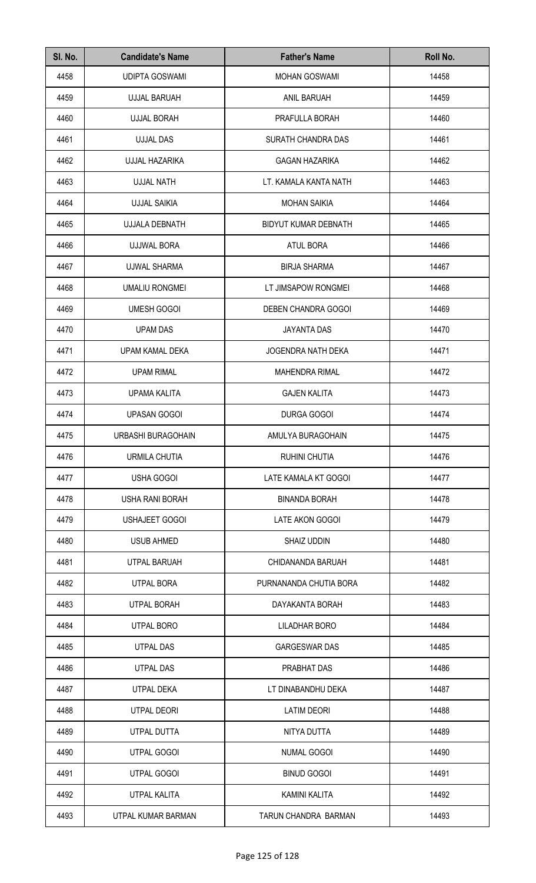| Sl. No. | Candidate's Name | Father's Name | Roll No. |
|---|---|---|---|
| 4458 | UDIPTA GOSWAMI | MOHAN GOSWAMI | 14458 |
| 4459 | UJJAL BARUAH | ANIL BARUAH | 14459 |
| 4460 | UJJAL BORAH | PRAFULLA BORAH | 14460 |
| 4461 | UJJAL DAS | SURATH CHANDRA DAS | 14461 |
| 4462 | UJJAL HAZARIKA | GAGAN HAZARIKA | 14462 |
| 4463 | UJJAL NATH | LT. KAMALA KANTA NATH | 14463 |
| 4464 | UJJAL SAIKIA | MOHAN SAIKIA | 14464 |
| 4465 | UJJALA DEBNATH | BIDYUT KUMAR DEBNATH | 14465 |
| 4466 | UJJWAL BORA | ATUL BORA | 14466 |
| 4467 | UJWAL SHARMA | BIRJA SHARMA | 14467 |
| 4468 | UMALIU RONGMEI | LT JIMSAPOW RONGMEI | 14468 |
| 4469 | UMESH GOGOI | DEBEN CHANDRA GOGOI | 14469 |
| 4470 | UPAM DAS | JAYANTA DAS | 14470 |
| 4471 | UPAM KAMAL DEKA | JOGENDRA NATH DEKA | 14471 |
| 4472 | UPAM RIMAL | MAHENDRA RIMAL | 14472 |
| 4473 | UPAMA KALITA | GAJEN KALITA | 14473 |
| 4474 | UPASAN GOGOI | DURGA GOGOI | 14474 |
| 4475 | URBASHI BURAGOHAIN | AMULYA BURAGOHAIN | 14475 |
| 4476 | URMILA CHUTIA | RUHINI CHUTIA | 14476 |
| 4477 | USHA GOGOI | LATE KAMALA KT GOGOI | 14477 |
| 4478 | USHA RANI BORAH | BINANDA BORAH | 14478 |
| 4479 | USHAJEET GOGOI | LATE AKON GOGOI | 14479 |
| 4480 | USUB AHMED | SHAIZ UDDIN | 14480 |
| 4481 | UTPAL BARUAH | CHIDANANDA BARUAH | 14481 |
| 4482 | UTPAL BORA | PURNANANDA CHUTIA BORA | 14482 |
| 4483 | UTPAL BORAH | DAYAKANTA BORAH | 14483 |
| 4484 | UTPAL BORO | LILADHAR BORO | 14484 |
| 4485 | UTPAL DAS | GARGESWAR DAS | 14485 |
| 4486 | UTPAL DAS | PRABHAT DAS | 14486 |
| 4487 | UTPAL DEKA | LT DINABANDHU DEKA | 14487 |
| 4488 | UTPAL DEORI | LATIM DEORI | 14488 |
| 4489 | UTPAL DUTTA | NITYA DUTTA | 14489 |
| 4490 | UTPAL GOGOI | NUMAL GOGOI | 14490 |
| 4491 | UTPAL GOGOI | BINUD GOGOI | 14491 |
| 4492 | UTPAL KALITA | KAMINI KALITA | 14492 |
| 4493 | UTPAL KUMAR BARMAN | TARUN CHANDRA BARMAN | 14493 |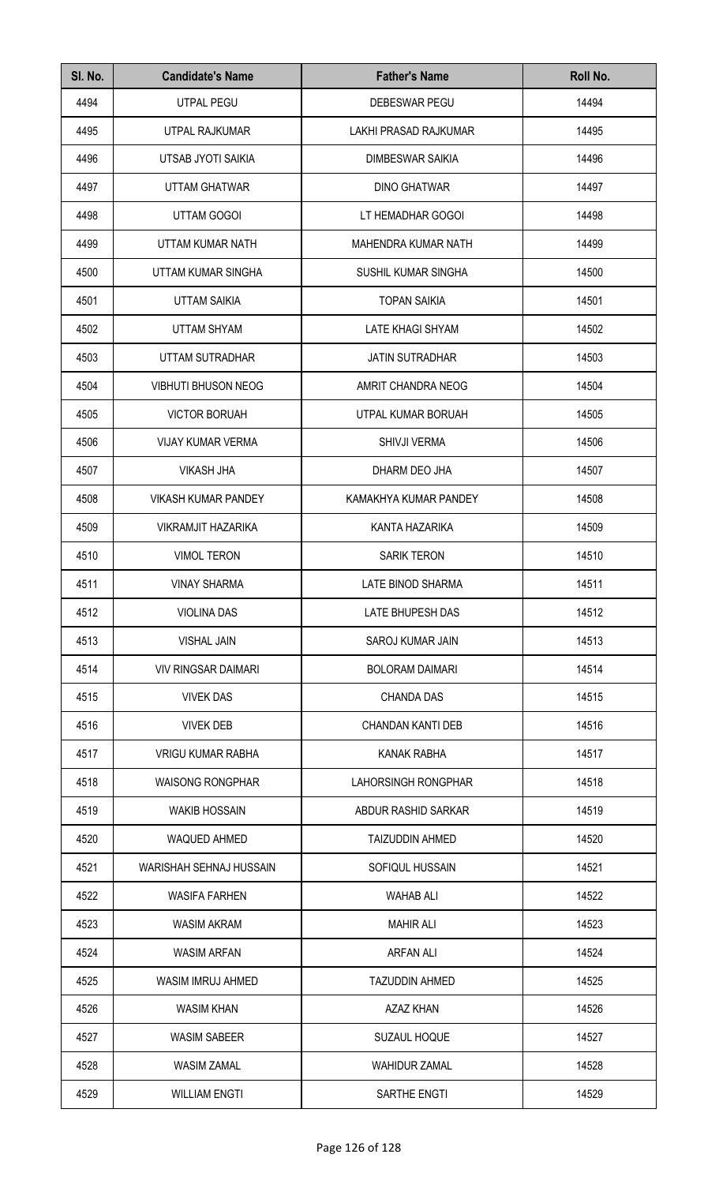| Sl. No. | Candidate's Name | Father's Name | Roll No. |
|---|---|---|---|
| 4494 | UTPAL PEGU | DEBESWAR PEGU | 14494 |
| 4495 | UTPAL RAJKUMAR | LAKHI PRASAD RAJKUMAR | 14495 |
| 4496 | UTSAB JYOTI SAIKIA | DIMBESWAR SAIKIA | 14496 |
| 4497 | UTTAM GHATWAR | DINO GHATWAR | 14497 |
| 4498 | UTTAM GOGOI | LT HEMADHAR GOGOI | 14498 |
| 4499 | UTTAM KUMAR NATH | MAHENDRA KUMAR NATH | 14499 |
| 4500 | UTTAM KUMAR SINGHA | SUSHIL KUMAR SINGHA | 14500 |
| 4501 | UTTAM SAIKIA | TOPAN SAIKIA | 14501 |
| 4502 | UTTAM SHYAM | LATE KHAGI SHYAM | 14502 |
| 4503 | UTTAM SUTRADHAR | JATIN SUTRADHAR | 14503 |
| 4504 | VIBHUTI BHUSON NEOG | AMRIT CHANDRA NEOG | 14504 |
| 4505 | VICTOR BORUAH | UTPAL KUMAR BORUAH | 14505 |
| 4506 | VIJAY KUMAR VERMA | SHIVJI VERMA | 14506 |
| 4507 | VIKASH JHA | DHARM DEO JHA | 14507 |
| 4508 | VIKASH KUMAR PANDEY | KAMAKHYA KUMAR PANDEY | 14508 |
| 4509 | VIKRAMJIT HAZARIKA | KANTA HAZARIKA | 14509 |
| 4510 | VIMOL TERON | SARIK TERON | 14510 |
| 4511 | VINAY SHARMA | LATE BINOD SHARMA | 14511 |
| 4512 | VIOLINA DAS | LATE BHUPESH DAS | 14512 |
| 4513 | VISHAL JAIN | SAROJ KUMAR JAIN | 14513 |
| 4514 | VIV RINGSAR DAIMARI | BOLORAM DAIMARI | 14514 |
| 4515 | VIVEK DAS | CHANDA DAS | 14515 |
| 4516 | VIVEK DEB | CHANDAN KANTI DEB | 14516 |
| 4517 | VRIGU KUMAR RABHA | KANAK RABHA | 14517 |
| 4518 | WAISONG RONGPHAR | LAHORSINGH RONGPHAR | 14518 |
| 4519 | WAKIB HOSSAIN | ABDUR RASHID SARKAR | 14519 |
| 4520 | WAQUED AHMED | TAIZUDDIN AHMED | 14520 |
| 4521 | WARISHAH SEHNAJ HUSSAIN | SOFIQUL HUSSAIN | 14521 |
| 4522 | WASIFA FARHEN | WAHAB ALI | 14522 |
| 4523 | WASIM AKRAM | MAHIR ALI | 14523 |
| 4524 | WASIM ARFAN | ARFAN ALI | 14524 |
| 4525 | WASIM IMRUJ AHMED | TAZUDDIN AHMED | 14525 |
| 4526 | WASIM KHAN | AZAZ KHAN | 14526 |
| 4527 | WASIM SABEER | SUZAUL HOQUE | 14527 |
| 4528 | WASIM ZAMAL | WAHIDUR ZAMAL | 14528 |
| 4529 | WILLIAM ENGTI | SARTHE ENGTI | 14529 |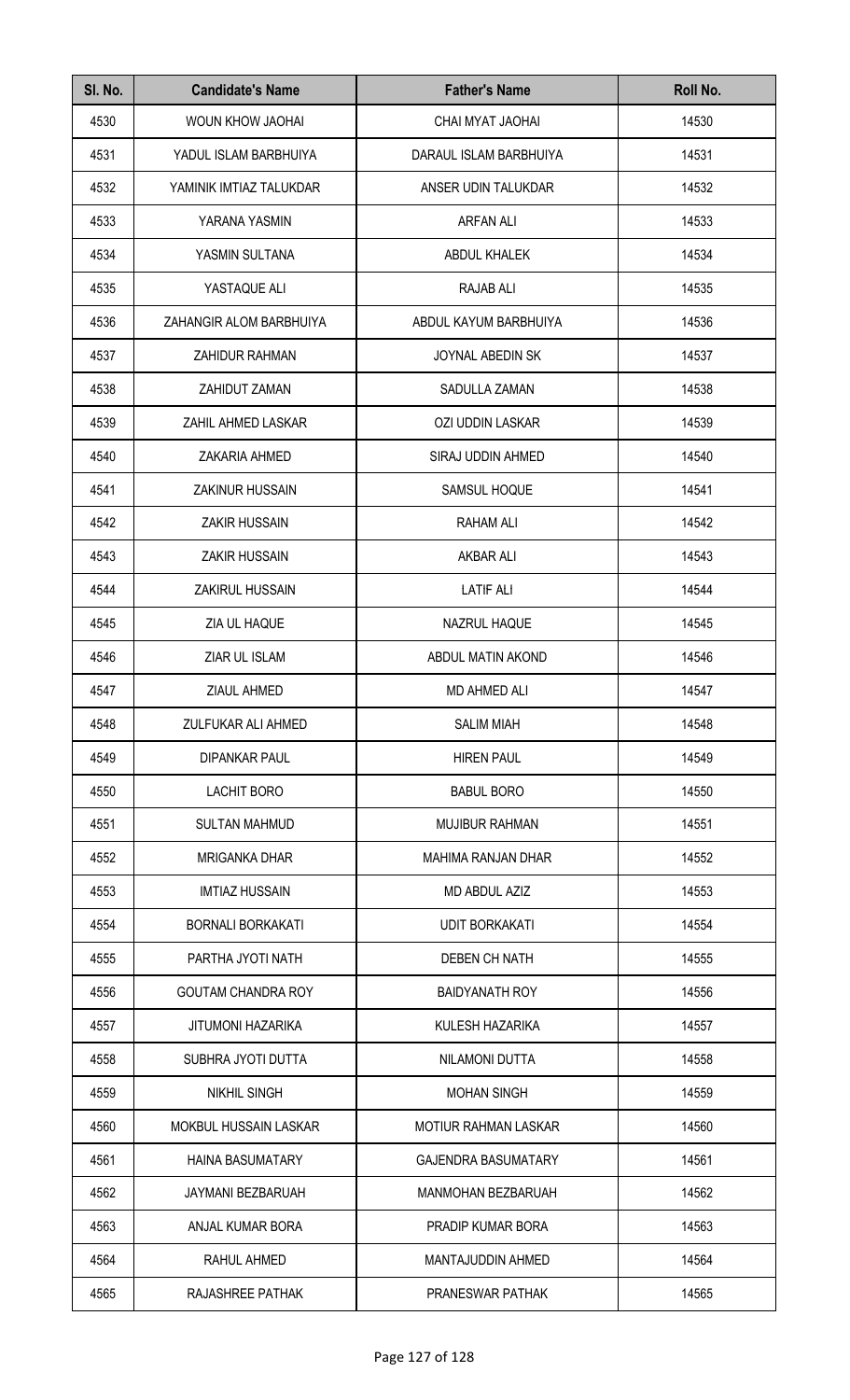| Sl. No. | Candidate's Name | Father's Name | Roll No. |
| --- | --- | --- | --- |
| 4530 | WOUN KHOW JAOHAI | CHAI MYAT JAOHAI | 14530 |
| 4531 | YADUL ISLAM BARBHUIYA | DARAUL ISLAM BARBHUIYA | 14531 |
| 4532 | YAMINIK IMTIAZ TALUKDAR | ANSER UDIN TALUKDAR | 14532 |
| 4533 | YARANA YASMIN | ARFAN ALI | 14533 |
| 4534 | YASMIN SULTANA | ABDUL KHALEK | 14534 |
| 4535 | YASTAQUE ALI | RAJAB ALI | 14535 |
| 4536 | ZAHANGIR ALOM BARBHUIYA | ABDUL KAYUM BARBHUIYA | 14536 |
| 4537 | ZAHIDUR RAHMAN | JOYNAL ABEDIN SK | 14537 |
| 4538 | ZAHIDUT ZAMAN | SADULLA ZAMAN | 14538 |
| 4539 | ZAHIL AHMED LASKAR | OZI UDDIN LASKAR | 14539 |
| 4540 | ZAKARIA AHMED | SIRAJ UDDIN AHMED | 14540 |
| 4541 | ZAKINUR HUSSAIN | SAMSUL HOQUE | 14541 |
| 4542 | ZAKIR HUSSAIN | RAHAM ALI | 14542 |
| 4543 | ZAKIR HUSSAIN | AKBAR ALI | 14543 |
| 4544 | ZAKIRUL HUSSAIN | LATIF ALI | 14544 |
| 4545 | ZIA UL HAQUE | NAZRUL HAQUE | 14545 |
| 4546 | ZIAR UL ISLAM | ABDUL MATIN AKOND | 14546 |
| 4547 | ZIAUL AHMED | MD AHMED ALI | 14547 |
| 4548 | ZULFUKAR ALI AHMED | SALIM MIAH | 14548 |
| 4549 | DIPANKAR PAUL | HIREN PAUL | 14549 |
| 4550 | LACHIT BORO | BABUL BORO | 14550 |
| 4551 | SULTAN MAHMUD | MUJIBUR RAHMAN | 14551 |
| 4552 | MRIGANKA DHAR | MAHIMA RANJAN DHAR | 14552 |
| 4553 | IMTIAZ HUSSAIN | MD ABDUL AZIZ | 14553 |
| 4554 | BORNALI BORKAKATI | UDIT BORKAKATI | 14554 |
| 4555 | PARTHA JYOTI NATH | DEBEN CH NATH | 14555 |
| 4556 | GOUTAM CHANDRA ROY | BAIDYANATH ROY | 14556 |
| 4557 | JITUMONI HAZARIKA | KULESH HAZARIKA | 14557 |
| 4558 | SUBHRA JYOTI DUTTA | NILAMONI DUTTA | 14558 |
| 4559 | NIKHIL SINGH | MOHAN SINGH | 14559 |
| 4560 | MOKBUL HUSSAIN LASKAR | MOTIUR RAHMAN LASKAR | 14560 |
| 4561 | HAINA BASUMATARY | GAJENDRA BASUMATARY | 14561 |
| 4562 | JAYMANI BEZBARUAH | MANMOHAN BEZBARUAH | 14562 |
| 4563 | ANJAL KUMAR BORA | PRADIP KUMAR BORA | 14563 |
| 4564 | RAHUL AHMED | MANTAJUDDIN AHMED | 14564 |
| 4565 | RAJASHREE PATHAK | PRANESWAR PATHAK | 14565 |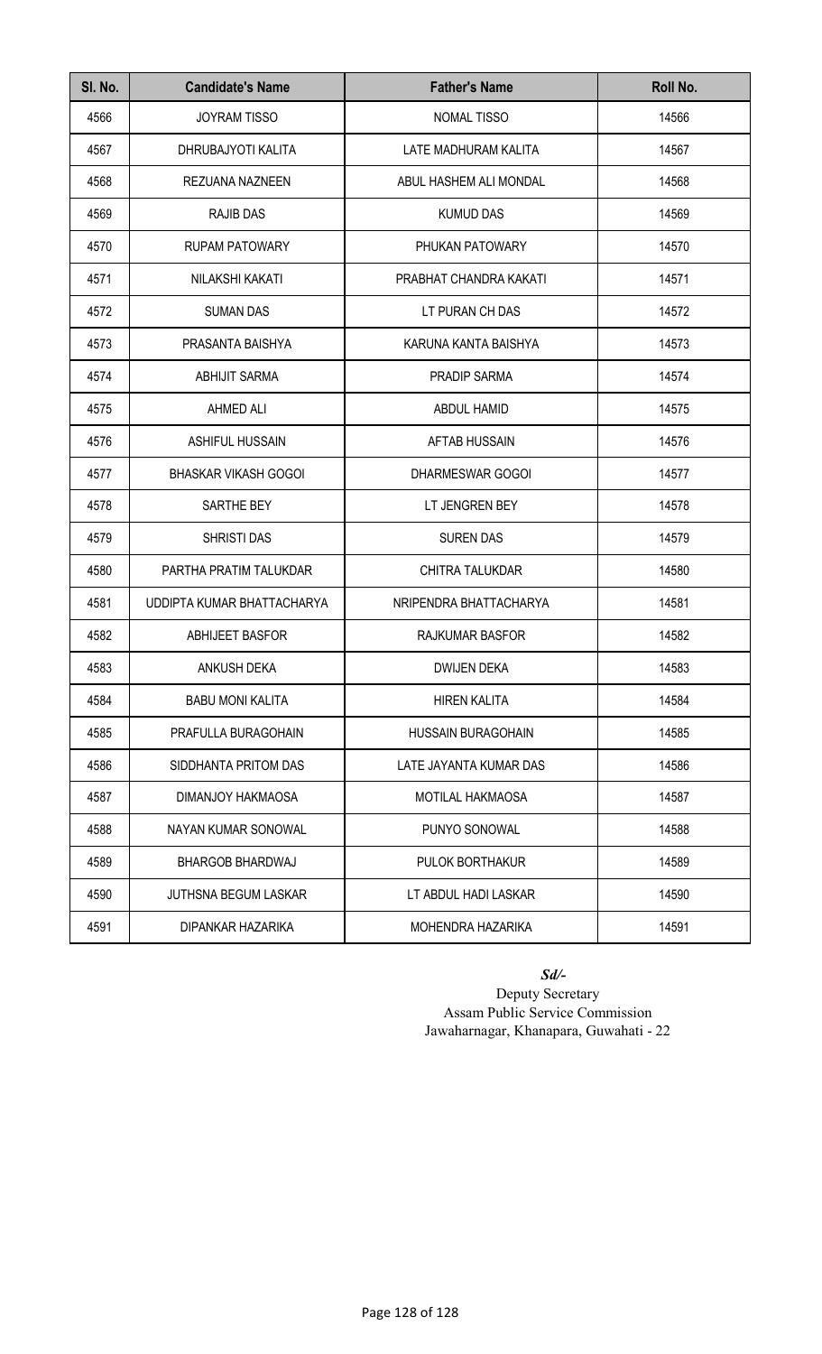| Sl. No. | Candidate's Name | Father's Name | Roll No. |
|---|---|---|---|
| 4566 | JOYRAM TISSO | NOMAL TISSO | 14566 |
| 4567 | DHRUBAJYOTI KALITA | LATE MADHURAM KALITA | 14567 |
| 4568 | REZUANA NAZNEEN | ABUL HASHEM ALI MONDAL | 14568 |
| 4569 | RAJIB DAS | KUMUD DAS | 14569 |
| 4570 | RUPAM PATOWARY | PHUKAN PATOWARY | 14570 |
| 4571 | NILAKSHI KAKATI | PRABHAT CHANDRA KAKATI | 14571 |
| 4572 | SUMAN DAS | LT PURAN CH DAS | 14572 |
| 4573 | PRASANTA BAISHYA | KARUNA KANTA BAISHYA | 14573 |
| 4574 | ABHIJIT SARMA | PRADIP SARMA | 14574 |
| 4575 | AHMED ALI | ABDUL HAMID | 14575 |
| 4576 | ASHIFUL HUSSAIN | AFTAB HUSSAIN | 14576 |
| 4577 | BHASKAR VIKASH GOGOI | DHARMESWAR GOGOI | 14577 |
| 4578 | SARTHE BEY | LT JENGREN BEY | 14578 |
| 4579 | SHRISTI DAS | SUREN DAS | 14579 |
| 4580 | PARTHA PRATIM TALUKDAR | CHITRA TALUKDAR | 14580 |
| 4581 | UDDIPTA KUMAR BHATTACHARYA | NRIPENDRA BHATTACHARYA | 14581 |
| 4582 | ABHIJEET BASFOR | RAJKUMAR BASFOR | 14582 |
| 4583 | ANKUSH DEKA | DWIJEN DEKA | 14583 |
| 4584 | BABU MONI KALITA | HIREN KALITA | 14584 |
| 4585 | PRAFULLA BURAGOHAIN | HUSSAIN BURAGOHAIN | 14585 |
| 4586 | SIDDHANTA PRITOM DAS | LATE JAYANTA KUMAR DAS | 14586 |
| 4587 | DIMANJOY HAKMAOSA | MOTILAL HAKMAOSA | 14587 |
| 4588 | NAYAN KUMAR SONOWAL | PUNYO SONOWAL | 14588 |
| 4589 | BHARGOB BHARDWAJ | PULOK BORTHAKUR | 14589 |
| 4590 | JUTHSNA BEGUM LASKAR | LT ABDUL HADI LASKAR | 14590 |
| 4591 | DIPANKAR HAZARIKA | MOHENDRA HAZARIKA | 14591 |

*Sd/-*

Deputy Secretary
Assam Public Service Commission
Jawaharnagar, Khanapara, Guwahati - 22